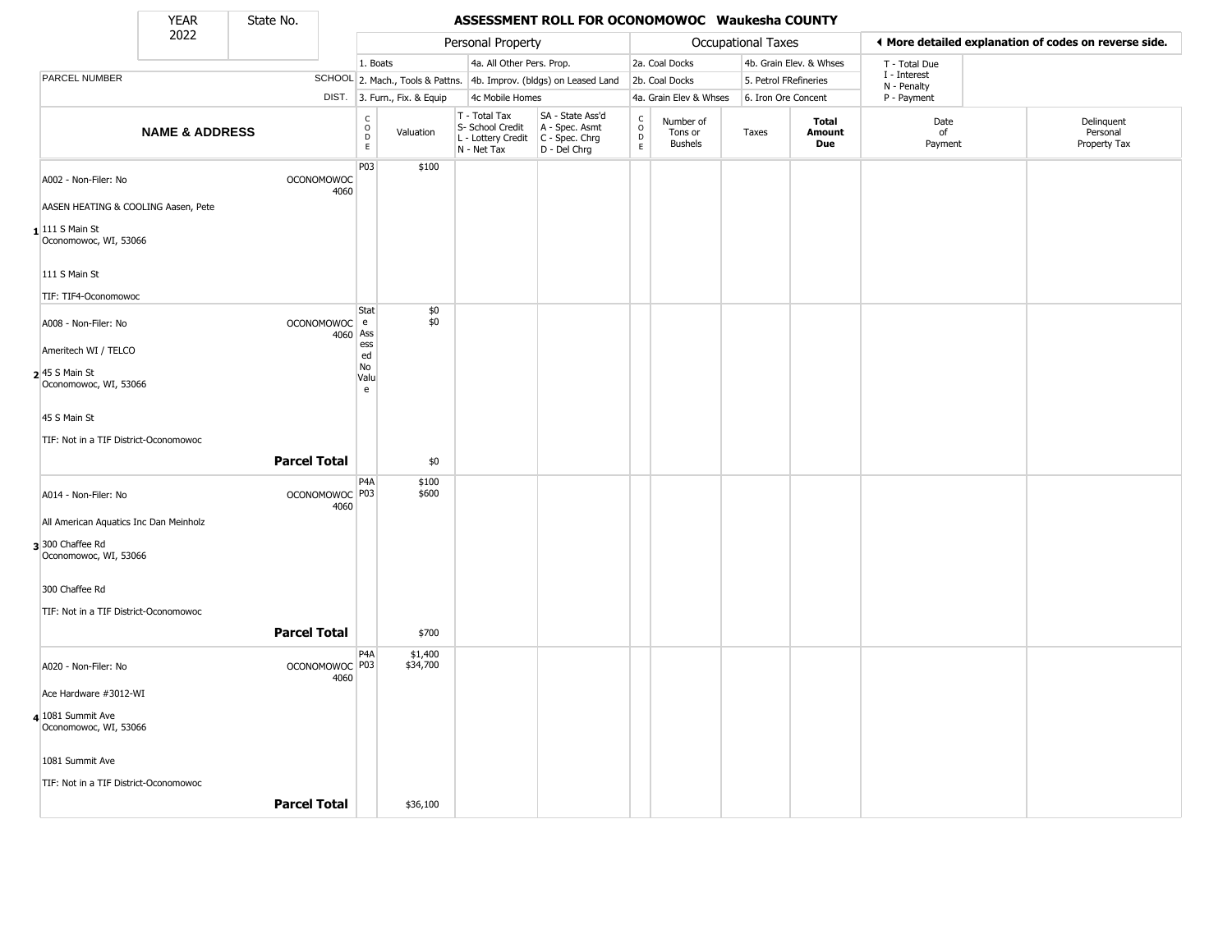# ASSESSMENT ROLL FOR OCONOMOWOC Waukesha COUNTY

| YEAR | State No. |
|---|---|
| 2022 | |

| | | Personal Property | | | | Occupational Taxes | | | | ◄ More detailed explanation of codes on reverse side. | |
|---|---|---|---|---|---|---|---|---|---|---|---|
| | | 1. Boats | | 4a. All Other Pers. Prop. | | 2a. Coal Docks | | 4b. Grain Elev. & Whses | | T - Total Due | |
| PARCEL NUMBER | SCHOOL | 2. Mach., Tools & Pattns. | | 4b. Improv. (bldgs) on Leased Land | | 2b. Coal Docks | | 5. Petrol FRefineries | | I - Interest N - Penalty | |
| | DIST. | 3. Furn., Fix. & Equip | | 4c Mobile Homes | | 4a. Grain Elev & Whses | | 6. Iron Ore Concent | | P - Payment | |
| **NAME & ADDRESS** | | CODE | Valuation | T - Total Tax S- School Credit L - Lottery Credit N - Net Tax | SA - State Ass'd A - Spec. Asmt C - Spec. Chrg D - Del Chrg | CODE | Number of Tons or Bushels | Taxes | **Total Amount Due** | Date of Payment | Delinquent Personal Property Tax |
| 1 A002 - Non-Filer: No; AASEN HEATING & COOLING Aasen, Pete; 111 S Main St Oconomowoc, WI, 53066; 111 S Main St; TIF: TIF4-Oconomowoc | OCONOMOWOC 4060 | P03 | $100 | | | | | | | | |
| 2 A008 - Non-Filer: No; Ameritech WI / TELCO; 45 S Main St Oconomowoc, WI, 53066; 45 S Main St; TIF: Not in a TIF District-Oconomowoc | OCONOMOWOC 4060 | State Assessed No Value | $0 $0 | | | | | | | | |
| **Parcel Total** | | | $0 | | | | | | | | |
| 3 A014 - Non-Filer: No; All American Aquatics Inc Dan Meinholz; 300 Chaffee Rd Oconomowoc, WI, 53066; 300 Chaffee Rd; TIF: Not in a TIF District-Oconomowoc | OCONOMOWOC 4060 | P4A P03 | $100 $600 | | | | | | | | |
| **Parcel Total** | | | $700 | | | | | | | | |
| 4 A020 - Non-Filer: No; Ace Hardware #3012-WI; 1081 Summit Ave Oconomowoc, WI, 53066; 1081 Summit Ave; TIF: Not in a TIF District-Oconomowoc | OCONOMOWOC 4060 | P4A P03 | $1,400 $34,700 | | | | | | | | |
| **Parcel Total** | | | $36,100 | | | | | | | | |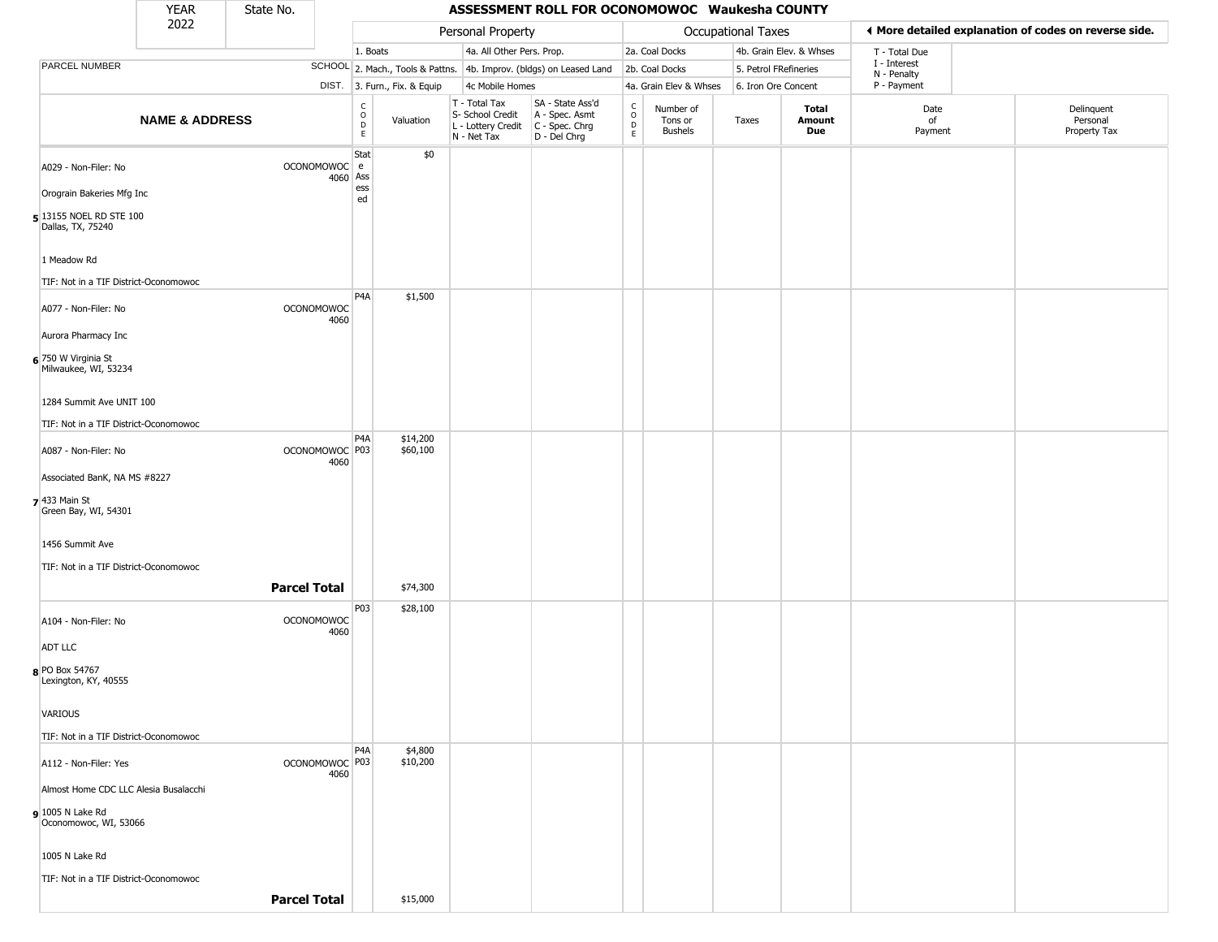| YEAR | State No. | ASSESSMENT ROLL FOR OCONOMOWOC Waukesha COUNTY |
|---|---|---|
| 2022 | | |

| PARCEL NUMBER | SCHOOL DIST. | Personal Property | | | | | Occupational Taxes | | | | ◄ More detailed explanation of codes on reverse side. | |
|---|---|---|---|---|---|---|---|---|---|---|---|---|
| | | 1. Boats | | 4a. All Other Pers. Prop. | | | 2a. Coal Docks | | 4b. Grain Elev. & Whses | | T - Total Due | |
| | | 2. Mach., Tools & Pattns. | | 4b. Improv. (bldgs) on Leased Land | | | 2b. Coal Docks | | 5. Petrol FRefineries | | I - Interest | |
| | | 3. Furn., Fix. & Equip | | 4c Mobile Homes | | | 4a. Grain Elev & Whses | | 6. Iron Ore Concent | | N - Penalty / P - Payment | |
| **NAME & ADDRESS** | | CODE | Valuation | T - Total Tax / S- School Credit / L - Lottery Credit / N - Net Tax | SA - State Ass'd / A - Spec. Asmt / C - Spec. Chrg / D - Del Chrg | CODE | Number of Tons or Bushels | Taxes | **Total Amount Due** | Date of Payment | Delinquent Personal Property Tax | |
| 5 A029 - Non-Filer: No<br>Orograin Bakeries Mfg Inc<br>13155 NOEL RD STE 100<br>Dallas, TX, 75240<br>1 Meadow Rd<br>TIF: Not in a TIF District-Oconomowoc | OCONOMOWOC 4060 | State Assessed | $0 | | | | | | | | | |
| 6 A077 - Non-Filer: No<br>Aurora Pharmacy Inc<br>750 W Virginia St<br>Milwaukee, WI, 53234<br>1284 Summit Ave UNIT 100<br>TIF: Not in a TIF District-Oconomowoc | OCONOMOWOC 4060 | P4A | $1,500 | | | | | | | | | |
| 7 A087 - Non-Filer: No<br>Associated BanK, NA MS #8227<br>433 Main St<br>Green Bay, WI, 54301<br>1456 Summit Ave<br>TIF: Not in a TIF District-Oconomowoc | OCONOMOWOC 4060 | P4A<br>P03 | $14,200<br>$60,100 | | | | | | | | | |
| | **Parcel Total** | | $74,300 | | | | | | | | | |
| 8 A104 - Non-Filer: No<br>ADT LLC<br>PO Box 54767<br>Lexington, KY, 40555<br>VARIOUS<br>TIF: Not in a TIF District-Oconomowoc | OCONOMOWOC 4060 | P03 | $28,100 | | | | | | | | | |
| 9 A112 - Non-Filer: Yes<br>Almost Home CDC LLC Alesia Busalacchi<br>1005 N Lake Rd<br>Oconomowoc, WI, 53066<br>1005 N Lake Rd<br>TIF: Not in a TIF District-Oconomowoc | OCONOMOWOC 4060 | P4A<br>P03 | $4,800<br>$10,200 | | | | | | | | | |
| | **Parcel Total** | | $15,000 | | | | | | | | | |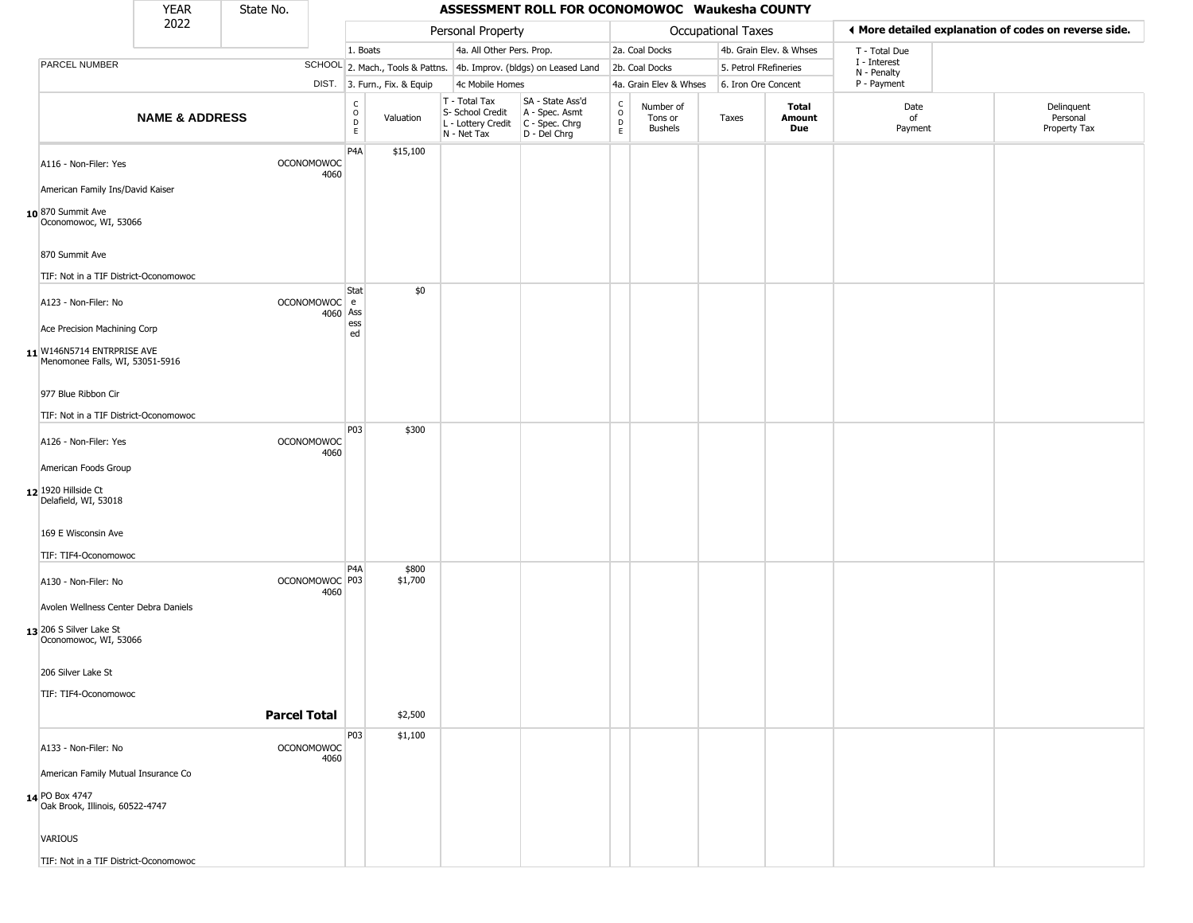| YEAR 2022 | State No. | | ASSESSMENT ROLL FOR OCONOMOWOC Waukesha COUNTY | | | | | | | | | |
|---|---|---|---|---|---|---|---|---|---|---|---|---|
| | | | Personal Property | | | | Occupational Taxes | | | | ◄ More detailed explanation of codes on reverse side. | |
| | | | 1. Boats | | 4a. All Other Pers. Prop. | | 2a. Coal Docks | | 4b. Grain Elev. & Whses | | T - Total Due | |
| PARCEL NUMBER | SCHOOL | | 2. Mach., Tools & Pattns. | | 4b. Improv. (bldgs) on Leased Land | | 2b. Coal Docks | | 5. Petrol FRefineries | | I - Interest<br>N - Penalty | |
| | DIST. | | 3. Furn., Fix. & Equip | | 4c Mobile Homes | | 4a. Grain Elev & Whses | | 6. Iron Ore Concent | | P - Payment | |

| | NAME & ADDRESS | SCHOOL DIST. | CODE | Valuation | T - Total Tax<br>S- School Credit<br>L - Lottery Credit<br>N - Net Tax | SA - State Ass'd<br>A - Spec. Asmt<br>C - Spec. Chrg<br>D - Del Chrg | CODE | Number of Tons or Bushels | Taxes | Total Amount Due | Date of Payment | Delinquent Personal Property Tax |
|---|---|---|---|---|---|---|---|---|---|---|---|---|
| 10 | A116 - Non-Filer: Yes<br>American Family Ins/David Kaiser<br>870 Summit Ave<br>Oconomowoc, WI, 53066<br>870 Summit Ave<br>TIF: Not in a TIF District-Oconomowoc | OCONOMOWOC 4060 | P4A | $15,100 | | | | | | | | |
| 11 | A123 - Non-Filer: No<br>Ace Precision Machining Corp<br>W146N5714 ENTRPRISE AVE<br>Menomonee Falls, WI, 53051-5916<br>977 Blue Ribbon Cir<br>TIF: Not in a TIF District-Oconomowoc | OCONOMOWOC 4060 | State Assessed | $0 | | | | | | | | |
| 12 | A126 - Non-Filer: Yes<br>American Foods Group<br>1920 Hillside Ct<br>Delafield, WI, 53018<br>169 E Wisconsin Ave<br>TIF: TIF4-Oconomowoc | OCONOMOWOC 4060 | P03 | $300 | | | | | | | | |
| 13 | A130 - Non-Filer: No<br>Avolen Wellness Center Debra Daniels<br>206 S Silver Lake St<br>Oconomowoc, WI, 53066<br>206 Silver Lake St<br>TIF: TIF4-Oconomowoc | OCONOMOWOC 4060 | P4A<br>P03 | $800<br>$1,700 | | | | | | | | |
| | **Parcel Total** | | | $2,500 | | | | | | | | |
| 14 | A133 - Non-Filer: No<br>American Family Mutual Insurance Co<br>PO Box 4747<br>Oak Brook, Illinois, 60522-4747<br>VARIOUS<br>TIF: Not in a TIF District-Oconomowoc | OCONOMOWOC 4060 | P03 | $1,100 | | | | | | | | |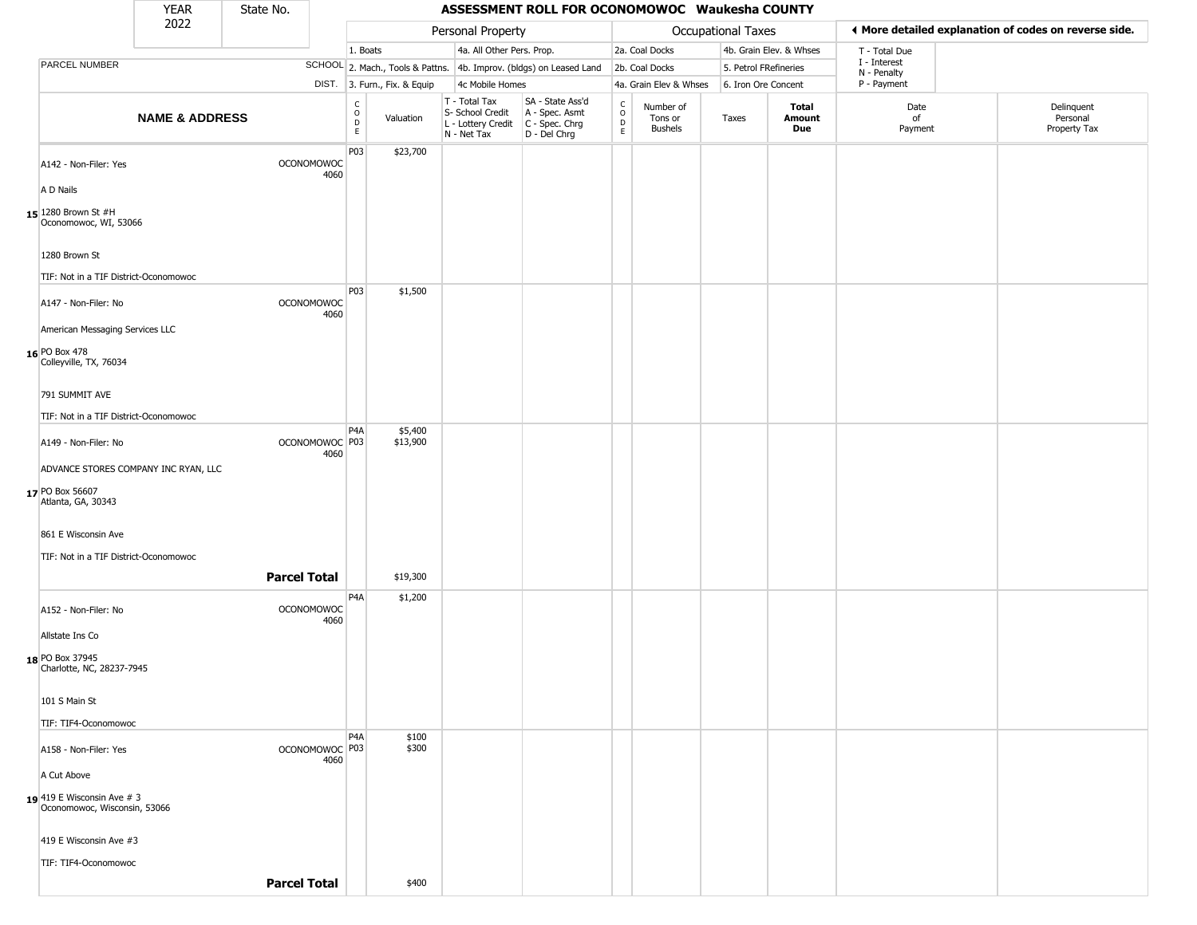| YEAR 2022 | State No. | ASSESSMENT ROLL FOR OCONOMOWOC Waukesha COUNTY |
|---|---|---|

| | | Personal Property | | | | Occupational Taxes | | | | ◀ More detailed explanation of codes on reverse side. | |
|---|---|---|---|---|---|---|---|---|---|---|---|
| | | 1. Boats | | 4a. All Other Pers. Prop. | | 2a. Coal Docks | | 4b. Grain Elev. & Whses | | T - Total Due | |
| PARCEL NUMBER | SCHOOL | 2. Mach., Tools & Pattns. | | 4b. Improv. (bldgs) on Leased Land | | 2b. Coal Docks | | 5. Petrol FRefineries | | I - Interest<br>N - Penalty | |
| | DIST. | 3. Furn., Fix. & Equip | | 4c Mobile Homes | | 4a. Grain Elev & Whses | | 6. Iron Ore Concent | | P - Payment | |

| | NAME & ADDRESS | SCHOOL DIST. | CODE | Valuation | T - Total Tax<br>S- School Credit<br>L - Lottery Credit<br>N - Net Tax | SA - State Ass'd<br>A - Spec. Asmt<br>C - Spec. Chrg<br>D - Del Chrg | CODE | Number of Tons or Bushels | Taxes | Total Amount Due | Date of Payment | Delinquent Personal Property Tax |
|---|---|---|---|---|---|---|---|---|---|---|---|---|
| 15 | A142 - Non-Filer: Yes<br>A D Nails<br>1280 Brown St #H<br>Oconomowoc, WI, 53066<br>1280 Brown St<br>TIF: Not in a TIF District-Oconomowoc | OCONOMOWOC 4060 | P03 | $23,700 | | | | | | | | |
| 16 | A147 - Non-Filer: No<br>American Messaging Services LLC<br>PO Box 478<br>Colleyville, TX, 76034<br>791 SUMMIT AVE<br>TIF: Not in a TIF District-Oconomowoc | OCONOMOWOC 4060 | P03 | $1,500 | | | | | | | | |
| 17 | A149 - Non-Filer: No<br>ADVANCE STORES COMPANY INC RYAN, LLC<br>PO Box 56607<br>Atlanta, GA, 30343<br>861 E Wisconsin Ave<br>TIF: Not in a TIF District-Oconomowoc | OCONOMOWOC 4060 | P4A<br>P03 | $5,400<br>$13,900 | | | | | | | | |
| | **Parcel Total** | | | $19,300 | | | | | | | | |
| 18 | A152 - Non-Filer: No<br>Allstate Ins Co<br>PO Box 37945<br>Charlotte, NC, 28237-7945<br>101 S Main St<br>TIF: TIF4-Oconomowoc | OCONOMOWOC 4060 | P4A | $1,200 | | | | | | | | |
| 19 | A158 - Non-Filer: Yes<br>A Cut Above<br>419 E Wisconsin Ave # 3<br>Oconomowoc, Wisconsin, 53066<br>419 E Wisconsin Ave #3<br>TIF: TIF4-Oconomowoc | OCONOMOWOC 4060 | P4A<br>P03 | $100<br>$300 | | | | | | | | |
| | **Parcel Total** | | | $400 | | | | | | | | |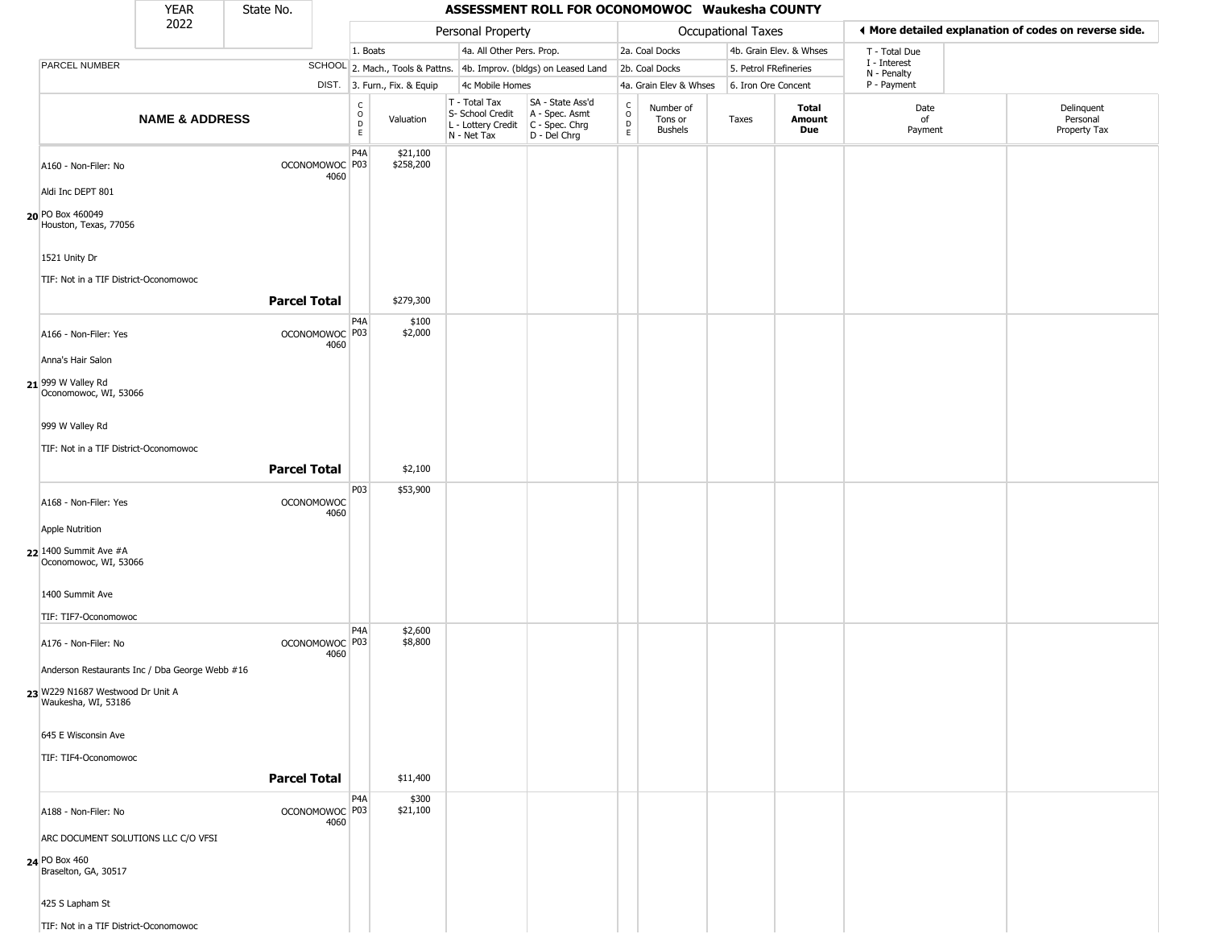# ASSESSMENT ROLL FOR OCONOMOWOC Waukesha COUNTY

YEAR 2022 | State No.

| NAME & ADDRESS | SCHOOL DIST. | CODE | Valuation | T - Total Tax / S- School Credit / L - Lottery Credit / N - Net Tax | SA - State Ass'd / A - Spec. Asmt / C - Spec. Chrg / D - Del Chrg | CODE | Number of Tons or Bushels | Taxes | Total Amount Due | Date of Payment | Delinquent Personal Property Tax |
|---|---|---|---|---|---|---|---|---|---|---|---|
| | | | Personal Property: 1. Boats; 2. Mach., Tools & Pattns.; 3. Furn., Fix. & Equip; 4a. All Other Pers. Prop.; 4b. Improv. (bldgs) on Leased Land; 4c Mobile Homes | | | | Occupational Taxes: 2a. Coal Docks; 2b. Coal Docks; 4a. Grain Elev & Whses; 4b. Grain Elev. & Whses; 5. Petrol FRefineries; 6. Iron Ore Concent | | | T - Total Due; I - Interest; N - Penalty; P - Payment | |
| **20** A160 - Non-Filer: No<br>Aldi Inc DEPT 801<br>PO Box 460049<br>Houston, Texas, 77056<br>1521 Unity Dr<br>TIF: Not in a TIF District-Oconomowoc | OCONOMOWOC 4060 | P4A<br>P03 | $21,100<br>$258,200 | | | | | | | | |
| **Parcel Total** | | | $279,300 | | | | | | | | |
| **21** A166 - Non-Filer: Yes<br>Anna's Hair Salon<br>999 W Valley Rd<br>Oconomowoc, WI, 53066<br>999 W Valley Rd<br>TIF: Not in a TIF District-Oconomowoc | OCONOMOWOC 4060 | P4A<br>P03 | $100<br>$2,000 | | | | | | | | |
| **Parcel Total** | | | $2,100 | | | | | | | | |
| **22** A168 - Non-Filer: Yes<br>Apple Nutrition<br>1400 Summit Ave #A<br>Oconomowoc, WI, 53066<br>1400 Summit Ave<br>TIF: TIF7-Oconomowoc | OCONOMOWOC 4060 | P03 | $53,900 | | | | | | | | |
| **23** A176 - Non-Filer: No<br>Anderson Restaurants Inc / Dba George Webb #16<br>W229 N1687 Westwood Dr Unit A<br>Waukesha, WI, 53186<br>645 E Wisconsin Ave<br>TIF: TIF4-Oconomowoc | OCONOMOWOC 4060 | P4A<br>P03 | $2,600<br>$8,800 | | | | | | | | |
| **Parcel Total** | | | $11,400 | | | | | | | | |
| **24** A188 - Non-Filer: No<br>ARC DOCUMENT SOLUTIONS LLC C/O VFSI<br>PO Box 460<br>Braselton, GA, 30517<br>425 S Lapham St<br>TIF: Not in a TIF District-Oconomowoc | OCONOMOWOC 4060 | P4A<br>P03 | $300<br>$21,100 | | | | | | | | |

◄ More detailed explanation of codes on reverse side.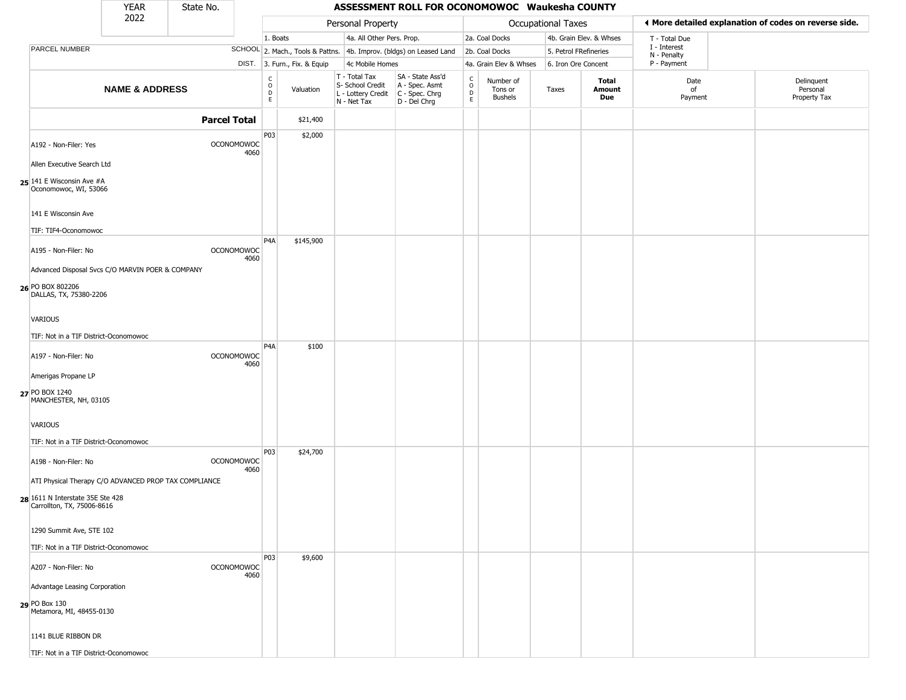| YEAR 2022 | State No. | | ASSESSMENT ROLL FOR OCONOMOWOC Waukesha COUNTY | | | | | | | | | | |
|---|---|---|---|---|---|---|---|---|---|---|---|---|---|
| | | | Personal Property | | | | Occupational Taxes | | | | ◀ More detailed explanation of codes on reverse side. | | |
| | | | 1. Boats | | 4a. All Other Pers. Prop. | | 2a. Coal Docks | | 4b. Grain Elev. & Whses | | T - Total Due | | |
| PARCEL NUMBER | | SCHOOL | 2. Mach., Tools & Pattns. | | 4b. Improv. (bldgs) on Leased Land | | 2b. Coal Docks | | 5. Petrol FRefineries | | I - Interest N - Penalty | | |
| | | DIST. | 3. Furn., Fix. & Equip | | 4c Mobile Homes | | 4a. Grain Elev & Whses | | 6. Iron Ore Concent | | P - Payment | | |
| NAME & ADDRESS | | | CODE | Valuation | T - Total Tax S- School Credit L - Lottery Credit N - Net Tax | SA - State Ass'd A - Spec. Asmt C - Spec. Chrg D - Del Chrg | CODE | Number of Tons or Bushels | Taxes | Total Amount Due | Date of Payment | Delinquent Personal Property Tax | |
| | **Parcel Total** | | | $21,400 | | | | | | | | | |
| 25 | A192 - Non-Filer: Yes<br>Allen Executive Search Ltd<br>141 E Wisconsin Ave #A<br>Oconomowoc, WI, 53066<br>141 E Wisconsin Ave<br>TIF: TIF4-Oconomowoc | OCONOMOWOC 4060 | P03 | $2,000 | | | | | | | | | |
| 26 | A195 - Non-Filer: No<br>Advanced Disposal Svcs C/O MARVIN POER & COMPANY<br>PO BOX 802206<br>DALLAS, TX, 75380-2206<br>VARIOUS<br>TIF: Not in a TIF District-Oconomowoc | OCONOMOWOC 4060 | P4A | $145,900 | | | | | | | | | |
| 27 | A197 - Non-Filer: No<br>Amerigas Propane LP<br>PO BOX 1240<br>MANCHESTER, NH, 03105<br>VARIOUS<br>TIF: Not in a TIF District-Oconomowoc | OCONOMOWOC 4060 | P4A | $100 | | | | | | | | | |
| 28 | A198 - Non-Filer: No<br>ATI Physical Therapy C/O ADVANCED PROP TAX COMPLIANCE<br>1611 N Interstate 35E Ste 428<br>Carrollton, TX, 75006-8616<br>1290 Summit Ave, STE 102<br>TIF: Not in a TIF District-Oconomowoc | OCONOMOWOC 4060 | P03 | $24,700 | | | | | | | | | |
| 29 | A207 - Non-Filer: No<br>Advantage Leasing Corporation<br>PO Box 130<br>Metamora, MI, 48455-0130<br>1141 BLUE RIBBON DR<br>TIF: Not in a TIF District-Oconomowoc | OCONOMOWOC 4060 | P03 | $9,600 | | | | | | | | | |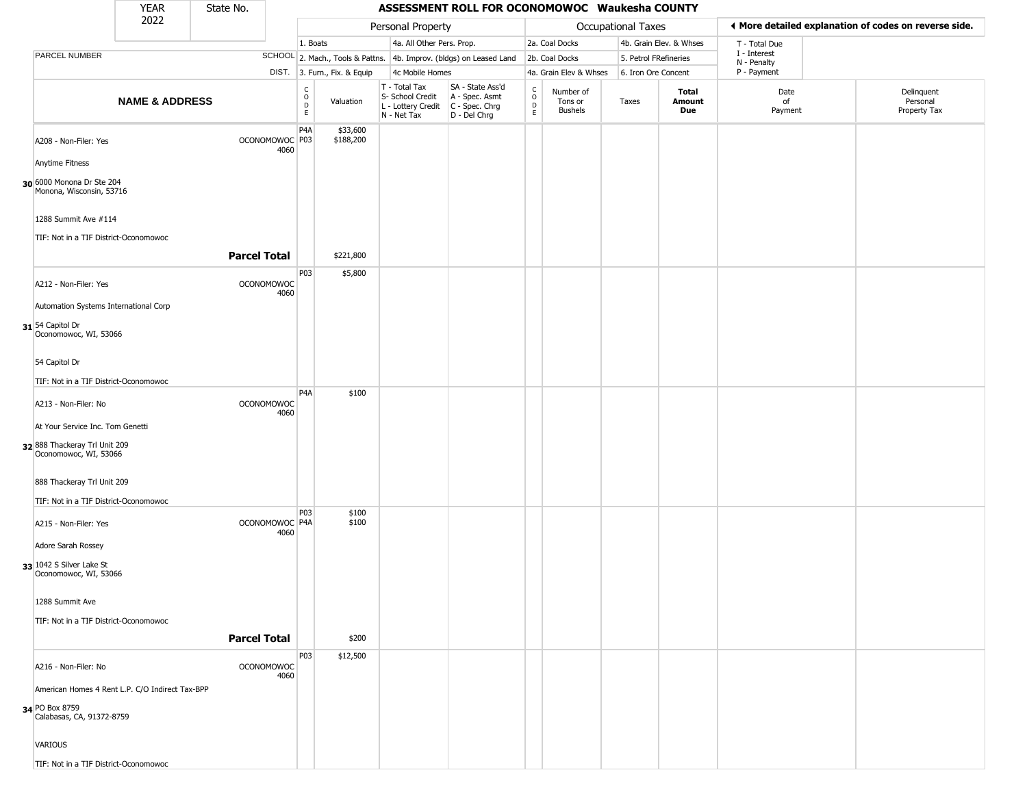| YEAR 2022 | State No. | | **ASSESSMENT ROLL FOR OCONOMOWOC Waukesha COUNTY** | | | | | | | | |
|---|---|---|---|---|---|---|---|---|---|---|---|

| | | Personal Property | | | | Occupational Taxes | | | | ◄ More detailed explanation of codes on reverse side. | |
|---|---|---|---|---|---|---|---|---|---|---|---|
| PARCEL NUMBER | SCHOOL DIST. | 1. Boats<br>2. Mach., Tools & Pattns.<br>3. Furn., Fix. & Equip | | 4a. All Other Pers. Prop.<br>4b. Improv. (bldgs) on Leased Land<br>4c Mobile Homes | | 2a. Coal Docks<br>2b. Coal Docks<br>4a. Grain Elev & Whses | | 4b. Grain Elev. & Whses<br>5. Petrol FRefineries<br>6. Iron Ore Concent | | T - Total Due<br>I - Interest<br>N - Penalty<br>P - Payment | |
| **NAME & ADDRESS** | | CODE | Valuation | T - Total Tax<br>S- School Credit<br>L - Lottery Credit<br>N - Net Tax | SA - State Ass'd<br>A - Spec. Asmt<br>C - Spec. Chrg<br>D - Del Chrg | CODE | Number of Tons or Bushels | Taxes | **Total Amount Due** | Date of Payment | Delinquent Personal Property Tax |
| 30 A208 - Non-Filer: Yes<br>Anytime Fitness<br>6000 Monona Dr Ste 204<br>Monona, Wisconsin, 53716<br>1288 Summit Ave #114<br>TIF: Not in a TIF District-Oconomowoc | OCONOMOWOC 4060 | P4A<br>P03 | $33,600<br>$188,200 | | | | | | | | |
| | **Parcel Total** | | $221,800 | | | | | | | | |
| 31 A212 - Non-Filer: Yes<br>Automation Systems International Corp<br>54 Capitol Dr<br>Oconomowoc, WI, 53066<br>54 Capitol Dr<br>TIF: Not in a TIF District-Oconomowoc | OCONOMOWOC 4060 | P03 | $5,800 | | | | | | | | |
| 32 A213 - Non-Filer: No<br>At Your Service Inc. Tom Genetti<br>888 Thackeray Trl Unit 209<br>Oconomowoc, WI, 53066<br>888 Thackeray Trl Unit 209<br>TIF: Not in a TIF District-Oconomowoc | OCONOMOWOC 4060 | P4A | $100 | | | | | | | | |
| 33 A215 - Non-Filer: Yes<br>Adore Sarah Rossey<br>1042 S Silver Lake St<br>Oconomowoc, WI, 53066<br>1288 Summit Ave<br>TIF: Not in a TIF District-Oconomowoc | OCONOMOWOC 4060 | P03<br>P4A | $100<br>$100 | | | | | | | | |
| | **Parcel Total** | | $200 | | | | | | | | |
| 34 A216 - Non-Filer: No<br>American Homes 4 Rent L.P. C/O Indirect Tax-BPP<br>PO Box 8759<br>Calabasas, CA, 91372-8759<br>VARIOUS<br>TIF: Not in a TIF District-Oconomowoc | OCONOMOWOC 4060 | P03 | $12,500 | | | | | | | | |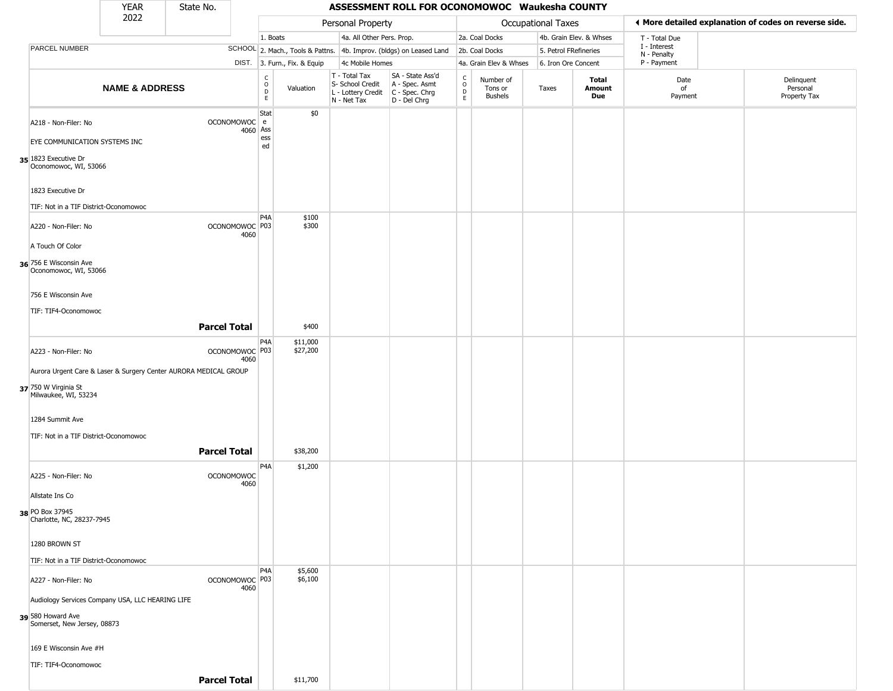| YEAR 2022 | State No. | ASSESSMENT ROLL FOR OCONOMOWOC Waukesha COUNTY |
|---|---|---|

| | | Personal Property | | | | Occupational Taxes | | | | ◄ More detailed explanation of codes on reverse side. |
|---|---|---|---|---|---|---|---|---|---|---|
| | | 1. Boats | | 4a. All Other Pers. Prop. | | 2a. Coal Docks | 4b. Grain Elev. & Whses | | | T - Total Due |
| PARCEL NUMBER | SCHOOL | 2. Mach., Tools & Pattns. | | 4b. Improv. (bldgs) on Leased Land | | 2b. Coal Docks | 5. Petrol FRefineries | | | I - Interest N - Penalty |
| | DIST. | 3. Furn., Fix. & Equip | | 4c Mobile Homes | | 4a. Grain Elev & Whses | 6. Iron Ore Concent | | | P - Payment |

| | NAME & ADDRESS | | CODE | Valuation | T - Total Tax S- School Credit L - Lottery Credit N - Net Tax | SA - State Ass'd A - Spec. Asmt C - Spec. Chrg D - Del Chrg | CODE | Number of Tons or Bushels | Taxes | Total Amount Due | Date of Payment | Delinquent Personal Property Tax |
|---|---|---|---|---|---|---|---|---|---|---|---|---|
| 35 | A218 - Non-Filer: No<br>EYE COMMUNICATION SYSTEMS INC<br>1823 Executive Dr<br>Oconomowoc, WI, 53066<br><br>1823 Executive Dr<br>TIF: Not in a TIF District-Oconomowoc | OCONOMOWOC 4060 | State Assessed | $0 | | | | | | | | |
| 36 | A220 - Non-Filer: No<br>A Touch Of Color<br>756 E Wisconsin Ave<br>Oconomowoc, WI, 53066<br><br>756 E Wisconsin Ave<br>TIF: TIF4-Oconomowoc | OCONOMOWOC 4060 | P4A<br>P03 | $100<br>$300 | | | | | | | | |
| | | **Parcel Total** | | $400 | | | | | | | | |
| 37 | A223 - Non-Filer: No<br>Aurora Urgent Care & Laser & Surgery Center AURORA MEDICAL GROUP<br>750 W Virginia St<br>Milwaukee, WI, 53234<br><br>1284 Summit Ave<br>TIF: Not in a TIF District-Oconomowoc | OCONOMOWOC 4060 | P4A<br>P03 | $11,000<br>$27,200 | | | | | | | | |
| | | **Parcel Total** | | $38,200 | | | | | | | | |
| 38 | A225 - Non-Filer: No<br>Allstate Ins Co<br>PO Box 37945<br>Charlotte, NC, 28237-7945<br><br>1280 BROWN ST<br>TIF: Not in a TIF District-Oconomowoc | OCONOMOWOC 4060 | P4A | $1,200 | | | | | | | | |
| 39 | A227 - Non-Filer: No<br>Audiology Services Company USA, LLC HEARING LIFE<br>580 Howard Ave<br>Somerset, New Jersey, 08873<br><br>169 E Wisconsin Ave #H<br>TIF: TIF4-Oconomowoc | OCONOMOWOC 4060 | P4A<br>P03 | $5,600<br>$6,100 | | | | | | | | |
| | | **Parcel Total** | | $11,700 | | | | | | | | |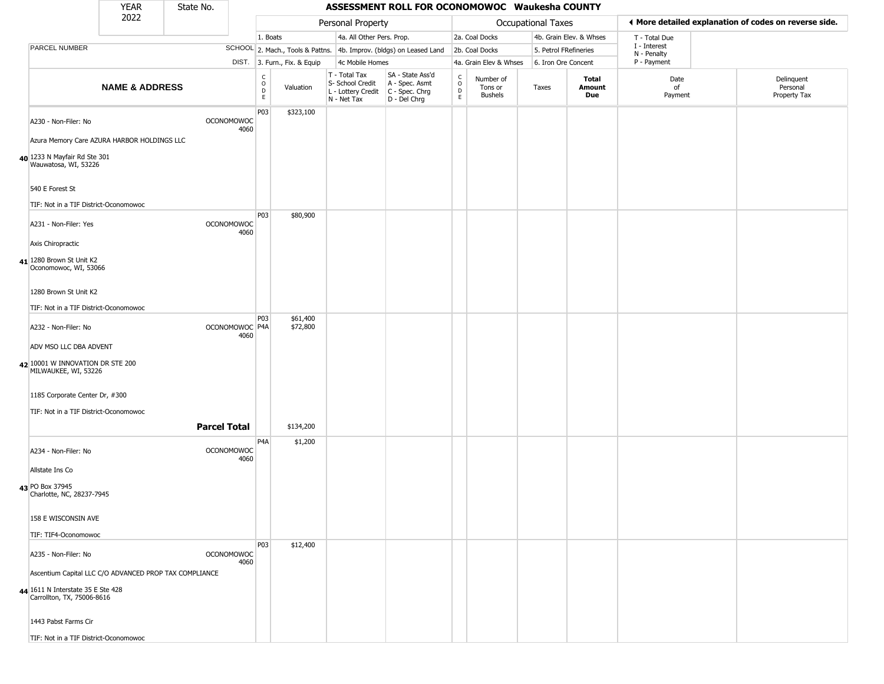| YEAR 2022 | State No. | | **ASSESSMENT ROLL FOR OCONOMOWOC Waukesha COUNTY** | | | | | | | | | |
|---|---|---|---|---|---|---|---|---|---|---|---|---|

| | | Personal Property | | | | Occupational Taxes | | | | ◀ More detailed explanation of codes on reverse side. | |
|---|---|---|---|---|---|---|---|---|---|---|---|
| PARCEL NUMBER | SCHOOL DIST. | 1. Boats<br>2. Mach., Tools & Pattns.<br>3. Furn., Fix. & Equip | | 4a. All Other Pers. Prop.<br>4b. Improv. (bldgs) on Leased Land<br>4c Mobile Homes | | 2a. Coal Docks<br>2b. Coal Docks<br>4a. Grain Elev & Whses | | 4b. Grain Elev. & Whses<br>5. Petrol FRefineries<br>6. Iron Ore Concent | | T - Total Due<br>I - Interest<br>N - Penalty<br>P - Payment | |
| **NAME & ADDRESS** | | CODE | Valuation | T - Total Tax<br>S- School Credit<br>L - Lottery Credit<br>N - Net Tax | SA - State Ass'd<br>A - Spec. Asmt<br>C - Spec. Chrg<br>D - Del Chrg | CODE | Number of Tons or Bushels | Taxes | **Total Amount Due** | Date of Payment | Delinquent Personal Property Tax |
| A230 - Non-Filer: No<br>Azura Memory Care AZURA HARBOR HOLDINGS LLC<br>40 1233 N Mayfair Rd Ste 301<br>Wauwatosa, WI, 53226<br>540 E Forest St<br>TIF: Not in a TIF District-Oconomowoc | OCONOMOWOC 4060 | P03 | $323,100 | | | | | | | | |
| A231 - Non-Filer: Yes<br>Axis Chiropractic<br>41 1280 Brown St Unit K2<br>Oconomowoc, WI, 53066<br>1280 Brown St Unit K2<br>TIF: Not in a TIF District-Oconomowoc | OCONOMOWOC 4060 | P03 | $80,900 | | | | | | | | |
| A232 - Non-Filer: No<br>ADV MSO LLC DBA ADVENT<br>42 10001 W INNOVATION DR STE 200<br>MILWAUKEE, WI, 53226<br>1185 Corporate Center Dr, #300<br>TIF: Not in a TIF District-Oconomowoc | OCONOMOWOC 4060 | P03<br>P4A | $61,400<br>$72,800 | | | | | | | | |
| | **Parcel Total** | | $134,200 | | | | | | | | |
| A234 - Non-Filer: No<br>Allstate Ins Co<br>43 PO Box 37945<br>Charlotte, NC, 28237-7945<br>158 E WISCONSIN AVE<br>TIF: TIF4-Oconomowoc | OCONOMOWOC 4060 | P4A | $1,200 | | | | | | | | |
| A235 - Non-Filer: No<br>Ascentium Capital LLC C/O ADVANCED PROP TAX COMPLIANCE<br>44 1611 N Interstate 35 E Ste 428<br>Carrollton, TX, 75006-8616<br>1443 Pabst Farms Cir<br>TIF: Not in a TIF District-Oconomowoc | OCONOMOWOC 4060 | P03 | $12,400 | | | | | | | | |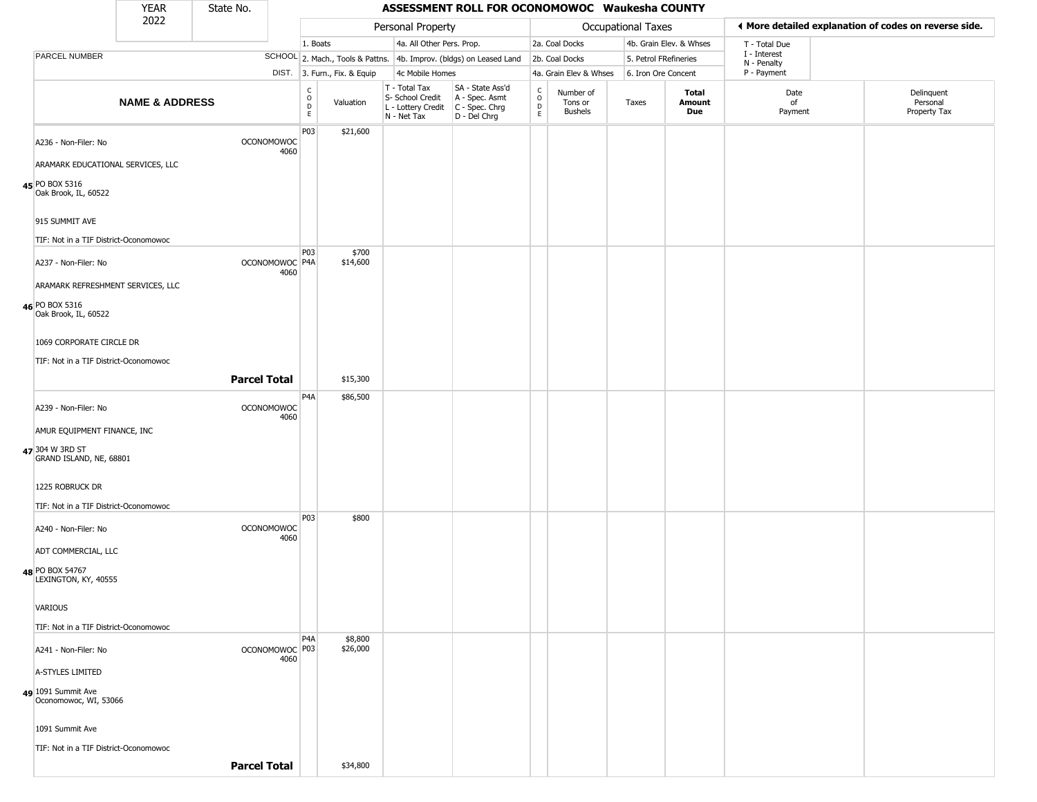# ASSESSMENT ROLL FOR OCONOMOWOC Waukesha COUNTY

YEAR 2022 | State No.

| PARCEL NUMBER / NAME & ADDRESS | SCHOOL DIST. | CODE | Valuation | T - Total Tax, S- School Credit, L - Lottery Credit, N - Net Tax | SA - State Ass'd, A - Spec. Asmt, C - Spec. Chrg, D - Del Chrg | CODE | Number of Tons or Bushels | Taxes | Total Amount Due | Date of Payment | Delinquent Personal Property Tax |
|---|---|---|---|---|---|---|---|---|---|---|---|
| 45 A236 - Non-Filer: No<br>ARAMARK EDUCATIONAL SERVICES, LLC<br>PO BOX 5316<br>Oak Brook, IL, 60522<br>915 SUMMIT AVE<br>TIF: Not in a TIF District-Oconomowoc | OCONOMOWOC 4060 | P03 | $21,600 | | | | | | | | |
| 46 A237 - Non-Filer: No<br>ARAMARK REFRESHMENT SERVICES, LLC<br>PO BOX 5316<br>Oak Brook, IL, 60522<br>1069 CORPORATE CIRCLE DR<br>TIF: Not in a TIF District-Oconomowoc | OCONOMOWOC 4060 | P03<br>P4A | $700<br>$14,600 | | | | | | | | |
| **Parcel Total** | | | $15,300 | | | | | | | | |
| 47 A239 - Non-Filer: No<br>AMUR EQUIPMENT FINANCE, INC<br>304 W 3RD ST<br>GRAND ISLAND, NE, 68801<br>1225 ROBRUCK DR<br>TIF: Not in a TIF District-Oconomowoc | OCONOMOWOC 4060 | P4A | $86,500 | | | | | | | | |
| 48 A240 - Non-Filer: No<br>ADT COMMERCIAL, LLC<br>PO BOX 54767<br>LEXINGTON, KY, 40555<br>VARIOUS<br>TIF: Not in a TIF District-Oconomowoc | OCONOMOWOC 4060 | P03 | $800 | | | | | | | | |
| 49 A241 - Non-Filer: No<br>A-STYLES LIMITED<br>1091 Summit Ave<br>Oconomowoc, WI, 53066<br>1091 Summit Ave<br>TIF: Not in a TIF District-Oconomowoc | OCONOMOWOC 4060 | P4A<br>P03 | $8,800<br>$26,000 | | | | | | | | |
| **Parcel Total** | | | $34,800 | | | | | | | | |

Personal Property codes: 1. Boats; 2. Mach., Tools & Pattns.; 3. Furn., Fix. & Equip; 4a. All Other Pers. Prop.; 4b. Improv. (bldgs) on Leased Land; 4c Mobile Homes

Occupational Taxes codes: 2a. Coal Docks; 2b. Coal Docks; 4a. Grain Elev & Whses; 4b. Grain Elev. & Whses; 5. Petrol FRefineries; 6. Iron Ore Concent

T - Total Due; I - Interest; N - Penalty; P - Payment

◄ More detailed explanation of codes on reverse side.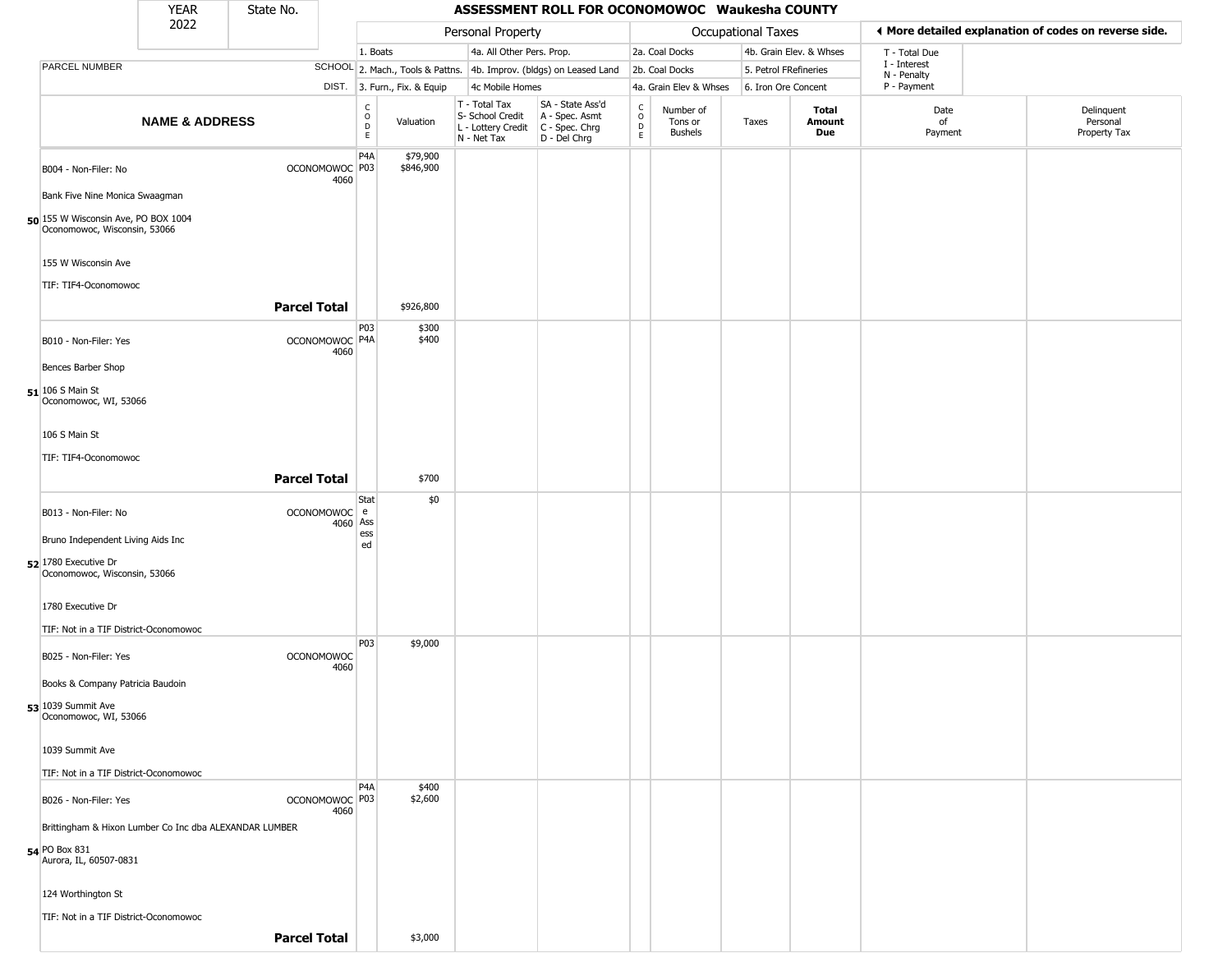| YEAR 2022 | State No. | | | ASSESSMENT ROLL FOR OCONOMOWOC Waukesha COUNTY | | | | | | | | |
|---|---|---|---|---|---|---|---|---|---|---|---|---|
| | | | Personal Property | | | | Occupational Taxes | | | | ◀ More detailed explanation of codes on reverse side. | |
| | | | 1. Boats | | 4a. All Other Pers. Prop. | | 2a. Coal Docks | | 4b. Grain Elev. & Whses | | T - Total Due | |
| PARCEL NUMBER | SCHOOL | | 2. Mach., Tools & Pattns. | | 4b. Improv. (bldgs) on Leased Land | | 2b. Coal Docks | | 5. Petrol FRefineries | | I - Interest<br>N - Penalty | |
| | DIST. | | 3. Furn., Fix. & Equip | | 4c Mobile Homes | | 4a. Grain Elev & Whses | | 6. Iron Ore Concent | | P - Payment | |
| NAME & ADDRESS | | CODE | Valuation | T - Total Tax<br>S- School Credit<br>L - Lottery Credit<br>N - Net Tax | SA - State Ass'd<br>A - Spec. Asmt<br>C - Spec. Chrg<br>D - Del Chrg | CODE | Number of Tons or Bushels | Taxes | Total Amount Due | Date of Payment | Delinquent Personal Property Tax | |
| **50** B004 - Non-Filer: No<br>Bank Five Nine Monica Swaagman<br>155 W Wisconsin Ave, PO BOX 1004<br>Oconomowoc, Wisconsin, 53066<br>155 W Wisconsin Ave<br>TIF: TIF4-Oconomowoc | OCONOMOWOC 4060 | P4A<br>P03 | $79,900<br>$846,900 | | | | | | | | | |
| **Parcel Total** | | | $926,800 | | | | | | | | | |
| **51** B010 - Non-Filer: Yes<br>Bences Barber Shop<br>106 S Main St<br>Oconomowoc, WI, 53066<br>106 S Main St<br>TIF: TIF4-Oconomowoc | OCONOMOWOC 4060 | P03<br>P4A | $300<br>$400 | | | | | | | | | |
| **Parcel Total** | | | $700 | | | | | | | | | |
| **52** B013 - Non-Filer: No<br>Bruno Independent Living Aids Inc<br>1780 Executive Dr<br>Oconomowoc, Wisconsin, 53066<br>1780 Executive Dr<br>TIF: Not in a TIF District-Oconomowoc | OCONOMOWOC 4060 | State Assessed | $0 | | | | | | | | | |
| **53** B025 - Non-Filer: Yes<br>Books & Company Patricia Baudoin<br>1039 Summit Ave<br>Oconomowoc, WI, 53066<br>1039 Summit Ave<br>TIF: Not in a TIF District-Oconomowoc | OCONOMOWOC 4060 | P03 | $9,000 | | | | | | | | | |
| **54** B026 - Non-Filer: Yes<br>Brittingham & Hixon Lumber Co Inc dba ALEXANDAR LUMBER<br>PO Box 831<br>Aurora, IL, 60507-0831<br>124 Worthington St<br>TIF: Not in a TIF District-Oconomowoc | OCONOMOWOC 4060 | P4A<br>P03 | $400<br>$2,600 | | | | | | | | | |
| **Parcel Total** | | | $3,000 | | | | | | | | | |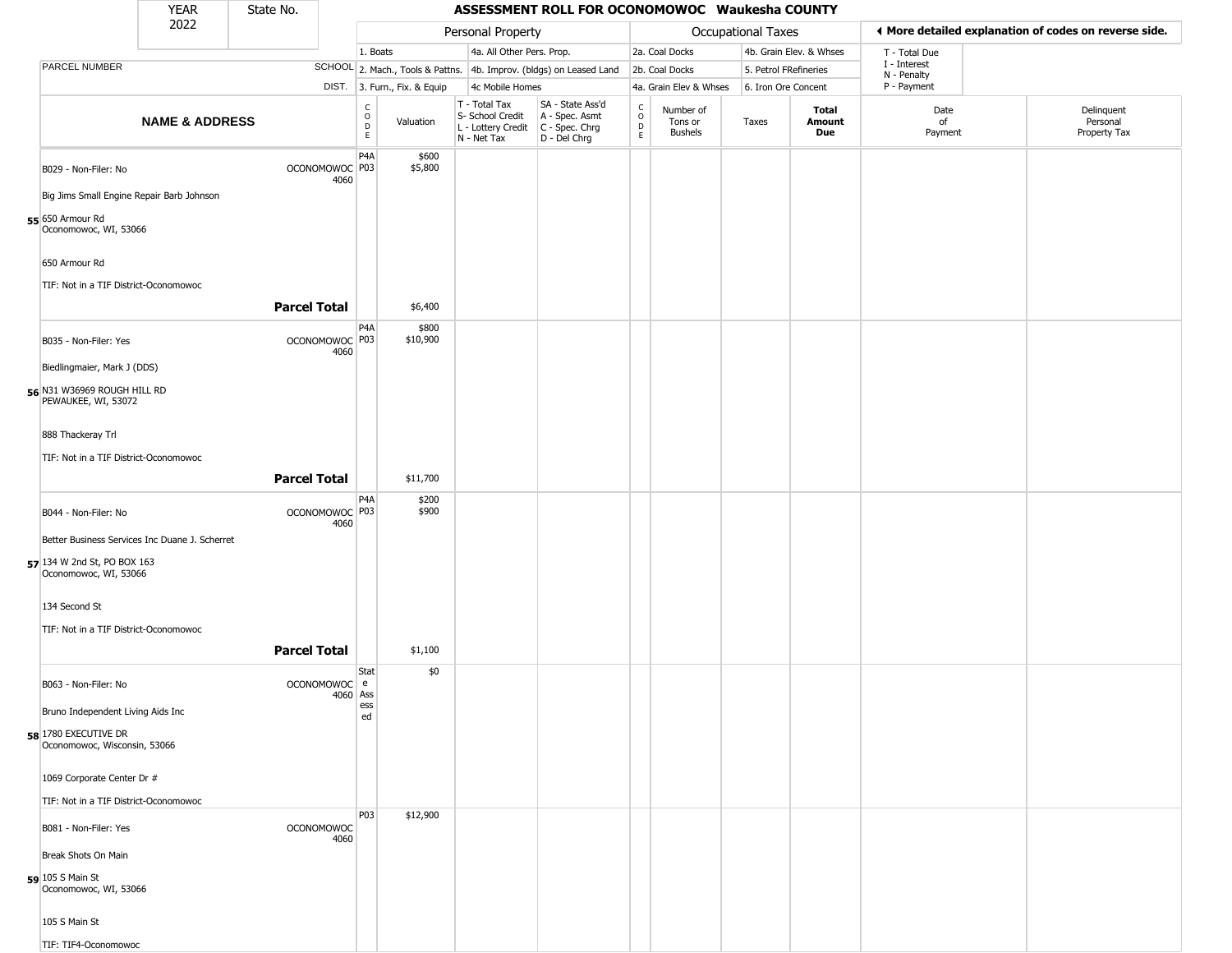| YEAR 2022 | State No. | ASSESSMENT ROLL FOR OCONOMOWOC Waukesha COUNTY |
|---|---|---|

| | | Personal Property | | | | Occupational Taxes | | | | ◄ More detailed explanation of codes on reverse side. | |
|---|---|---|---|---|---|---|---|---|---|---|---|
| PARCEL NUMBER | SCHOOL DIST. | 1. Boats / 2. Mach., Tools & Pattns. / 3. Furn., Fix. & Equip | | 4a. All Other Pers. Prop. / 4b. Improv. (bldgs) on Leased Land / 4c Mobile Homes | | 2a. Coal Docks / 2b. Coal Docks / 4a. Grain Elev & Whses | | 4b. Grain Elev. & Whses / 5. Petrol FRefineries / 6. Iron Ore Concent | | T - Total Due / I - Interest / N - Penalty / P - Payment | |
| NAME & ADDRESS | | CODE | Valuation | T - Total Tax / S- School Credit / L - Lottery Credit / N - Net Tax | SA - State Ass'd / A - Spec. Asmt / C - Spec. Chrg / D - Del Chrg | CODE | Number of Tons or Bushels | Taxes | Total Amount Due | Date of Payment | Delinquent Personal Property Tax |
| B029 - Non-Filer: No<br>Big Jims Small Engine Repair Barb Johnson<br>**55** 650 Armour Rd<br>Oconomowoc, WI, 53066<br><br>650 Armour Rd<br>TIF: Not in a TIF District-Oconomowoc | OCONOMOWOC 4060 | P4A<br>P03 | $600<br>$5,800 | | | | | | | | |
| | **Parcel Total** | | $6,400 | | | | | | | | |
| B035 - Non-Filer: Yes<br>Biedlingmaier, Mark J (DDS)<br>**56** N31 W36969 ROUGH HILL RD<br>PEWAUKEE, WI, 53072<br><br>888 Thackeray Trl<br>TIF: Not in a TIF District-Oconomowoc | OCONOMOWOC 4060 | P4A<br>P03 | $800<br>$10,900 | | | | | | | | |
| | **Parcel Total** | | $11,700 | | | | | | | | |
| B044 - Non-Filer: No<br>Better Business Services Inc Duane J. Scherret<br>**57** 134 W 2nd St, PO BOX 163<br>Oconomowoc, WI, 53066<br><br>134 Second St<br>TIF: Not in a TIF District-Oconomowoc | OCONOMOWOC 4060 | P4A<br>P03 | $200<br>$900 | | | | | | | | |
| | **Parcel Total** | | $1,100 | | | | | | | | |
| B063 - Non-Filer: No<br>Bruno Independent Living Aids Inc<br>**58** 1780 EXECUTIVE DR<br>Oconomowoc, Wisconsin, 53066<br><br>1069 Corporate Center Dr #<br>TIF: Not in a TIF District-Oconomowoc | OCONOMOWOC 4060 | State Assessed | $0 | | | | | | | | |
| B081 - Non-Filer: Yes<br>Break Shots On Main<br>**59** 105 S Main St<br>Oconomowoc, WI, 53066<br><br>105 S Main St<br>TIF: TIF4-Oconomowoc | OCONOMOWOC 4060 | P03 | $12,900 | | | | | | | | |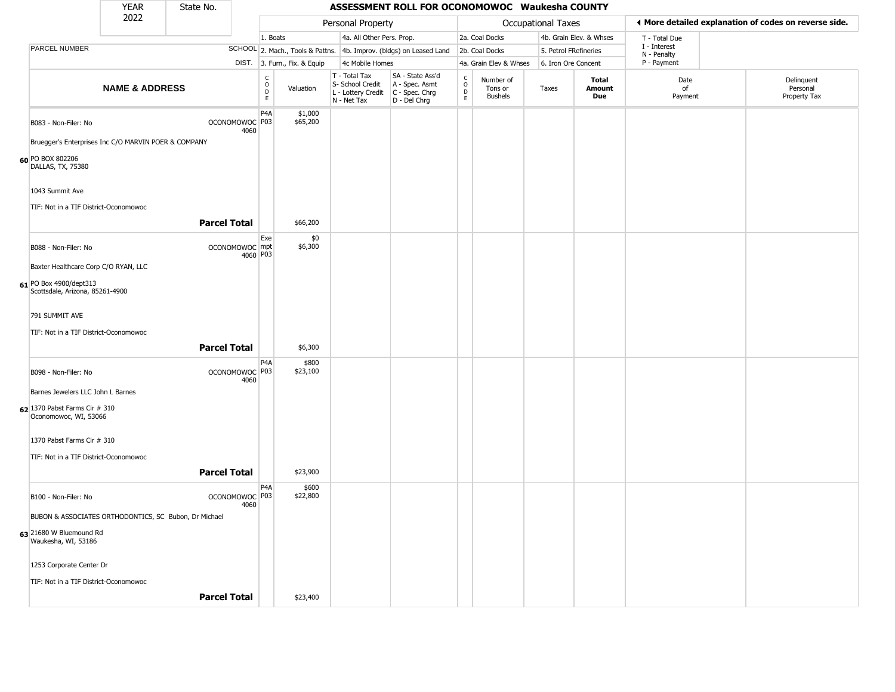| YEAR 2022 | State No. | ASSESSMENT ROLL FOR OCONOMOWOC Waukesha COUNTY | | | | | | | | | | |
|---|---|---|---|---|---|---|---|---|---|---|---|---|

| | | Personal Property | | | | Occupational Taxes | | | | ◀ More detailed explanation of codes on reverse side. | |
|---|---|---|---|---|---|---|---|---|---|---|---|
| PARCEL NUMBER | SCHOOL DIST. | 1. Boats<br>2. Mach., Tools & Pattns.<br>3. Furn., Fix. & Equip | | 4a. All Other Pers. Prop.<br>4b. Improv. (bldgs) on Leased Land<br>4c Mobile Homes | | 2a. Coal Docks<br>2b. Coal Docks<br>4a. Grain Elev & Whses | | 4b. Grain Elev. & Whses<br>5. Petrol FRefineries<br>6. Iron Ore Concent | | T - Total Due<br>I - Interest<br>N - Penalty<br>P - Payment | |
| **NAME & ADDRESS** | | CODE | Valuation | T - Total Tax<br>S- School Credit<br>L - Lottery Credit<br>N - Net Tax | SA - State Ass'd<br>A - Spec. Asmt<br>C - Spec. Chrg<br>D - Del Chrg | CODE | Number of Tons or Bushels | Taxes | **Total Amount Due** | Date of Payment | Delinquent Personal Property Tax |
| **60** B083 - Non-Filer: No<br>Bruegger's Enterprises Inc C/O MARVIN POER & COMPANY<br>PO BOX 802206<br>DALLAS, TX, 75380<br>1043 Summit Ave<br>TIF: Not in a TIF District-Oconomowoc | OCONOMOWOC 4060 | P4A<br>P03 | $1,000<br>$65,200 | | | | | | | | |
| | **Parcel Total** | | $66,200 | | | | | | | | |
| **61** B088 - Non-Filer: No<br>Baxter Healthcare Corp C/O RYAN, LLC<br>PO Box 4900/dept313<br>Scottsdale, Arizona, 85261-4900<br>791 SUMMIT AVE<br>TIF: Not in a TIF District-Oconomowoc | OCONOMOWOC 4060 | Exempt<br>P03 | $0<br>$6,300 | | | | | | | | |
| | **Parcel Total** | | $6,300 | | | | | | | | |
| **62** B098 - Non-Filer: No<br>Barnes Jewelers LLC John L Barnes<br>1370 Pabst Farms Cir # 310<br>Oconomowoc, WI, 53066<br>1370 Pabst Farms Cir # 310<br>TIF: Not in a TIF District-Oconomowoc | OCONOMOWOC 4060 | P4A<br>P03 | $800<br>$23,100 | | | | | | | | |
| | **Parcel Total** | | $23,900 | | | | | | | | |
| **63** B100 - Non-Filer: No<br>BUBON & ASSOCIATES ORTHODONTICS, SC Bubon, Dr Michael<br>21680 W Bluemound Rd<br>Waukesha, WI, 53186<br>1253 Corporate Center Dr<br>TIF: Not in a TIF District-Oconomowoc | OCONOMOWOC 4060 | P4A<br>P03 | $600<br>$22,800 | | | | | | | | |
| | **Parcel Total** | | $23,400 | | | | | | | | |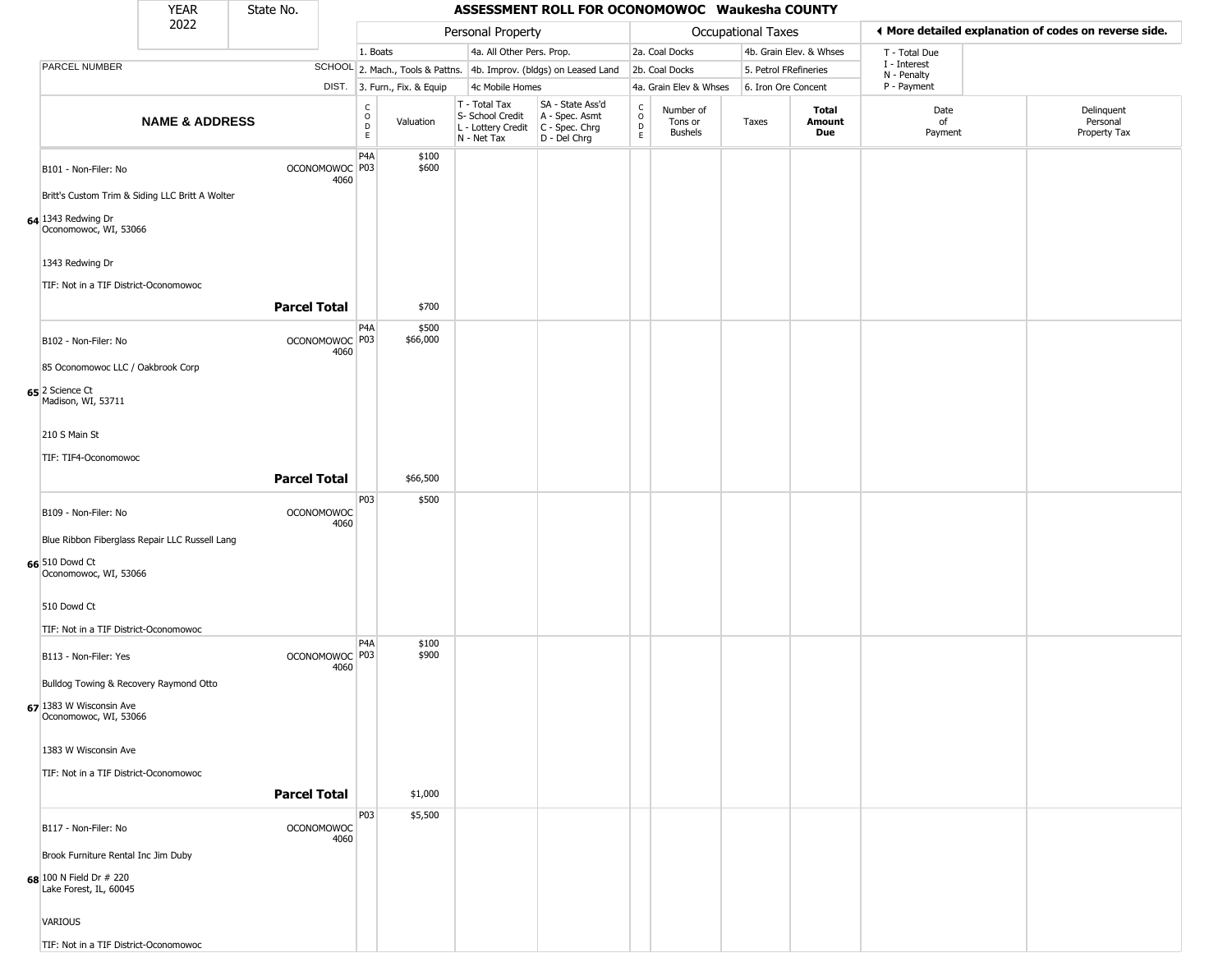# ASSESSMENT ROLL FOR OCONOMOWOC Waukesha COUNTY

| YEAR | State No. |
|---|---|
| 2022 | |

**Personal Property:** 1. Boats; 2. Mach., Tools & Pattns.; 3. Furn., Fix. & Equip; 4a. All Other Pers. Prop.; 4b. Improv. (bldgs) on Leased Land; 4c Mobile Homes

**Occupational Taxes:** 2a. Coal Docks; 2b. Coal Docks; 4a. Grain Elev & Whses; 4b. Grain Elev. & Whses; 5. Petrol FRefineries; 6. Iron Ore Concent

◄ More detailed explanation of codes on reverse side.

T - Total Due; I - Interest; N - Penalty; P - Payment

| | NAME & ADDRESS | SCHOOL DIST. | CODE | Valuation | T - Total Tax S- School Credit L - Lottery Credit N - Net Tax | SA - State Ass'd A - Spec. Asmt C - Spec. Chrg D - Del Chrg | CODE | Number of Tons or Bushels | Taxes | Total Amount Due | Date of Payment | Delinquent Personal Property Tax |
|---|---|---|---|---|---|---|---|---|---|---|---|---|
| 64 | B101 - Non-Filer: No<br>Britt's Custom Trim & Siding LLC Britt A Wolter<br>1343 Redwing Dr<br>Oconomowoc, WI, 53066<br>1343 Redwing Dr<br>TIF: Not in a TIF District-Oconomowoc | OCONOMOWOC 4060 | P4A<br>P03 | \$100<br>\$600 | | | | | | | | |
| | **Parcel Total** | | | \$700 | | | | | | | | |
| 65 | B102 - Non-Filer: No<br>85 Oconomowoc LLC / Oakbrook Corp<br>2 Science Ct<br>Madison, WI, 53711<br>210 S Main St<br>TIF: TIF4-Oconomowoc | OCONOMOWOC 4060 | P4A<br>P03 | \$500<br>\$66,000 | | | | | | | | |
| | **Parcel Total** | | | \$66,500 | | | | | | | | |
| 66 | B109 - Non-Filer: No<br>Blue Ribbon Fiberglass Repair LLC Russell Lang<br>510 Dowd Ct<br>Oconomowoc, WI, 53066<br>510 Dowd Ct<br>TIF: Not in a TIF District-Oconomowoc | OCONOMOWOC 4060 | P03 | \$500 | | | | | | | | |
| 67 | B113 - Non-Filer: Yes<br>Bulldog Towing & Recovery Raymond Otto<br>1383 W Wisconsin Ave<br>Oconomowoc, WI, 53066<br>1383 W Wisconsin Ave<br>TIF: Not in a TIF District-Oconomowoc | OCONOMOWOC 4060 | P4A<br>P03 | \$100<br>\$900 | | | | | | | | |
| | **Parcel Total** | | | \$1,000 | | | | | | | | |
| 68 | B117 - Non-Filer: No<br>Brook Furniture Rental Inc Jim Duby<br>100 N Field Dr # 220<br>Lake Forest, IL, 60045<br>VARIOUS<br>TIF: Not in a TIF District-Oconomowoc | OCONOMOWOC 4060 | P03 | \$5,500 | | | | | | | | |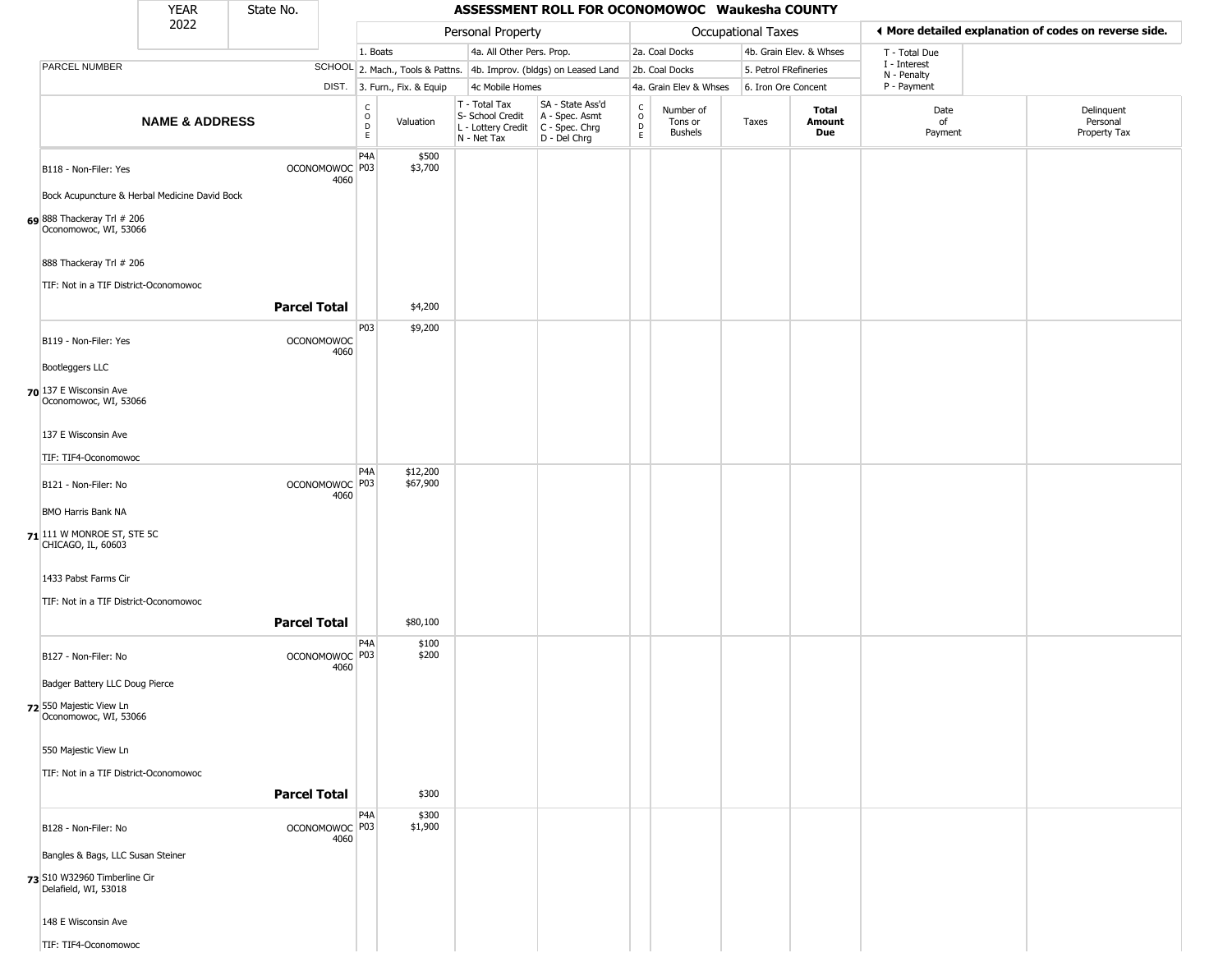| YEAR 2022 | State No. | ASSESSMENT ROLL FOR OCONOMOWOC Waukesha COUNTY | | | | | | | | | | |
|---|---|---|---|---|---|---|---|---|---|---|---|---|
| | | Personal Property | | | | Occupational Taxes | | | | ◀ More detailed explanation of codes on reverse side. | | |
| | | 1. Boats | | 4a. All Other Pers. Prop. | | 2a. Coal Docks | | 4b. Grain Elev. & Whses | | T - Total Due I - Interest N - Penalty P - Payment | | |
| PARCEL NUMBER | SCHOOL DIST. | 2. Mach., Tools & Pattns. | | 4b. Improv. (bldgs) on Leased Land | | 2b. Coal Docks | | 5. Petrol FRefineries | | | | |
| | | 3. Furn., Fix. & Equip | | 4c Mobile Homes | | 4a. Grain Elev & Whses | | 6. Iron Ore Concent | | | | |
| **NAME & ADDRESS** | | CODE | Valuation | T - Total Tax S- School Credit L - Lottery Credit N - Net Tax | SA - State Ass'd A - Spec. Asmt C - Spec. Chrg D - Del Chrg | CODE | Number of Tons or Bushels | Taxes | **Total Amount Due** | Date of Payment | Delinquent Personal Property Tax | |
| **69** B118 - Non-Filer: Yes<br>Bock Acupuncture & Herbal Medicine David Bock<br>888 Thackeray Trl # 206<br>Oconomowoc, WI, 53066<br>888 Thackeray Trl # 206<br>TIF: Not in a TIF District-Oconomowoc | OCONOMOWOC 4060 | P4A<br>P03 | $500<br>$3,700 | | | | | | | | | |
| **Parcel Total** | | | $4,200 | | | | | | | | | |
| **70** B119 - Non-Filer: Yes<br>Bootleggers LLC<br>137 E Wisconsin Ave<br>Oconomowoc, WI, 53066<br>137 E Wisconsin Ave<br>TIF: TIF4-Oconomowoc | OCONOMOWOC 4060 | P03 | $9,200 | | | | | | | | | |
| **71** B121 - Non-Filer: No<br>BMO Harris Bank NA<br>111 W MONROE ST, STE 5C<br>CHICAGO, IL, 60603<br>1433 Pabst Farms Cir<br>TIF: Not in a TIF District-Oconomowoc | OCONOMOWOC 4060 | P4A<br>P03 | $12,200<br>$67,900 | | | | | | | | | |
| **Parcel Total** | | | $80,100 | | | | | | | | | |
| **72** B127 - Non-Filer: No<br>Badger Battery LLC Doug Pierce<br>550 Majestic View Ln<br>Oconomowoc, WI, 53066<br>550 Majestic View Ln<br>TIF: Not in a TIF District-Oconomowoc | OCONOMOWOC 4060 | P4A<br>P03 | $100<br>$200 | | | | | | | | | |
| **Parcel Total** | | | $300 | | | | | | | | | |
| **73** B128 - Non-Filer: No<br>Bangles & Bags, LLC Susan Steiner<br>S10 W32960 Timberline Cir<br>Delafield, WI, 53018<br>148 E Wisconsin Ave<br>TIF: TIF4-Oconomowoc | OCONOMOWOC 4060 | P4A<br>P03 | $300<br>$1,900 | | | | | | | | | |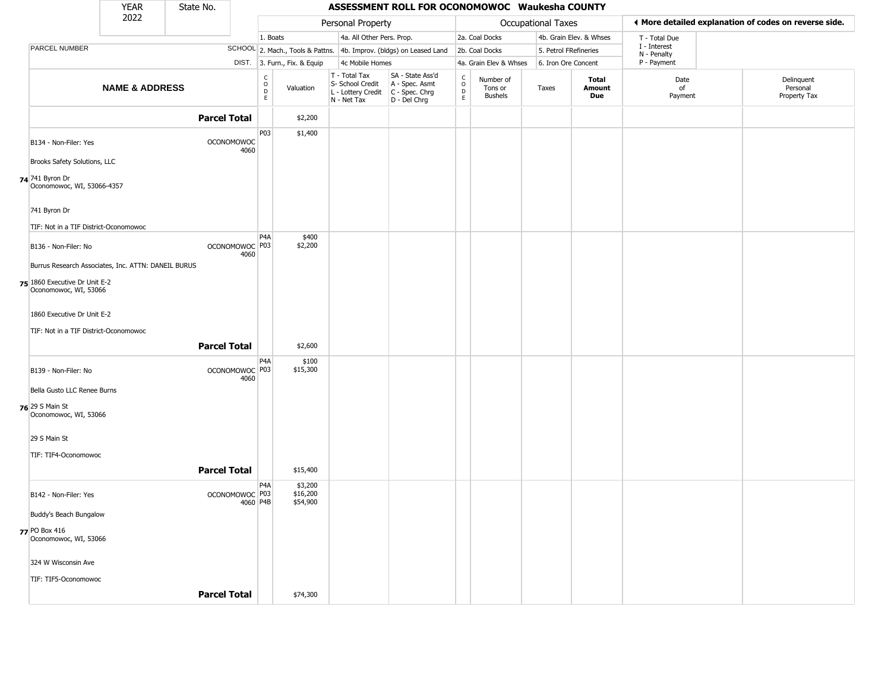| YEAR 2022 | State No. |
|---|---|

# ASSESSMENT ROLL FOR OCONOMOWOC Waukesha COUNTY

| | | Personal Property | | | | | Occupational Taxes | | | | ◄ More detailed explanation of codes on reverse side. | |
|---|---|---|---|---|---|---|---|---|---|---|---|---|
| | | 1. Boats | | 4a. All Other Pers. Prop. | | | 2a. Coal Docks | | 4b. Grain Elev. & Whses | | T - Total Due | |
| PARCEL NUMBER | SCHOOL | 2. Mach., Tools & Pattns. | | 4b. Improv. (bldgs) on Leased Land | | | 2b. Coal Docks | | 5. Petrol FRefineries | | I - Interest N - Penalty | |
| | DIST. | 3. Furn., Fix. & Equip | | 4c Mobile Homes | | | 4a. Grain Elev & Whses | | 6. Iron Ore Concent | | P - Payment | |
| **NAME & ADDRESS** | | CODE | Valuation | T - Total Tax S- School Credit L - Lottery Credit N - Net Tax | SA - State Ass'd A - Spec. Asmt C - Spec. Chrg D - Del Chrg | CODE | Number of Tons or Bushels | Taxes | **Total Amount Due** | | Date of Payment | Delinquent Personal Property Tax |
| **Parcel Total** | | | $2,200 | | | | | | | | | |
| **74** B134 - Non-Filer: Yes<br>Brooks Safety Solutions, LLC<br>741 Byron Dr<br>Oconomowoc, WI, 53066-4357<br>741 Byron Dr<br>TIF: Not in a TIF District-Oconomowoc | OCONOMOWOC 4060 | P03 | $1,400 | | | | | | | | | |
| **75** B136 - Non-Filer: No<br>Burrus Research Associates, Inc. ATTN: DANEIL BURUS<br>1860 Executive Dr Unit E-2<br>Oconomowoc, WI, 53066<br>1860 Executive Dr Unit E-2<br>TIF: Not in a TIF District-Oconomowoc | OCONOMOWOC 4060 | P4A<br>P03 | $400<br>$2,200 | | | | | | | | | |
| **Parcel Total** | | | $2,600 | | | | | | | | | |
| **76** B139 - Non-Filer: No<br>Bella Gusto LLC Renee Burns<br>29 S Main St<br>Oconomowoc, WI, 53066<br>29 S Main St<br>TIF: TIF4-Oconomowoc | OCONOMOWOC 4060 | P4A<br>P03 | $100<br>$15,300 | | | | | | | | | |
| **Parcel Total** | | | $15,400 | | | | | | | | | |
| **77** B142 - Non-Filer: Yes<br>Buddy's Beach Bungalow<br>PO Box 416<br>Oconomowoc, WI, 53066<br>324 W Wisconsin Ave<br>TIF: TIF5-Oconomowoc | OCONOMOWOC 4060 | P4A<br>P03<br>P4B | $3,200<br>$16,200<br>$54,900 | | | | | | | | | |
| **Parcel Total** | | | $74,300 | | | | | | | | | |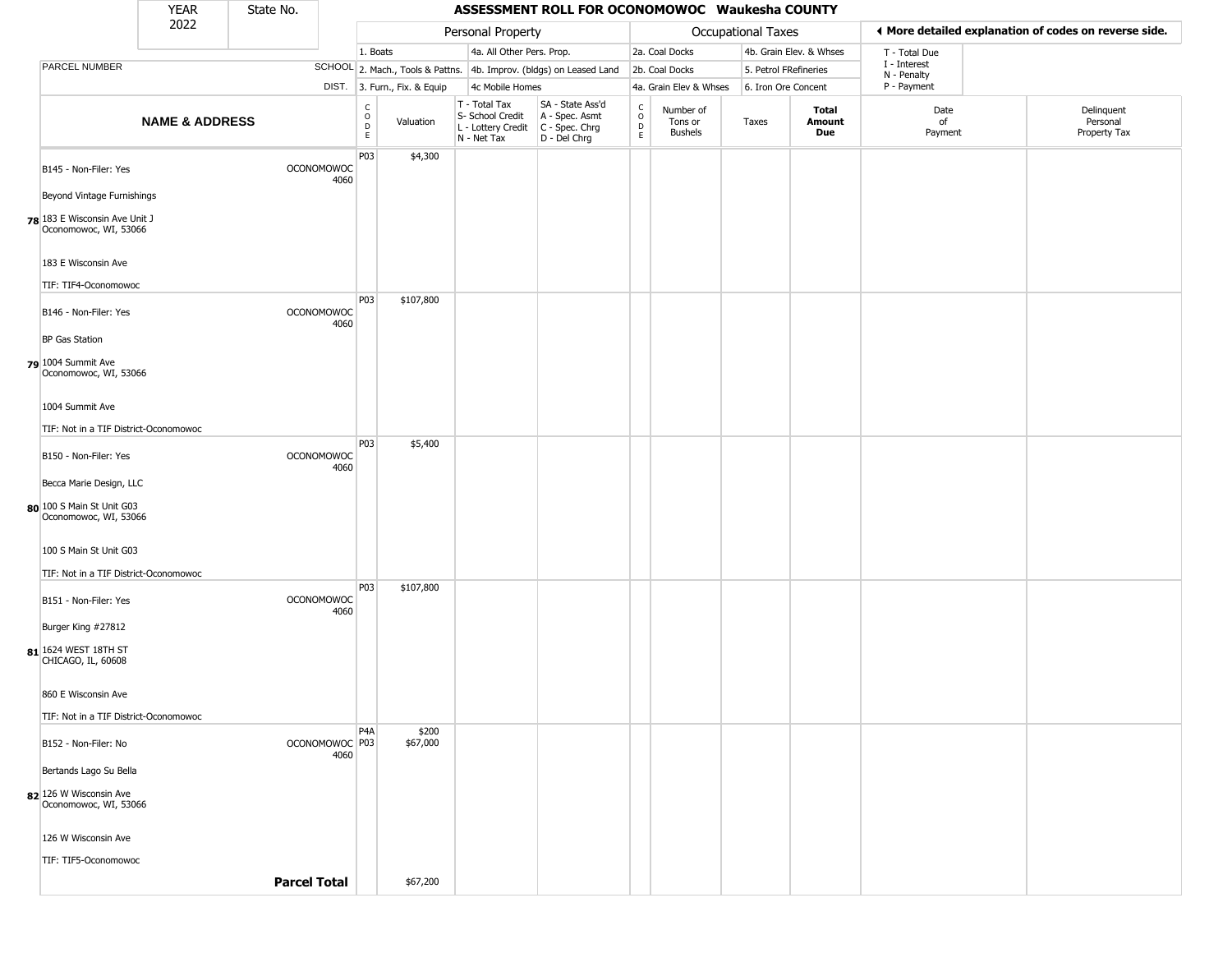| YEAR 2022 | State No. | ASSESSMENT ROLL FOR OCONOMOWOC Waukesha COUNTY |
|---|---|---|

| | | Personal Property | | | | Occupational Taxes | | | | ◀ More detailed explanation of codes on reverse side. | |
|---|---|---|---|---|---|---|---|---|---|---|---|
| PARCEL NUMBER | SCHOOL DIST. | 1. Boats<br>2. Mach., Tools & Pattns.<br>3. Furn., Fix. & Equip | | 4a. All Other Pers. Prop.<br>4b. Improv. (bldgs) on Leased Land<br>4c Mobile Homes | | 2a. Coal Docks<br>2b. Coal Docks<br>4a. Grain Elev & Whses | | 4b. Grain Elev. & Whses<br>5. Petrol FRefineries<br>6. Iron Ore Concent | | T - Total Due<br>I - Interest<br>N - Penalty<br>P - Payment | |
| **NAME & ADDRESS** | | CODE | Valuation | T - Total Tax<br>S- School Credit<br>L - Lottery Credit<br>N - Net Tax | SA - State Ass'd<br>A - Spec. Asmt<br>C - Spec. Chrg<br>D - Del Chrg | CODE | Number of Tons or Bushels | Taxes | **Total Amount Due** | Date of Payment | Delinquent Personal Property Tax |
| 78 B145 - Non-Filer: Yes<br>Beyond Vintage Furnishings<br>183 E Wisconsin Ave Unit J<br>Oconomowoc, WI, 53066<br>183 E Wisconsin Ave<br>TIF: TIF4-Oconomowoc | OCONOMOWOC 4060 | P03 | $4,300 | | | | | | | | |
| 79 B146 - Non-Filer: Yes<br>BP Gas Station<br>1004 Summit Ave<br>Oconomowoc, WI, 53066<br>1004 Summit Ave<br>TIF: Not in a TIF District-Oconomowoc | OCONOMOWOC 4060 | P03 | $107,800 | | | | | | | | |
| 80 B150 - Non-Filer: Yes<br>Becca Marie Design, LLC<br>100 S Main St Unit G03<br>Oconomowoc, WI, 53066<br>100 S Main St Unit G03<br>TIF: Not in a TIF District-Oconomowoc | OCONOMOWOC 4060 | P03 | $5,400 | | | | | | | | |
| 81 B151 - Non-Filer: Yes<br>Burger King #27812<br>1624 WEST 18TH ST<br>CHICAGO, IL, 60608<br>860 E Wisconsin Ave<br>TIF: Not in a TIF District-Oconomowoc | OCONOMOWOC 4060 | P03 | $107,800 | | | | | | | | |
| 82 B152 - Non-Filer: No<br>Bertands Lago Su Bella<br>126 W Wisconsin Ave<br>Oconomowoc, WI, 53066<br>126 W Wisconsin Ave<br>TIF: TIF5-Oconomowoc | OCONOMOWOC 4060 | P4A<br>P03 | $200<br>$67,000 | | | | | | | | |
| | **Parcel Total** | | $67,200 | | | | | | | | |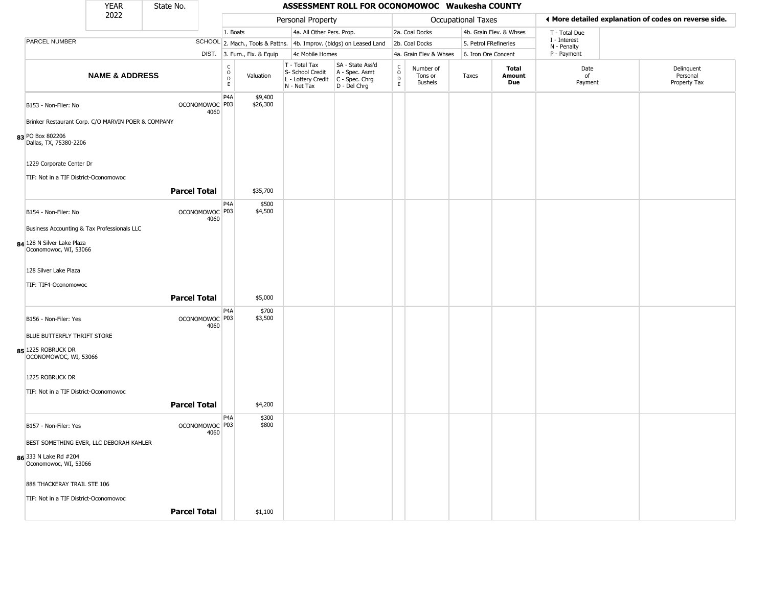| YEAR 2022 | State No. | ASSESSMENT ROLL FOR OCONOMOWOC Waukesha COUNTY | | | | | | | | | |
|---|---|---|---|---|---|---|---|---|---|---|---|

| | | Personal Property | | | | Occupational Taxes | | | | ◄ More detailed explanation of codes on reverse side. | |
|---|---|---|---|---|---|---|---|---|---|---|---|
| PARCEL NUMBER | SCHOOL DIST. | 1. Boats<br>2. Mach., Tools & Pattns.<br>3. Furn., Fix. & Equip | | 4a. All Other Pers. Prop.<br>4b. Improv. (bldgs) on Leased Land<br>4c Mobile Homes | | 2a. Coal Docks<br>2b. Coal Docks<br>4a. Grain Elev & Whses | | 4b. Grain Elev. & Whses<br>5. Petrol FRefineries<br>6. Iron Ore Concent | | T - Total Due<br>I - Interest<br>N - Penalty<br>P - Payment | |
| **NAME & ADDRESS** | | CODE | Valuation | T - Total Tax<br>S- School Credit<br>L - Lottery Credit<br>N - Net Tax | SA - State Ass'd<br>A - Spec. Asmt<br>C - Spec. Chrg<br>D - Del Chrg | CODE | Number of Tons or Bushels | Taxes | **Total Amount Due** | Date of Payment | Delinquent Personal Property Tax |
| B153 - Non-Filer: No | OCONOMOWOC 4060 | P4A<br>P03 | $9,400<br>$26,300 | | | | | | | | |
| Brinker Restaurant Corp. C/O MARVIN POER & COMPANY | | | | | | | | | | | |
| 83 PO Box 802206<br>Dallas, TX, 75380-2206 | | | | | | | | | | | |
| 1229 Corporate Center Dr | | | | | | | | | | | |
| TIF: Not in a TIF District-Oconomowoc | | | | | | | | | | | |
| | **Parcel Total** | | $35,700 | | | | | | | | |
| B154 - Non-Filer: No | OCONOMOWOC 4060 | P4A<br>P03 | $500<br>$4,500 | | | | | | | | |
| Business Accounting & Tax Professionals LLC | | | | | | | | | | | |
| 84 128 N Silver Lake Plaza<br>Oconomowoc, WI, 53066 | | | | | | | | | | | |
| 128 Silver Lake Plaza | | | | | | | | | | | |
| TIF: TIF4-Oconomowoc | | | | | | | | | | | |
| | **Parcel Total** | | $5,000 | | | | | | | | |
| B156 - Non-Filer: Yes | OCONOMOWOC 4060 | P4A<br>P03 | $700<br>$3,500 | | | | | | | | |
| BLUE BUTTERFLY THRIFT STORE | | | | | | | | | | | |
| 85 1225 ROBRUCK DR<br>OCONOMOWOC, WI, 53066 | | | | | | | | | | | |
| 1225 ROBRUCK DR | | | | | | | | | | | |
| TIF: Not in a TIF District-Oconomowoc | | | | | | | | | | | |
| | **Parcel Total** | | $4,200 | | | | | | | | |
| B157 - Non-Filer: Yes | OCONOMOWOC 4060 | P4A<br>P03 | $300<br>$800 | | | | | | | | |
| BEST SOMETHING EVER, LLC DEBORAH KAHLER | | | | | | | | | | | |
| 86 333 N Lake Rd #204<br>Oconomowoc, WI, 53066 | | | | | | | | | | | |
| 888 THACKERAY TRAIL STE 106 | | | | | | | | | | | |
| TIF: Not in a TIF District-Oconomowoc | | | | | | | | | | | |
| | **Parcel Total** | | $1,100 | | | | | | | | |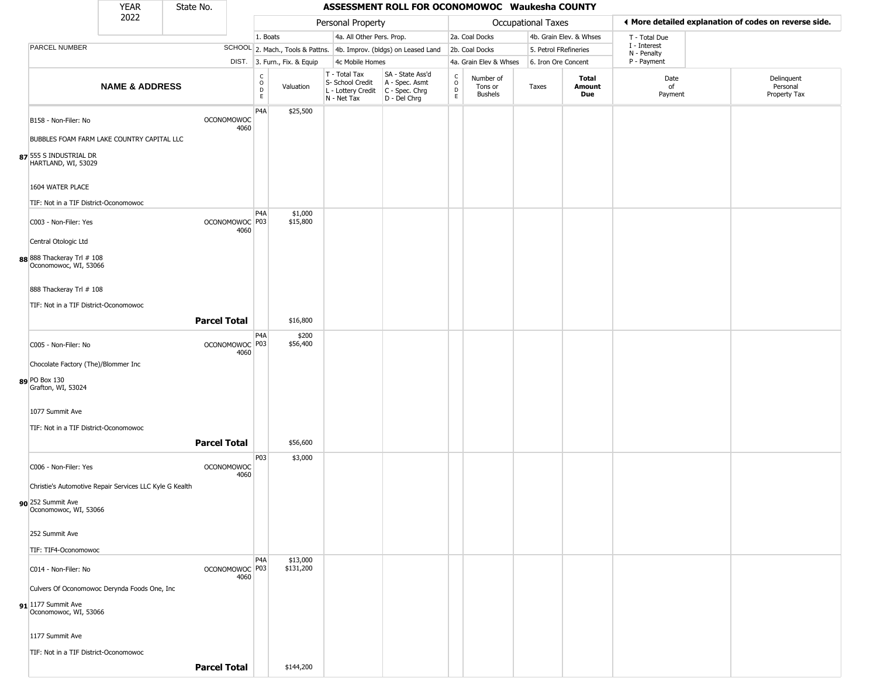# ASSESSMENT ROLL FOR OCONOMOWOC Waukesha COUNTY

| YEAR | State No. |
|---|---|
| 2022 | |

| | | Personal Property | | | | | Occupational Taxes | | | | ◀ More detailed explanation of codes on reverse side. | |
|---|---|---|---|---|---|---|---|---|---|---|---|---|
| PARCEL NUMBER | SCHOOL DIST. | 1. Boats<br>2. Mach., Tools & Pattns.<br>3. Furn., Fix. & Equip | | 4a. All Other Pers. Prop.<br>4b. Improv. (bldgs) on Leased Land<br>4c Mobile Homes | | | 2a. Coal Docks<br>2b. Coal Docks<br>4a. Grain Elev & Whses | | 4b. Grain Elev. & Whses<br>5. Petrol FRefineries<br>6. Iron Ore Concent | | T - Total Due<br>I - Interest<br>N - Penalty<br>P - Payment | |
| **NAME & ADDRESS** | | CODE | Valuation | T - Total Tax<br>S- School Credit<br>L - Lottery Credit<br>N - Net Tax | SA - State Ass'd<br>A - Spec. Asmt<br>C - Spec. Chrg<br>D - Del Chrg | CODE | Number of Tons or Bushels | Taxes | **Total Amount Due** | Date of Payment | Delinquent Personal Property Tax |
| **87** B158 - Non-Filer: No<br>BUBBLES FOAM FARM LAKE COUNTRY CAPITAL LLC<br>555 S INDUSTRIAL DR<br>HARTLAND, WI, 53029<br>1604 WATER PLACE<br>TIF: Not in a TIF District-Oconomowoc | OCONOMOWOC 4060 | P4A | $25,500 | | | | | | | | |
| **88** C003 - Non-Filer: Yes<br>Central Otologic Ltd<br>888 Thackeray Trl # 108<br>Oconomowoc, WI, 53066<br>888 Thackeray Trl # 108<br>TIF: Not in a TIF District-Oconomowoc | OCONOMOWOC 4060 | P4A<br>P03 | $1,000<br>$15,800 | | | | | | | | |
| | **Parcel Total** | | $16,800 | | | | | | | | |
| **89** C005 - Non-Filer: No<br>Chocolate Factory (The)/Blommer Inc<br>PO Box 130<br>Grafton, WI, 53024<br>1077 Summit Ave<br>TIF: Not in a TIF District-Oconomowoc | OCONOMOWOC 4060 | P4A<br>P03 | $200<br>$56,400 | | | | | | | | |
| | **Parcel Total** | | $56,600 | | | | | | | | |
| **90** C006 - Non-Filer: Yes<br>Christie's Automotive Repair Services LLC Kyle G Kealth<br>252 Summit Ave<br>Oconomowoc, WI, 53066<br>252 Summit Ave<br>TIF: TIF4-Oconomowoc | OCONOMOWOC 4060 | P03 | $3,000 | | | | | | | | |
| **91** C014 - Non-Filer: No<br>Culvers Of Oconomowoc Derynda Foods One, Inc<br>1177 Summit Ave<br>Oconomowoc, WI, 53066<br>1177 Summit Ave<br>TIF: Not in a TIF District-Oconomowoc | OCONOMOWOC 4060 | P4A<br>P03 | $13,000<br>$131,200 | | | | | | | | |
| | **Parcel Total** | | $144,200 | | | | | | | | |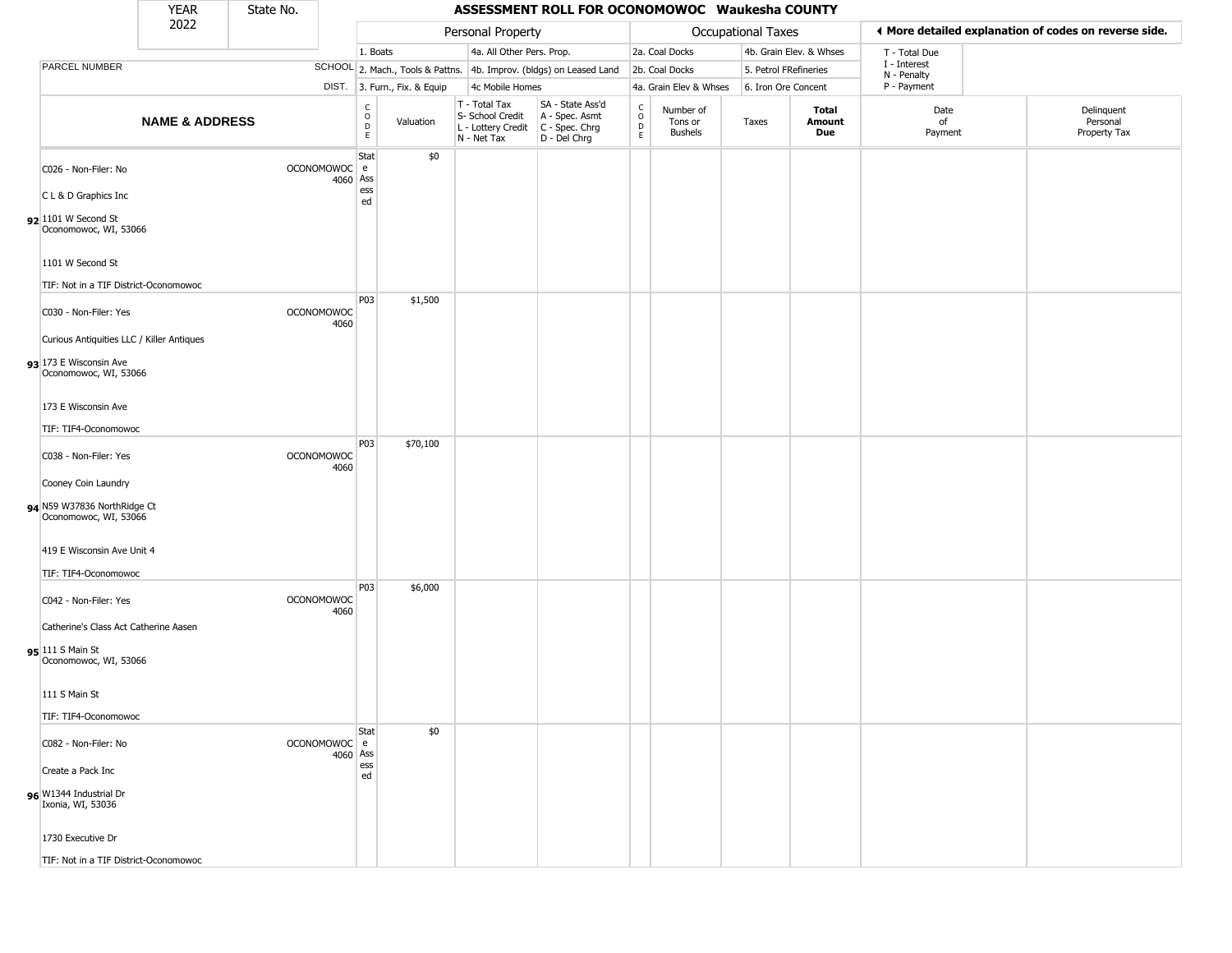| YEAR 2022 | State No. | ASSESSMENT ROLL FOR OCONOMOWOC Waukesha COUNTY |
|---|---|---|

| | | Personal Property | | | | Occupational Taxes | | | | ◀ More detailed explanation of codes on reverse side. | |
|---|---|---|---|---|---|---|---|---|---|---|---|
| | | 1. Boats | | 4a. All Other Pers. Prop. | | 2a. Coal Docks | | 4b. Grain Elev. & Whses | | T - Total Due | |
| PARCEL NUMBER | SCHOOL | 2. Mach., Tools & Pattns. | | 4b. Improv. (bldgs) on Leased Land | | 2b. Coal Docks | | 5. Petrol FRefineries | | I - Interest N - Penalty | |
| | DIST. | 3. Furn., Fix. & Equip | | 4c Mobile Homes | | 4a. Grain Elev & Whses | | 6. Iron Ore Concent | | P - Payment | |

| | NAME & ADDRESS | SCHOOL DIST. | CODE | Valuation | T - Total Tax S- School Credit L - Lottery Credit N - Net Tax | SA - State Ass'd A - Spec. Asmt C - Spec. Chrg D - Del Chrg | CODE | Number of Tons or Bushels | Taxes | Total Amount Due | Date of Payment | Delinquent Personal Property Tax |
|---|---|---|---|---|---|---|---|---|---|---|---|---|
| 92 | C026 - Non-Filer: No<br>C L & D Graphics Inc<br>1101 W Second St<br>Oconomowoc, WI, 53066<br><br>1101 W Second St<br>TIF: Not in a TIF District-Oconomowoc | OCONOMOWOC 4060 | State Assessed | $0 | | | | | | | | |
| 93 | C030 - Non-Filer: Yes<br>Curious Antiquities LLC / Killer Antiques<br>173 E Wisconsin Ave<br>Oconomowoc, WI, 53066<br><br>173 E Wisconsin Ave<br>TIF: TIF4-Oconomowoc | OCONOMOWOC 4060 | P03 | $1,500 | | | | | | | | |
| 94 | C038 - Non-Filer: Yes<br>Cooney Coin Laundry<br>N59 W37836 NorthRidge Ct<br>Oconomowoc, WI, 53066<br><br>419 E Wisconsin Ave Unit 4<br>TIF: TIF4-Oconomowoc | OCONOMOWOC 4060 | P03 | $70,100 | | | | | | | | |
| 95 | C042 - Non-Filer: Yes<br>Catherine's Class Act Catherine Aasen<br>111 S Main St<br>Oconomowoc, WI, 53066<br><br>111 S Main St<br>TIF: TIF4-Oconomowoc | OCONOMOWOC 4060 | P03 | $6,000 | | | | | | | | |
| 96 | C082 - Non-Filer: No<br>Create a Pack Inc<br>W1344 Industrial Dr<br>Ixonia, WI, 53036<br><br>1730 Executive Dr<br>TIF: Not in a TIF District-Oconomowoc | OCONOMOWOC 4060 | State Assessed | $0 | | | | | | | | |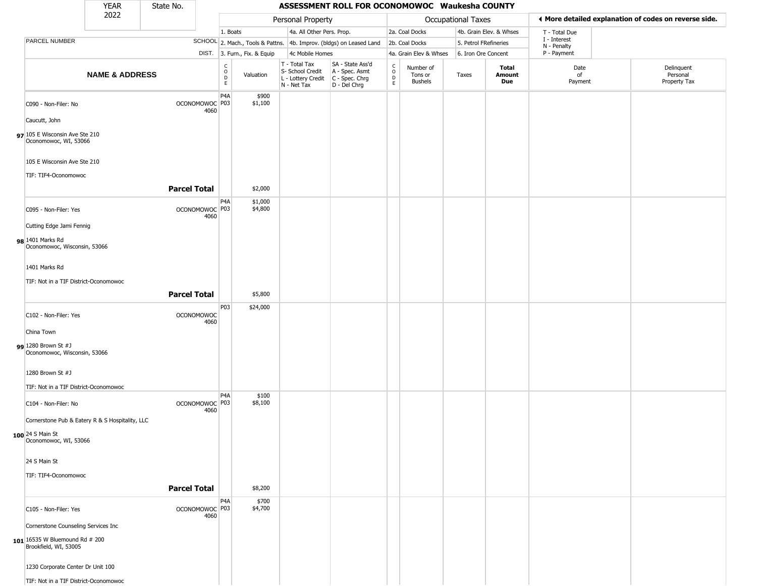| YEAR 2022 | State No. | ASSESSMENT ROLL FOR OCONOMOWOC Waukesha COUNTY |
|---|---|---|

| | | Personal Property | | | | Occupational Taxes | | | | ◀ More detailed explanation of codes on reverse side. | |
|---|---|---|---|---|---|---|---|---|---|---|---|
| PARCEL NUMBER | SCHOOL DIST. | 1. Boats / 2. Mach., Tools & Pattns. / 3. Furn., Fix. & Equip | | 4a. All Other Pers. Prop. / 4b. Improv. (bldgs) on Leased Land / 4c Mobile Homes | | 2a. Coal Docks / 2b. Coal Docks / 4a. Grain Elev & Whses | | 4b. Grain Elev. & Whses / 5. Petrol FRefineries / 6. Iron Ore Concent | | T - Total Due / I - Interest / N - Penalty / P - Payment | |
| **NAME & ADDRESS** | | CODE | Valuation | T - Total Tax / S- School Credit / L - Lottery Credit / N - Net Tax | SA - State Ass'd / A - Spec. Asmt / C - Spec. Chrg / D - Del Chrg | CODE | Number of Tons or Bushels | Taxes | **Total Amount Due** | Date of Payment | Delinquent Personal Property Tax |
| **97** C090 - Non-Filer: No<br>Caucutt, John<br>105 E Wisconsin Ave Ste 210<br>Oconomowoc, WI, 53066<br><br>105 E Wisconsin Ave Ste 210<br>TIF: TIF4-Oconomowoc | OCONOMOWOC 4060 | P4A<br>P03 | $900<br>$1,100 | | | | | | | | |
| **Parcel Total** | | | $2,000 | | | | | | | | |
| **98** C095 - Non-Filer: Yes<br>Cutting Edge Jami Fennig<br>1401 Marks Rd<br>Oconomowoc, Wisconsin, 53066<br><br>1401 Marks Rd<br>TIF: Not in a TIF District-Oconomowoc | OCONOMOWOC 4060 | P4A<br>P03 | $1,000<br>$4,800 | | | | | | | | |
| **Parcel Total** | | | $5,800 | | | | | | | | |
| **99** C102 - Non-Filer: Yes<br>China Town<br>1280 Brown St #J<br>Oconomowoc, Wisconsin, 53066<br><br>1280 Brown St #J<br>TIF: Not in a TIF District-Oconomowoc | OCONOMOWOC 4060 | P03 | $24,000 | | | | | | | | |
| **100** C104 - Non-Filer: No<br>Cornerstone Pub & Eatery R & S Hospitality, LLC<br>24 S Main St<br>Oconomowoc, WI, 53066<br><br>24 S Main St<br>TIF: TIF4-Oconomowoc | OCONOMOWOC 4060 | P4A<br>P03 | $100<br>$8,100 | | | | | | | | |
| **Parcel Total** | | | $8,200 | | | | | | | | |
| **101** C105 - Non-Filer: Yes<br>Cornerstone Counseling Services Inc<br>16535 W Bluemound Rd # 200<br>Brookfield, WI, 53005<br><br>1230 Corporate Center Dr Unit 100<br>TIF: Not in a TIF District-Oconomowoc | OCONOMOWOC 4060 | P4A<br>P03 | $700<br>$4,700 | | | | | | | | |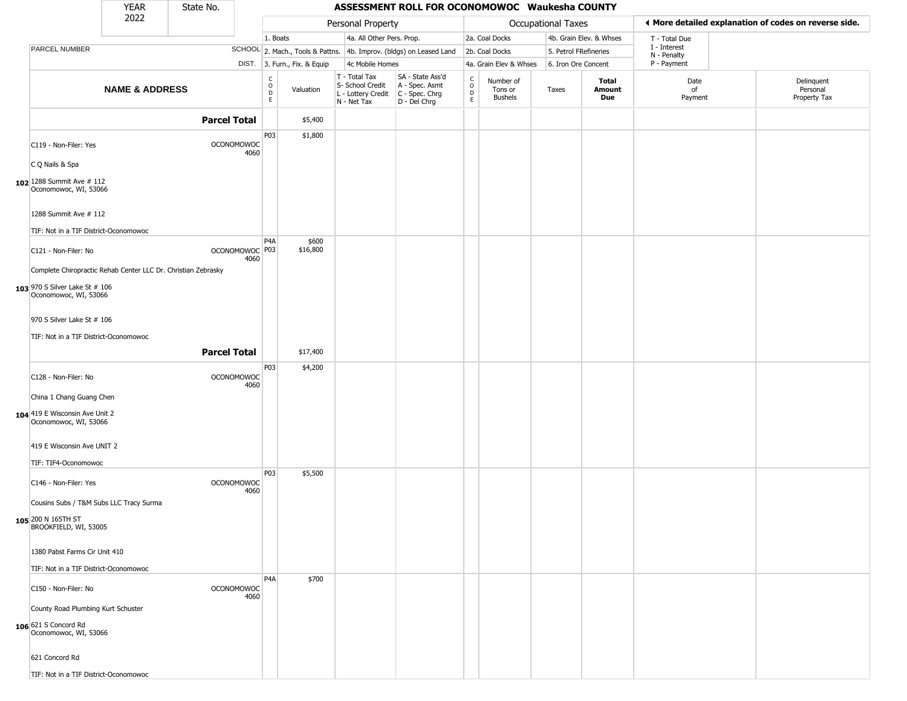| YEAR 2022 | State No. | | ASSESSMENT ROLL FOR OCONOMOWOC Waukesha COUNTY | | | | | | | | |
|---|---|---|---|---|---|---|---|---|---|---|---|

**Personal Property:** 1. Boats; 2. Mach., Tools & Pattns.; 3. Furn., Fix. & Equip; 4a. All Other Pers. Prop.; 4b. Improv. (bldgs) on Leased Land; 4c Mobile Homes

**Occupational Taxes:** 2a. Coal Docks; 2b. Coal Docks; 4a. Grain Elev & Whses; 4b. Grain Elev. & Whses; 5. Petrol FRefineries; 6. Iron Ore Concent

◄ More detailed explanation of codes on reverse side.

T - Total Due; I - Interest; N - Penalty; P - Payment

| | NAME & ADDRESS | PARCEL NUMBER / SCHOOL DIST. | CODE | Valuation | T - Total Tax / S- School Credit / L - Lottery Credit / N - Net Tax | SA - State Ass'd / A - Spec. Asmt / C - Spec. Chrg / D - Del Chrg | CODE | Number of Tons or Bushels | Taxes | Total Amount Due | Date of Payment | Delinquent Personal Property Tax |
|---|---|---|---|---|---|---|---|---|---|---|---|---|
| | **Parcel Total** | | | $5,400 | | | | | | | | |
| 102 | C119 - Non-Filer: Yes<br>C Q Nails & Spa<br>1288 Summit Ave # 112<br>Oconomowoc, WI, 53066<br>1288 Summit Ave # 112<br>TIF: Not in a TIF District-Oconomowoc | OCONOMOWOC 4060 | P03 | $1,800 | | | | | | | | |
| 103 | C121 - Non-Filer: No<br>Complete Chiropractic Rehab Center LLC Dr. Christian Zebrasky<br>970 S Silver Lake St # 106<br>Oconomowoc, WI, 53066<br>970 S Silver Lake St # 106<br>TIF: Not in a TIF District-Oconomowoc | OCONOMOWOC 4060 | P4A<br>P03 | $600<br>$16,800 | | | | | | | | |
| | **Parcel Total** | | | $17,400 | | | | | | | | |
| 104 | C128 - Non-Filer: No<br>China 1 Chang Guang Chen<br>419 E Wisconsin Ave Unit 2<br>Oconomowoc, WI, 53066<br>419 E Wisconsin Ave UNIT 2<br>TIF: TIF4-Oconomowoc | OCONOMOWOC 4060 | P03 | $4,200 | | | | | | | | |
| 105 | C146 - Non-Filer: Yes<br>Cousins Subs / T&M Subs LLC Tracy Surma<br>200 N 165TH ST<br>BROOKFIELD, WI, 53005<br>1380 Pabst Farms Cir Unit 410<br>TIF: Not in a TIF District-Oconomowoc | OCONOMOWOC 4060 | P03 | $5,500 | | | | | | | | |
| 106 | C150 - Non-Filer: No<br>County Road Plumbing Kurt Schuster<br>621 S Concord Rd<br>Oconomowoc, WI, 53066<br>621 Concord Rd<br>TIF: Not in a TIF District-Oconomowoc | OCONOMOWOC 4060 | P4A | $700 | | | | | | | | |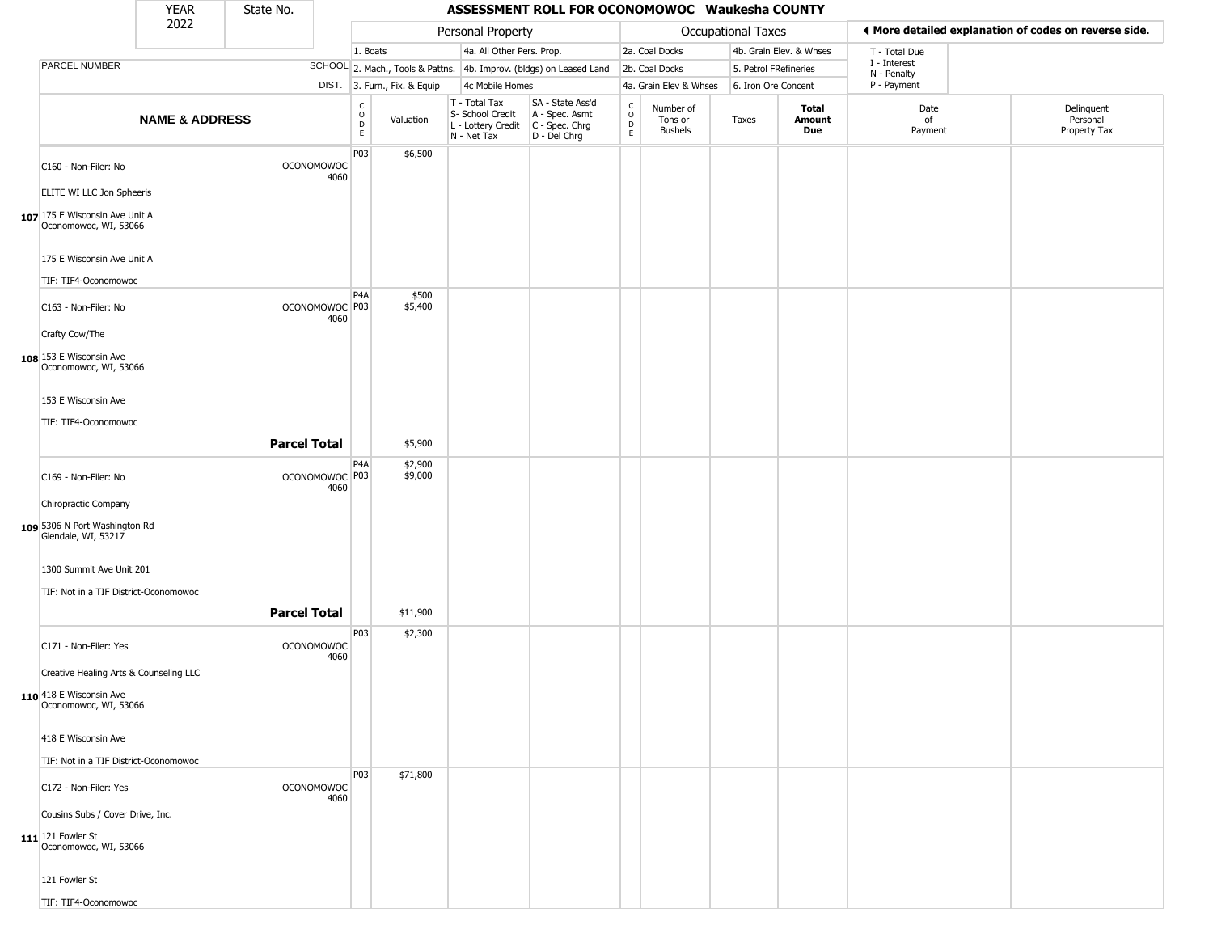| YEAR 2022 | State No. | ASSESSMENT ROLL FOR OCONOMOWOC Waukesha COUNTY | | | | | | | | | |
|---|---|---|---|---|---|---|---|---|---|---|---|

| PARCEL NUMBER / NAME & ADDRESS | SCHOOL DIST. | CODE | Valuation | T - Total Tax / S- School Credit / L - Lottery Credit / N - Net Tax | SA - State Ass'd / A - Spec. Asmt / C - Spec. Chrg / D - Del Chrg | CODE | Number of Tons or Bushels | Taxes | Total Amount Due | Date of Payment | Delinquent Personal Property Tax |
|---|---|---|---|---|---|---|---|---|---|---|---|
| **Personal Property:** 1. Boats; 2. Mach., Tools & Pattns.; 3. Furn., Fix. & Equip; 4a. All Other Pers. Prop.; 4b. Improv. (bldgs) on Leased Land; 4c Mobile Homes | | | | | | **Occupational Taxes:** 2a. Coal Docks; 2b. Coal Docks; 4a. Grain Elev & Whses; 4b. Grain Elev. & Whses; 5. Petrol FRefineries; 6. Iron Ore Concent | | | | T - Total Due; I - Interest; N - Penalty; P - Payment | ◀ More detailed explanation of codes on reverse side. |
| 107 C160 - Non-Filer: No<br>ELITE WI LLC Jon Spheeris<br>175 E Wisconsin Ave Unit A<br>Oconomowoc, WI, 53066<br>175 E Wisconsin Ave Unit A<br>TIF: TIF4-Oconomowoc | OCONOMOWOC 4060 | P03 | $6,500 | | | | | | | | |
| 108 C163 - Non-Filer: No<br>Crafty Cow/The<br>153 E Wisconsin Ave<br>Oconomowoc, WI, 53066<br>153 E Wisconsin Ave<br>TIF: TIF4-Oconomowoc | OCONOMOWOC 4060 | P4A<br>P03 | $500<br>$5,400 | | | | | | | | |
| **Parcel Total** | | | $5,900 | | | | | | | | |
| 109 C169 - Non-Filer: No<br>Chiropractic Company<br>5306 N Port Washington Rd<br>Glendale, WI, 53217<br>1300 Summit Ave Unit 201<br>TIF: Not in a TIF District-Oconomowoc | OCONOMOWOC 4060 | P4A<br>P03 | $2,900<br>$9,000 | | | | | | | | |
| **Parcel Total** | | | $11,900 | | | | | | | | |
| 110 C171 - Non-Filer: Yes<br>Creative Healing Arts & Counseling LLC<br>418 E Wisconsin Ave<br>Oconomowoc, WI, 53066<br>418 E Wisconsin Ave<br>TIF: Not in a TIF District-Oconomowoc | OCONOMOWOC 4060 | P03 | $2,300 | | | | | | | | |
| 111 C172 - Non-Filer: Yes<br>Cousins Subs / Cover Drive, Inc.<br>121 Fowler St<br>Oconomowoc, WI, 53066<br>121 Fowler St<br>TIF: TIF4-Oconomowoc | OCONOMOWOC 4060 | P03 | $71,800 | | | | | | | | |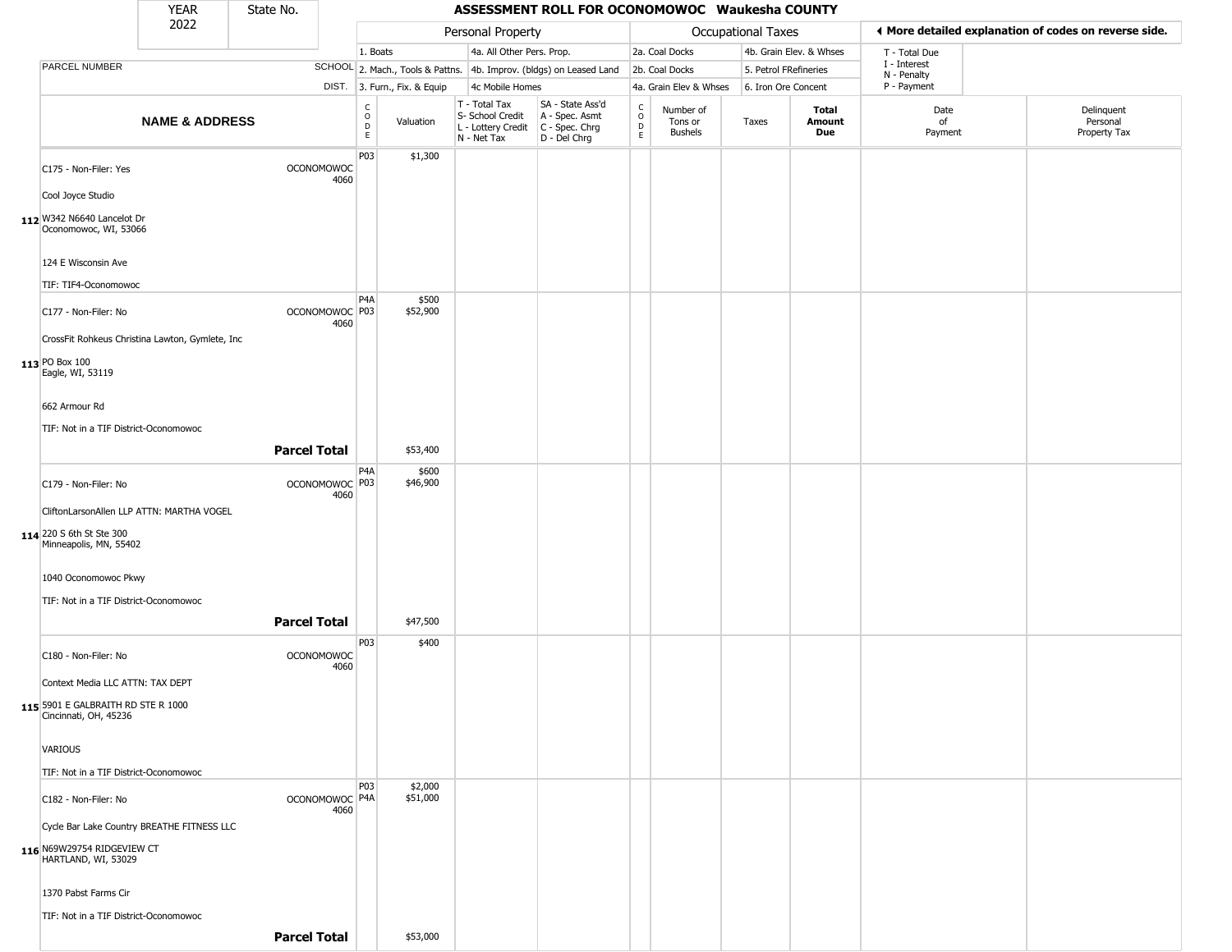| YEAR 2022 | State No. | ASSESSMENT ROLL FOR OCONOMOWOC Waukesha COUNTY | | | | | | | | |
|---|---|---|---|---|---|---|---|---|---|---|

| | | Personal Property | | | | Occupational Taxes | | | | ◄ More detailed explanation of codes on reverse side. | |
|---|---|---|---|---|---|---|---|---|---|---|---|
| PARCEL NUMBER | SCHOOL DIST. | 1. Boats<br>2. Mach., Tools & Pattns.<br>3. Furn., Fix. & Equip | | 4a. All Other Pers. Prop.<br>4b. Improv. (bldgs) on Leased Land<br>4c Mobile Homes | | 2a. Coal Docks<br>2b. Coal Docks<br>4a. Grain Elev & Whses | | 4b. Grain Elev. & Whses<br>5. Petrol FRefineries<br>6. Iron Ore Concent | | T - Total Due<br>I - Interest<br>N - Penalty<br>P - Payment | |
| **NAME & ADDRESS** | | CODE | Valuation | T - Total Tax<br>S- School Credit<br>L - Lottery Credit<br>N - Net Tax | SA - State Ass'd<br>A - Spec. Asmt<br>C - Spec. Chrg<br>D - Del Chrg | CODE | Number of Tons or Bushels | Taxes | **Total Amount Due** | Date of Payment | Delinquent Personal Property Tax |
| **112** C175 - Non-Filer: Yes<br>Cool Joyce Studio<br>W342 N6640 Lancelot Dr<br>Oconomowoc, WI, 53066<br>124 E Wisconsin Ave<br>TIF: TIF4-Oconomowoc | OCONOMOWOC 4060 | P03 | $1,300 | | | | | | | | |
| **113** C177 - Non-Filer: No<br>CrossFit Rohkeus Christina Lawton, Gymlete, Inc<br>PO Box 100<br>Eagle, WI, 53119<br>662 Armour Rd<br>TIF: Not in a TIF District-Oconomowoc | OCONOMOWOC 4060 | P4A<br>P03 | $500<br>$52,900 | | | | | | | | |
| | **Parcel Total** | | $53,400 | | | | | | | | |
| **114** C179 - Non-Filer: No<br>CliftonLarsonAllen LLP ATTN: MARTHA VOGEL<br>220 S 6th St Ste 300<br>Minneapolis, MN, 55402<br>1040 Oconomowoc Pkwy<br>TIF: Not in a TIF District-Oconomowoc | OCONOMOWOC 4060 | P4A<br>P03 | $600<br>$46,900 | | | | | | | | |
| | **Parcel Total** | | $47,500 | | | | | | | | |
| **115** C180 - Non-Filer: No<br>Context Media LLC ATTN: TAX DEPT<br>5901 E GALBRAITH RD STE R 1000<br>Cincinnati, OH, 45236<br>VARIOUS<br>TIF: Not in a TIF District-Oconomowoc | OCONOMOWOC 4060 | P03 | $400 | | | | | | | | |
| **116** C182 - Non-Filer: No<br>Cycle Bar Lake Country BREATHE FITNESS LLC<br>N69W29754 RIDGEVIEW CT<br>HARTLAND, WI, 53029<br>1370 Pabst Farms Cir<br>TIF: Not in a TIF District-Oconomowoc | OCONOMOWOC 4060 | P03<br>P4A | $2,000<br>$51,000 | | | | | | | | |
| | **Parcel Total** | | $53,000 | | | | | | | | |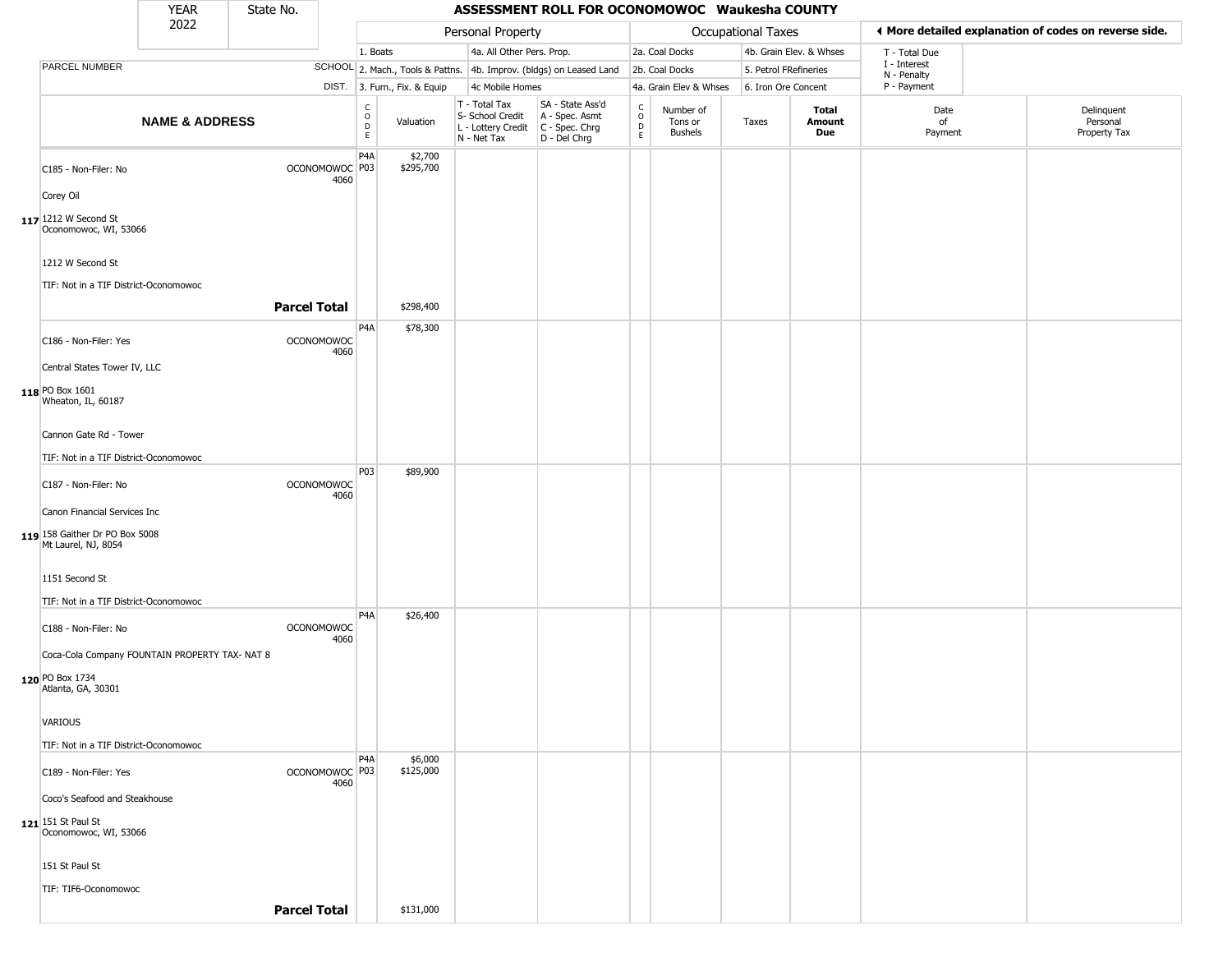| YEAR 2022 | State No. | ASSESSMENT ROLL FOR OCONOMOWOC Waukesha COUNTY |
|---|---|---|

| | | Personal Property | | | | Occupational Taxes | | | | ◀ More detailed explanation of codes on reverse side. | |
|---|---|---|---|---|---|---|---|---|---|---|---|
| PARCEL NUMBER | SCHOOL DIST. | 1. Boats | | 4a. All Other Pers. Prop. | | 2a. Coal Docks | | 4b. Grain Elev. & Whses | | T - Total Due | |
| | | 2. Mach., Tools & Pattns. | | 4b. Improv. (bldgs) on Leased Land | | 2b. Coal Docks | | 5. Petrol FRefineries | | I - Interest N - Penalty | |
| | | 3. Furn., Fix. & Equip | | 4c Mobile Homes | | 4a. Grain Elev & Whses | | 6. Iron Ore Concent | | P - Payment | |

| | NAME & ADDRESS | | CODE | Valuation | T - Total Tax S- School Credit L - Lottery Credit N - Net Tax | SA - State Ass'd A - Spec. Asmt C - Spec. Chrg D - Del Chrg | CODE | Number of Tons or Bushels | Taxes | Total Amount Due | Date of Payment | Delinquent Personal Property Tax |
|---|---|---|---|---|---|---|---|---|---|---|---|---|
| 117 | C185 - Non-Filer: No<br>Corey Oil<br>1212 W Second St<br>Oconomowoc, WI, 53066<br>1212 W Second St<br>TIF: Not in a TIF District-Oconomowoc | OCONOMOWOC 4060 | P4A<br>P03 | $2,700<br>$295,700 | | | | | | | | |
| | | **Parcel Total** | | $298,400 | | | | | | | | |
| 118 | C186 - Non-Filer: Yes<br>Central States Tower IV, LLC<br>PO Box 1601<br>Wheaton, IL, 60187<br>Cannon Gate Rd - Tower<br>TIF: Not in a TIF District-Oconomowoc | OCONOMOWOC 4060 | P4A | $78,300 | | | | | | | | |
| 119 | C187 - Non-Filer: No<br>Canon Financial Services Inc<br>158 Gaither Dr PO Box 5008<br>Mt Laurel, NJ, 8054<br>1151 Second St<br>TIF: Not in a TIF District-Oconomowoc | OCONOMOWOC 4060 | P03 | $89,900 | | | | | | | | |
| 120 | C188 - Non-Filer: No<br>Coca-Cola Company FOUNTAIN PROPERTY TAX- NAT 8<br>PO Box 1734<br>Atlanta, GA, 30301<br>VARIOUS<br>TIF: Not in a TIF District-Oconomowoc | OCONOMOWOC 4060 | P4A | $26,400 | | | | | | | | |
| 121 | C189 - Non-Filer: Yes<br>Coco's Seafood and Steakhouse<br>151 St Paul St<br>Oconomowoc, WI, 53066<br>151 St Paul St<br>TIF: TIF6-Oconomowoc | OCONOMOWOC 4060 | P4A<br>P03 | $6,000<br>$125,000 | | | | | | | | |
| | | **Parcel Total** | | $131,000 | | | | | | | | |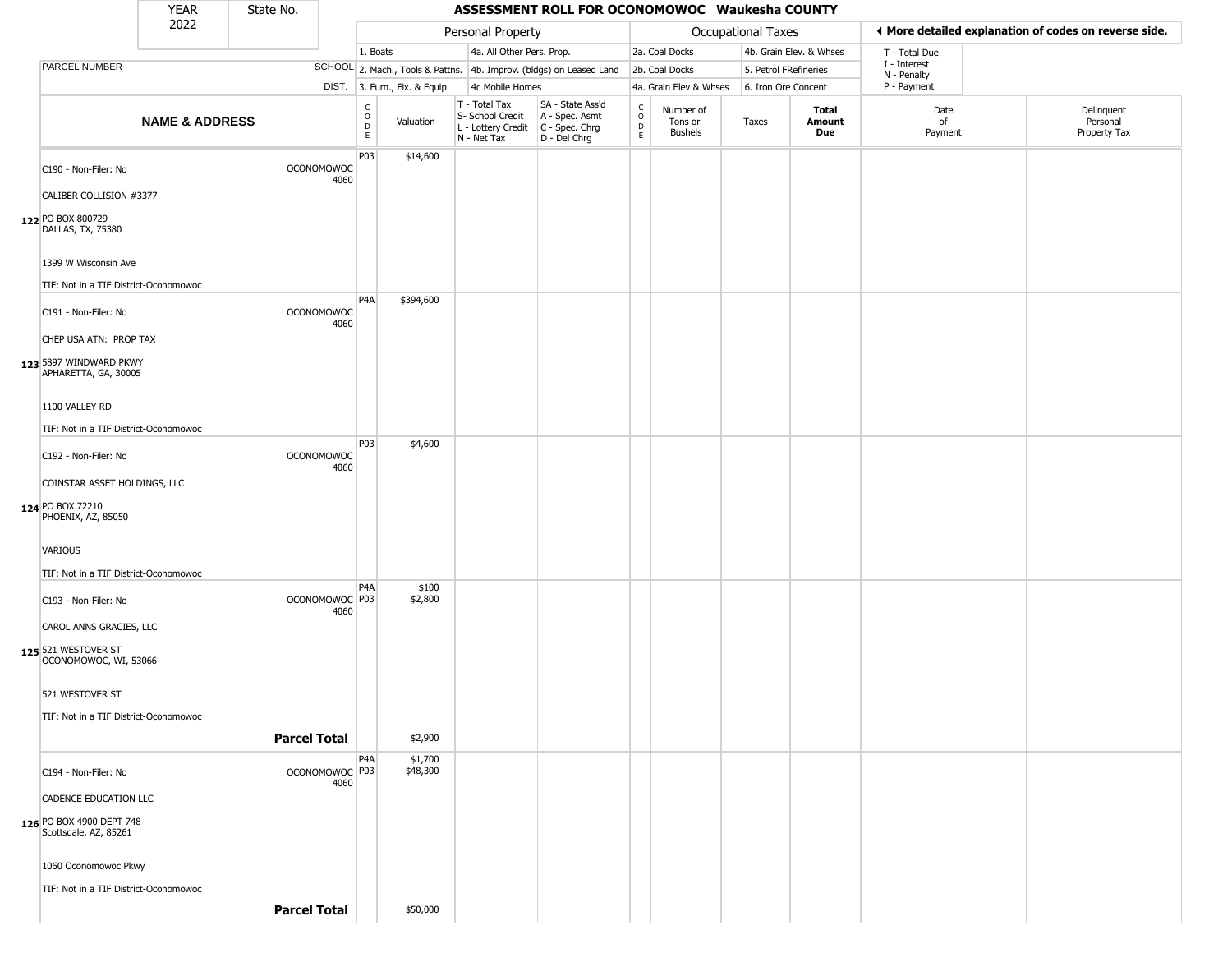| YEAR 2022 | State No. | ASSESSMENT ROLL FOR OCONOMOWOC Waukesha COUNTY |
|---|---|---|

| | | Personal Property | | | | Occupational Taxes | | | | ◀ More detailed explanation of codes on reverse side. | |
|---|---|---|---|---|---|---|---|---|---|---|---|
| | | 1. Boats | | 4a. All Other Pers. Prop. | | 2a. Coal Docks | | 4b. Grain Elev. & Whses | | T - Total Due | |
| PARCEL NUMBER | SCHOOL | 2. Mach., Tools & Pattns. | | 4b. Improv. (bldgs) on Leased Land | | 2b. Coal Docks | | 5. Petrol FRefineries | | I - Interest N - Penalty | |
| | DIST. | 3. Furn., Fix. & Equip | | 4c Mobile Homes | | 4a. Grain Elev & Whses | | 6. Iron Ore Concent | | P - Payment | |
| NAME & ADDRESS | | CODE | Valuation | T - Total Tax S- School Credit L - Lottery Credit N - Net Tax | SA - State Ass'd A - Spec. Asmt C - Spec. Chrg D - Del Chrg | CODE | Number of Tons or Bushels | Taxes | Total Amount Due | Date of Payment | Delinquent Personal Property Tax |
| 122 C190 - Non-Filer: No<br>CALIBER COLLISION #3377<br>PO BOX 800729<br>DALLAS, TX, 75380<br>1399 W Wisconsin Ave<br>TIF: Not in a TIF District-Oconomowoc | OCONOMOWOC 4060 | P03 | $14,600 | | | | | | | | |
| 123 C191 - Non-Filer: No<br>CHEP USA ATN: PROP TAX<br>5897 WINDWARD PKWY<br>APHARETTA, GA, 30005<br>1100 VALLEY RD<br>TIF: Not in a TIF District-Oconomowoc | OCONOMOWOC 4060 | P4A | $394,600 | | | | | | | | |
| 124 C192 - Non-Filer: No<br>COINSTAR ASSET HOLDINGS, LLC<br>PO BOX 72210<br>PHOENIX, AZ, 85050<br>VARIOUS<br>TIF: Not in a TIF District-Oconomowoc | OCONOMOWOC 4060 | P03 | $4,600 | | | | | | | | |
| 125 C193 - Non-Filer: No<br>CAROL ANNS GRACIES, LLC<br>521 WESTOVER ST<br>OCONOMOWOC, WI, 53066<br>521 WESTOVER ST<br>TIF: Not in a TIF District-Oconomowoc | OCONOMOWOC 4060 | P4A<br>P03 | $100<br>$2,800 | | | | | | | | |
| | **Parcel Total** | | $2,900 | | | | | | | | |
| 126 C194 - Non-Filer: No<br>CADENCE EDUCATION LLC<br>PO BOX 4900 DEPT 748<br>Scottsdale, AZ, 85261<br>1060 Oconomowoc Pkwy<br>TIF: Not in a TIF District-Oconomowoc | OCONOMOWOC 4060 | P4A<br>P03 | $1,700<br>$48,300 | | | | | | | | |
| | **Parcel Total** | | $50,000 | | | | | | | | |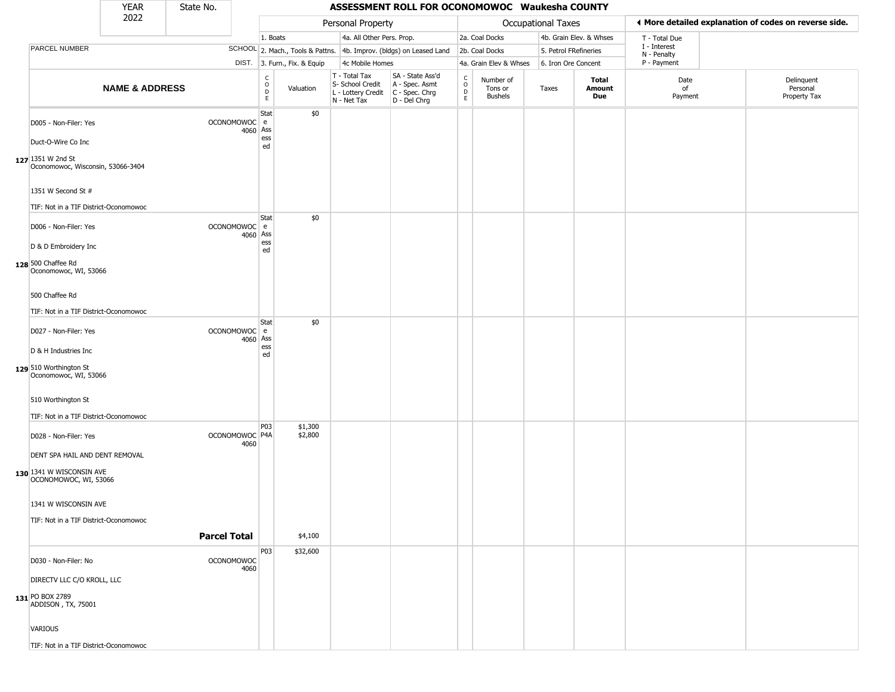| YEAR 2022 | State No. | | ASSESSMENT ROLL FOR OCONOMOWOC Waukesha COUNTY | | | | | | | | | | |
|---|---|---|---|---|---|---|---|---|---|---|---|---|---|
| | | | Personal Property | | | | Occupational Taxes | | | | ◀ More detailed explanation of codes on reverse side. | | |
| | | | 1. Boats | | 4a. All Other Pers. Prop. | | 2a. Coal Docks | | 4b. Grain Elev. & Whses | | T - Total Due | | |
| PARCEL NUMBER | | SCHOOL | 2. Mach., Tools & Pattns. | | 4b. Improv. (bldgs) on Leased Land | | 2b. Coal Docks | | 5. Petrol FRefineries | | I - Interest<br>N - Penalty | | |
| | | DIST. | 3. Furn., Fix. & Equip | | 4c Mobile Homes | | 4a. Grain Elev & Whses | | 6. Iron Ore Concent | | P - Payment | | |
| | NAME & ADDRESS | | CODE | Valuation | T - Total Tax<br>S- School Credit<br>L - Lottery Credit<br>N - Net Tax | SA - State Ass'd<br>A - Spec. Asmt<br>C - Spec. Chrg<br>D - Del Chrg | CODE | Number of Tons or Bushels | Taxes | Total Amount Due | Date of Payment | Delinquent Personal Property Tax | |
| 127 | D005 - Non-Filer: Yes<br>Duct-O-Wire Co Inc<br>1351 W 2nd St<br>Oconomowoc, Wisconsin, 53066-3404<br>1351 W Second St #<br>TIF: Not in a TIF District-Oconomowoc | OCONOMOWOC 4060 | State Assessed | $0 | | | | | | | | | |
| 128 | D006 - Non-Filer: Yes<br>D & D Embroidery Inc<br>500 Chaffee Rd<br>Oconomowoc, WI, 53066<br>500 Chaffee Rd<br>TIF: Not in a TIF District-Oconomowoc | OCONOMOWOC 4060 | State Assessed | $0 | | | | | | | | | |
| 129 | D027 - Non-Filer: Yes<br>D & H Industries Inc<br>510 Worthington St<br>Oconomowoc, WI, 53066<br>510 Worthington St<br>TIF: Not in a TIF District-Oconomowoc | OCONOMOWOC 4060 | State Assessed | $0 | | | | | | | | | |
| 130 | D028 - Non-Filer: Yes<br>DENT SPA HAIL AND DENT REMOVAL<br>1341 W WISCONSIN AVE<br>OCONOMOWOC, WI, 53066<br>1341 W WISCONSIN AVE<br>TIF: Not in a TIF District-Oconomowoc | OCONOMOWOC 4060 | P03<br>P4A | $1,300<br>$2,800 | | | | | | | | | |
| | **Parcel Total** | | | $4,100 | | | | | | | | | |
| 131 | D030 - Non-Filer: No<br>DIRECTV LLC C/O KROLL, LLC<br>PO BOX 2789<br>ADDISON , TX, 75001<br>VARIOUS<br>TIF: Not in a TIF District-Oconomowoc | OCONOMOWOC 4060 | P03 | $32,600 | | | | | | | | | |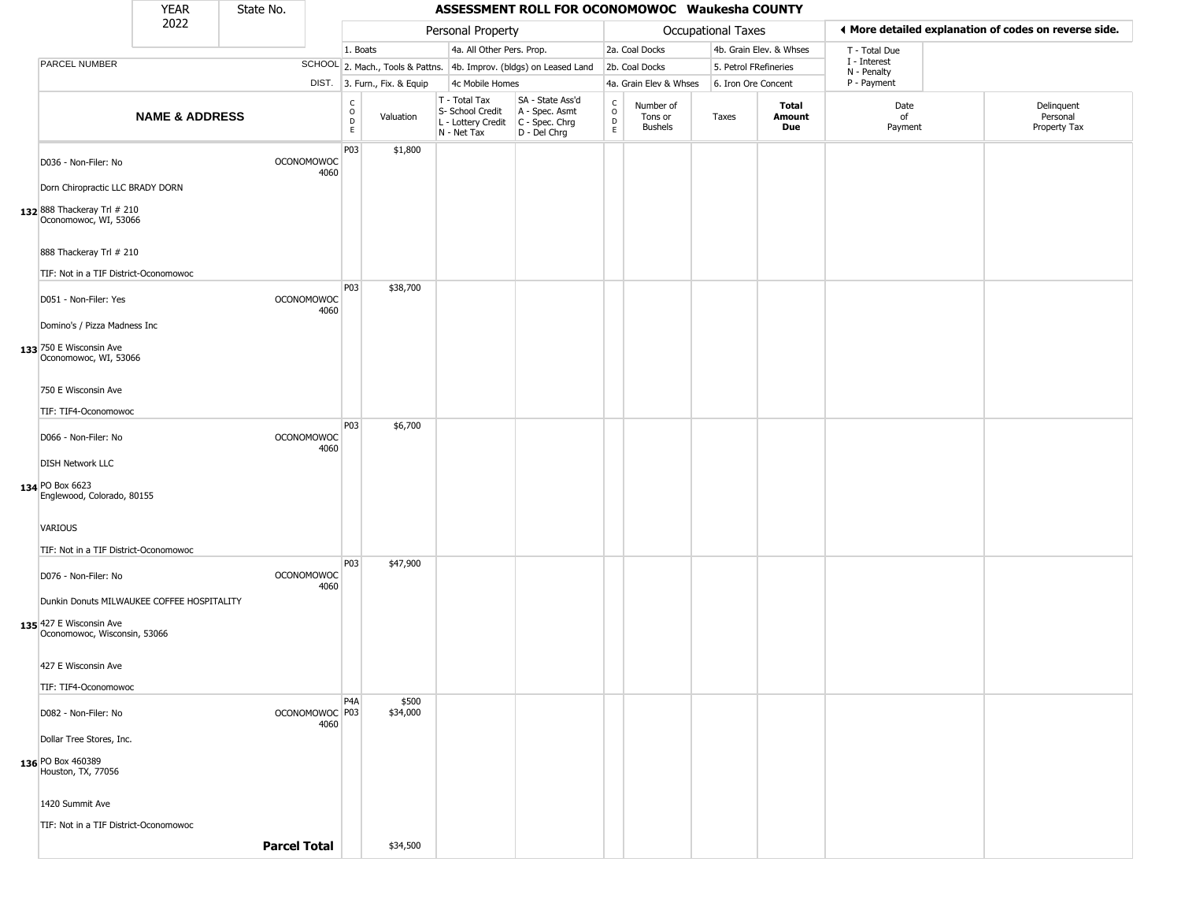| YEAR 2022 | State No. | | ASSESSMENT ROLL FOR OCONOMOWOC Waukesha COUNTY | | | | | | | | | |
|---|---|---|---|---|---|---|---|---|---|---|---|---|

| | | | Personal Property | | | | Occupational Taxes | | | | ◀ More detailed explanation of codes on reverse side. | |
|---|---|---|---|---|---|---|---|---|---|---|---|---|
| | | 1. Boats | | 4a. All Other Pers. Prop. | | 2a. Coal Docks | | 4b. Grain Elev. & Whses | | T - Total Due | | |
| PARCEL NUMBER | SCHOOL | 2. Mach., Tools & Pattns. | | 4b. Improv. (bldgs) on Leased Land | | 2b. Coal Docks | | 5. Petrol FRefineries | | I - Interest N - Penalty | | |
| | DIST. | 3. Furn., Fix. & Equip | | 4c Mobile Homes | | 4a. Grain Elev & Whses | | 6. Iron Ore Concent | | P - Payment | | |
| NAME & ADDRESS | | CODE | Valuation | T - Total Tax S- School Credit L - Lottery Credit N - Net Tax | SA - State Ass'd A - Spec. Asmt C - Spec. Chrg D - Del Chrg | CODE | Number of Tons or Bushels | Taxes | Total Amount Due | Date of Payment | Delinquent Personal Property Tax | |
| **132** D036 - Non-Filer: No<br>Dorn Chiropractic LLC BRADY DORN<br>888 Thackeray Trl # 210<br>Oconomowoc, WI, 53066<br>888 Thackeray Trl # 210<br>TIF: Not in a TIF District-Oconomowoc | OCONOMOWOC 4060 | P03 | $1,800 | | | | | | | | | |
| **133** D051 - Non-Filer: Yes<br>Domino's / Pizza Madness Inc<br>750 E Wisconsin Ave<br>Oconomowoc, WI, 53066<br>750 E Wisconsin Ave<br>TIF: TIF4-Oconomowoc | OCONOMOWOC 4060 | P03 | $38,700 | | | | | | | | | |
| **134** D066 - Non-Filer: No<br>DISH Network LLC<br>PO Box 6623<br>Englewood, Colorado, 80155<br>VARIOUS<br>TIF: Not in a TIF District-Oconomowoc | OCONOMOWOC 4060 | P03 | $6,700 | | | | | | | | | |
| **135** D076 - Non-Filer: No<br>Dunkin Donuts MILWAUKEE COFFEE HOSPITALITY<br>427 E Wisconsin Ave<br>Oconomowoc, Wisconsin, 53066<br>427 E Wisconsin Ave<br>TIF: TIF4-Oconomowoc | OCONOMOWOC 4060 | P03 | $47,900 | | | | | | | | | |
| **136** D082 - Non-Filer: No<br>Dollar Tree Stores, Inc.<br>PO Box 460389<br>Houston, TX, 77056<br>1420 Summit Ave<br>TIF: Not in a TIF District-Oconomowoc | OCONOMOWOC 4060 | P4A<br>P03 | $500<br>$34,000 | | | | | | | | | |
| | **Parcel Total** | | $34,500 | | | | | | | | | |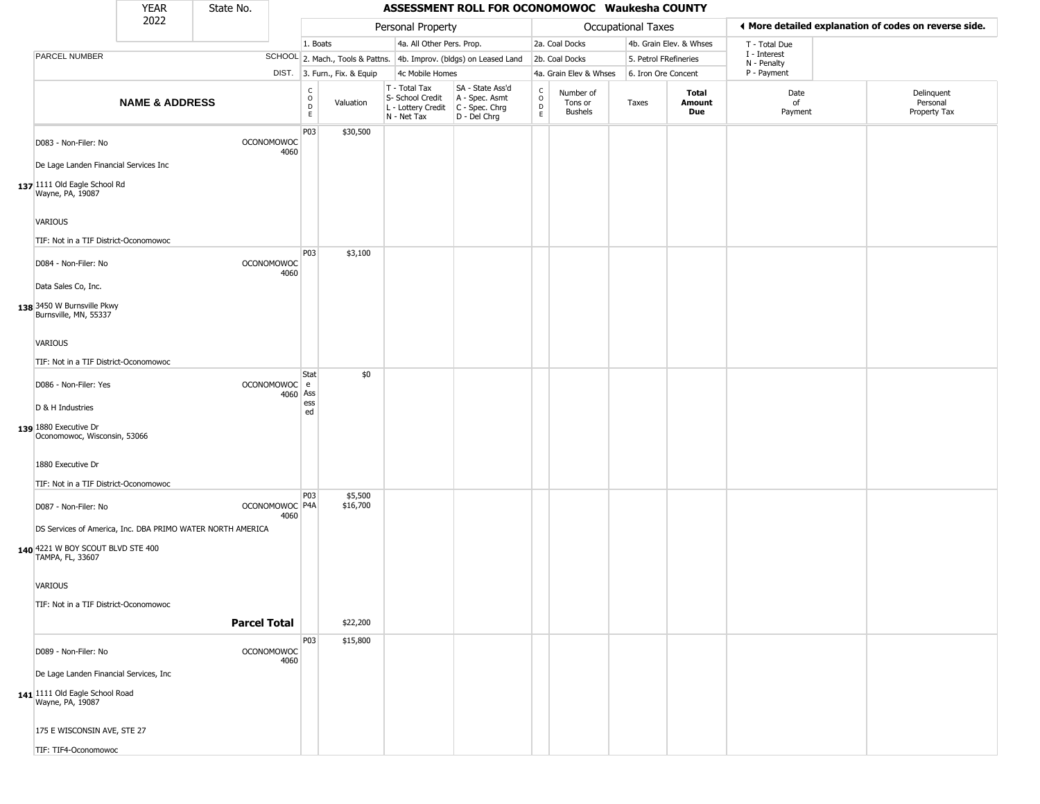| YEAR 2022 | State No. | ASSESSMENT ROLL FOR OCONOMOWOC Waukesha COUNTY |
|---|---|---|

| | | Personal Property | | | | Occupational Taxes | | | | ◄ More detailed explanation of codes on reverse side. | |
|---|---|---|---|---|---|---|---|---|---|---|---|
| | | 1. Boats | | 4a. All Other Pers. Prop. | | 2a. Coal Docks | | 4b. Grain Elev. & Whses | | T - Total Due | |
| PARCEL NUMBER | SCHOOL | 2. Mach., Tools & Pattns. | | 4b. Improv. (bldgs) on Leased Land | | 2b. Coal Docks | | 5. Petrol FRefineries | | I - Interest, N - Penalty | |
| | DIST. | 3. Furn., Fix. & Equip | | 4c Mobile Homes | | 4a. Grain Elev & Whses | | 6. Iron Ore Concent | | P - Payment | |
| **NAME & ADDRESS** | | CODE | Valuation | T - Total Tax, S- School Credit, L - Lottery Credit, N - Net Tax | SA - State Ass'd, A - Spec. Asmt, C - Spec. Chrg, D - Del Chrg | CODE | Number of Tons or Bushels | Taxes | **Total Amount Due** | Date of Payment | Delinquent Personal Property Tax |
| 137 D083 - Non-Filer: No; De Lage Landen Financial Services Inc; 1111 Old Eagle School Rd, Wayne, PA, 19087; VARIOUS; TIF: Not in a TIF District-Oconomowoc | OCONOMOWOC 4060 | P03 | $30,500 | | | | | | | | |
| 138 D084 - Non-Filer: No; Data Sales Co, Inc.; 3450 W Burnsville Pkwy, Burnsville, MN, 55337; VARIOUS; TIF: Not in a TIF District-Oconomowoc | OCONOMOWOC 4060 | P03 | $3,100 | | | | | | | | |
| 139 D086 - Non-Filer: Yes; D & H Industries; 1880 Executive Dr, Oconomowoc, Wisconsin, 53066; 1880 Executive Dr; TIF: Not in a TIF District-Oconomowoc | OCONOMOWOC 4060 | State Assessed | $0 | | | | | | | | |
| 140 D087 - Non-Filer: No; DS Services of America, Inc. DBA PRIMO WATER NORTH AMERICA; 4221 W BOY SCOUT BLVD STE 400, TAMPA, FL, 33607; VARIOUS; TIF: Not in a TIF District-Oconomowoc | OCONOMOWOC 4060 | P03 P4A | $5,500 $16,700 | | | | | | | | |
| **Parcel Total** | | | $22,200 | | | | | | | | |
| 141 D089 - Non-Filer: No; De Lage Landen Financial Services, Inc; 1111 Old Eagle School Road, Wayne, PA, 19087; 175 E WISCONSIN AVE, STE 27; TIF: TIF4-Oconomowoc | OCONOMOWOC 4060 | P03 | $15,800 | | | | | | | | |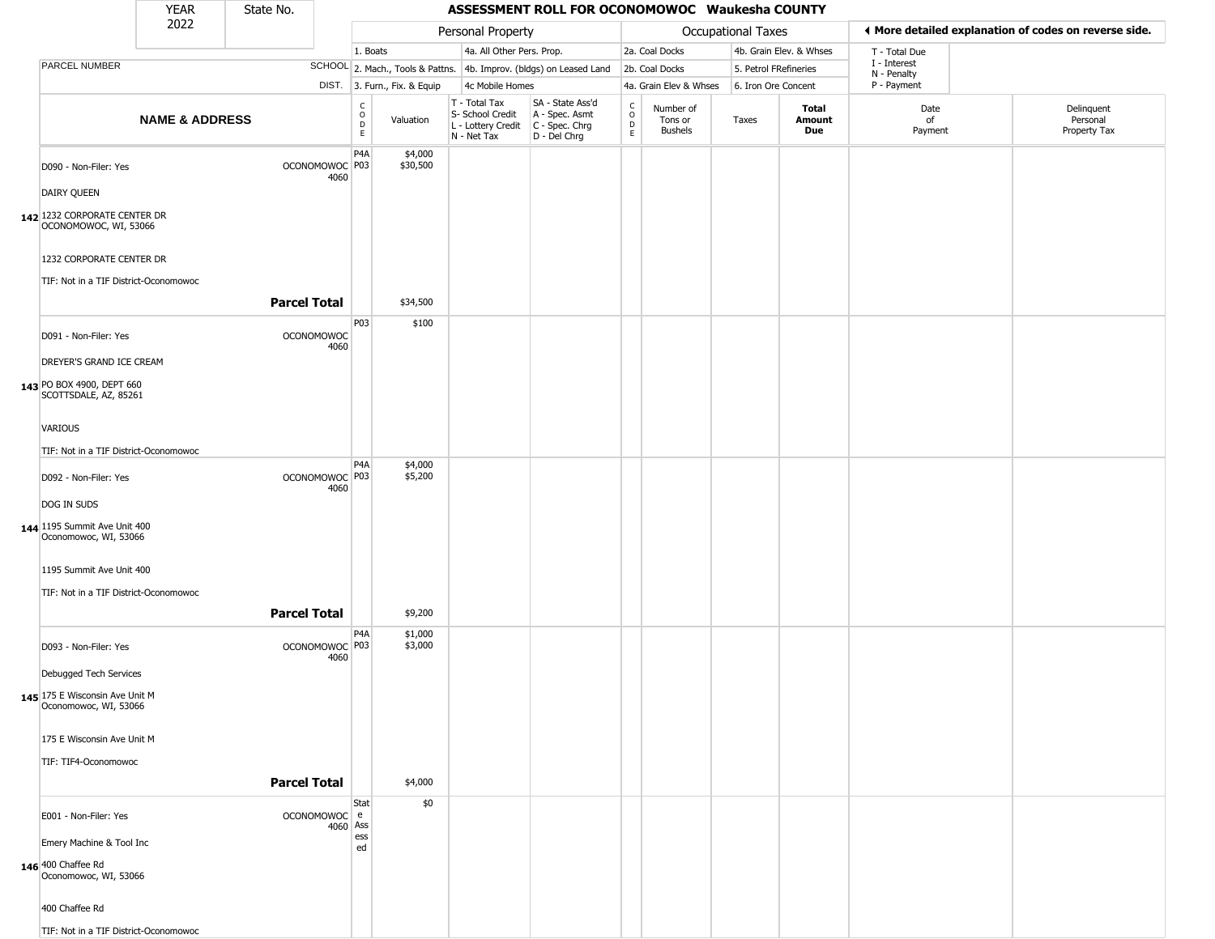| YEAR 2022 | State No. | | ASSESSMENT ROLL FOR OCONOMOWOC Waukesha COUNTY | | | | | | | | | |
|---|---|---|---|---|---|---|---|---|---|---|---|---|

| | | | Personal Property | | | | Occupational Taxes | | | | ◄ More detailed explanation of codes on reverse side. | |
|---|---|---|---|---|---|---|---|---|---|---|---|---|
| | | | 1. Boats | | 4a. All Other Pers. Prop. | | 2a. Coal Docks | | 4b. Grain Elev. & Whses | | T - Total Due<br>I - Interest<br>N - Penalty<br>P - Payment | |
| PARCEL NUMBER | SCHOOL | | 2. Mach., Tools & Pattns. | | 4b. Improv. (bldgs) on Leased Land | | 2b. Coal Docks | | 5. Petrol FRefineries | | | |
| | DIST. | | 3. Furn., Fix. & Equip | | 4c Mobile Homes | | 4a. Grain Elev & Whses | | 6. Iron Ore Concent | | | |
| **NAME & ADDRESS** | | CODE | Valuation | T - Total Tax<br>S- School Credit<br>L - Lottery Credit<br>N - Net Tax | SA - State Ass'd<br>A - Spec. Asmt<br>C - Spec. Chrg<br>D - Del Chrg | CODE | Number of Tons or Bushels | Taxes | **Total Amount Due** | Date of Payment | Delinquent Personal Property Tax |
| **142** D090 - Non-Filer: Yes<br>DAIRY QUEEN<br>1232 CORPORATE CENTER DR<br>OCONOMOWOC, WI, 53066<br>1232 CORPORATE CENTER DR<br>TIF: Not in a TIF District-Oconomowoc | OCONOMOWOC 4060 | P4A<br>P03 | $4,000<br>$30,500 | | | | | | | | |
| | **Parcel Total** | | $34,500 | | | | | | | | |
| **143** D091 - Non-Filer: Yes<br>DREYER'S GRAND ICE CREAM<br>PO BOX 4900, DEPT 660<br>SCOTTSDALE, AZ, 85261<br>VARIOUS<br>TIF: Not in a TIF District-Oconomowoc | OCONOMOWOC 4060 | P03 | $100 | | | | | | | | |
| **144** D092 - Non-Filer: Yes<br>DOG IN SUDS<br>1195 Summit Ave Unit 400<br>Oconomowoc, WI, 53066<br>1195 Summit Ave Unit 400<br>TIF: Not in a TIF District-Oconomowoc | OCONOMOWOC 4060 | P4A<br>P03 | $4,000<br>$5,200 | | | | | | | | |
| | **Parcel Total** | | $9,200 | | | | | | | | |
| **145** D093 - Non-Filer: Yes<br>Debugged Tech Services<br>175 E Wisconsin Ave Unit M<br>Oconomowoc, WI, 53066<br>175 E Wisconsin Ave Unit M<br>TIF: TIF4-Oconomowoc | OCONOMOWOC 4060 | P4A<br>P03 | $1,000<br>$3,000 | | | | | | | | |
| | **Parcel Total** | | $4,000 | | | | | | | | |
| **146** E001 - Non-Filer: Yes<br>Emery Machine & Tool Inc<br>400 Chaffee Rd<br>Oconomowoc, WI, 53066<br>400 Chaffee Rd<br>TIF: Not in a TIF District-Oconomowoc | OCONOMOWOC 4060 | State Assessed | $0 | | | | | | | | |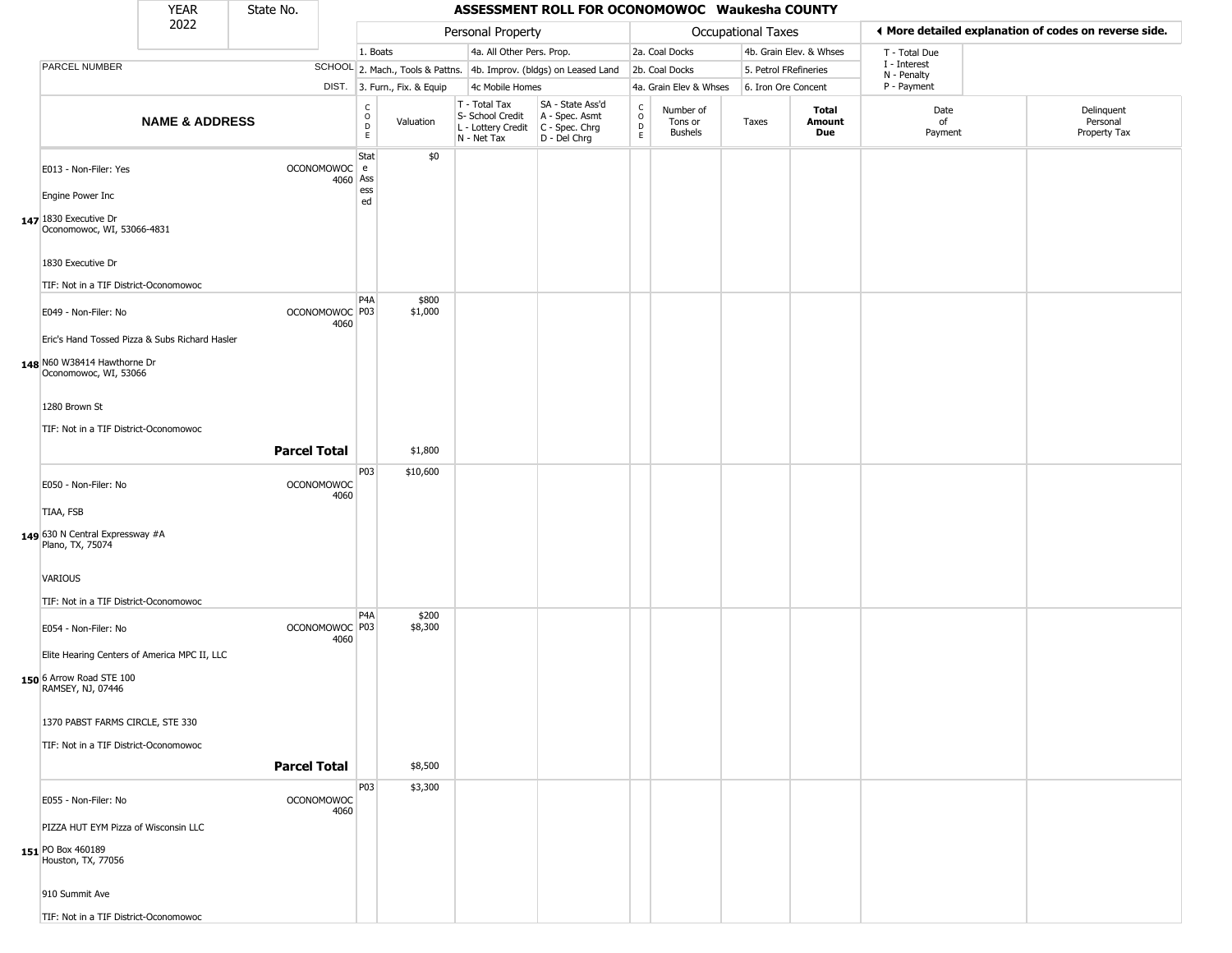| YEAR 2022 | State No. | | ASSESSMENT ROLL FOR OCONOMOWOC Waukesha COUNTY | | | | | | | | | |
|---|---|---|---|---|---|---|---|---|---|---|---|---|

**Personal Property:** 1. Boats; 2. Mach., Tools & Pattns.; 3. Furn., Fix. & Equip; 4a. All Other Pers. Prop.; 4b. Improv. (bldgs) on Leased Land; 4c Mobile Homes

**Occupational Taxes:** 2a. Coal Docks; 2b. Coal Docks; 4a. Grain Elev & Whses; 4b. Grain Elev. & Whses; 5. Petrol FRefineries; 6. Iron Ore Concent

◄ More detailed explanation of codes on reverse side. T - Total Due; I - Interest; N - Penalty; P - Payment

| | PARCEL NUMBER / NAME & ADDRESS | SCHOOL DIST. | CODE | Valuation | T - Total Tax S- School Credit L - Lottery Credit N - Net Tax | SA - State Ass'd A - Spec. Asmt C - Spec. Chrg D - Del Chrg | CODE | Number of Tons or Bushels | Taxes | Total Amount Due | Date of Payment | Delinquent Personal Property Tax |
|---|---|---|---|---|---|---|---|---|---|---|---|---|
| 147 | E013 - Non-Filer: Yes<br>Engine Power Inc<br>1830 Executive Dr<br>Oconomowoc, WI, 53066-4831<br>1830 Executive Dr<br>TIF: Not in a TIF District-Oconomowoc | OCONOMOWOC 4060 | State Assessed | $0 | | | | | | | | |
| 148 | E049 - Non-Filer: No<br>Eric's Hand Tossed Pizza & Subs Richard Hasler<br>N60 W38414 Hawthorne Dr<br>Oconomowoc, WI, 53066<br>1280 Brown St<br>TIF: Not in a TIF District-Oconomowoc | OCONOMOWOC 4060 | P4A<br>P03 | $800<br>$1,000 | | | | | | | | |
| | **Parcel Total** | | | $1,800 | | | | | | | | |
| 149 | E050 - Non-Filer: No<br>TIAA, FSB<br>630 N Central Expressway #A<br>Plano, TX, 75074<br>VARIOUS<br>TIF: Not in a TIF District-Oconomowoc | OCONOMOWOC 4060 | P03 | $10,600 | | | | | | | | |
| 150 | E054 - Non-Filer: No<br>Elite Hearing Centers of America MPC II, LLC<br>6 Arrow Road STE 100<br>RAMSEY, NJ, 07446<br>1370 PABST FARMS CIRCLE, STE 330<br>TIF: Not in a TIF District-Oconomowoc | OCONOMOWOC 4060 | P4A<br>P03 | $200<br>$8,300 | | | | | | | | |
| | **Parcel Total** | | | $8,500 | | | | | | | | |
| 151 | E055 - Non-Filer: No<br>PIZZA HUT EYM Pizza of Wisconsin LLC<br>PO Box 460189<br>Houston, TX, 77056<br>910 Summit Ave<br>TIF: Not in a TIF District-Oconomowoc | OCONOMOWOC 4060 | P03 | $3,300 | | | | | | | | |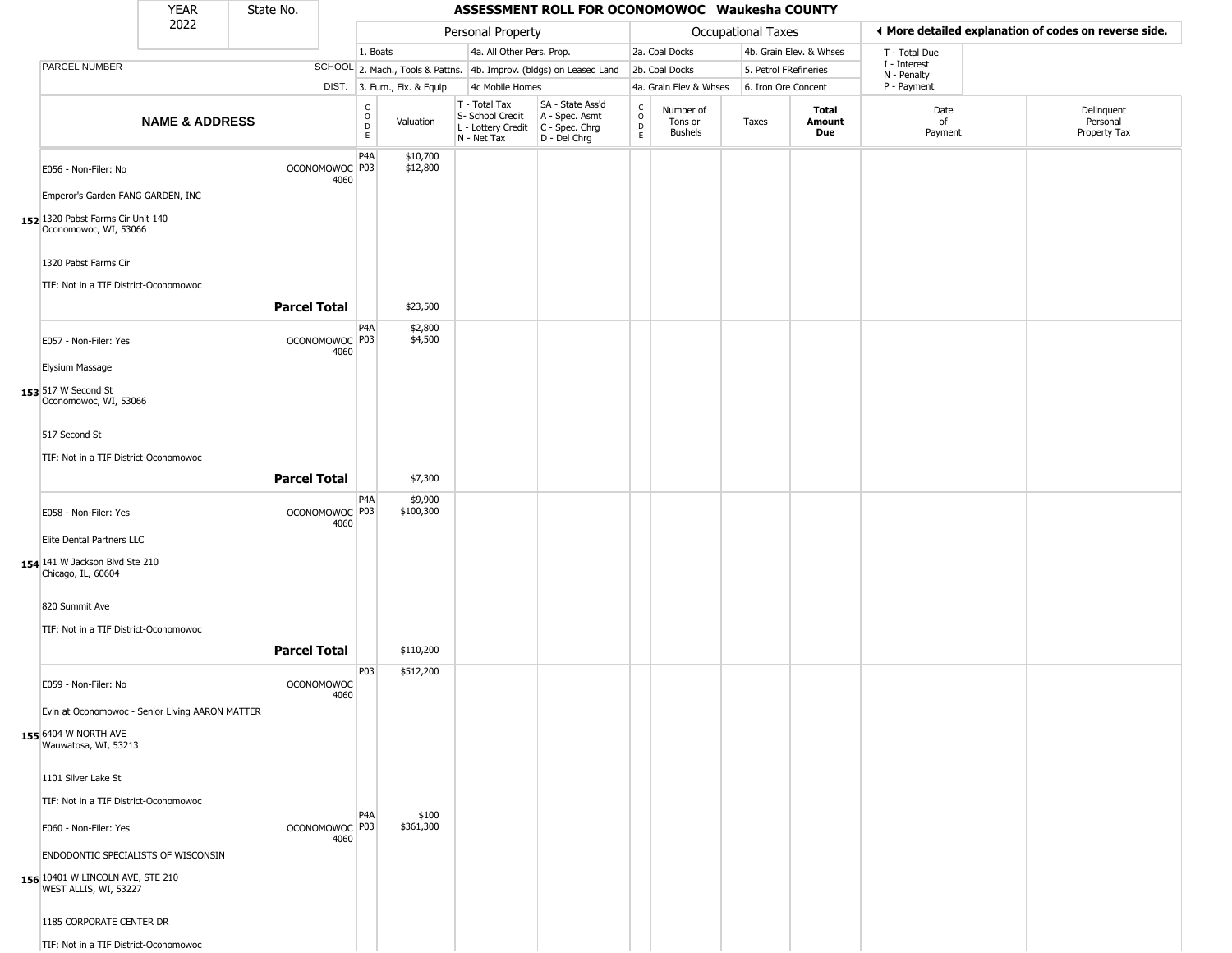| YEAR 2022 | State No. | ASSESSMENT ROLL FOR OCONOMOWOC Waukesha COUNTY |
|---|---|---|

| | | Personal Property | | | | Occupational Taxes | | | | ◀ More detailed explanation of codes on reverse side. | |
|---|---|---|---|---|---|---|---|---|---|---|---|
| PARCEL NUMBER | SCHOOL DIST. | 1. Boats<br>2. Mach., Tools & Pattns.<br>3. Furn., Fix. & Equip | | 4a. All Other Pers. Prop.<br>4b. Improv. (bldgs) on Leased Land<br>4c Mobile Homes | | 2a. Coal Docks<br>2b. Coal Docks<br>4a. Grain Elev & Whses | | 4b. Grain Elev. & Whses<br>5. Petrol FRefineries<br>6. Iron Ore Concent | | T - Total Due<br>I - Interest<br>N - Penalty<br>P - Payment | |
| **NAME & ADDRESS** | | CODE | Valuation | T - Total Tax<br>S- School Credit<br>L - Lottery Credit<br>N - Net Tax | SA - State Ass'd<br>A - Spec. Asmt<br>C - Spec. Chrg<br>D - Del Chrg | CODE | Number of Tons or Bushels | Taxes | **Total Amount Due** | Date of Payment | Delinquent Personal Property Tax |
| **152** E056 - Non-Filer: No<br>Emperor's Garden FANG GARDEN, INC<br>1320 Pabst Farms Cir Unit 140<br>Oconomowoc, WI, 53066<br>1320 Pabst Farms Cir<br>TIF: Not in a TIF District-Oconomowoc | OCONOMOWOC 4060 | P4A<br>P03 | $10,700<br>$12,800 | | | | | | | | |
| | **Parcel Total** | | $23,500 | | | | | | | | |
| **153** E057 - Non-Filer: Yes<br>Elysium Massage<br>517 W Second St<br>Oconomowoc, WI, 53066<br>517 Second St<br>TIF: Not in a TIF District-Oconomowoc | OCONOMOWOC 4060 | P4A<br>P03 | $2,800<br>$4,500 | | | | | | | | |
| | **Parcel Total** | | $7,300 | | | | | | | | |
| **154** E058 - Non-Filer: Yes<br>Elite Dental Partners LLC<br>141 W Jackson Blvd Ste 210<br>Chicago, IL, 60604<br>820 Summit Ave<br>TIF: Not in a TIF District-Oconomowoc | OCONOMOWOC 4060 | P4A<br>P03 | $9,900<br>$100,300 | | | | | | | | |
| | **Parcel Total** | | $110,200 | | | | | | | | |
| **155** E059 - Non-Filer: No<br>Evin at Oconomowoc - Senior Living AARON MATTER<br>6404 W NORTH AVE<br>Wauwatosa, WI, 53213<br>1101 Silver Lake St<br>TIF: Not in a TIF District-Oconomowoc | OCONOMOWOC 4060 | P03 | $512,200 | | | | | | | | |
| **156** E060 - Non-Filer: Yes<br>ENDODONTIC SPECIALISTS OF WISCONSIN<br>10401 W LINCOLN AVE, STE 210<br>WEST ALLIS, WI, 53227<br>1185 CORPORATE CENTER DR<br>TIF: Not in a TIF District-Oconomowoc | OCONOMOWOC 4060 | P4A<br>P03 | $100<br>$361,300 | | | | | | | | |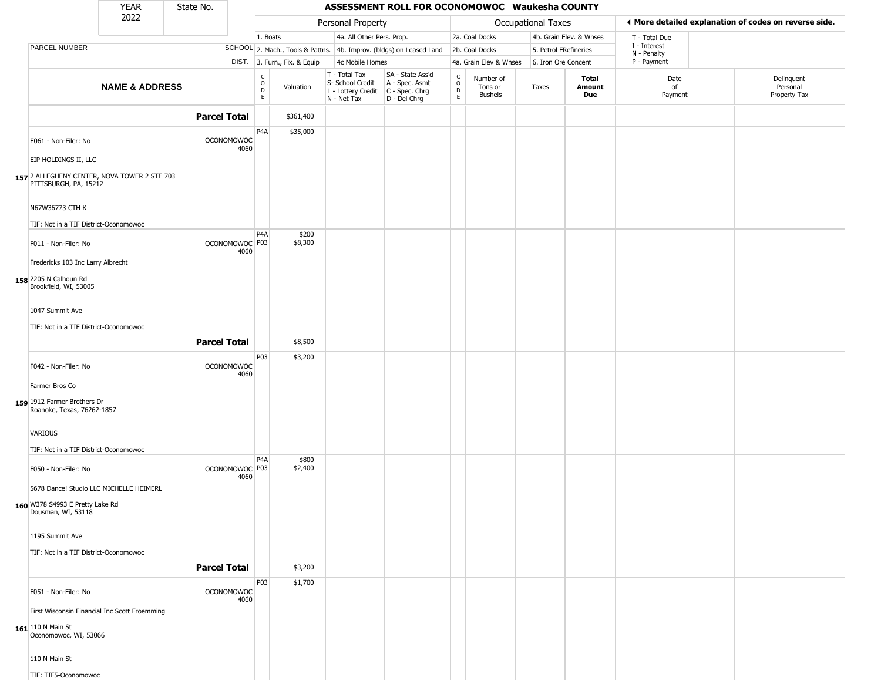| YEAR 2022 | State No. | ASSESSMENT ROLL FOR OCONOMOWOC Waukesha COUNTY | | | | | | | | | | |
|---|---|---|---|---|---|---|---|---|---|---|---|---|

**Personal Property:** 1. Boats; 2. Mach., Tools & Pattns.; 3. Furn., Fix. & Equip; 4a. All Other Pers. Prop.; 4b. Improv. (bldgs) on Leased Land; 4c Mobile Homes

**Occupational Taxes:** 2a. Coal Docks; 2b. Coal Docks; 4a. Grain Elev & Whses; 4b. Grain Elev. & Whses; 5. Petrol FRefineries; 6. Iron Ore Concent

◀ More detailed explanation of codes on reverse side. T - Total Due; I - Interest; N - Penalty; P - Payment

| | PARCEL NUMBER / NAME & ADDRESS | SCHOOL DIST. | CODE | Valuation | T - Total Tax / S- School Credit / L - Lottery Credit / N - Net Tax | SA - State Ass'd / A - Spec. Asmt / C - Spec. Chrg / D - Del Chrg | CODE | Number of Tons or Bushels | Taxes | Total Amount Due | Date of Payment | Delinquent Personal Property Tax |
|---|---|---|---|---|---|---|---|---|---|---|---|---|
| | **Parcel Total** | | | $361,400 | | | | | | | | |
| 157 | E061 - Non-Filer: No<br>EIP HOLDINGS II, LLC<br>2 ALLEGHENY CENTER, NOVA TOWER 2 STE 703<br>PITTSBURGH, PA, 15212<br>N67W36773 CTH K<br>TIF: Not in a TIF District-Oconomowoc | OCONOMOWOC 4060 | P4A | $35,000 | | | | | | | | |
| 158 | F011 - Non-Filer: No<br>Fredericks 103 Inc Larry Albrecht<br>2205 N Calhoun Rd<br>Brookfield, WI, 53005<br>1047 Summit Ave<br>TIF: Not in a TIF District-Oconomowoc | OCONOMOWOC 4060 | P4A<br>P03 | $200<br>$8,300 | | | | | | | | |
| | **Parcel Total** | | | $8,500 | | | | | | | | |
| 159 | F042 - Non-Filer: No<br>Farmer Bros Co<br>1912 Farmer Brothers Dr<br>Roanoke, Texas, 76262-1857<br>VARIOUS<br>TIF: Not in a TIF District-Oconomowoc | OCONOMOWOC 4060 | P03 | $3,200 | | | | | | | | |
| 160 | F050 - Non-Filer: No<br>5678 Dance! Studio LLC MICHELLE HEIMERL<br>W378 S4993 E Pretty Lake Rd<br>Dousman, WI, 53118<br>1195 Summit Ave<br>TIF: Not in a TIF District-Oconomowoc | OCONOMOWOC 4060 | P4A<br>P03 | $800<br>$2,400 | | | | | | | | |
| | **Parcel Total** | | | $3,200 | | | | | | | | |
| 161 | F051 - Non-Filer: No<br>First Wisconsin Financial Inc Scott Froemming<br>110 N Main St<br>Oconomowoc, WI, 53066<br>110 N Main St<br>TIF: TIF5-Oconomowoc | OCONOMOWOC 4060 | P03 | $1,700 | | | | | | | | |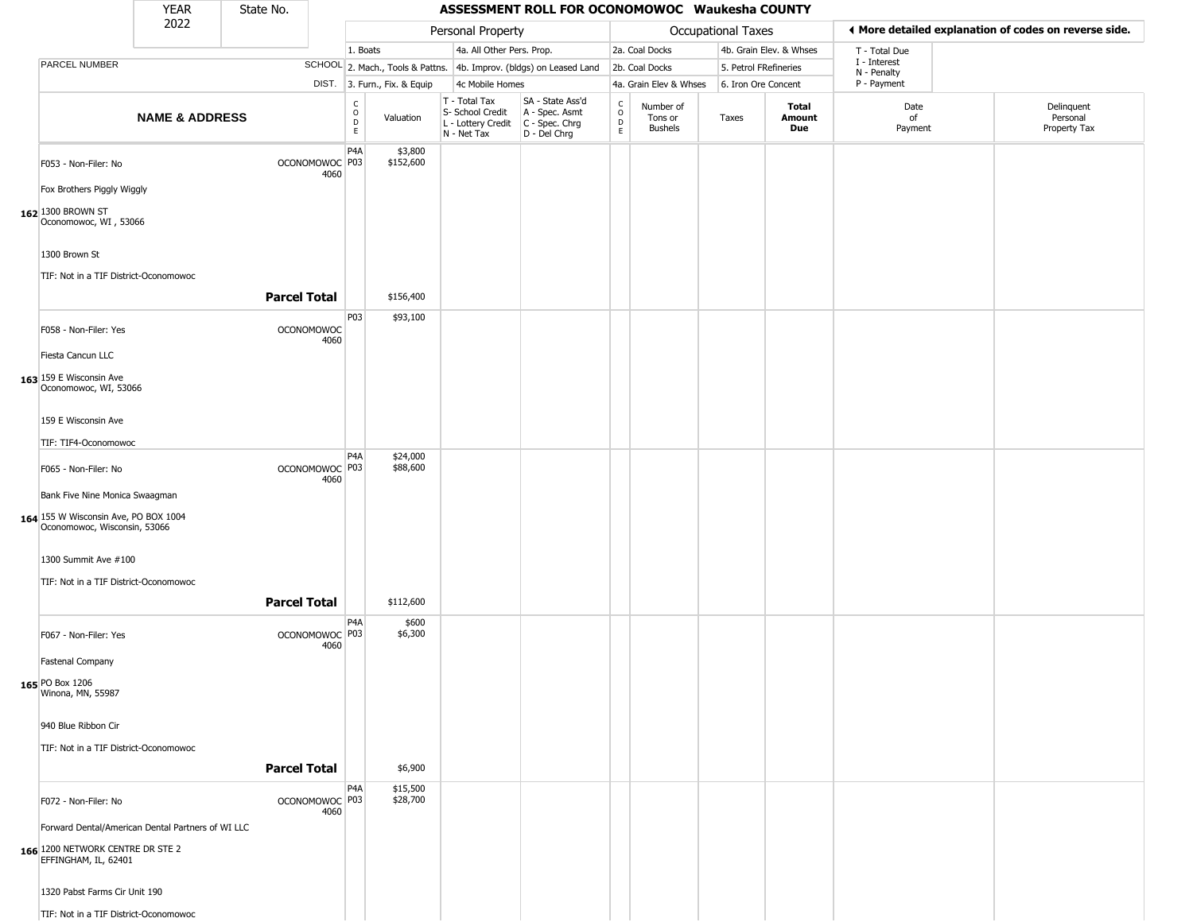| YEAR 2022 | State No. | ASSESSMENT ROLL FOR OCONOMOWOC Waukesha COUNTY | | | | | | | | | | |
|---|---|---|---|---|---|---|---|---|---|---|---|---|

| | | Personal Property | | | | Occupational Taxes | | | | ◄ More detailed explanation of codes on reverse side. | |
|---|---|---|---|---|---|---|---|---|---|---|---|
| | | 1. Boats | | 4a. All Other Pers. Prop. | | 2a. Coal Docks | | 4b. Grain Elev. & Whses | | T - Total Due<br>I - Interest<br>N - Penalty<br>P - Payment | |
| PARCEL NUMBER | SCHOOL | 2. Mach., Tools & Pattns. | | 4b. Improv. (bldgs) on Leased Land | | 2b. Coal Docks | | 5. Petrol FRefineries | | | |
| | DIST. | 3. Furn., Fix. & Equip | | 4c Mobile Homes | | 4a. Grain Elev & Whses | | 6. Iron Ore Concent | | | |
| **NAME & ADDRESS** | | CODE | Valuation | T - Total Tax<br>S- School Credit<br>L - Lottery Credit<br>N - Net Tax | SA - State Ass'd<br>A - Spec. Asmt<br>C - Spec. Chrg<br>D - Del Chrg | CODE | Number of Tons or Bushels | Taxes | **Total Amount Due** | Date of Payment | Delinquent Personal Property Tax |
| **162** F053 - Non-Filer: No<br>Fox Brothers Piggly Wiggly<br>1300 BROWN ST<br>Oconomowoc, WI , 53066<br>1300 Brown St<br>TIF: Not in a TIF District-Oconomowoc | OCONOMOWOC 4060 | P4A<br>P03 | $3,800<br>$152,600 | | | | | | | | |
| | **Parcel Total** | | $156,400 | | | | | | | | |
| **163** F058 - Non-Filer: Yes<br>Fiesta Cancun LLC<br>159 E Wisconsin Ave<br>Oconomowoc, WI, 53066<br>159 E Wisconsin Ave<br>TIF: TIF4-Oconomowoc | OCONOMOWOC 4060 | P03 | $93,100 | | | | | | | | |
| **164** F065 - Non-Filer: No<br>Bank Five Nine Monica Swaagman<br>155 W Wisconsin Ave, PO BOX 1004<br>Oconomowoc, Wisconsin, 53066<br>1300 Summit Ave #100<br>TIF: Not in a TIF District-Oconomowoc | OCONOMOWOC 4060 | P4A<br>P03 | $24,000<br>$88,600 | | | | | | | | |
| | **Parcel Total** | | $112,600 | | | | | | | | |
| **165** F067 - Non-Filer: Yes<br>Fastenal Company<br>PO Box 1206<br>Winona, MN, 55987<br>940 Blue Ribbon Cir<br>TIF: Not in a TIF District-Oconomowoc | OCONOMOWOC 4060 | P4A<br>P03 | $600<br>$6,300 | | | | | | | | |
| | **Parcel Total** | | $6,900 | | | | | | | | |
| **166** F072 - Non-Filer: No<br>Forward Dental/American Dental Partners of WI LLC<br>1200 NETWORK CENTRE DR STE 2<br>EFFINGHAM, IL, 62401<br>1320 Pabst Farms Cir Unit 190<br>TIF: Not in a TIF District-Oconomowoc | OCONOMOWOC 4060 | P4A<br>P03 | $15,500<br>$28,700 | | | | | | | | |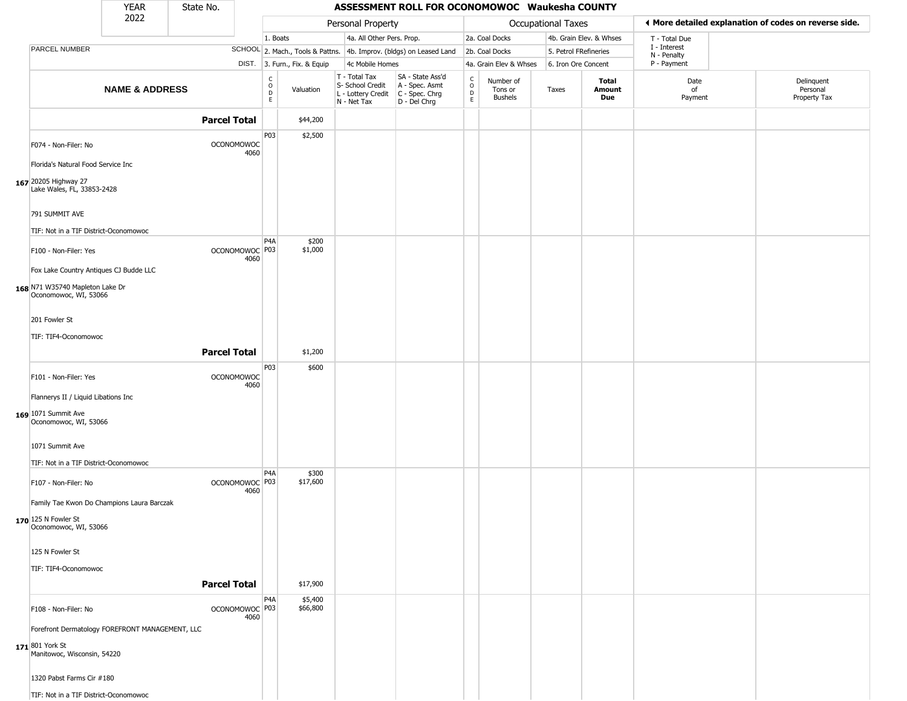# ASSESSMENT ROLL FOR OCONOMOWOC Waukesha COUNTY

YEAR 2022 | State No.

| PARCEL NUMBER / NAME & ADDRESS | SCHOOL DIST. | CODE | Valuation | T - Total Tax / S- School Credit / L - Lottery Credit / N - Net Tax | SA - State Ass'd / A - Spec. Asmt / C - Spec. Chrg / D - Del Chrg | CODE | Number of Tons or Bushels | Taxes | Total Amount Due | Date of Payment | Delinquent Personal Property Tax |
|---|---|---|---|---|---|---|---|---|---|---|---|
| **Parcel Total** | | | $44,200 | | | | | | | | |
| 167 F074 - Non-Filer: No<br>Florida's Natural Food Service Inc<br>20205 Highway 27<br>Lake Wales, FL, 33853-2428<br>791 SUMMIT AVE<br>TIF: Not in a TIF District-Oconomowoc | OCONOMOWOC 4060 | P03 | $2,500 | | | | | | | | |
| 168 F100 - Non-Filer: Yes<br>Fox Lake Country Antiques CJ Budde LLC<br>N71 W35740 Mapleton Lake Dr<br>Oconomowoc, WI, 53066<br>201 Fowler St<br>TIF: TIF4-Oconomowoc | OCONOMOWOC 4060 | P4A<br>P03 | $200<br>$1,000 | | | | | | | | |
| **Parcel Total** | | | $1,200 | | | | | | | | |
| 169 F101 - Non-Filer: Yes<br>Flannerys II / Liquid Libations Inc<br>1071 Summit Ave<br>Oconomowoc, WI, 53066<br>1071 Summit Ave<br>TIF: Not in a TIF District-Oconomowoc | OCONOMOWOC 4060 | P03 | $600 | | | | | | | | |
| 170 F107 - Non-Filer: No<br>Family Tae Kwon Do Champions Laura Barczak<br>125 N Fowler St<br>Oconomowoc, WI, 53066<br>125 N Fowler St<br>TIF: TIF4-Oconomowoc | OCONOMOWOC 4060 | P4A<br>P03 | $300<br>$17,600 | | | | | | | | |
| **Parcel Total** | | | $17,900 | | | | | | | | |
| 171 F108 - Non-Filer: No<br>Forefront Dermatology FOREFRONT MANAGEMENT, LLC<br>801 York St<br>Manitowoc, Wisconsin, 54220<br>1320 Pabst Farms Cir #180<br>TIF: Not in a TIF District-Oconomowoc | OCONOMOWOC 4060 | P4A<br>P03 | $5,400<br>$66,800 | | | | | | | | |

Personal Property codes: 1. Boats; 2. Mach., Tools & Pattns.; 3. Furn., Fix. & Equip; 4a. All Other Pers. Prop.; 4b. Improv. (bldgs) on Leased Land; 4c Mobile Homes

Occupational Taxes codes: 2a. Coal Docks; 2b. Coal Docks; 4a. Grain Elev & Whses; 4b. Grain Elev. & Whses; 5. Petrol FRefineries; 6. Iron Ore Concent

◄ More detailed explanation of codes on reverse side. T - Total Due; I - Interest; N - Penalty; P - Payment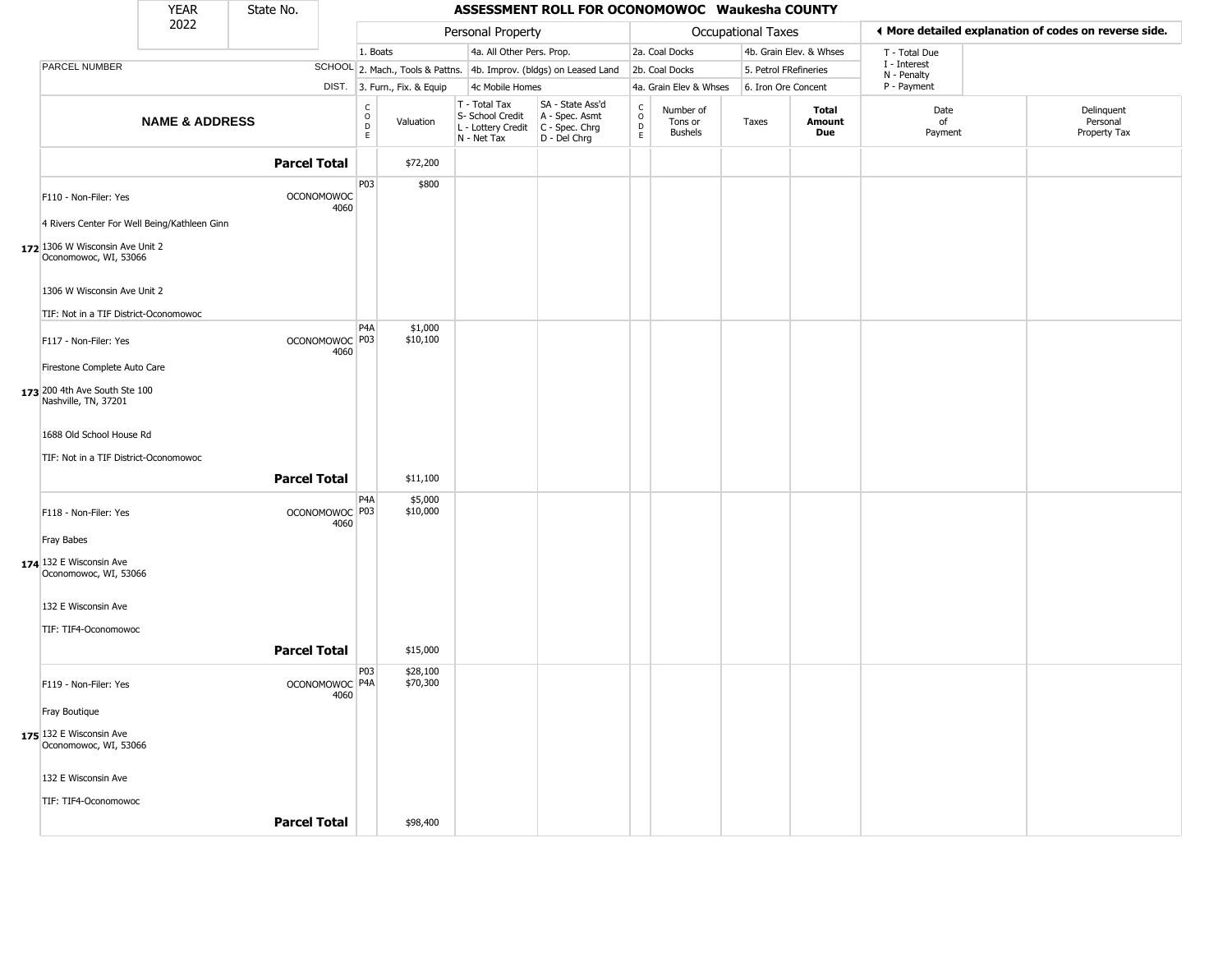| YEAR 2022 | State No. | ASSESSMENT ROLL FOR OCONOMOWOC Waukesha COUNTY | | | | | | | | | | | |
|---|---|---|---|---|---|---|---|---|---|---|---|---|---|

**Personal Property:** 1. Boats; 2. Mach., Tools & Pattns.; 3. Furn., Fix. & Equip; 4a. All Other Pers. Prop.; 4b. Improv. (bldgs) on Leased Land; 4c Mobile Homes

**Occupational Taxes:** 2a. Coal Docks; 2b. Coal Docks; 4a. Grain Elev & Whses; 4b. Grain Elev. & Whses; 5. Petrol FRefineries; 6. Iron Ore Concent

◄ More detailed explanation of codes on reverse side. T - Total Due; I - Interest; N - Penalty; P - Payment

| | NAME & ADDRESS | SCHOOL DIST. | CODE | Valuation | T - Total Tax S- School Credit L - Lottery Credit N - Net Tax | SA - State Ass'd A - Spec. Asmt C - Spec. Chrg D - Del Chrg | CODE | Number of Tons or Bushels | Taxes | Total Amount Due | Date of Payment | Delinquent Personal Property Tax |
|---|---|---|---|---|---|---|---|---|---|---|---|---|
| | **Parcel Total** | | | $72,200 | | | | | | | | |
| 172 | F110 - Non-Filer: Yes<br>4 Rivers Center For Well Being/Kathleen Ginn<br>1306 W Wisconsin Ave Unit 2<br>Oconomowoc, WI, 53066<br>1306 W Wisconsin Ave Unit 2<br>TIF: Not in a TIF District-Oconomowoc | OCONOMOWOC 4060 | P03 | $800 | | | | | | | | |
| 173 | F117 - Non-Filer: Yes<br>Firestone Complete Auto Care<br>200 4th Ave South Ste 100<br>Nashville, TN, 37201<br>1688 Old School House Rd<br>TIF: Not in a TIF District-Oconomowoc | OCONOMOWOC 4060 | P4A<br>P03 | $1,000<br>$10,100 | | | | | | | | |
| | **Parcel Total** | | | $11,100 | | | | | | | | |
| 174 | F118 - Non-Filer: Yes<br>Fray Babes<br>132 E Wisconsin Ave<br>Oconomowoc, WI, 53066<br>132 E Wisconsin Ave<br>TIF: TIF4-Oconomowoc | OCONOMOWOC 4060 | P4A<br>P03 | $5,000<br>$10,000 | | | | | | | | |
| | **Parcel Total** | | | $15,000 | | | | | | | | |
| 175 | F119 - Non-Filer: Yes<br>Fray Boutique<br>132 E Wisconsin Ave<br>Oconomowoc, WI, 53066<br>132 E Wisconsin Ave<br>TIF: TIF4-Oconomowoc | OCONOMOWOC 4060 | P03<br>P4A | $28,100<br>$70,300 | | | | | | | | |
| | **Parcel Total** | | | $98,400 | | | | | | | | |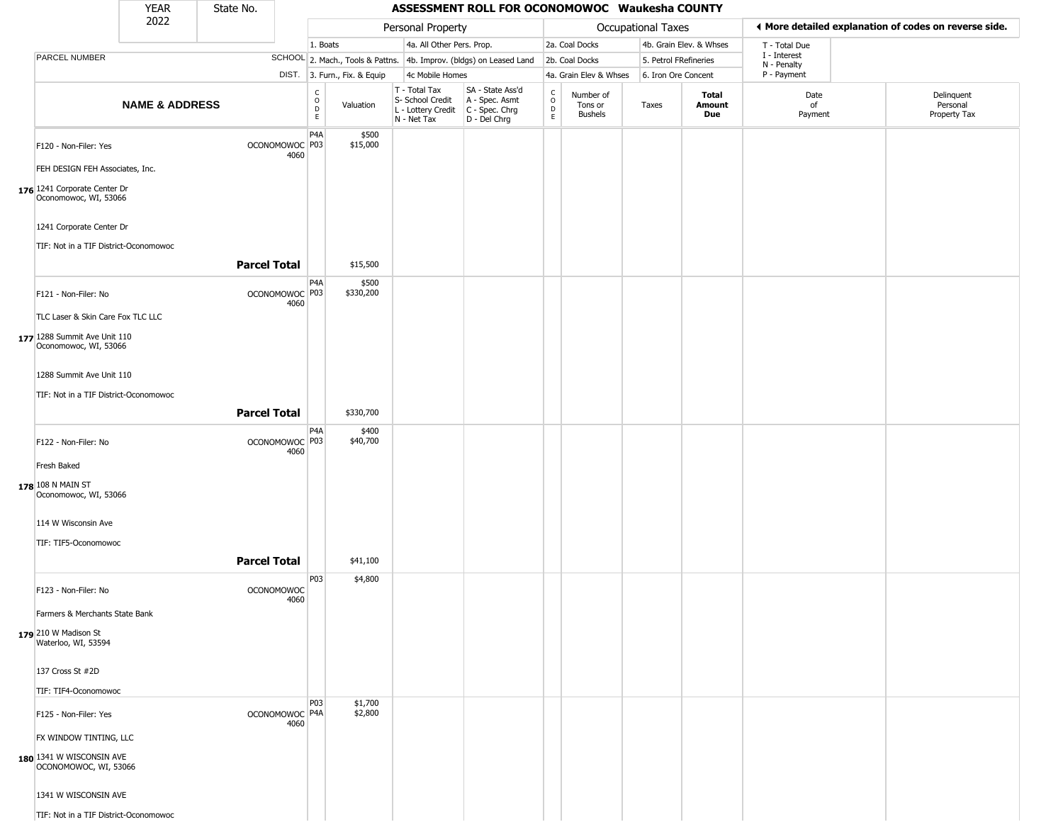| YEAR 2022 | State No. | ASSESSMENT ROLL FOR OCONOMOWOC Waukesha COUNTY |
|---|---|---|

| | | Personal Property | | | | Occupational Taxes | | | | ◄ More detailed explanation of codes on reverse side. | |
|---|---|---|---|---|---|---|---|---|---|---|---|
| | | 1. Boats | | 4a. All Other Pers. Prop. | | 2a. Coal Docks | | 4b. Grain Elev. & Whses | | T - Total Due | |
| PARCEL NUMBER | SCHOOL | 2. Mach., Tools & Pattns. | | 4b. Improv. (bldgs) on Leased Land | | 2b. Coal Docks | | 5. Petrol FRefineries | | I - Interest N - Penalty | |
| | DIST. | 3. Furn., Fix. & Equip | | 4c Mobile Homes | | 4a. Grain Elev & Whses | | 6. Iron Ore Concent | | P - Payment | |
| **NAME & ADDRESS** | | CODE | Valuation | T - Total Tax S- School Credit L - Lottery Credit N - Net Tax | SA - State Ass'd A - Spec. Asmt C - Spec. Chrg D - Del Chrg | CODE | Number of Tons or Bushels | Taxes | **Total Amount Due** | Date of Payment | Delinquent Personal Property Tax |
| F120 - Non-Filer: Yes | OCONOMOWOC 4060 | P4A P03 | \$500 \$15,000 | | | | | | | | |
| FEH DESIGN FEH Associates, Inc. | | | | | | | | | | | |
| 176 1241 Corporate Center Dr Oconomowoc, WI, 53066 | | | | | | | | | | | |
| 1241 Corporate Center Dr | | | | | | | | | | | |
| TIF: Not in a TIF District-Oconomowoc | | | | | | | | | | | |
| | **Parcel Total** | | \$15,500 | | | | | | | | |
| F121 - Non-Filer: No | OCONOMOWOC 4060 | P4A P03 | \$500 \$330,200 | | | | | | | | |
| TLC Laser & Skin Care Fox TLC LLC | | | | | | | | | | | |
| 177 1288 Summit Ave Unit 110 Oconomowoc, WI, 53066 | | | | | | | | | | | |
| 1288 Summit Ave Unit 110 | | | | | | | | | | | |
| TIF: Not in a TIF District-Oconomowoc | | | | | | | | | | | |
| | **Parcel Total** | | \$330,700 | | | | | | | | |
| F122 - Non-Filer: No | OCONOMOWOC 4060 | P4A P03 | \$400 \$40,700 | | | | | | | | |
| Fresh Baked | | | | | | | | | | | |
| 178 108 N MAIN ST Oconomowoc, WI, 53066 | | | | | | | | | | | |
| 114 W Wisconsin Ave | | | | | | | | | | | |
| TIF: TIF5-Oconomowoc | | | | | | | | | | | |
| | **Parcel Total** | | \$41,100 | | | | | | | | |
| F123 - Non-Filer: No | OCONOMOWOC 4060 | P03 | \$4,800 | | | | | | | | |
| Farmers & Merchants State Bank | | | | | | | | | | | |
| 179 210 W Madison St Waterloo, WI, 53594 | | | | | | | | | | | |
| 137 Cross St #2D | | | | | | | | | | | |
| TIF: TIF4-Oconomowoc | | | | | | | | | | | |
| F125 - Non-Filer: Yes | OCONOMOWOC 4060 | P03 P4A | \$1,700 \$2,800 | | | | | | | | |
| FX WINDOW TINTING, LLC | | | | | | | | | | | |
| 180 1341 W WISCONSIN AVE OCONOMOWOC, WI, 53066 | | | | | | | | | | | |
| 1341 W WISCONSIN AVE | | | | | | | | | | | |
| TIF: Not in a TIF District-Oconomowoc | | | | | | | | | | | |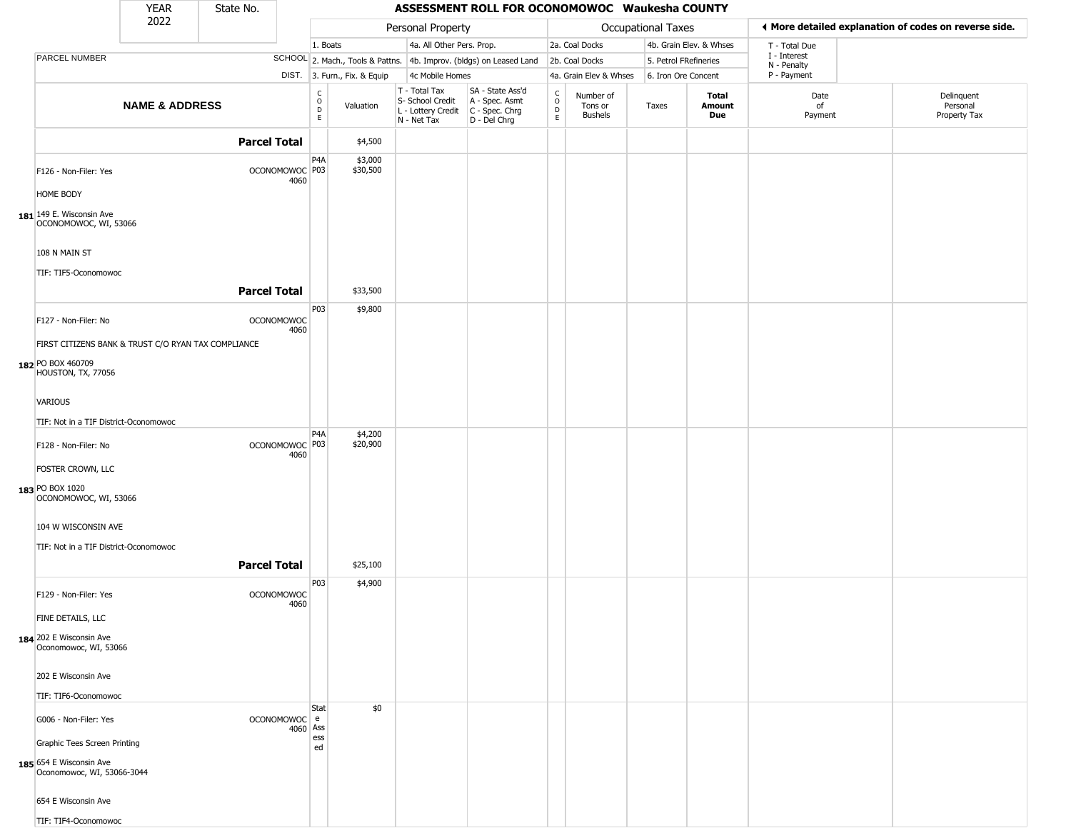| YEAR 2022 | State No. | | ASSESSMENT ROLL FOR OCONOMOWOC Waukesha COUNTY | | | | | | | | | |
|---|---|---|---|---|---|---|---|---|---|---|---|---|

| | | Personal Property | | | | Occupational Taxes | | | | ◄ More detailed explanation of codes on reverse side. | |
|---|---|---|---|---|---|---|---|---|---|---|---|
| | | 1. Boats | | 4a. All Other Pers. Prop. | | 2a. Coal Docks | | 4b. Grain Elev. & Whses | | T - Total Due<br>I - Interest<br>N - Penalty<br>P - Payment | |
| PARCEL NUMBER | SCHOOL | 2. Mach., Tools & Pattns. | | 4b. Improv. (bldgs) on Leased Land | | 2b. Coal Docks | | 5. Petrol FRefineries | | | |
| | DIST. | 3. Furn., Fix. & Equip | | 4c Mobile Homes | | 4a. Grain Elev & Whses | | 6. Iron Ore Concent | | | |

| NAME & ADDRESS | | CODE | Valuation | T - Total Tax<br>S- School Credit<br>L - Lottery Credit<br>N - Net Tax | SA - State Ass'd<br>A - Spec. Asmt<br>C - Spec. Chrg<br>D - Del Chrg | CODE | Number of Tons or Bushels | Taxes | Total Amount Due | Date of Payment | Delinquent Personal Property Tax |
|---|---|---|---|---|---|---|---|---|---|---|---|
| | **Parcel Total** | | $4,500 | | | | | | | | |
| **181** F126 - Non-Filer: Yes<br>HOME BODY<br>149 E. Wisconsin Ave<br>OCONOMOWOC, WI, 53066<br>108 N MAIN ST<br>TIF: TIF5-Oconomowoc | OCONOMOWOC 4060 | P4A<br>P03 | $3,000<br>$30,500 | | | | | | | | |
| | **Parcel Total** | | $33,500 | | | | | | | | |
| **182** F127 - Non-Filer: No<br>FIRST CITIZENS BANK & TRUST C/O RYAN TAX COMPLIANCE<br>PO BOX 460709<br>HOUSTON, TX, 77056<br>VARIOUS<br>TIF: Not in a TIF District-Oconomowoc | OCONOMOWOC 4060 | P03 | $9,800 | | | | | | | | |
| **183** F128 - Non-Filer: No<br>FOSTER CROWN, LLC<br>PO BOX 1020<br>OCONOMOWOC, WI, 53066<br>104 W WISCONSIN AVE<br>TIF: Not in a TIF District-Oconomowoc | OCONOMOWOC 4060 | P4A<br>P03 | $4,200<br>$20,900 | | | | | | | | |
| | **Parcel Total** | | $25,100 | | | | | | | | |
| **184** F129 - Non-Filer: Yes<br>FINE DETAILS, LLC<br>202 E Wisconsin Ave<br>Oconomowoc, WI, 53066<br>202 E Wisconsin Ave<br>TIF: TIF6-Oconomowoc | OCONOMOWOC 4060 | P03 | $4,900 | | | | | | | | |
| **185** G006 - Non-Filer: Yes<br>Graphic Tees Screen Printing<br>654 E Wisconsin Ave<br>Oconomowoc, WI, 53066-3044<br>654 E Wisconsin Ave<br>TIF: TIF4-Oconomowoc | OCONOMOWOC 4060 | State Assessed | $0 | | | | | | | | |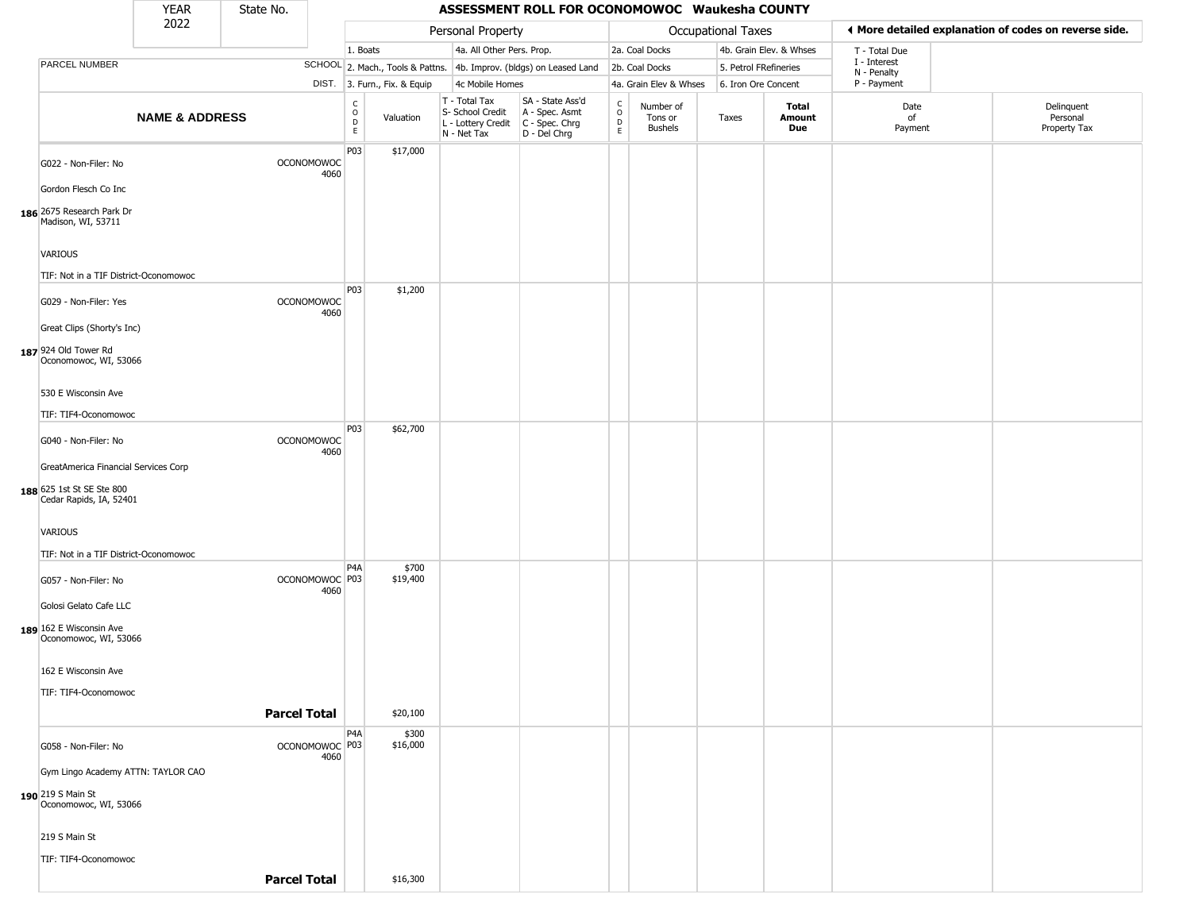| YEAR 2022 | State No. | ASSESSMENT ROLL FOR OCONOMOWOC Waukesha COUNTY |
|---|---|---|

| | | Personal Property | | | | Occupational Taxes | | | | ◀ More detailed explanation of codes on reverse side. | |
|---|---|---|---|---|---|---|---|---|---|---|---|
| PARCEL NUMBER | SCHOOL DIST. | 1. Boats<br>2. Mach., Tools & Pattns.<br>3. Furn., Fix. & Equip | | 4a. All Other Pers. Prop.<br>4b. Improv. (bldgs) on Leased Land<br>4c Mobile Homes | | 2a. Coal Docks<br>2b. Coal Docks<br>4a. Grain Elev & Whses | | 4b. Grain Elev. & Whses<br>5. Petrol FRefineries<br>6. Iron Ore Concent | | T - Total Due<br>I - Interest<br>N - Penalty<br>P - Payment | |
| **NAME & ADDRESS** | | CODE | Valuation | T - Total Tax<br>S- School Credit<br>L - Lottery Credit<br>N - Net Tax | SA - State Ass'd<br>A - Spec. Asmt<br>C - Spec. Chrg<br>D - Del Chrg | CODE | Number of Tons or Bushels | Taxes | **Total Amount Due** | Date of Payment | Delinquent Personal Property Tax |
| 186 G022 - Non-Filer: No<br>Gordon Flesch Co Inc<br>2675 Research Park Dr<br>Madison, WI, 53711<br>VARIOUS<br>TIF: Not in a TIF District-Oconomowoc | OCONOMOWOC 4060 | P03 | $17,000 | | | | | | | | |
| 187 G029 - Non-Filer: Yes<br>Great Clips (Shorty's Inc)<br>924 Old Tower Rd<br>Oconomowoc, WI, 53066<br>530 E Wisconsin Ave<br>TIF: TIF4-Oconomowoc | OCONOMOWOC 4060 | P03 | $1,200 | | | | | | | | |
| 188 G040 - Non-Filer: No<br>GreatAmerica Financial Services Corp<br>625 1st St SE Ste 800<br>Cedar Rapids, IA, 52401<br>VARIOUS<br>TIF: Not in a TIF District-Oconomowoc | OCONOMOWOC 4060 | P03 | $62,700 | | | | | | | | |
| 189 G057 - Non-Filer: No<br>Golosi Gelato Cafe LLC<br>162 E Wisconsin Ave<br>Oconomowoc, WI, 53066<br>162 E Wisconsin Ave<br>TIF: TIF4-Oconomowoc | OCONOMOWOC 4060 | P4A<br>P03 | $700<br>$19,400 | | | | | | | | |
| **Parcel Total** | | | $20,100 | | | | | | | | |
| 190 G058 - Non-Filer: No<br>Gym Lingo Academy ATTN: TAYLOR CAO<br>219 S Main St<br>Oconomowoc, WI, 53066<br>219 S Main St<br>TIF: TIF4-Oconomowoc | OCONOMOWOC 4060 | P4A<br>P03 | $300<br>$16,000 | | | | | | | | |
| **Parcel Total** | | | $16,300 | | | | | | | | |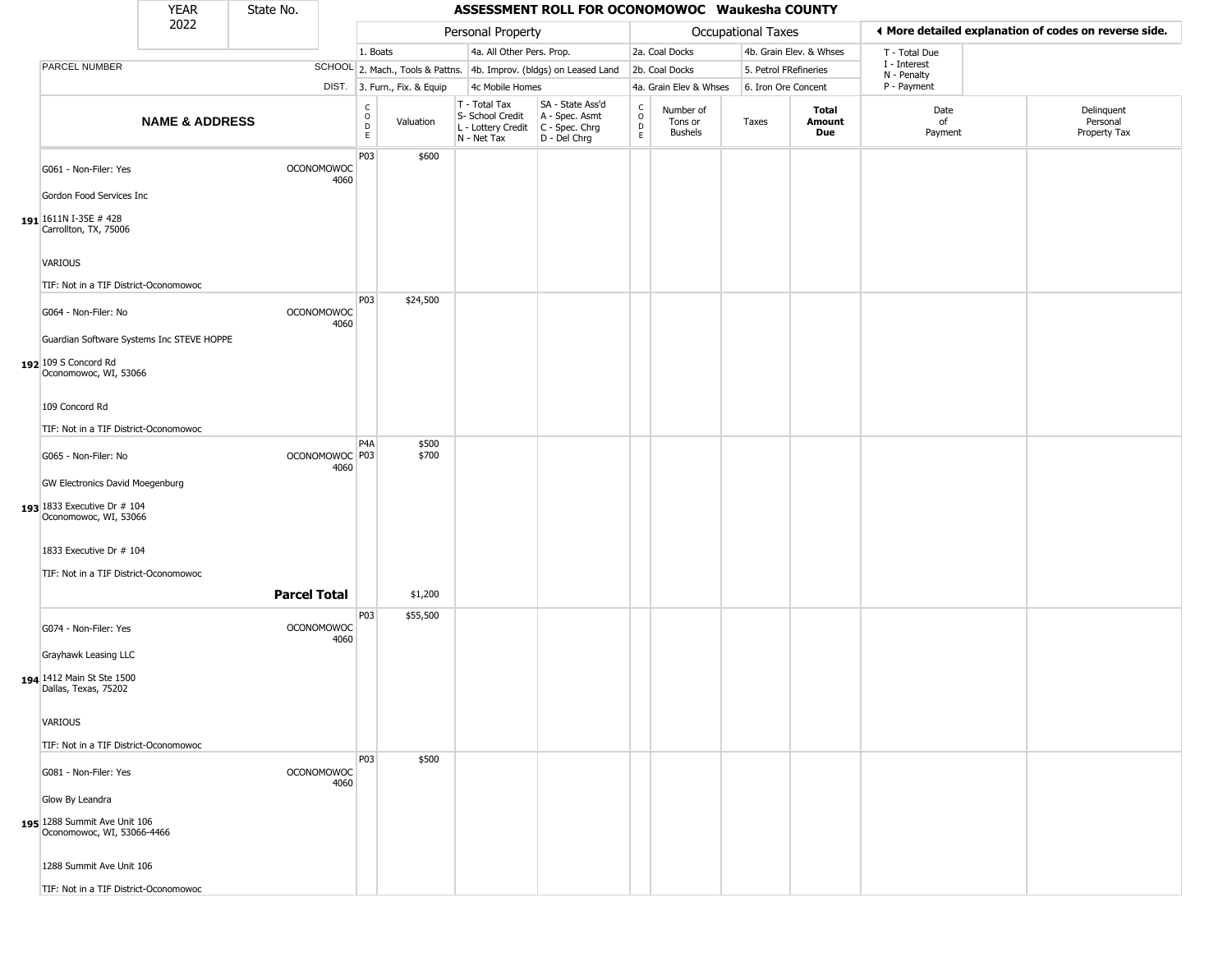| YEAR 2022 | State No. | ASSESSMENT ROLL FOR OCONOMOWOC Waukesha COUNTY |
|---|---|---|

| | | Personal Property | | | | Occupational Taxes | | | | ◄ More detailed explanation of codes on reverse side. | |
|---|---|---|---|---|---|---|---|---|---|---|---|
| PARCEL NUMBER | SCHOOL DIST. | 1. Boats<br>2. Mach., Tools & Pattns.<br>3. Furn., Fix. & Equip | | 4a. All Other Pers. Prop.<br>4b. Improv. (bldgs) on Leased Land<br>4c Mobile Homes | | 2a. Coal Docks<br>2b. Coal Docks<br>4a. Grain Elev & Whses | | 4b. Grain Elev. & Whses<br>5. Petrol FRefineries<br>6. Iron Ore Concent | | T - Total Due<br>I - Interest<br>N - Penalty<br>P - Payment | |
| **NAME & ADDRESS** | | CODE | Valuation | T - Total Tax<br>S- School Credit<br>L - Lottery Credit<br>N - Net Tax | SA - State Ass'd<br>A - Spec. Asmt<br>C - Spec. Chrg<br>D - Del Chrg | CODE | Number of Tons or Bushels | Taxes | **Total Amount Due** | Date of Payment | Delinquent Personal Property Tax |
| G061 - Non-Filer: Yes<br>Gordon Food Services Inc<br>191 1611N I-35E # 428<br>Carrollton, TX, 75006<br>VARIOUS<br>TIF: Not in a TIF District-Oconomowoc | OCONOMOWOC 4060 | P03 | $600 | | | | | | | | |
| G064 - Non-Filer: No<br>Guardian Software Systems Inc STEVE HOPPE<br>192 109 S Concord Rd<br>Oconomowoc, WI, 53066<br>109 Concord Rd<br>TIF: Not in a TIF District-Oconomowoc | OCONOMOWOC 4060 | P03 | $24,500 | | | | | | | | |
| G065 - Non-Filer: No<br>GW Electronics David Moegenburg<br>193 1833 Executive Dr # 104<br>Oconomowoc, WI, 53066<br>1833 Executive Dr # 104<br>TIF: Not in a TIF District-Oconomowoc | OCONOMOWOC 4060 | P4A<br>P03 | $500<br>$700 | | | | | | | | |
| | **Parcel Total** | | $1,200 | | | | | | | | |
| G074 - Non-Filer: Yes<br>Grayhawk Leasing LLC<br>194 1412 Main St Ste 1500<br>Dallas, Texas, 75202<br>VARIOUS<br>TIF: Not in a TIF District-Oconomowoc | OCONOMOWOC 4060 | P03 | $55,500 | | | | | | | | |
| G081 - Non-Filer: Yes<br>Glow By Leandra<br>195 1288 Summit Ave Unit 106<br>Oconomowoc, WI, 53066-4466<br>1288 Summit Ave Unit 106<br>TIF: Not in a TIF District-Oconomowoc | OCONOMOWOC 4060 | P03 | $500 | | | | | | | | |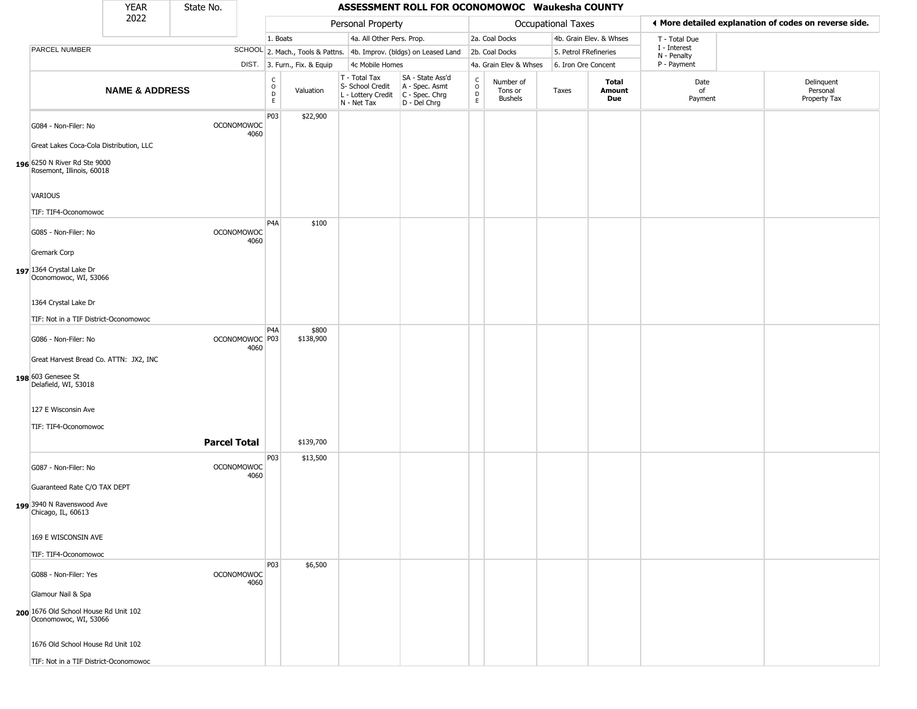# ASSESSMENT ROLL FOR OCONOMOWOC Waukesha COUNTY

YEAR 2022 | State No.

| | | Personal Property | | | | Occupational Taxes | | | | |
|---|---|---|---|---|---|---|---|---|---|---|
| | | 1. Boats | | 4a. All Other Pers. Prop. | | 2a. Coal Docks | | 4b. Grain Elev. & Whses | | T - Total Due, I - Interest, N - Penalty, P - Payment |
| PARCEL NUMBER | SCHOOL | 2. Mach., Tools & Pattns. | | 4b. Improv. (bldgs) on Leased Land | | 2b. Coal Docks | | 5. Petrol FRefineries | | |
| | DIST. | 3. Furn., Fix. & Equip | | 4c Mobile Homes | | 4a. Grain Elev & Whses | | 6. Iron Ore Concent | | |

◀ More detailed explanation of codes on reverse side.

| NAME & ADDRESS | SCHOOL DIST. | CODE | Valuation | T - Total Tax, S- School Credit, L - Lottery Credit, N - Net Tax | SA - State Ass'd, A - Spec. Asmt, C - Spec. Chrg, D - Del Chrg | CODE | Number of Tons or Bushels | Taxes | Total Amount Due | Date of Payment | Delinquent Personal Property Tax |
|---|---|---|---|---|---|---|---|---|---|---|---|
| 196 G084 - Non-Filer: No<br>Great Lakes Coca-Cola Distribution, LLC<br>6250 N River Rd Ste 9000<br>Rosemont, Illinois, 60018<br>VARIOUS<br>TIF: TIF4-Oconomowoc | OCONOMOWOC 4060 | P03 | $22,900 | | | | | | | | |
| 197 G085 - Non-Filer: No<br>Gremark Corp<br>1364 Crystal Lake Dr<br>Oconomowoc, WI, 53066<br>1364 Crystal Lake Dr<br>TIF: Not in a TIF District-Oconomowoc | OCONOMOWOC 4060 | P4A | $100 | | | | | | | | |
| 198 G086 - Non-Filer: No<br>Great Harvest Bread Co. ATTN: JX2, INC<br>603 Genesee St<br>Delafield, WI, 53018<br>127 E Wisconsin Ave<br>TIF: TIF4-Oconomowoc | OCONOMOWOC 4060 | P4A<br>P03 | $800<br>$138,900 | | | | | | | | |
| **Parcel Total** | | | $139,700 | | | | | | | | |
| 199 G087 - Non-Filer: No<br>Guaranteed Rate C/O TAX DEPT<br>3940 N Ravenswood Ave<br>Chicago, IL, 60613<br>169 E WISCONSIN AVE<br>TIF: TIF4-Oconomowoc | OCONOMOWOC 4060 | P03 | $13,500 | | | | | | | | |
| 200 G088 - Non-Filer: Yes<br>Glamour Nail & Spa<br>1676 Old School House Rd Unit 102<br>Oconomowoc, WI, 53066<br>1676 Old School House Rd Unit 102<br>TIF: Not in a TIF District-Oconomowoc | OCONOMOWOC 4060 | P03 | $6,500 | | | | | | | | |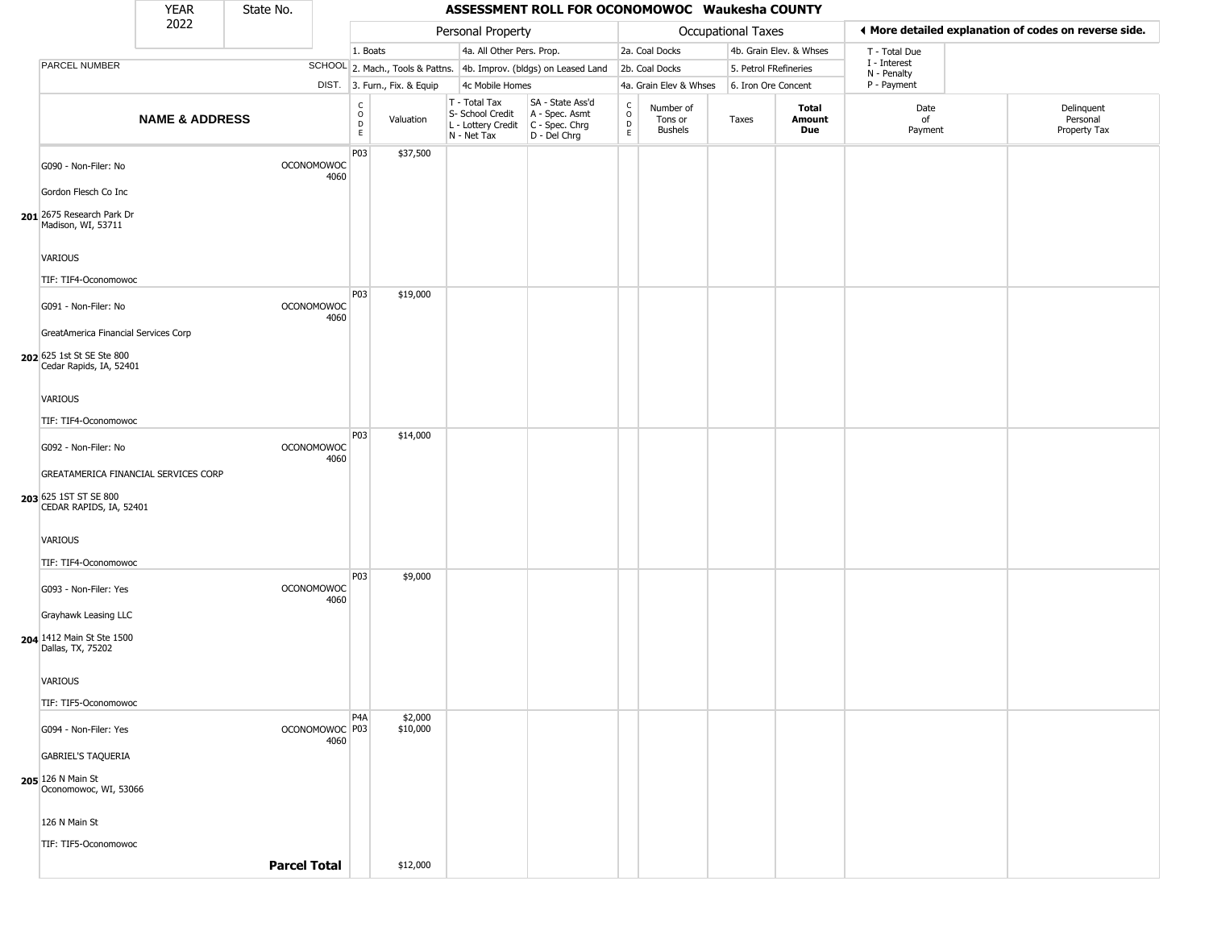| YEAR 2022 | State No. | | ASSESSMENT ROLL FOR OCONOMOWOC Waukesha COUNTY | | | | | | | | | |
|---|---|---|---|---|---|---|---|---|---|---|---|---|

| | | Personal Property | | | | Occupational Taxes | | | | ◀ More detailed explanation of codes on reverse side. | |
|---|---|---|---|---|---|---|---|---|---|---|---|
| | | 1. Boats | | 4a. All Other Pers. Prop. | | 2a. Coal Docks | | 4b. Grain Elev. & Whses | | T - Total Due | |
| PARCEL NUMBER | SCHOOL | 2. Mach., Tools & Pattns. | | 4b. Improv. (bldgs) on Leased Land | | 2b. Coal Docks | | 5. Petrol FRefineries | | I - Interest N - Penalty | |
| | DIST. | 3. Furn., Fix. & Equip | | 4c Mobile Homes | | 4a. Grain Elev & Whses | | 6. Iron Ore Concent | | P - Payment | |

| NAME & ADDRESS | | CODE | Valuation | T - Total Tax S- School Credit L - Lottery Credit N - Net Tax | SA - State Ass'd A - Spec. Asmt C - Spec. Chrg D - Del Chrg | CODE | Number of Tons or Bushels | Taxes | Total Amount Due | Date of Payment | Delinquent Personal Property Tax |
|---|---|---|---|---|---|---|---|---|---|---|---|
| **201** G090 - Non-Filer: No<br>Gordon Flesch Co Inc<br>2675 Research Park Dr<br>Madison, WI, 53711<br>VARIOUS<br>TIF: TIF4-Oconomowoc | OCONOMOWOC 4060 | P03 | $37,500 | | | | | | | | |
| **202** G091 - Non-Filer: No<br>GreatAmerica Financial Services Corp<br>625 1st St SE Ste 800<br>Cedar Rapids, IA, 52401<br>VARIOUS<br>TIF: TIF4-Oconomowoc | OCONOMOWOC 4060 | P03 | $19,000 | | | | | | | | |
| **203** G092 - Non-Filer: No<br>GREATAMERICA FINANCIAL SERVICES CORP<br>625 1ST ST SE 800<br>CEDAR RAPIDS, IA, 52401<br>VARIOUS<br>TIF: TIF4-Oconomowoc | OCONOMOWOC 4060 | P03 | $14,000 | | | | | | | | |
| **204** G093 - Non-Filer: Yes<br>Grayhawk Leasing LLC<br>1412 Main St Ste 1500<br>Dallas, TX, 75202<br>VARIOUS<br>TIF: TIF5-Oconomowoc | OCONOMOWOC 4060 | P03 | $9,000 | | | | | | | | |
| **205** G094 - Non-Filer: Yes<br>GABRIEL'S TAQUERIA<br>126 N Main St<br>Oconomowoc, WI, 53066<br>126 N Main St<br>TIF: TIF5-Oconomowoc | OCONOMOWOC 4060 | P4A<br>P03 | $2,000<br>$10,000 | | | | | | | | |
| | **Parcel Total** | | $12,000 | | | | | | | | |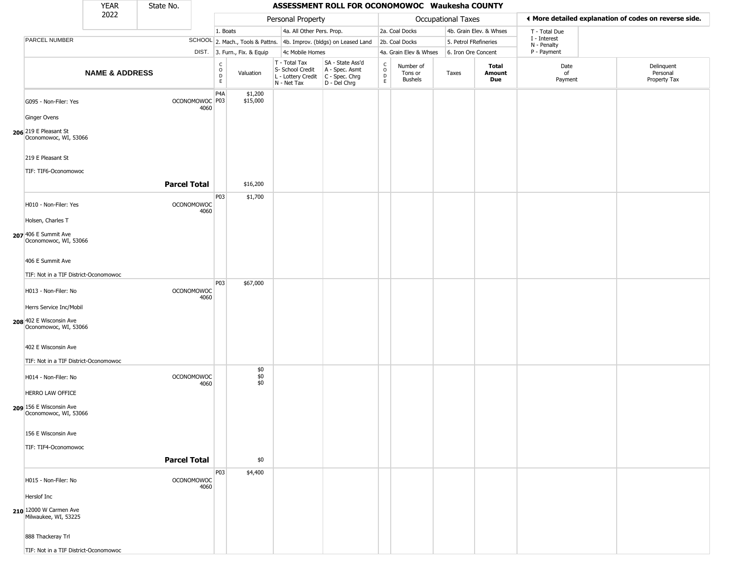| YEAR 2022 | State No. | ASSESSMENT ROLL FOR OCONOMOWOC Waukesha COUNTY |
|---|---|---|

| | | Personal Property | | | | Occupational Taxes | | | | ◂ More detailed explanation of codes on reverse side. | |
|---|---|---|---|---|---|---|---|---|---|---|---|
| | | 1. Boats | | 4a. All Other Pers. Prop. | | 2a. Coal Docks | | 4b. Grain Elev. & Whses | | T - Total Due | |
| PARCEL NUMBER | SCHOOL | 2. Mach., Tools & Pattns. | | 4b. Improv. (bldgs) on Leased Land | | 2b. Coal Docks | | 5. Petrol FRefineries | | I - Interest, N - Penalty | |
| | DIST. | 3. Furn., Fix. & Equip | | 4c Mobile Homes | | 4a. Grain Elev & Whses | | 6. Iron Ore Concent | | P - Payment | |
| **NAME & ADDRESS** | | CODE | Valuation | T - Total Tax, S- School Credit, L - Lottery Credit, N - Net Tax | SA - State Ass'd, A - Spec. Asmt, C - Spec. Chrg, D - Del Chrg | CODE | Number of Tons or Bushels | Taxes | **Total Amount Due** | Date of Payment | Delinquent Personal Property Tax |
| **206** G095 - Non-Filer: Yes<br>Ginger Ovens<br>219 E Pleasant St<br>Oconomowoc, WI, 53066<br>219 E Pleasant St<br>TIF: TIF6-Oconomowoc | OCONOMOWOC 4060 | P4A<br>P03 | $1,200<br>$15,000 | | | | | | | | |
| | **Parcel Total** | | $16,200 | | | | | | | | |
| **207** H010 - Non-Filer: Yes<br>Holsen, Charles T<br>406 E Summit Ave<br>Oconomowoc, WI, 53066<br>406 E Summit Ave<br>TIF: Not in a TIF District-Oconomowoc | OCONOMOWOC 4060 | P03 | $1,700 | | | | | | | | |
| **208** H013 - Non-Filer: No<br>Herrs Service Inc/Mobil<br>402 E Wisconsin Ave<br>Oconomowoc, WI, 53066<br>402 E Wisconsin Ave<br>TIF: Not in a TIF District-Oconomowoc | OCONOMOWOC 4060 | P03 | $67,000 | | | | | | | | |
| **209** H014 - Non-Filer: No<br>HERRO LAW OFFICE<br>156 E Wisconsin Ave<br>Oconomowoc, WI, 53066<br>156 E Wisconsin Ave<br>TIF: TIF4-Oconomowoc | OCONOMOWOC 4060 | | $0<br>$0<br>$0 | | | | | | | | |
| | **Parcel Total** | | $0 | | | | | | | | |
| **210** H015 - Non-Filer: No<br>Herslof Inc<br>12000 W Carmen Ave<br>Milwaukee, WI, 53225<br>888 Thackeray Trl<br>TIF: Not in a TIF District-Oconomowoc | OCONOMOWOC 4060 | P03 | $4,400 | | | | | | | | |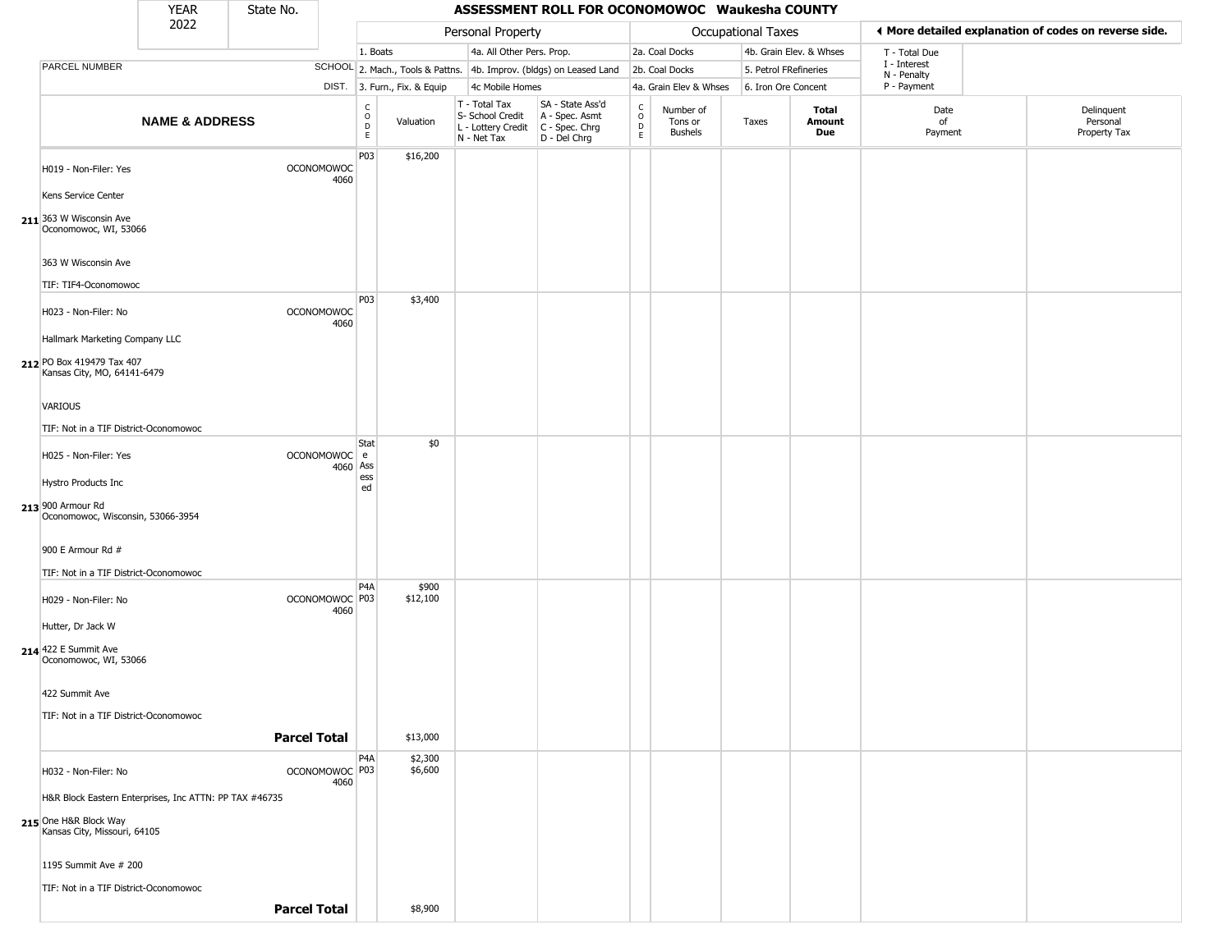| YEAR 2022 | State No. | | ASSESSMENT ROLL FOR OCONOMOWOC Waukesha COUNTY | | | | | | | | | |
|---|---|---|---|---|---|---|---|---|---|---|---|---|

**Personal Property:** 1. Boats; 2. Mach., Tools & Pattns.; 3. Furn., Fix. & Equip; 4a. All Other Pers. Prop.; 4b. Improv. (bldgs) on Leased Land; 4c Mobile Homes

**Occupational Taxes:** 2a. Coal Docks; 2b. Coal Docks; 4a. Grain Elev & Whses; 4b. Grain Elev. & Whses; 5. Petrol FRefineries; 6. Iron Ore Concent

◂ More detailed explanation of codes on reverse side.

T - Total Due; I - Interest; N - Penalty; P - Payment

| | NAME & ADDRESS | SCHOOL DIST. | CODE | Valuation | T - Total Tax S- School Credit L - Lottery Credit N - Net Tax | SA - State Ass'd A - Spec. Asmt C - Spec. Chrg D - Del Chrg | CODE | Number of Tons or Bushels | Taxes | Total Amount Due | Date of Payment | Delinquent Personal Property Tax |
|---|---|---|---|---|---|---|---|---|---|---|---|---|
| 211 | H019 - Non-Filer: Yes<br>Kens Service Center<br>363 W Wisconsin Ave<br>Oconomowoc, WI, 53066<br>363 W Wisconsin Ave<br>TIF: TIF4-Oconomowoc | OCONOMOWOC 4060 | P03 | $16,200 | | | | | | | | |
| 212 | H023 - Non-Filer: No<br>Hallmark Marketing Company LLC<br>PO Box 419479 Tax 407<br>Kansas City, MO, 64141-6479<br>VARIOUS<br>TIF: Not in a TIF District-Oconomowoc | OCONOMOWOC 4060 | P03 | $3,400 | | | | | | | | |
| 213 | H025 - Non-Filer: Yes<br>Hystro Products Inc<br>900 Armour Rd<br>Oconomowoc, Wisconsin, 53066-3954<br>900 E Armour Rd #<br>TIF: Not in a TIF District-Oconomowoc | OCONOMOWOC 4060 | State Assessed | $0 | | | | | | | | |
| 214 | H029 - Non-Filer: No<br>Hutter, Dr Jack W<br>422 E Summit Ave<br>Oconomowoc, WI, 53066<br>422 Summit Ave<br>TIF: Not in a TIF District-Oconomowoc | OCONOMOWOC 4060 | P4A<br>P03 | $900<br>$12,100 | | | | | | | | |
| | **Parcel Total** | | | $13,000 | | | | | | | | |
| 215 | H032 - Non-Filer: No<br>H&R Block Eastern Enterprises, Inc ATTN: PP TAX #46735<br>One H&R Block Way<br>Kansas City, Missouri, 64105<br>1195 Summit Ave # 200<br>TIF: Not in a TIF District-Oconomowoc | OCONOMOWOC 4060 | P4A<br>P03 | $2,300<br>$6,600 | | | | | | | | |
| | **Parcel Total** | | | $8,900 | | | | | | | | |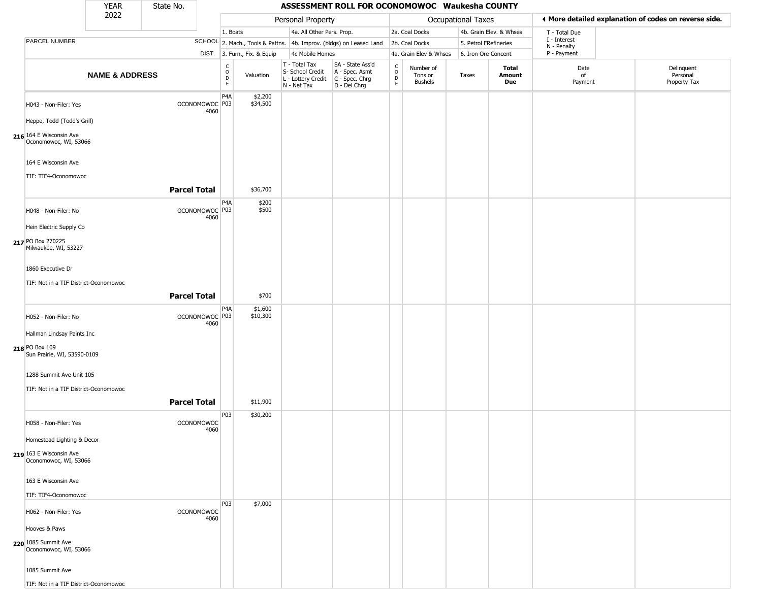| YEAR 2022 | State No. | **ASSESSMENT ROLL FOR OCONOMOWOC Waukesha COUNTY** |
|---|---|---|

| | | Personal Property | | | | Occupational Taxes | | | | ◀ More detailed explanation of codes on reverse side. | |
|---|---|---|---|---|---|---|---|---|---|---|---|
| | | 1. Boats | | 4a. All Other Pers. Prop. | | 2a. Coal Docks | | 4b. Grain Elev. & Whses | | T - Total Due | |
| PARCEL NUMBER | SCHOOL | 2. Mach., Tools & Pattns. | | 4b. Improv. (bldgs) on Leased Land | | 2b. Coal Docks | | 5. Petrol FRefineries | | I - Interest<br>N - Penalty | |
| | DIST. | 3. Furn., Fix. & Equip | | 4c Mobile Homes | | 4a. Grain Elev & Whses | | 6. Iron Ore Concent | | P - Payment | |
| **NAME & ADDRESS** | | CODE | Valuation | T - Total Tax<br>S- School Credit<br>L - Lottery Credit<br>N - Net Tax | SA - State Ass'd<br>A - Spec. Asmt<br>C - Spec. Chrg<br>D - Del Chrg | CODE | Number of Tons or Bushels | Taxes | **Total Amount Due** | Date of Payment | Delinquent Personal Property Tax |
| **216** H043 - Non-Filer: Yes<br>Heppe, Todd (Todd's Grill)<br>164 E Wisconsin Ave<br>Oconomowoc, WI, 53066<br>164 E Wisconsin Ave<br>TIF: TIF4-Oconomowoc | OCONOMOWOC 4060 | P4A<br>P03 | $2,200<br>$34,500 | | | | | | | | |
| | **Parcel Total** | | $36,700 | | | | | | | | |
| **217** H048 - Non-Filer: No<br>Hein Electric Supply Co<br>PO Box 270225<br>Milwaukee, WI, 53227<br>1860 Executive Dr<br>TIF: Not in a TIF District-Oconomowoc | OCONOMOWOC 4060 | P4A<br>P03 | $200<br>$500 | | | | | | | | |
| | **Parcel Total** | | $700 | | | | | | | | |
| **218** H052 - Non-Filer: No<br>Hallman Lindsay Paints Inc<br>PO Box 109<br>Sun Prairie, WI, 53590-0109<br>1288 Summit Ave Unit 105<br>TIF: Not in a TIF District-Oconomowoc | OCONOMOWOC 4060 | P4A<br>P03 | $1,600<br>$10,300 | | | | | | | | |
| | **Parcel Total** | | $11,900 | | | | | | | | |
| **219** H058 - Non-Filer: Yes<br>Homestead Lighting & Decor<br>163 E Wisconsin Ave<br>Oconomowoc, WI, 53066<br>163 E Wisconsin Ave<br>TIF: TIF4-Oconomowoc | OCONOMOWOC 4060 | P03 | $30,200 | | | | | | | | |
| **220** H062 - Non-Filer: Yes<br>Hooves & Paws<br>1085 Summit Ave<br>Oconomowoc, WI, 53066<br>1085 Summit Ave<br>TIF: Not in a TIF District-Oconomowoc | OCONOMOWOC 4060 | P03 | $7,000 | | | | | | | | |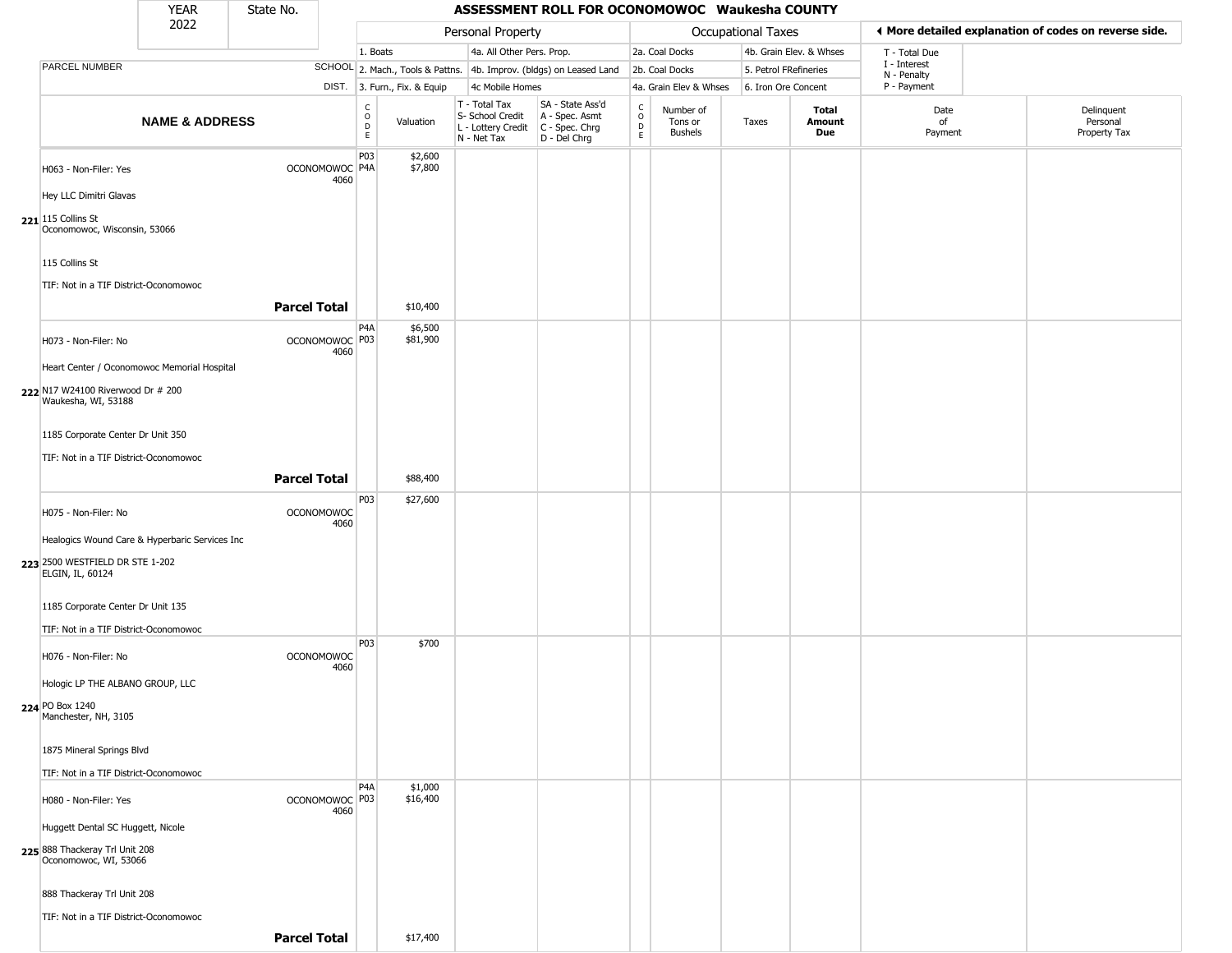| YEAR 2022 | State No. | ASSESSMENT ROLL FOR OCONOMOWOC Waukesha COUNTY | | | | | | | | | | |
|---|---|---|---|---|---|---|---|---|---|---|---|---|
| | | Personal Property | | | | | Occupational Taxes | | | | ◄ More detailed explanation of codes on reverse side. | |
| | | 1. Boats | | 4a. All Other Pers. Prop. | | | 2a. Coal Docks | | 4b. Grain Elev. & Whses | | T - Total Due | |
| PARCEL NUMBER | SCHOOL | 2. Mach., Tools & Pattns. | | 4b. Improv. (bldgs) on Leased Land | | | 2b. Coal Docks | | 5. Petrol FRefineries | | I - Interest N - Penalty | |
| | DIST. | 3. Furn., Fix. & Equip | | 4c Mobile Homes | | | 4a. Grain Elev & Whses | | 6. Iron Ore Concent | | P - Payment | |
| **NAME & ADDRESS** | | CODE | Valuation | T - Total Tax S- School Credit L - Lottery Credit N - Net Tax | SA - State Ass'd A - Spec. Asmt C - Spec. Chrg D - Del Chrg | CODE | Number of Tons or Bushels | Taxes | **Total Amount Due** | Date of Payment | Delinquent Personal Property Tax | |
| **221** H063 - Non-Filer: Yes<br>Hey LLC Dimitri Glavas<br>115 Collins St<br>Oconomowoc, Wisconsin, 53066<br>115 Collins St<br>TIF: Not in a TIF District-Oconomowoc | OCONOMOWOC 4060 | P03<br>P4A | $2,600<br>$7,800 | | | | | | | | | |
| | **Parcel Total** | | $10,400 | | | | | | | | | |
| **222** H073 - Non-Filer: No<br>Heart Center / Oconomowoc Memorial Hospital<br>N17 W24100 Riverwood Dr # 200<br>Waukesha, WI, 53188<br>1185 Corporate Center Dr Unit 350<br>TIF: Not in a TIF District-Oconomowoc | OCONOMOWOC 4060 | P4A<br>P03 | $6,500<br>$81,900 | | | | | | | | | |
| | **Parcel Total** | | $88,400 | | | | | | | | | |
| **223** H075 - Non-Filer: No<br>Healogics Wound Care & Hyperbaric Services Inc<br>2500 WESTFIELD DR STE 1-202<br>ELGIN, IL, 60124<br>1185 Corporate Center Dr Unit 135<br>TIF: Not in a TIF District-Oconomowoc | OCONOMOWOC 4060 | P03 | $27,600 | | | | | | | | | |
| **224** H076 - Non-Filer: No<br>Hologic LP THE ALBANO GROUP, LLC<br>PO Box 1240<br>Manchester, NH, 3105<br>1875 Mineral Springs Blvd<br>TIF: Not in a TIF District-Oconomowoc | OCONOMOWOC 4060 | P03 | $700 | | | | | | | | | |
| **225** H080 - Non-Filer: Yes<br>Huggett Dental SC Huggett, Nicole<br>888 Thackeray Trl Unit 208<br>Oconomowoc, WI, 53066<br>888 Thackeray Trl Unit 208<br>TIF: Not in a TIF District-Oconomowoc | OCONOMOWOC 4060 | P4A<br>P03 | $1,000<br>$16,400 | | | | | | | | | |
| | **Parcel Total** | | $17,400 | | | | | | | | | |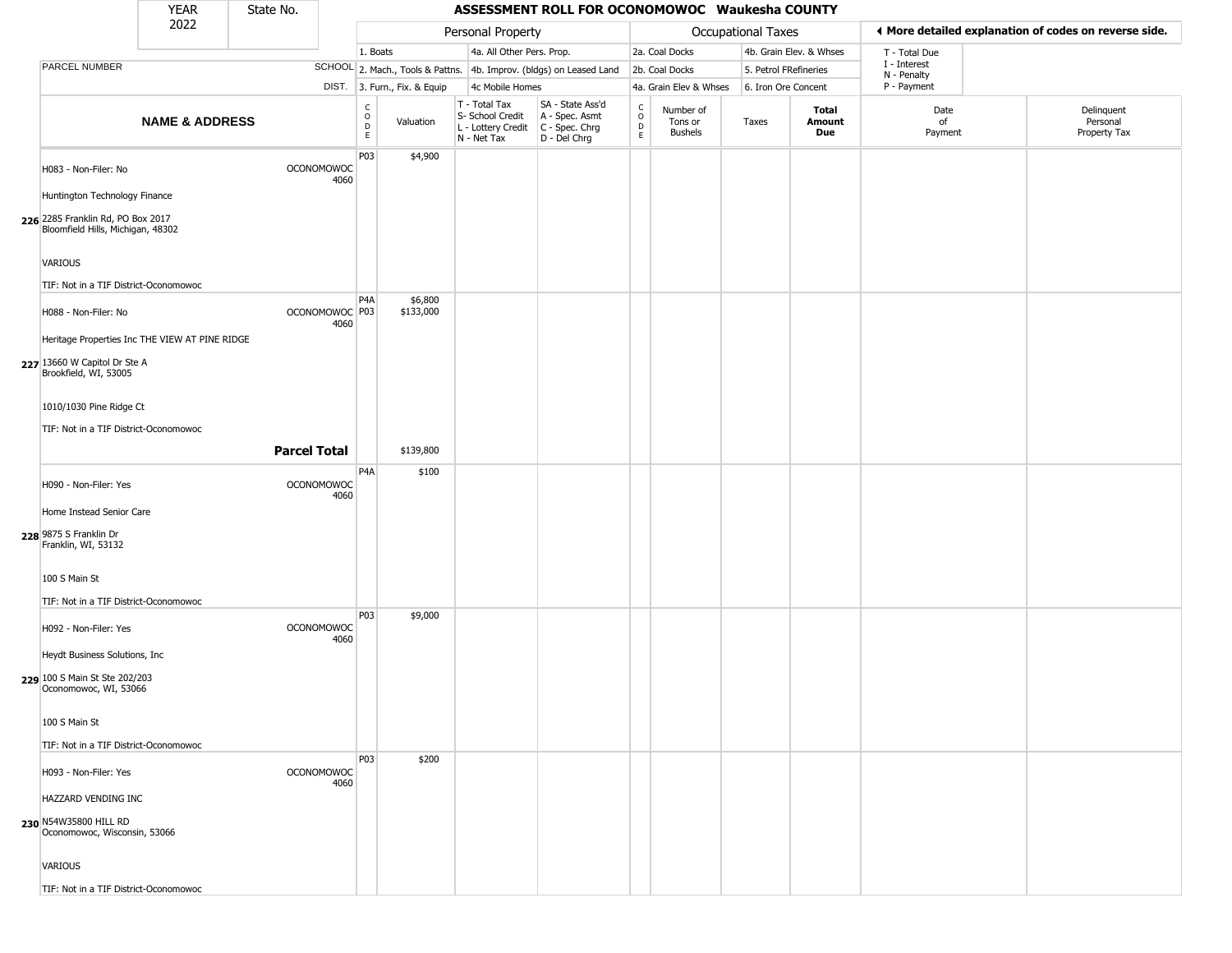# ASSESSMENT ROLL FOR OCONOMOWOC Waukesha COUNTY

YEAR 2022 | State No.

| | | Personal Property | | | | Occupational Taxes | | | | ◄ More detailed explanation of codes on reverse side. | |
|---|---|---|---|---|---|---|---|---|---|---|---|
| PARCEL NUMBER | SCHOOL DIST. | 1. Boats / 2. Mach., Tools & Pattns. / 3. Furn., Fix. & Equip | | 4a. All Other Pers. Prop. / 4b. Improv. (bldgs) on Leased Land / 4c Mobile Homes | | 2a. Coal Docks / 2b. Coal Docks / 4a. Grain Elev & Whses | | 4b. Grain Elev. & Whses / 5. Petrol FRefineries / 6. Iron Ore Concent | | T - Total Due / I - Interest / N - Penalty / P - Payment | |
| NAME & ADDRESS | | CODE | Valuation | T - Total Tax / S- School Credit / L - Lottery Credit / N - Net Tax | SA - State Ass'd / A - Spec. Asmt / C - Spec. Chrg / D - Del Chrg | CODE | Number of Tons or Bushels | Taxes | Total Amount Due | Date of Payment | Delinquent Personal Property Tax |
| 226 H083 - Non-Filer: No<br>Huntington Technology Finance<br>2285 Franklin Rd, PO Box 2017<br>Bloomfield Hills, Michigan, 48302<br>VARIOUS<br>TIF: Not in a TIF District-Oconomowoc | OCONOMOWOC 4060 | P03 | $4,900 | | | | | | | | |
| 227 H088 - Non-Filer: No<br>Heritage Properties Inc THE VIEW AT PINE RIDGE<br>13660 W Capitol Dr Ste A<br>Brookfield, WI, 53005<br>1010/1030 Pine Ridge Ct<br>TIF: Not in a TIF District-Oconomowoc | OCONOMOWOC 4060 | P4A<br>P03 | $6,800<br>$133,000 | | | | | | | | |
| | **Parcel Total** | | $139,800 | | | | | | | | |
| 228 H090 - Non-Filer: Yes<br>Home Instead Senior Care<br>9875 S Franklin Dr<br>Franklin, WI, 53132<br>100 S Main St<br>TIF: Not in a TIF District-Oconomowoc | OCONOMOWOC 4060 | P4A | $100 | | | | | | | | |
| 229 H092 - Non-Filer: Yes<br>Heydt Business Solutions, Inc<br>100 S Main St Ste 202/203<br>Oconomowoc, WI, 53066<br>100 S Main St<br>TIF: Not in a TIF District-Oconomowoc | OCONOMOWOC 4060 | P03 | $9,000 | | | | | | | | |
| 230 H093 - Non-Filer: Yes<br>HAZZARD VENDING INC<br>N54W35800 HILL RD<br>Oconomowoc, Wisconsin, 53066<br>VARIOUS<br>TIF: Not in a TIF District-Oconomowoc | OCONOMOWOC 4060 | P03 | $200 | | | | | | | | |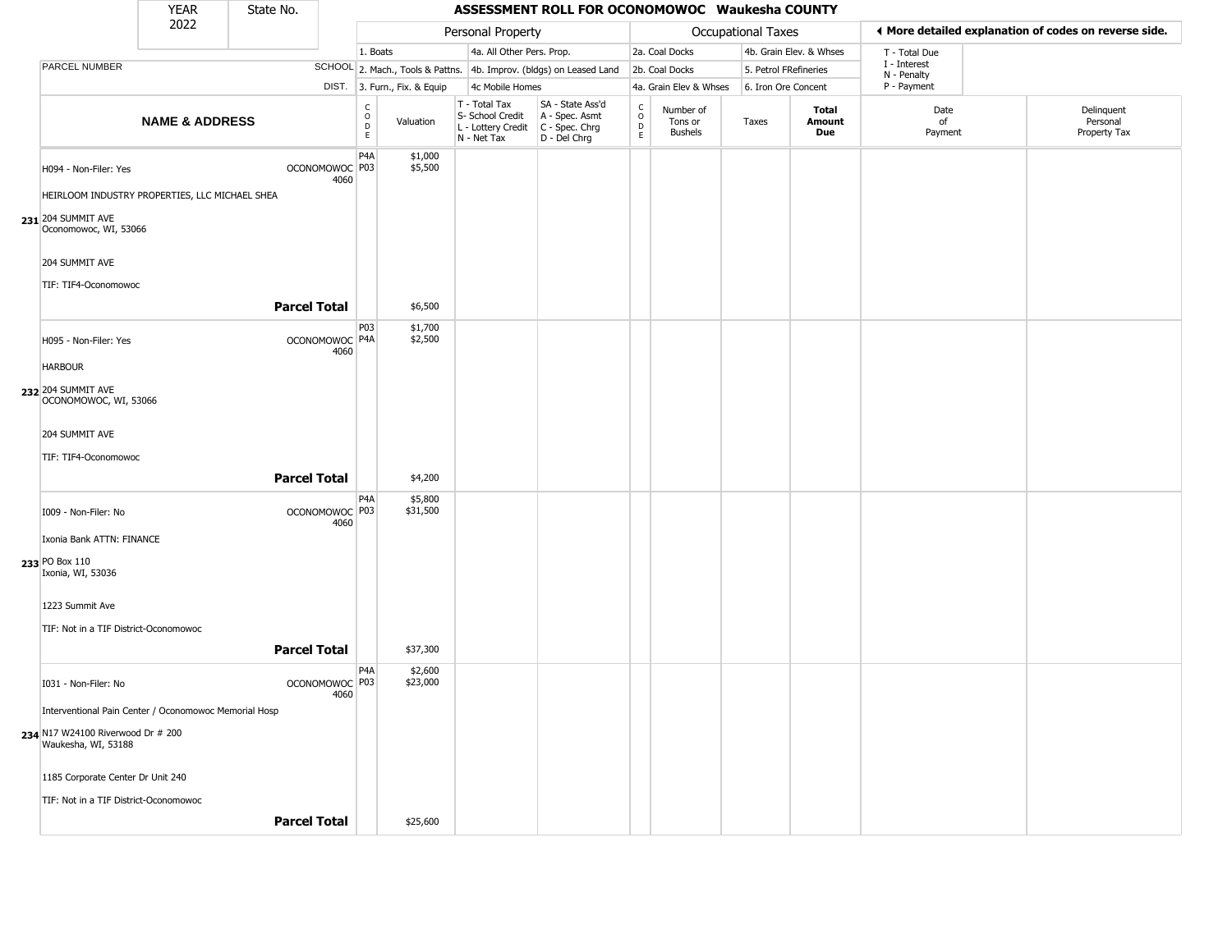| YEAR 2022 | State No. | ASSESSMENT ROLL FOR OCONOMOWOC Waukesha COUNTY |
|---|---|---|

| | | Personal Property | | | | Occupational Taxes | | | | ◄ More detailed explanation of codes on reverse side. |
|---|---|---|---|---|---|---|---|---|---|---|
| PARCEL NUMBER | SCHOOL DIST. | 1. Boats | 4a. All Other Pers. Prop. | | | 2a. Coal Docks | 4b. Grain Elev. & Whses | | | T - Total Due |
| | | 2. Mach., Tools & Pattns. | 4b. Improv. (bldgs) on Leased Land | | | 2b. Coal Docks | 5. Petrol FRefineries | | | I - Interest, N - Penalty |
| | | 3. Furn., Fix. & Equip | 4c Mobile Homes | | | 4a. Grain Elev & Whses | 6. Iron Ore Concent | | | P - Payment |

| NAME & ADDRESS | | CODE | Valuation | T - Total Tax / S- School Credit / L - Lottery Credit / N - Net Tax | SA - State Ass'd / A - Spec. Asmt / C - Spec. Chrg / D - Del Chrg | CODE | Number of Tons or Bushels | Taxes | Total Amount Due | Date of Payment | Delinquent Personal Property Tax |
|---|---|---|---|---|---|---|---|---|---|---|---|
| H094 - Non-Filer: Yes | OCONOMOWOC 4060 | P4A<br>P03 | $1,000<br>$5,500 | | | | | | | | |
| HEIRLOOM INDUSTRY PROPERTIES, LLC MICHAEL SHEA | | | | | | | | | | | |
| 231 204 SUMMIT AVE<br>Oconomowoc, WI, 53066 | | | | | | | | | | | |
| 204 SUMMIT AVE | | | | | | | | | | | |
| TIF: TIF4-Oconomowoc | | | | | | | | | | | |
| | **Parcel Total** | | $6,500 | | | | | | | | |
| H095 - Non-Filer: Yes | OCONOMOWOC 4060 | P03<br>P4A | $1,700<br>$2,500 | | | | | | | | |
| HARBOUR | | | | | | | | | | | |
| 232 204 SUMMIT AVE<br>OCONOMOWOC, WI, 53066 | | | | | | | | | | | |
| 204 SUMMIT AVE | | | | | | | | | | | |
| TIF: TIF4-Oconomowoc | | | | | | | | | | | |
| | **Parcel Total** | | $4,200 | | | | | | | | |
| I009 - Non-Filer: No | OCONOMOWOC 4060 | P4A<br>P03 | $5,800<br>$31,500 | | | | | | | | |
| Ixonia Bank ATTN: FINANCE | | | | | | | | | | | |
| 233 PO Box 110<br>Ixonia, WI, 53036 | | | | | | | | | | | |
| 1223 Summit Ave | | | | | | | | | | | |
| TIF: Not in a TIF District-Oconomowoc | | | | | | | | | | | |
| | **Parcel Total** | | $37,300 | | | | | | | | |
| I031 - Non-Filer: No | OCONOMOWOC 4060 | P4A<br>P03 | $2,600<br>$23,000 | | | | | | | | |
| Interventional Pain Center / Oconomowoc Memorial Hosp | | | | | | | | | | | |
| 234 N17 W24100 Riverwood Dr # 200<br>Waukesha, WI, 53188 | | | | | | | | | | | |
| 1185 Corporate Center Dr Unit 240 | | | | | | | | | | | |
| TIF: Not in a TIF District-Oconomowoc | | | | | | | | | | | |
| | **Parcel Total** | | $25,600 | | | | | | | | |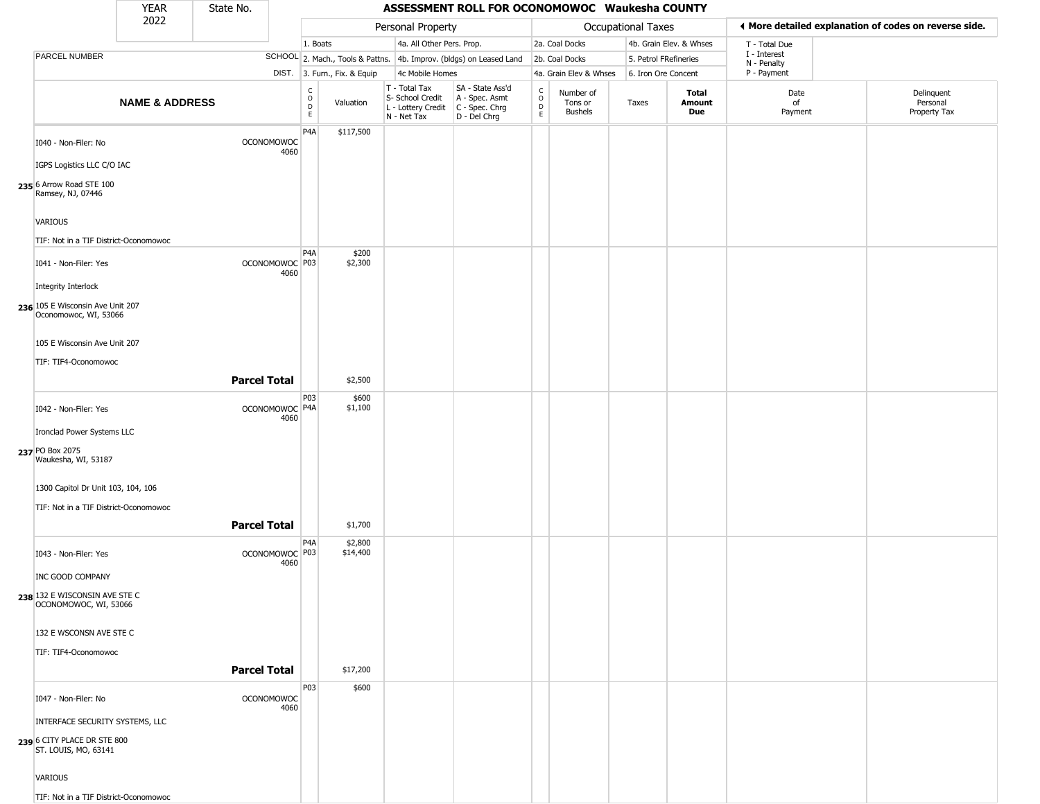| YEAR 2022 | State No. | ASSESSMENT ROLL FOR OCONOMOWOC Waukesha COUNTY |
|---|---|---|

| PARCEL NUMBER | SCHOOL DIST. | Personal Property | | | | Occupational Taxes | | | | ◄ More detailed explanation of codes on reverse side. | |
|---|---|---|---|---|---|---|---|---|---|---|---|
| | | 1. Boats | | 4a. All Other Pers. Prop. | | 2a. Coal Docks | | 4b. Grain Elev. & Whses | | T - Total Due | |
| | | 2. Mach., Tools & Pattns. | | 4b. Improv. (bldgs) on Leased Land | | 2b. Coal Docks | | 5. Petrol FRefineries | | I - Interest | |
| | | 3. Furn., Fix. & Equip | | 4c Mobile Homes | | 4a. Grain Elev & Whses | | 6. Iron Ore Concent | | N - Penalty / P - Payment | |
| **NAME & ADDRESS** | | CODE | Valuation | T - Total Tax / S- School Credit / L - Lottery Credit / N - Net Tax | SA - State Ass'd / A - Spec. Asmt / C - Spec. Chrg / D - Del Chrg | CODE | Number of Tons or Bushels | Taxes | **Total Amount Due** | Date of Payment | Delinquent Personal Property Tax |
| I040 - Non-Filer: No<br>IGPS Logistics LLC C/O IAC<br>**235** 6 Arrow Road STE 100<br>Ramsey, NJ, 07446<br>VARIOUS<br>TIF: Not in a TIF District-Oconomowoc | OCONOMOWOC 4060 | P4A | $117,500 | | | | | | | | |
| I041 - Non-Filer: Yes<br>Integrity Interlock<br>**236** 105 E Wisconsin Ave Unit 207<br>Oconomowoc, WI, 53066<br>105 E Wisconsin Ave Unit 207<br>TIF: TIF4-Oconomowoc | OCONOMOWOC 4060 | P4A<br>P03 | $200<br>$2,300 | | | | | | | | |
| | **Parcel Total** | | $2,500 | | | | | | | | |
| I042 - Non-Filer: Yes<br>Ironclad Power Systems LLC<br>**237** PO Box 2075<br>Waukesha, WI, 53187<br>1300 Capitol Dr Unit 103, 104, 106<br>TIF: Not in a TIF District-Oconomowoc | OCONOMOWOC 4060 | P03<br>P4A | $600<br>$1,100 | | | | | | | | |
| | **Parcel Total** | | $1,700 | | | | | | | | |
| I043 - Non-Filer: Yes<br>INC GOOD COMPANY<br>**238** 132 E WISCONSIN AVE STE C<br>OCONOMOWOC, WI, 53066<br>132 E WSCONSN AVE STE C<br>TIF: TIF4-Oconomowoc | OCONOMOWOC 4060 | P4A<br>P03 | $2,800<br>$14,400 | | | | | | | | |
| | **Parcel Total** | | $17,200 | | | | | | | | |
| I047 - Non-Filer: No<br>INTERFACE SECURITY SYSTEMS, LLC<br>**239** 6 CITY PLACE DR STE 800<br>ST. LOUIS, MO, 63141<br>VARIOUS<br>TIF: Not in a TIF District-Oconomowoc | OCONOMOWOC 4060 | P03 | $600 | | | | | | | | |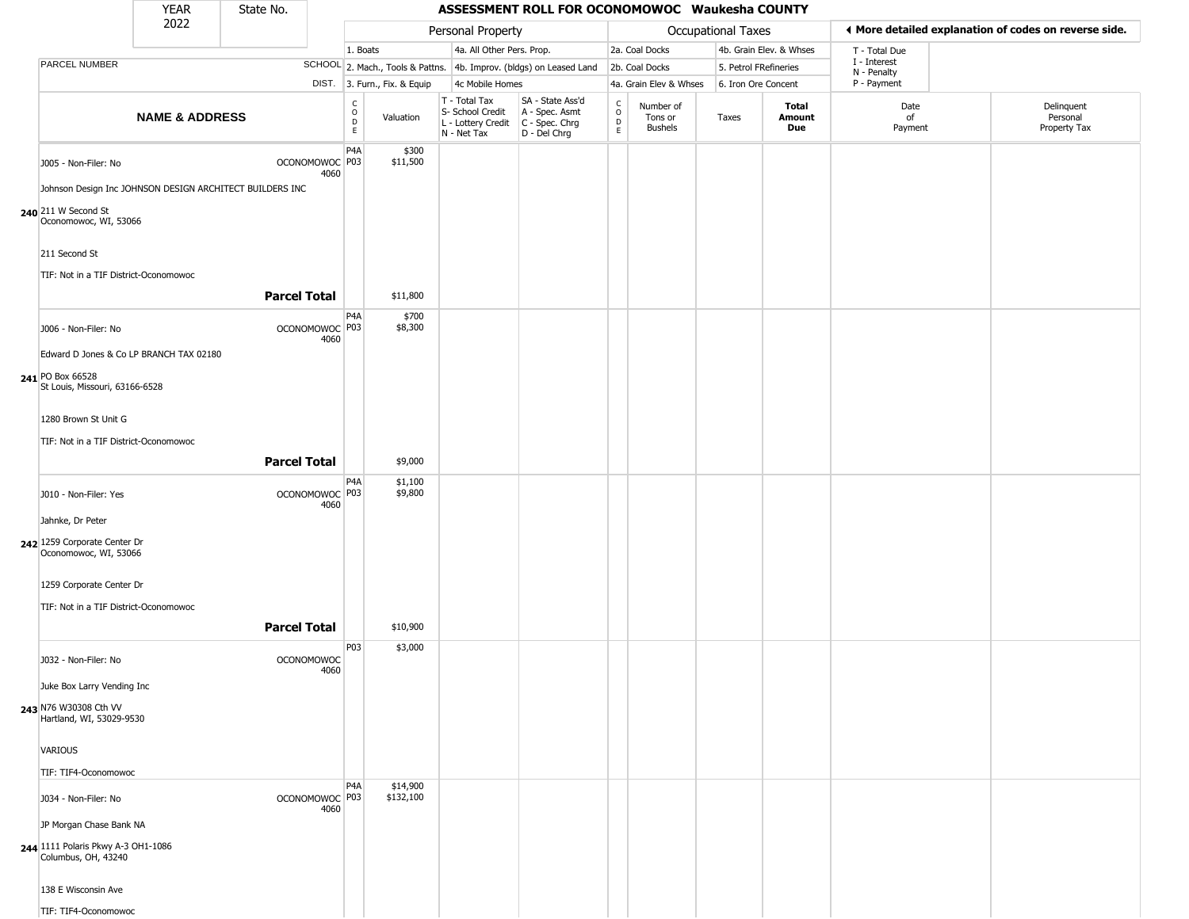| YEAR 2022 | State No. | ASSESSMENT ROLL FOR OCONOMOWOC Waukesha COUNTY |
|---|---|---|

| | Personal Property | | | Occupational Taxes | | ◄ More detailed explanation of codes on reverse side. |
|---|---|---|---|---|---|---|
| PARCEL NUMBER | 1. Boats | 4a. All Other Pers. Prop. | 2a. Coal Docks | 4b. Grain Elev. & Whses | T - Total Due |
| SCHOOL | 2. Mach., Tools & Pattns. | 4b. Improv. (bldgs) on Leased Land | 2b. Coal Docks | 5. Petrol FRefineries | I - Interest<br>N - Penalty |
| DIST. | 3. Furn., Fix. & Equip | 4c Mobile Homes | 4a. Grain Elev & Whses | 6. Iron Ore Concent | P - Payment |

| | NAME & ADDRESS | SCHOOL DIST. | CODE | Valuation | T - Total Tax<br>S- School Credit<br>L - Lottery Credit<br>N - Net Tax | SA - State Ass'd<br>A - Spec. Asmt<br>C - Spec. Chrg<br>D - Del Chrg | CODE | Number of Tons or Bushels | Taxes | Total Amount Due | Date of Payment | Delinquent Personal Property Tax |
|---|---|---|---|---|---|---|---|---|---|---|---|---|
| 240 | J005 - Non-Filer: No<br>Johnson Design Inc JOHNSON DESIGN ARCHITECT BUILDERS INC<br>211 W Second St<br>Oconomowoc, WI, 53066<br>211 Second St<br>TIF: Not in a TIF District-Oconomowoc | OCONOMOWOC 4060 | P4A<br>P03 | $300<br>$11,500 | | | | | | | | |
| | **Parcel Total** | | | $11,800 | | | | | | | | |
| 241 | J006 - Non-Filer: No<br>Edward D Jones & Co LP BRANCH TAX 02180<br>PO Box 66528<br>St Louis, Missouri, 63166-6528<br>1280 Brown St Unit G<br>TIF: Not in a TIF District-Oconomowoc | OCONOMOWOC 4060 | P4A<br>P03 | $700<br>$8,300 | | | | | | | | |
| | **Parcel Total** | | | $9,000 | | | | | | | | |
| 242 | J010 - Non-Filer: Yes<br>Jahnke, Dr Peter<br>1259 Corporate Center Dr<br>Oconomowoc, WI, 53066<br>1259 Corporate Center Dr<br>TIF: Not in a TIF District-Oconomowoc | OCONOMOWOC 4060 | P4A<br>P03 | $1,100<br>$9,800 | | | | | | | | |
| | **Parcel Total** | | | $10,900 | | | | | | | | |
| 243 | J032 - Non-Filer: No<br>Juke Box Larry Vending Inc<br>N76 W30308 Cth VV<br>Hartland, WI, 53029-9530<br>VARIOUS<br>TIF: TIF4-Oconomowoc | OCONOMOWOC 4060 | P03 | $3,000 | | | | | | | | |
| 244 | J034 - Non-Filer: No<br>JP Morgan Chase Bank NA<br>1111 Polaris Pkwy A-3 OH1-1086<br>Columbus, OH, 43240<br>138 E Wisconsin Ave<br>TIF: TIF4-Oconomowoc | OCONOMOWOC 4060 | P4A<br>P03 | $14,900<br>$132,100 | | | | | | | | |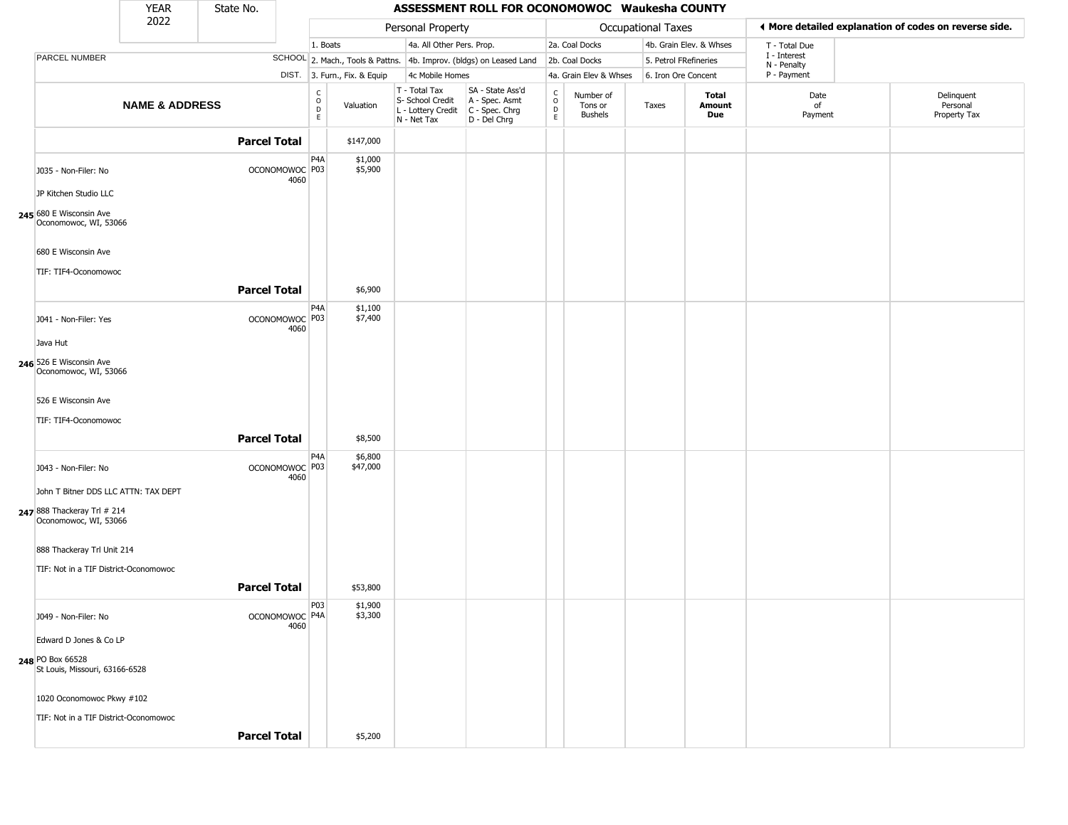| YEAR 2022 | State No. | ASSESSMENT ROLL FOR OCONOMOWOC Waukesha COUNTY | | | | | | | | | |
|---|---|---|---|---|---|---|---|---|---|---|---|

| | | Personal Property | | | | Occupational Taxes | | | | ◄ More detailed explanation of codes on reverse side. | |
|---|---|---|---|---|---|---|---|---|---|---|---|
| PARCEL NUMBER | SCHOOL DIST. | 1. Boats<br>2. Mach., Tools & Pattns.<br>3. Furn., Fix. & Equip | | 4a. All Other Pers. Prop.<br>4b. Improv. (bldgs) on Leased Land<br>4c Mobile Homes | | 2a. Coal Docks<br>2b. Coal Docks<br>4a. Grain Elev & Whses | | 4b. Grain Elev. & Whses<br>5. Petrol FRefineries<br>6. Iron Ore Concent | | T - Total Due<br>I - Interest<br>N - Penalty<br>P - Payment | |
| **NAME & ADDRESS** | | CODE | Valuation | T - Total Tax<br>S- School Credit<br>L - Lottery Credit<br>N - Net Tax | SA - State Ass'd<br>A - Spec. Asmt<br>C - Spec. Chrg<br>D - Del Chrg | CODE | Number of Tons or Bushels | Taxes | **Total Amount Due** | Date of Payment | Delinquent Personal Property Tax |
| | **Parcel Total** | | $147,000 | | | | | | | | |
| J035 - Non-Filer: No<br><br>JP Kitchen Studio LLC<br><br>**245** 680 E Wisconsin Ave<br>Oconomowoc, WI, 53066<br><br>680 E Wisconsin Ave<br><br>TIF: TIF4-Oconomowoc | OCONOMOWOC 4060 | P4A<br>P03 | $1,000<br>$5,900 | | | | | | | | |
| | **Parcel Total** | | $6,900 | | | | | | | | |
| J041 - Non-Filer: Yes<br><br>Java Hut<br><br>**246** 526 E Wisconsin Ave<br>Oconomowoc, WI, 53066<br><br>526 E Wisconsin Ave<br><br>TIF: TIF4-Oconomowoc | OCONOMOWOC 4060 | P4A<br>P03 | $1,100<br>$7,400 | | | | | | | | |
| | **Parcel Total** | | $8,500 | | | | | | | | |
| J043 - Non-Filer: No<br><br>John T Bitner DDS LLC ATTN: TAX DEPT<br><br>**247** 888 Thackeray Trl # 214<br>Oconomowoc, WI, 53066<br><br>888 Thackeray Trl Unit 214<br><br>TIF: Not in a TIF District-Oconomowoc | OCONOMOWOC 4060 | P4A<br>P03 | $6,800<br>$47,000 | | | | | | | | |
| | **Parcel Total** | | $53,800 | | | | | | | | |
| J049 - Non-Filer: No<br><br>Edward D Jones & Co LP<br><br>**248** PO Box 66528<br>St Louis, Missouri, 63166-6528<br><br>1020 Oconomowoc Pkwy #102<br><br>TIF: Not in a TIF District-Oconomowoc | OCONOMOWOC 4060 | P03<br>P4A | $1,900<br>$3,300 | | | | | | | | |
| | **Parcel Total** | | $5,200 | | | | | | | | |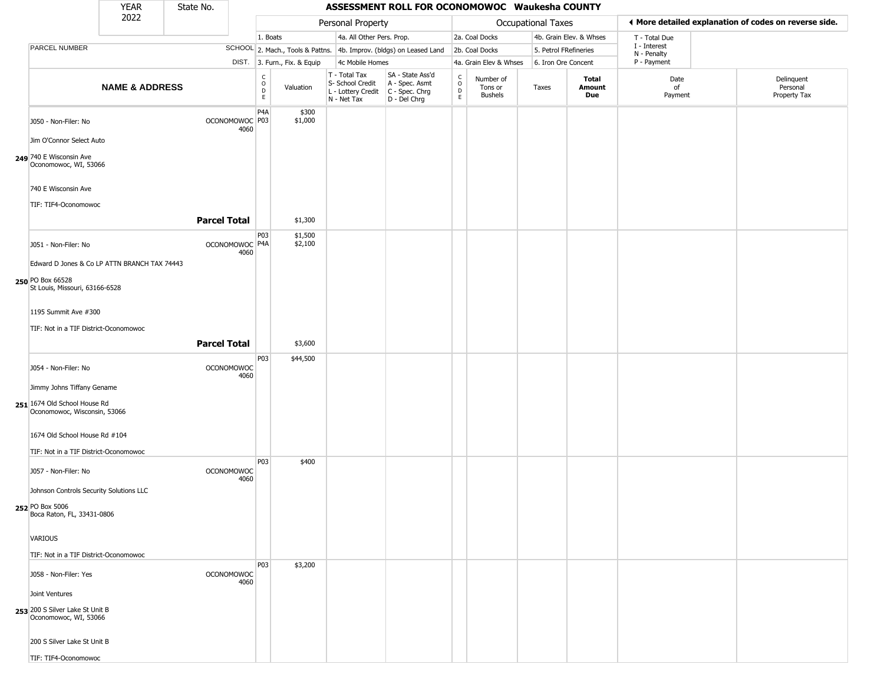| YEAR 2022 | State No. | | ASSESSMENT ROLL FOR OCONOMOWOC Waukesha COUNTY | | | | | | | | |
|---|---|---|---|---|---|---|---|---|---|---|---|

| | | Personal Property | | | | Occupational Taxes | | | | ◂ More detailed explanation of codes on reverse side. | |
|---|---|---|---|---|---|---|---|---|---|---|---|
| PARCEL NUMBER | SCHOOL DIST. | 1. Boats<br>2. Mach., Tools & Pattns.<br>3. Furn., Fix. & Equip | | 4a. All Other Pers. Prop.<br>4b. Improv. (bldgs) on Leased Land<br>4c Mobile Homes | | 2a. Coal Docks<br>2b. Coal Docks<br>4a. Grain Elev & Whses | | 4b. Grain Elev. & Whses<br>5. Petrol FRefineries<br>6. Iron Ore Concent | | T - Total Due<br>I - Interest<br>N - Penalty<br>P - Payment | |
| NAME & ADDRESS | | CODE | Valuation | T - Total Tax<br>S- School Credit<br>L - Lottery Credit<br>N - Net Tax | SA - State Ass'd<br>A - Spec. Asmt<br>C - Spec. Chrg<br>D - Del Chrg | CODE | Number of Tons or Bushels | Taxes | Total Amount Due | Date of Payment | Delinquent Personal Property Tax |
| **249** J050 - Non-Filer: No<br>Jim O'Connor Select Auto<br>740 E Wisconsin Ave<br>Oconomowoc, WI, 53066<br>740 E Wisconsin Ave<br>TIF: TIF4-Oconomowoc | OCONOMOWOC 4060 | P4A<br>P03 | $300<br>$1,000 | | | | | | | | |
| | **Parcel Total** | | $1,300 | | | | | | | | |
| **250** J051 - Non-Filer: No<br>Edward D Jones & Co LP ATTN BRANCH TAX 74443<br>PO Box 66528<br>St Louis, Missouri, 63166-6528<br>1195 Summit Ave #300<br>TIF: Not in a TIF District-Oconomowoc | OCONOMOWOC 4060 | P03<br>P4A | $1,500<br>$2,100 | | | | | | | | |
| | **Parcel Total** | | $3,600 | | | | | | | | |
| **251** J054 - Non-Filer: No<br>Jimmy Johns Tiffany Gename<br>1674 Old School House Rd<br>Oconomowoc, Wisconsin, 53066<br>1674 Old School House Rd #104<br>TIF: Not in a TIF District-Oconomowoc | OCONOMOWOC 4060 | P03 | $44,500 | | | | | | | | |
| **252** J057 - Non-Filer: No<br>Johnson Controls Security Solutions LLC<br>PO Box 5006<br>Boca Raton, FL, 33431-0806<br>VARIOUS<br>TIF: Not in a TIF District-Oconomowoc | OCONOMOWOC 4060 | P03 | $400 | | | | | | | | |
| **253** J058 - Non-Filer: Yes<br>Joint Ventures<br>200 S Silver Lake St Unit B<br>Oconomowoc, WI, 53066<br>200 S Silver Lake St Unit B<br>TIF: TIF4-Oconomowoc | OCONOMOWOC 4060 | P03 | $3,200 | | | | | | | | |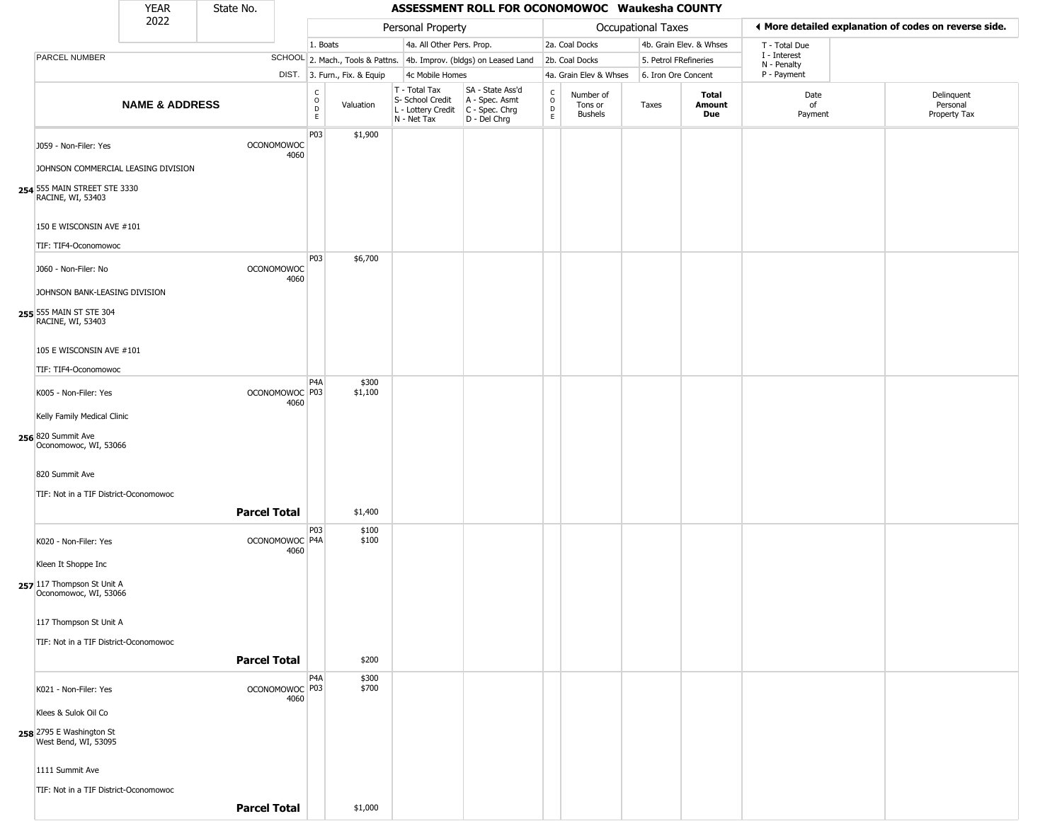# ASSESSMENT ROLL FOR OCONOMOWOC Waukesha COUNTY

YEAR 2022 | State No.

| | | Personal Property | | | | Occupational Taxes | | | | ◀ More detailed explanation of codes on reverse side. | |
|---|---|---|---|---|---|---|---|---|---|---|---|
| PARCEL NUMBER | SCHOOL DIST. | 1. Boats / 2. Mach., Tools & Pattns. / 3. Furn., Fix. & Equip | | 4a. All Other Pers. Prop. / 4b. Improv. (bldgs) on Leased Land / 4c Mobile Homes | | 2a. Coal Docks / 2b. Coal Docks / 4a. Grain Elev & Whses | | 4b. Grain Elev. & Whses / 5. Petrol FRefineries / 6. Iron Ore Concent | | T - Total Due / I - Interest / N - Penalty / P - Payment | |
| **NAME & ADDRESS** | | CODE | Valuation | T - Total Tax / S- School Credit / L - Lottery Credit / N - Net Tax | SA - State Ass'd / A - Spec. Asmt / C - Spec. Chrg / D - Del Chrg | CODE | Number of Tons or Bushels | Taxes | **Total Amount Due** | Date of Payment | Delinquent Personal Property Tax |
| 254 J059 - Non-Filer: Yes<br>JOHNSON COMMERCIAL LEASING DIVISION<br>555 MAIN STREET STE 3330<br>RACINE, WI, 53403<br>150 E WISCONSIN AVE #101<br>TIF: TIF4-Oconomowoc | OCONOMOWOC 4060 | P03 | $1,900 | | | | | | | | |
| 255 J060 - Non-Filer: No<br>JOHNSON BANK-LEASING DIVISION<br>555 MAIN ST STE 304<br>RACINE, WI, 53403<br>105 E WISCONSIN AVE #101<br>TIF: TIF4-Oconomowoc | OCONOMOWOC 4060 | P03 | $6,700 | | | | | | | | |
| 256 K005 - Non-Filer: Yes<br>Kelly Family Medical Clinic<br>820 Summit Ave<br>Oconomowoc, WI, 53066<br>820 Summit Ave<br>TIF: Not in a TIF District-Oconomowoc | OCONOMOWOC 4060 | P4A<br>P03 | $300<br>$1,100 | | | | | | | | |
| **Parcel Total** | | | $1,400 | | | | | | | | |
| 257 K020 - Non-Filer: Yes<br>Kleen It Shoppe Inc<br>117 Thompson St Unit A<br>Oconomowoc, WI, 53066<br>117 Thompson St Unit A<br>TIF: Not in a TIF District-Oconomowoc | OCONOMOWOC 4060 | P03<br>P4A | $100<br>$100 | | | | | | | | |
| **Parcel Total** | | | $200 | | | | | | | | |
| 258 K021 - Non-Filer: Yes<br>Klees & Sulok Oil Co<br>2795 E Washington St<br>West Bend, WI, 53095<br>1111 Summit Ave<br>TIF: Not in a TIF District-Oconomowoc | OCONOMOWOC 4060 | P4A<br>P03 | $300<br>$700 | | | | | | | | |
| **Parcel Total** | | | $1,000 | | | | | | | | |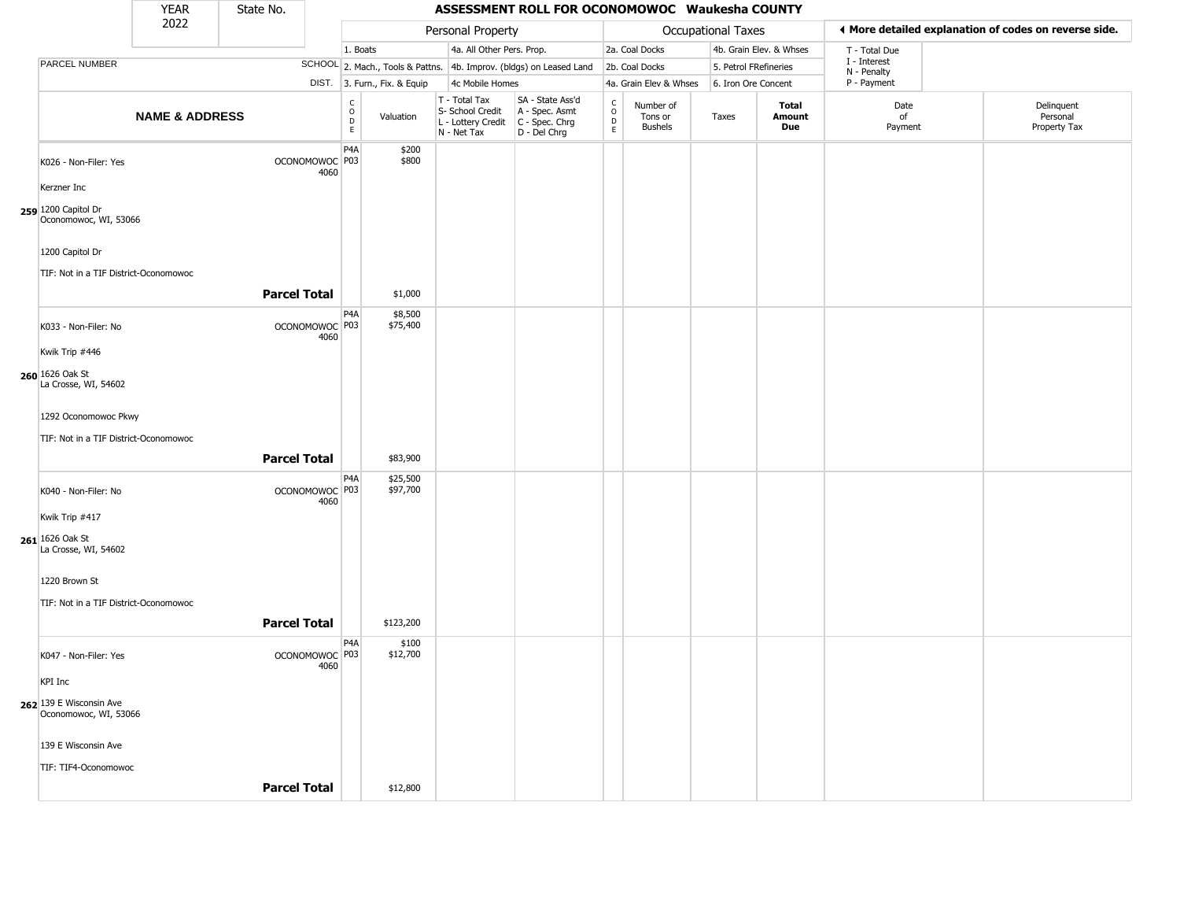| YEAR 2022 | State No. | ASSESSMENT ROLL FOR OCONOMOWOC Waukesha COUNTY |
|---|---|---|

| | | Personal Property | | | | Occupational Taxes | | | | ◄ More detailed explanation of codes on reverse side. | |
|---|---|---|---|---|---|---|---|---|---|---|---|
| | | 1. Boats | | 4a. All Other Pers. Prop. | | 2a. Coal Docks | | 4b. Grain Elev. & Whses | | T - Total Due | |
| PARCEL NUMBER | SCHOOL | 2. Mach., Tools & Pattns. | | 4b. Improv. (bldgs) on Leased Land | | 2b. Coal Docks | | 5. Petrol FRefineries | | I - Interest N - Penalty | |
| | DIST. | 3. Furn., Fix. & Equip | | 4c Mobile Homes | | 4a. Grain Elev & Whses | | 6. Iron Ore Concent | | P - Payment | |
| **NAME & ADDRESS** | | CODE | Valuation | T - Total Tax S- School Credit L - Lottery Credit N - Net Tax | SA - State Ass'd A - Spec. Asmt C - Spec. Chrg D - Del Chrg | CODE | Number of Tons or Bushels | Taxes | **Total Amount Due** | Date of Payment | Delinquent Personal Property Tax |
| K026 - Non-Filer: Yes | OCONOMOWOC 4060 | P4A P03 | $200 $800 | | | | | | | | |
| Kerzner Inc | | | | | | | | | | | |
| 259 1200 Capitol Dr Oconomowoc, WI, 53066 | | | | | | | | | | | |
| 1200 Capitol Dr | | | | | | | | | | | |
| TIF: Not in a TIF District-Oconomowoc | | | | | | | | | | | |
| | **Parcel Total** | | $1,000 | | | | | | | | |
| K033 - Non-Filer: No | OCONOMOWOC 4060 | P4A P03 | $8,500 $75,400 | | | | | | | | |
| Kwik Trip #446 | | | | | | | | | | | |
| 260 1626 Oak St La Crosse, WI, 54602 | | | | | | | | | | | |
| 1292 Oconomowoc Pkwy | | | | | | | | | | | |
| TIF: Not in a TIF District-Oconomowoc | | | | | | | | | | | |
| | **Parcel Total** | | $83,900 | | | | | | | | |
| K040 - Non-Filer: No | OCONOMOWOC 4060 | P4A P03 | $25,500 $97,700 | | | | | | | | |
| Kwik Trip #417 | | | | | | | | | | | |
| 261 1626 Oak St La Crosse, WI, 54602 | | | | | | | | | | | |
| 1220 Brown St | | | | | | | | | | | |
| TIF: Not in a TIF District-Oconomowoc | | | | | | | | | | | |
| | **Parcel Total** | | $123,200 | | | | | | | | |
| K047 - Non-Filer: Yes | OCONOMOWOC 4060 | P4A P03 | $100 $12,700 | | | | | | | | |
| KPI Inc | | | | | | | | | | | |
| 262 139 E Wisconsin Ave Oconomowoc, WI, 53066 | | | | | | | | | | | |
| 139 E Wisconsin Ave | | | | | | | | | | | |
| TIF: TIF4-Oconomowoc | | | | | | | | | | | |
| | **Parcel Total** | | $12,800 | | | | | | | | |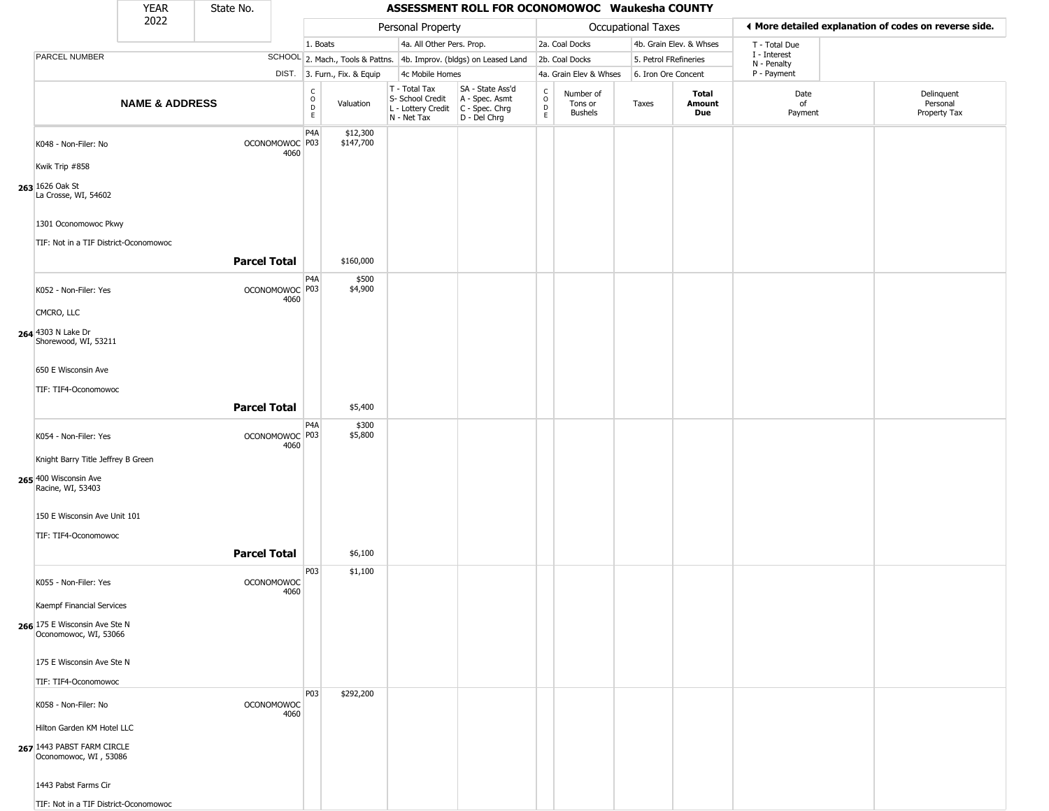# ASSESSMENT ROLL FOR OCONOMOWOC Waukesha COUNTY

| YEAR | State No. |
|---|---|
| 2022 | |

**Personal Property:** 1. Boats; 2. Mach., Tools & Pattns.; 3. Furn., Fix. & Equip; 4a. All Other Pers. Prop.; 4b. Improv. (bldgs) on Leased Land; 4c Mobile Homes

**Occupational Taxes:** 2a. Coal Docks; 2b. Coal Docks; 4a. Grain Elev & Whses; 4b. Grain Elev. & Whses; 5. Petrol FRefineries; 6. Iron Ore Concent

◄ More detailed explanation of codes on reverse side.

T - Total Due; I - Interest; N - Penalty; P - Payment

| | NAME & ADDRESS | PARCEL NUMBER / SCHOOL DIST. | CODE | Valuation | T - Total Tax / S- School Credit / L - Lottery Credit / N - Net Tax | SA - State Ass'd / A - Spec. Asmt / C - Spec. Chrg / D - Del Chrg | CODE | Number of Tons or Bushels | Taxes | Total Amount Due | Date of Payment | Delinquent Personal Property Tax |
|---|---|---|---|---|---|---|---|---|---|---|---|---|
| 263 | K048 - Non-Filer: No<br>Kwik Trip #858<br>1626 Oak St<br>La Crosse, WI, 54602<br>1301 Oconomowoc Pkwy<br>TIF: Not in a TIF District-Oconomowoc | OCONOMOWOC 4060 | P4A<br>P03 | $12,300<br>$147,700 | | | | | | | | |
| | **Parcel Total** | | | $160,000 | | | | | | | | |
| 264 | K052 - Non-Filer: Yes<br>CMCRO, LLC<br>4303 N Lake Dr<br>Shorewood, WI, 53211<br>650 E Wisconsin Ave<br>TIF: TIF4-Oconomowoc | OCONOMOWOC 4060 | P4A<br>P03 | $500<br>$4,900 | | | | | | | | |
| | **Parcel Total** | | | $5,400 | | | | | | | | |
| 265 | K054 - Non-Filer: Yes<br>Knight Barry Title Jeffrey B Green<br>400 Wisconsin Ave<br>Racine, WI, 53403<br>150 E Wisconsin Ave Unit 101<br>TIF: TIF4-Oconomowoc | OCONOMOWOC 4060 | P4A<br>P03 | $300<br>$5,800 | | | | | | | | |
| | **Parcel Total** | | | $6,100 | | | | | | | | |
| 266 | K055 - Non-Filer: Yes<br>Kaempf Financial Services<br>175 E Wisconsin Ave Ste N<br>Oconomowoc, WI, 53066<br>175 E Wisconsin Ave Ste N<br>TIF: TIF4-Oconomowoc | OCONOMOWOC 4060 | P03 | $1,100 | | | | | | | | |
| 267 | K058 - Non-Filer: No<br>Hilton Garden KM Hotel LLC<br>1443 PABST FARM CIRCLE<br>Oconomowoc, WI , 53086<br>1443 Pabst Farms Cir<br>TIF: Not in a TIF District-Oconomowoc | OCONOMOWOC 4060 | P03 | $292,200 | | | | | | | | |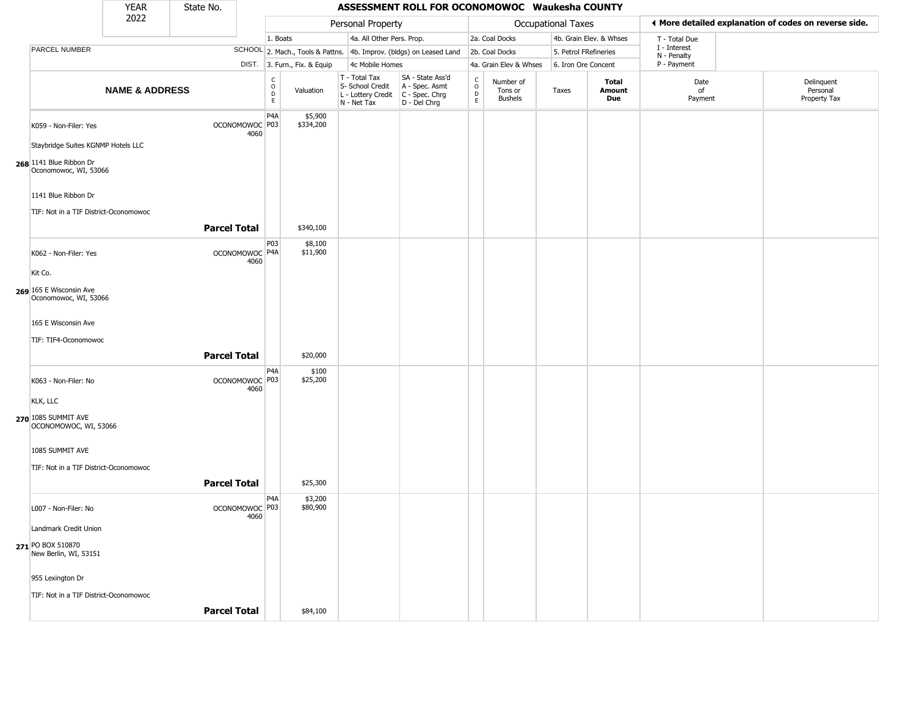| YEAR 2022 | State No. | ASSESSMENT ROLL FOR OCONOMOWOC Waukesha COUNTY | | | | | | | | | | |
|---|---|---|---|---|---|---|---|---|---|---|---|---|
| | | Personal Property | | | | Occupational Taxes | | | | ◄ More detailed explanation of codes on reverse side. | | |
| | | 1. Boats | | 4a. All Other Pers. Prop. | | 2a. Coal Docks | | 4b. Grain Elev. & Whses | | T - Total Due<br>I - Interest<br>N - Penalty<br>P - Payment | | |
| PARCEL NUMBER | SCHOOL | 2. Mach., Tools & Pattns. | | 4b. Improv. (bldgs) on Leased Land | | 2b. Coal Docks | | 5. Petrol FRefineries | | | | |
| | DIST. | 3. Furn., Fix. & Equip | | 4c Mobile Homes | | 4a. Grain Elev & Whses | | 6. Iron Ore Concent | | | | |
| **NAME & ADDRESS** | | CODE | Valuation | T - Total Tax<br>S- School Credit<br>L - Lottery Credit<br>N - Net Tax | SA - State Ass'd<br>A - Spec. Asmt<br>C - Spec. Chrg<br>D - Del Chrg | CODE | Number of Tons or Bushels | Taxes | **Total Amount Due** | Date of Payment | Delinquent Personal Property Tax | |
| K059 - Non-Filer: Yes<br>Staybridge Suites KGNMP Hotels LLC<br>**268** 1141 Blue Ribbon Dr<br>Oconomowoc, WI, 53066<br>1141 Blue Ribbon Dr<br>TIF: Not in a TIF District-Oconomowoc | OCONOMOWOC 4060 | P4A<br>P03 | $5,900<br>$334,200 | | | | | | | | | |
| | **Parcel Total** | | $340,100 | | | | | | | | | |
| K062 - Non-Filer: Yes<br>Kit Co.<br>**269** 165 E Wisconsin Ave<br>Oconomowoc, WI, 53066<br>165 E Wisconsin Ave<br>TIF: TIF4-Oconomowoc | OCONOMOWOC 4060 | P03<br>P4A | $8,100<br>$11,900 | | | | | | | | | |
| | **Parcel Total** | | $20,000 | | | | | | | | | |
| K063 - Non-Filer: No<br>KLK, LLC<br>**270** 1085 SUMMIT AVE<br>OCONOMOWOC, WI, 53066<br>1085 SUMMIT AVE<br>TIF: Not in a TIF District-Oconomowoc | OCONOMOWOC 4060 | P4A<br>P03 | $100<br>$25,200 | | | | | | | | | |
| | **Parcel Total** | | $25,300 | | | | | | | | | |
| L007 - Non-Filer: No<br>Landmark Credit Union<br>**271** PO BOX 510870<br>New Berlin, WI, 53151<br>955 Lexington Dr<br>TIF: Not in a TIF District-Oconomowoc | OCONOMOWOC 4060 | P4A<br>P03 | $3,200<br>$80,900 | | | | | | | | | |
| | **Parcel Total** | | $84,100 | | | | | | | | | |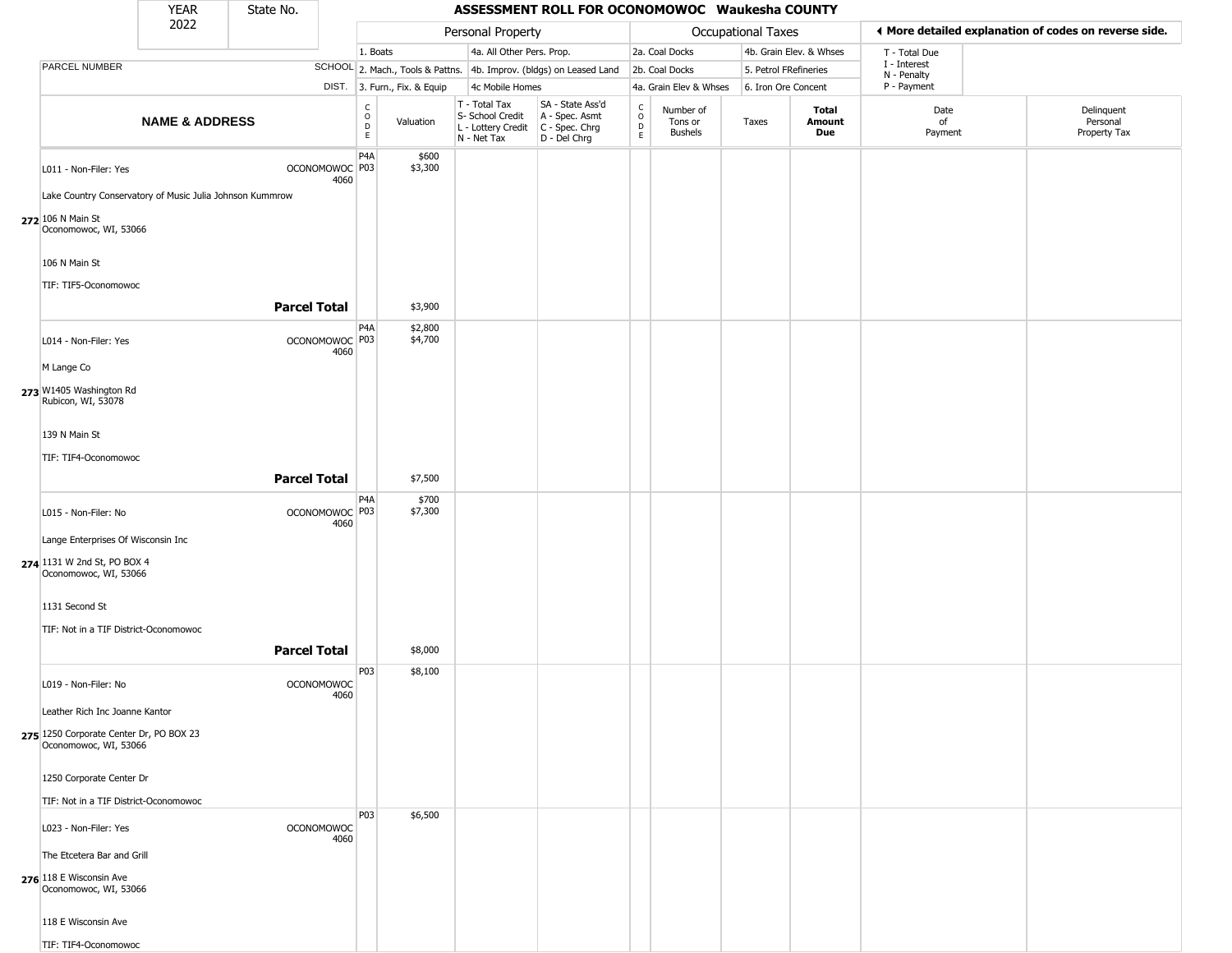# ASSESSMENT ROLL FOR OCONOMOWOC Waukesha COUNTY

YEAR 2022 | State No.

| NAME & ADDRESS | SCHOOL DIST. | CODE | Valuation | T - Total Tax / S- School Credit / L - Lottery Credit / N - Net Tax | SA - State Ass'd / A - Spec. Asmt / C - Spec. Chrg / D - Del Chrg | CODE | Number of Tons or Bushels | Taxes | Total Amount Due | Date of Payment | Delinquent Personal Property Tax |
|---|---|---|---|---|---|---|---|---|---|---|---|
| **272** L011 - Non-Filer: Yes<br>Lake Country Conservatory of Music Julia Johnson Kummrow<br>106 N Main St<br>Oconomowoc, WI, 53066<br>106 N Main St<br>TIF: TIF5-Oconomowoc | OCONOMOWOC 4060 | P4A<br>P03 | $600<br>$3,300 | | | | | | | | |
| **Parcel Total** | | | $3,900 | | | | | | | | |
| **273** L014 - Non-Filer: Yes<br>M Lange Co<br>W1405 Washington Rd<br>Rubicon, WI, 53078<br>139 N Main St<br>TIF: TIF4-Oconomowoc | OCONOMOWOC 4060 | P4A<br>P03 | $2,800<br>$4,700 | | | | | | | | |
| **Parcel Total** | | | $7,500 | | | | | | | | |
| **274** L015 - Non-Filer: No<br>Lange Enterprises Of Wisconsin Inc<br>1131 W 2nd St, PO BOX 4<br>Oconomowoc, WI, 53066<br>1131 Second St<br>TIF: Not in a TIF District-Oconomowoc | OCONOMOWOC 4060 | P4A<br>P03 | $700<br>$7,300 | | | | | | | | |
| **Parcel Total** | | | $8,000 | | | | | | | | |
| **275** L019 - Non-Filer: No<br>Leather Rich Inc Joanne Kantor<br>1250 Corporate Center Dr, PO BOX 23<br>Oconomowoc, WI, 53066<br>1250 Corporate Center Dr<br>TIF: Not in a TIF District-Oconomowoc | OCONOMOWOC 4060 | P03 | $8,100 | | | | | | | | |
| **276** L023 - Non-Filer: Yes<br>The Etcetera Bar and Grill<br>118 E Wisconsin Ave<br>Oconomowoc, WI, 53066<br>118 E Wisconsin Ave<br>TIF: TIF4-Oconomowoc | OCONOMOWOC 4060 | P03 | $6,500 | | | | | | | | |

Personal Property codes: 1. Boats; 2. Mach., Tools & Pattns.; 3. Furn., Fix. & Equip; 4a. All Other Pers. Prop.; 4b. Improv. (bldgs) on Leased Land; 4c Mobile Homes

Occupational Taxes codes: 2a. Coal Docks; 2b. Coal Docks; 4a. Grain Elev & Whses; 4b. Grain Elev. & Whses; 5. Petrol FRefineries; 6. Iron Ore Concent

◄ More detailed explanation of codes on reverse side.

T - Total Due; I - Interest; N - Penalty; P - Payment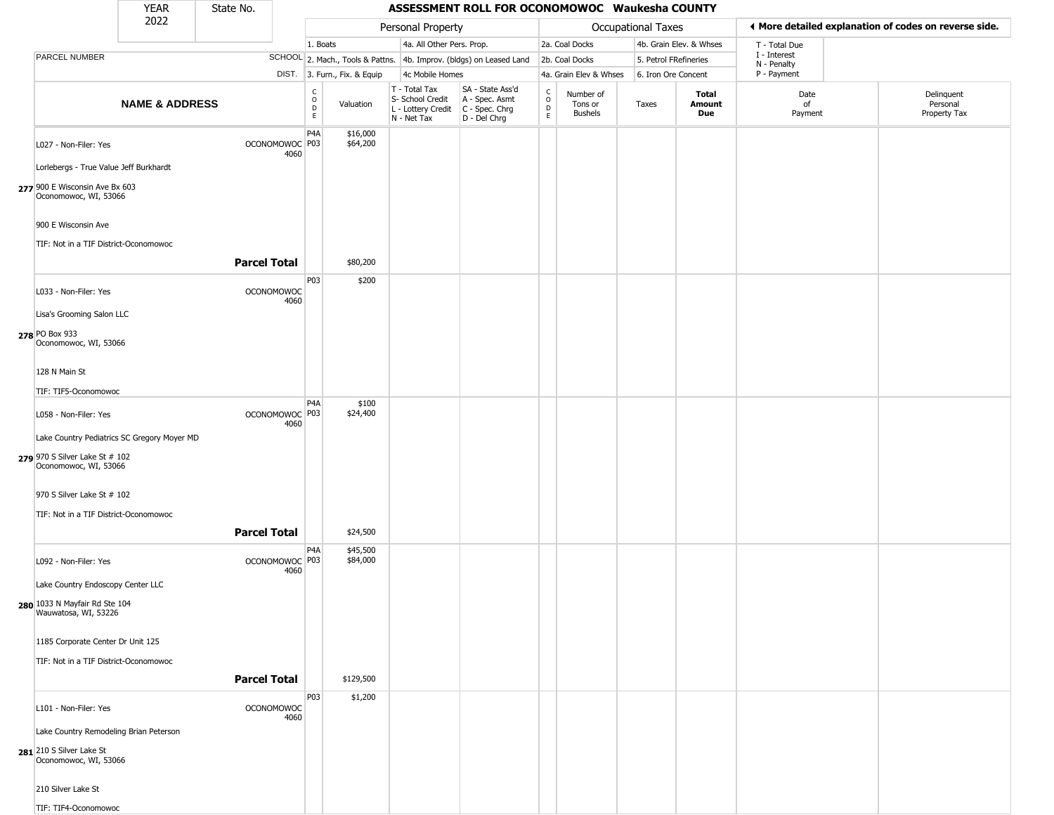| YEAR 2022 | State No. | ASSESSMENT ROLL FOR OCONOMOWOC Waukesha COUNTY |
|---|---|---|

| | | Personal Property | | | | Occupational Taxes | | | | ◄ More detailed explanation of codes on reverse side. | |
|---|---|---|---|---|---|---|---|---|---|---|---|
| PARCEL NUMBER | SCHOOL DIST. | 1. Boats<br>2. Mach., Tools & Pattns.<br>3. Furn., Fix. & Equip | | 4a. All Other Pers. Prop.<br>4b. Improv. (bldgs) on Leased Land<br>4c Mobile Homes | | 2a. Coal Docks<br>2b. Coal Docks<br>4a. Grain Elev & Whses | | 4b. Grain Elev. & Whses<br>5. Petrol FRefineries<br>6. Iron Ore Concent | | T - Total Due<br>I - Interest<br>N - Penalty<br>P - Payment | |
| **NAME & ADDRESS** | | CODE | Valuation | T - Total Tax<br>S- School Credit<br>L - Lottery Credit<br>N - Net Tax | SA - State Ass'd<br>A - Spec. Asmt<br>C - Spec. Chrg<br>D - Del Chrg | CODE | Number of Tons or Bushels | Taxes | **Total Amount Due** | Date of Payment | Delinquent Personal Property Tax |
| L027 - Non-Filer: Yes<br>Lorlebergs - True Value Jeff Burkhardt<br>**277** 900 E Wisconsin Ave Bx 603<br>Oconomowoc, WI, 53066<br>900 E Wisconsin Ave<br>TIF: Not in a TIF District-Oconomowoc | OCONOMOWOC 4060 | P4A<br>P03 | $16,000<br>$64,200 | | | | | | | | |
| | **Parcel Total** | | $80,200 | | | | | | | | |
| L033 - Non-Filer: Yes<br>Lisa's Grooming Salon LLC<br>**278** PO Box 933<br>Oconomowoc, WI, 53066<br>128 N Main St<br>TIF: TIF5-Oconomowoc | OCONOMOWOC 4060 | P03 | $200 | | | | | | | | |
| L058 - Non-Filer: Yes<br>Lake Country Pediatrics SC Gregory Moyer MD<br>**279** 970 S Silver Lake St # 102<br>Oconomowoc, WI, 53066<br>970 S Silver Lake St # 102<br>TIF: Not in a TIF District-Oconomowoc | OCONOMOWOC 4060 | P4A<br>P03 | $100<br>$24,400 | | | | | | | | |
| | **Parcel Total** | | $24,500 | | | | | | | | |
| L092 - Non-Filer: Yes<br>Lake Country Endoscopy Center LLC<br>**280** 1033 N Mayfair Rd Ste 104<br>Wauwatosa, WI, 53226<br>1185 Corporate Center Dr Unit 125<br>TIF: Not in a TIF District-Oconomowoc | OCONOMOWOC 4060 | P4A<br>P03 | $45,500<br>$84,000 | | | | | | | | |
| | **Parcel Total** | | $129,500 | | | | | | | | |
| L101 - Non-Filer: Yes<br>Lake Country Remodeling Brian Peterson<br>**281** 210 S Silver Lake St<br>Oconomowoc, WI, 53066<br>210 Silver Lake St<br>TIF: TIF4-Oconomowoc | OCONOMOWOC 4060 | P03 | $1,200 | | | | | | | | |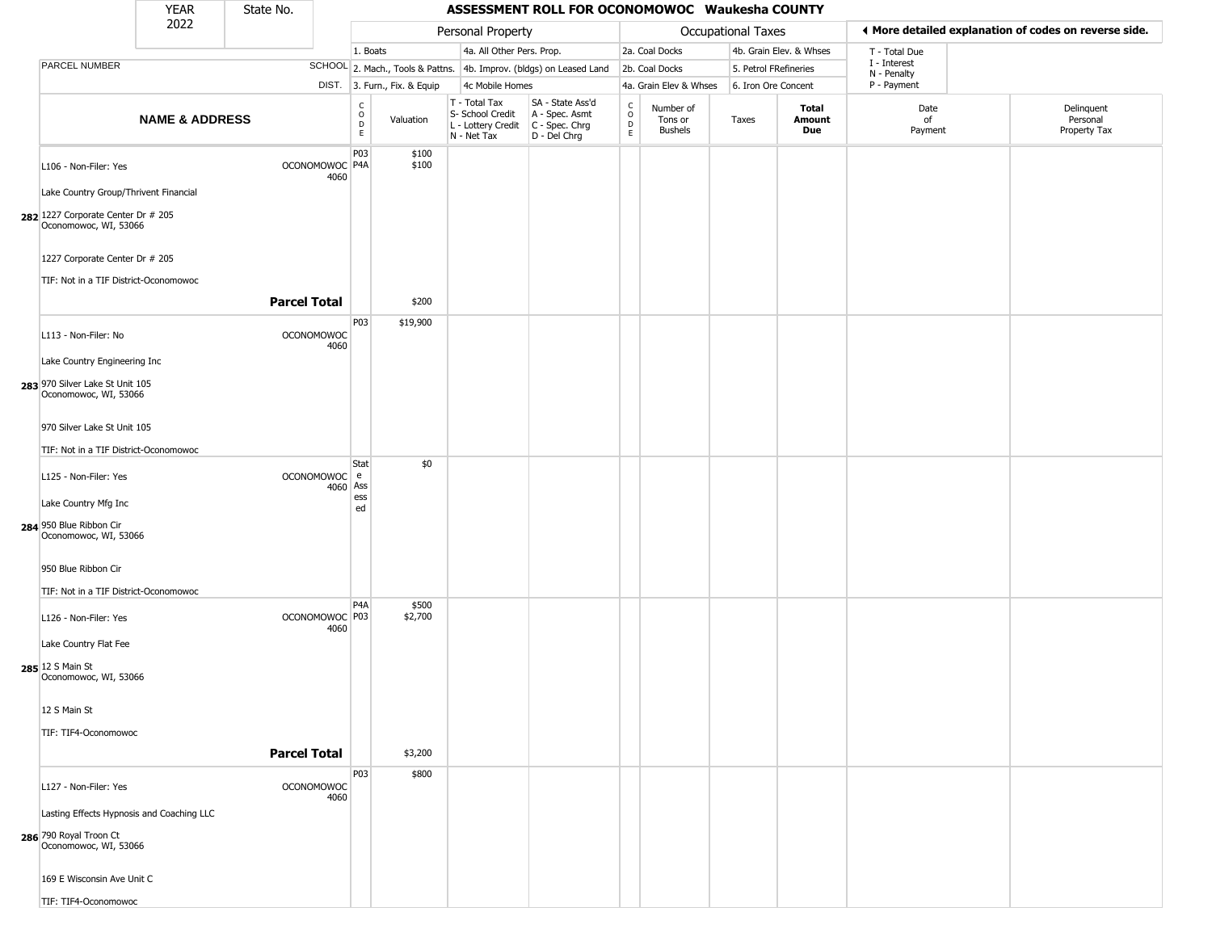| YEAR 2022 | State No. | ASSESSMENT ROLL FOR OCONOMOWOC Waukesha COUNTY |
|---|---|---|

| | | Personal Property | | | | Occupational Taxes | | | | ◀ More detailed explanation of codes on reverse side. | |
|---|---|---|---|---|---|---|---|---|---|---|---|
| | | 1. Boats | | 4a. All Other Pers. Prop. | | 2a. Coal Docks | | 4b. Grain Elev. & Whses | | T - Total Due | |
| PARCEL NUMBER | SCHOOL | 2. Mach., Tools & Pattns. | | 4b. Improv. (bldgs) on Leased Land | | 2b. Coal Docks | | 5. Petrol FRefineries | | I - Interest, N - Penalty | |
| | DIST. | 3. Furn., Fix. & Equip | | 4c Mobile Homes | | 4a. Grain Elev & Whses | | 6. Iron Ore Concent | | P - Payment | |

| NAME & ADDRESS | SCHOOL DIST. | CODE | Valuation | T - Total Tax, S- School Credit, L - Lottery Credit, N - Net Tax | SA - State Ass'd, A - Spec. Asmt, C - Spec. Chrg, D - Del Chrg | CODE | Number of Tons or Bushels | Taxes | Total Amount Due | Date of Payment | Delinquent Personal Property Tax |
|---|---|---|---|---|---|---|---|---|---|---|---|
| 282 L106 - Non-Filer: Yes<br>Lake Country Group/Thrivent Financial<br>1227 Corporate Center Dr # 205<br>Oconomowoc, WI, 53066<br>1227 Corporate Center Dr # 205<br>TIF: Not in a TIF District-Oconomowoc | OCONOMOWOC 4060 | P03<br>P4A | $100<br>$100 | | | | | | | | |
| **Parcel Total** | | | $200 | | | | | | | | |
| 283 L113 - Non-Filer: No<br>Lake Country Engineering Inc<br>970 Silver Lake St Unit 105<br>Oconomowoc, WI, 53066<br>970 Silver Lake St Unit 105<br>TIF: Not in a TIF District-Oconomowoc | OCONOMOWOC 4060 | P03 | $19,900 | | | | | | | | |
| 284 L125 - Non-Filer: Yes<br>Lake Country Mfg Inc<br>950 Blue Ribbon Cir<br>Oconomowoc, WI, 53066<br>950 Blue Ribbon Cir<br>TIF: Not in a TIF District-Oconomowoc | OCONOMOWOC 4060 | State Assessed | $0 | | | | | | | | |
| 285 L126 - Non-Filer: Yes<br>Lake Country Flat Fee<br>12 S Main St<br>Oconomowoc, WI, 53066<br>12 S Main St<br>TIF: TIF4-Oconomowoc | OCONOMOWOC 4060 | P4A<br>P03 | $500<br>$2,700 | | | | | | | | |
| **Parcel Total** | | | $3,200 | | | | | | | | |
| 286 L127 - Non-Filer: Yes<br>Lasting Effects Hypnosis and Coaching LLC<br>790 Royal Troon Ct<br>Oconomowoc, WI, 53066<br>169 E Wisconsin Ave Unit C<br>TIF: TIF4-Oconomowoc | OCONOMOWOC 4060 | P03 | $800 | | | | | | | | |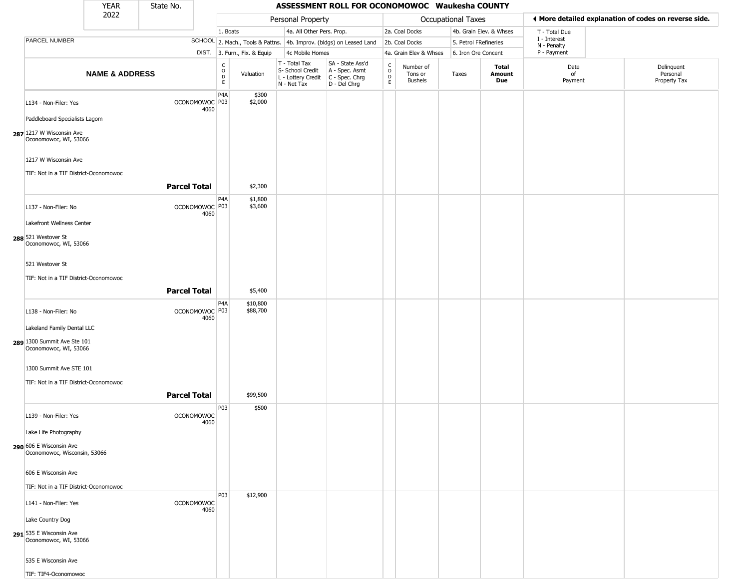# ASSESSMENT ROLL FOR OCONOMOWOC Waukesha COUNTY

| YEAR 2022 | State No. |
|---|---|

| NAME & ADDRESS | SCHOOL DIST. | CODE | Valuation | T - Total Tax / S- School Credit / L - Lottery Credit / N - Net Tax | SA - State Ass'd / A - Spec. Asmt / C - Spec. Chrg / D - Del Chrg | CODE | Number of Tons or Bushels | Taxes | Total Amount Due | Date of Payment | Delinquent Personal Property Tax |
|---|---|---|---|---|---|---|---|---|---|---|---|
| **287** L134 - Non-Filer: Yes<br>Paddleboard Specialists Lagom<br>1217 W Wisconsin Ave<br>Oconomowoc, WI, 53066<br>1217 W Wisconsin Ave<br>TIF: Not in a TIF District-Oconomowoc | OCONOMOWOC 4060 | P4A<br>P03 | $300<br>$2,000 | | | | | | | | |
| **Parcel Total** | | | $2,300 | | | | | | | | |
| **288** L137 - Non-Filer: No<br>Lakefront Wellness Center<br>521 Westover St<br>Oconomowoc, WI, 53066<br>521 Westover St<br>TIF: Not in a TIF District-Oconomowoc | OCONOMOWOC 4060 | P4A<br>P03 | $1,800<br>$3,600 | | | | | | | | |
| **Parcel Total** | | | $5,400 | | | | | | | | |
| **289** L138 - Non-Filer: No<br>Lakeland Family Dental LLC<br>1300 Summit Ave Ste 101<br>Oconomowoc, WI, 53066<br>1300 Summit Ave STE 101<br>TIF: Not in a TIF District-Oconomowoc | OCONOMOWOC 4060 | P4A<br>P03 | $10,800<br>$88,700 | | | | | | | | |
| **Parcel Total** | | | $99,500 | | | | | | | | |
| **290** L139 - Non-Filer: Yes<br>Lake Life Photography<br>606 E Wisconsin Ave<br>Oconomowoc, Wisconsin, 53066<br>606 E Wisconsin Ave<br>TIF: Not in a TIF District-Oconomowoc | OCONOMOWOC 4060 | P03 | $500 | | | | | | | | |
| **291** L141 - Non-Filer: Yes<br>Lake Country Dog<br>535 E Wisconsin Ave<br>Oconomowoc, WI, 53066<br>535 E Wisconsin Ave<br>TIF: TIF4-Oconomowoc | OCONOMOWOC 4060 | P03 | $12,900 | | | | | | | | |

**Personal Property:** 1. Boats; 2. Mach., Tools & Pattns.; 3. Furn., Fix. & Equip; 4a. All Other Pers. Prop.; 4b. Improv. (bldgs) on Leased Land; 4c Mobile Homes

**Occupational Taxes:** 2a. Coal Docks; 2b. Coal Docks; 4a. Grain Elev & Whses; 4b. Grain Elev. & Whses; 5. Petrol FRefineries; 6. Iron Ore Concent

◄ More detailed explanation of codes on reverse side.

T - Total Due; I - Interest; N - Penalty; P - Payment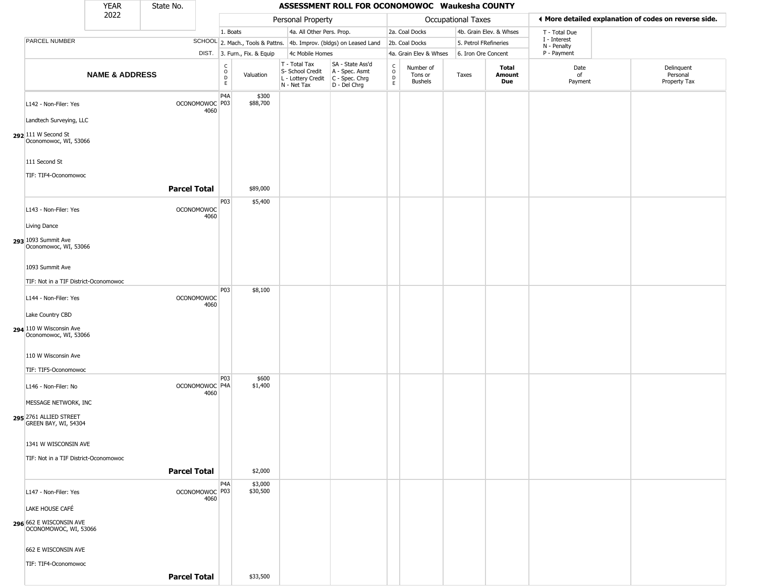| YEAR 2022 | State No. | | ASSESSMENT ROLL FOR OCONOMOWOC Waukesha COUNTY | | | | | | | | | |
|---|---|---|---|---|---|---|---|---|---|---|---|---|

| | | Personal Property | | | | Occupational Taxes | | | | ◀ More detailed explanation of codes on reverse side. | |
|---|---|---|---|---|---|---|---|---|---|---|---|
| | | 1. Boats | | 4a. All Other Pers. Prop. | | 2a. Coal Docks | | 4b. Grain Elev. & Whses | | T - Total Due | |
| PARCEL NUMBER | SCHOOL | 2. Mach., Tools & Pattns. | | 4b. Improv. (bldgs) on Leased Land | | 2b. Coal Docks | | 5. Petrol FRefineries | | I - Interest N - Penalty | |
| | DIST. | 3. Furn., Fix. & Equip | | 4c Mobile Homes | | 4a. Grain Elev & Whses | | 6. Iron Ore Concent | | P - Payment | |

| NAME & ADDRESS | | CODE | Valuation | T - Total Tax S- School Credit L - Lottery Credit N - Net Tax | SA - State Ass'd A - Spec. Asmt C - Spec. Chrg D - Del Chrg | CODE | Number of Tons or Bushels | Taxes | Total Amount Due | Date of Payment | Delinquent Personal Property Tax |
|---|---|---|---|---|---|---|---|---|---|---|---|
| L142 - Non-Filer: Yes | OCONOMOWOC 4060 | P4A | $300 | | | | | | | | |
| Landtech Surveying, LLC | | P03 | $88,700 | | | | | | | | |
| 292 111 W Second St Oconomowoc, WI, 53066 | | | | | | | | | | | |
| 111 Second St | | | | | | | | | | | |
| TIF: TIF4-Oconomowoc | | | | | | | | | | | |
| | **Parcel Total** | | $89,000 | | | | | | | | |
| L143 - Non-Filer: Yes | OCONOMOWOC 4060 | P03 | $5,400 | | | | | | | | |
| Living Dance | | | | | | | | | | | |
| 293 1093 Summit Ave Oconomowoc, WI, 53066 | | | | | | | | | | | |
| 1093 Summit Ave | | | | | | | | | | | |
| TIF: Not in a TIF District-Oconomowoc | | | | | | | | | | | |
| L144 - Non-Filer: Yes | OCONOMOWOC 4060 | P03 | $8,100 | | | | | | | | |
| Lake Country CBD | | | | | | | | | | | |
| 294 110 W Wisconsin Ave Oconomowoc, WI, 53066 | | | | | | | | | | | |
| 110 W Wisconsin Ave | | | | | | | | | | | |
| TIF: TIF5-Oconomowoc | | | | | | | | | | | |
| L146 - Non-Filer: No | OCONOMOWOC 4060 | P03 | $600 | | | | | | | | |
| MESSAGE NETWORK, INC | | P4A | $1,400 | | | | | | | | |
| 295 2761 ALLIED STREET GREEN BAY, WI, 54304 | | | | | | | | | | | |
| 1341 W WISCONSIN AVE | | | | | | | | | | | |
| TIF: Not in a TIF District-Oconomowoc | | | | | | | | | | | |
| | **Parcel Total** | | $2,000 | | | | | | | | |
| L147 - Non-Filer: Yes | OCONOMOWOC 4060 | P4A | $3,000 | | | | | | | | |
| LAKE HOUSE CAFÉ | | P03 | $30,500 | | | | | | | | |
| 296 662 E WISCONSIN AVE OCONOMOWOC, WI, 53066 | | | | | | | | | | | |
| 662 E WISCONSIN AVE | | | | | | | | | | | |
| TIF: TIF4-Oconomowoc | | | | | | | | | | | |
| | **Parcel Total** | | $33,500 | | | | | | | | |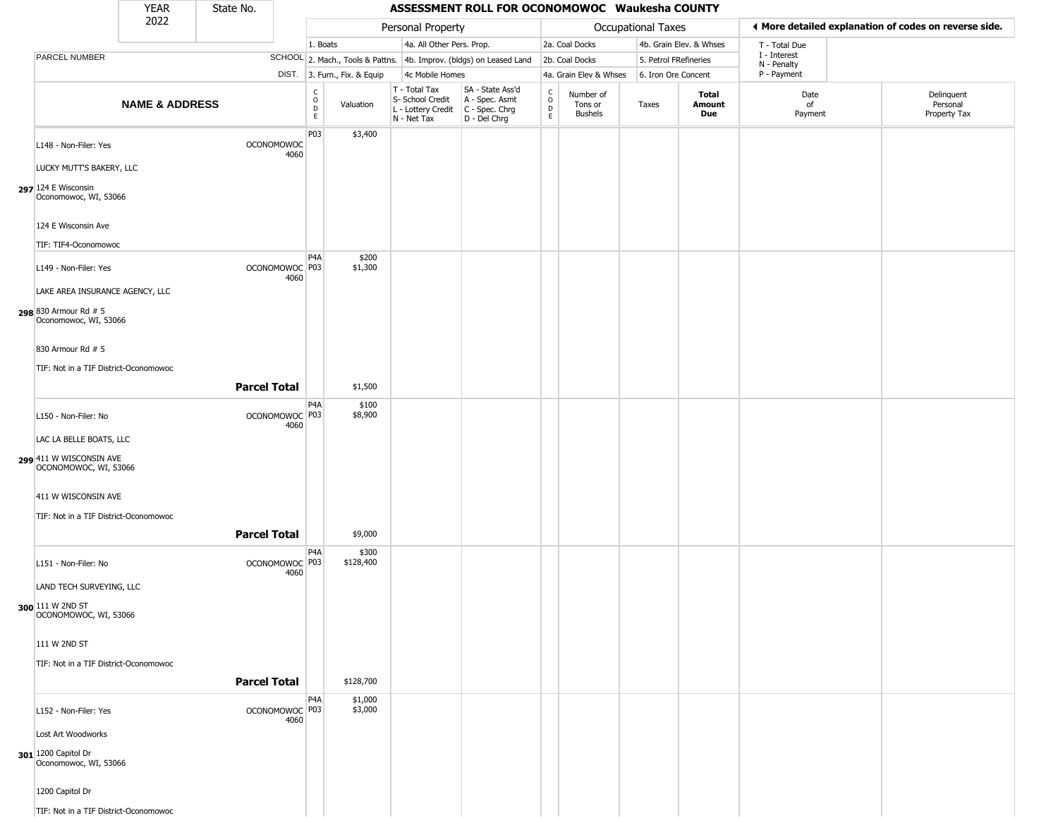# ASSESSMENT ROLL FOR OCONOMOWOC Waukesha COUNTY

YEAR 2022 | State No.

| PARCEL NUMBER / NAME & ADDRESS | SCHOOL DIST. | CODE | Valuation | T - Total Tax / S- School Credit / L - Lottery Credit / N - Net Tax | SA - State Ass'd / A - Spec. Asmt / C - Spec. Chrg / D - Del Chrg | CODE | Number of Tons or Bushels | Taxes | Total Amount Due | Date of Payment | Delinquent Personal Property Tax |
|---|---|---|---|---|---|---|---|---|---|---|---|
| | | | **Personal Property** | | | **Occupational Taxes** | | | | ◄ More detailed explanation of codes on reverse side. | |
| | | | 1. Boats / 2. Mach., Tools & Pattns. / 3. Furn., Fix. & Equip | 4a. All Other Pers. Prop. / 4b. Improv. (bldgs) on Leased Land / 4c Mobile Homes | | 2a. Coal Docks / 2b. Coal Docks / 4a. Grain Elev & Whses | 4b. Grain Elev. & Whses / 5. Petrol FRefineries / 6. Iron Ore Concent | | | T - Total Due / I - Interest / N - Penalty / P - Payment | |
| 297 L148 - Non-Filer: Yes<br>LUCKY MUTT'S BAKERY, LLC<br>124 E Wisconsin<br>Oconomowoc, WI, 53066<br>124 E Wisconsin Ave<br>TIF: TIF4-Oconomowoc | OCONOMOWOC 4060 | P03 | $3,400 | | | | | | | | |
| 298 L149 - Non-Filer: Yes<br>LAKE AREA INSURANCE AGENCY, LLC<br>830 Armour Rd # 5<br>Oconomowoc, WI, 53066<br>830 Armour Rd # 5<br>TIF: Not in a TIF District-Oconomowoc | OCONOMOWOC 4060 | P4A<br>P03 | $200<br>$1,300 | | | | | | | | |
| **Parcel Total** | | | $1,500 | | | | | | | | |
| 299 L150 - Non-Filer: No<br>LAC LA BELLE BOATS, LLC<br>411 W WISCONSIN AVE<br>OCONOMOWOC, WI, 53066<br>411 W WISCONSIN AVE<br>TIF: Not in a TIF District-Oconomowoc | OCONOMOWOC 4060 | P4A<br>P03 | $100<br>$8,900 | | | | | | | | |
| **Parcel Total** | | | $9,000 | | | | | | | | |
| 300 L151 - Non-Filer: No<br>LAND TECH SURVEYING, LLC<br>111 W 2ND ST<br>OCONOMOWOC, WI, 53066<br>111 W 2ND ST<br>TIF: Not in a TIF District-Oconomowoc | OCONOMOWOC 4060 | P4A<br>P03 | $300<br>$128,400 | | | | | | | | |
| **Parcel Total** | | | $128,700 | | | | | | | | |
| 301 L152 - Non-Filer: Yes<br>Lost Art Woodworks<br>1200 Capitol Dr<br>Oconomowoc, WI, 53066<br>1200 Capitol Dr<br>TIF: Not in a TIF District-Oconomowoc | OCONOMOWOC 4060 | P4A<br>P03 | $1,000<br>$3,000 | | | | | | | | |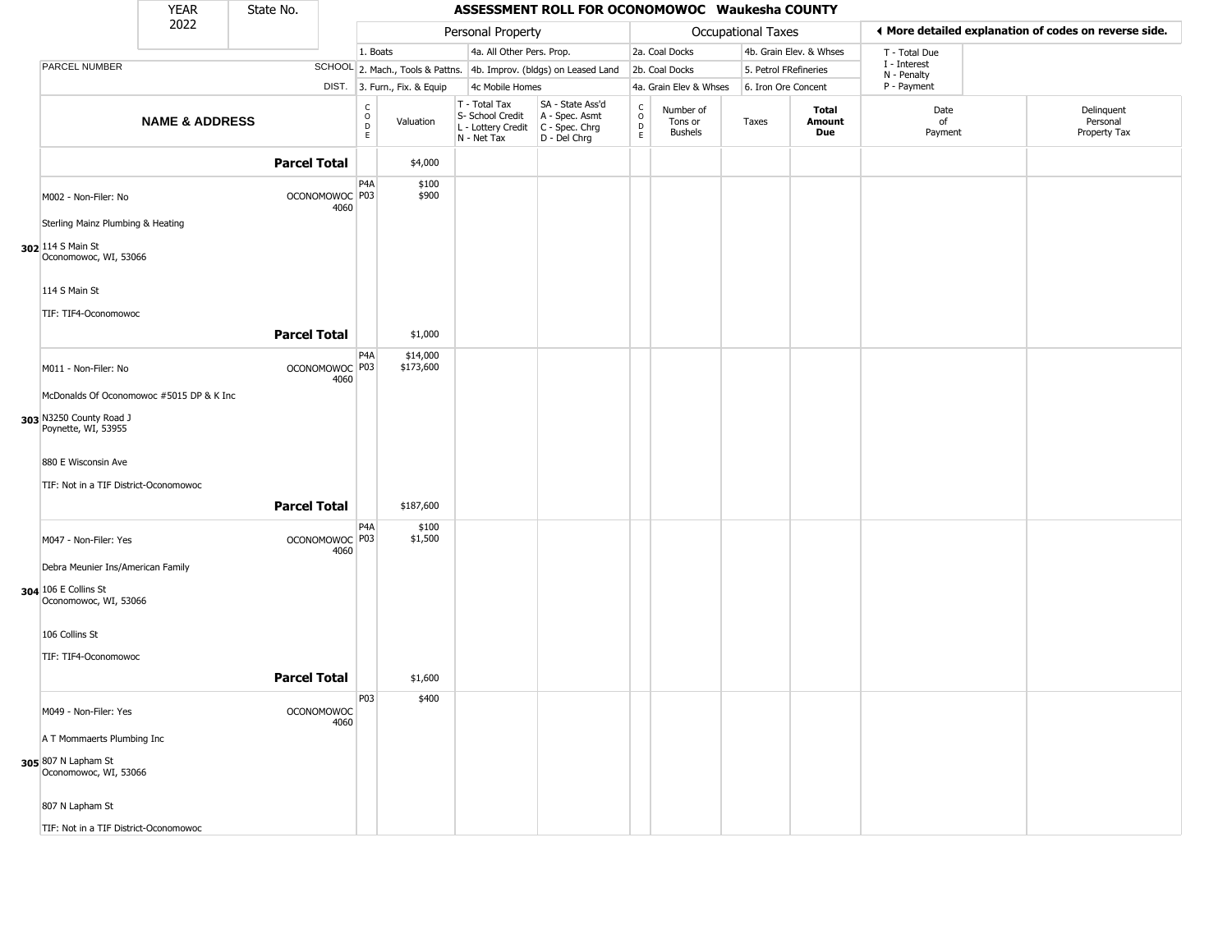| YEAR 2022 | State No. | | ASSESSMENT ROLL FOR OCONOMOWOC Waukesha COUNTY | | | | | | | | | |
|---|---|---|---|---|---|---|---|---|---|---|---|---|
| | | | Personal Property | | | | Occupational Taxes | | | | ◄ More detailed explanation of codes on reverse side. | |
| | | | 1. Boats | 4a. All Other Pers. Prop. | | | 2a. Coal Docks | 4b. Grain Elev. & Whses | | | T - Total Due | |
| PARCEL NUMBER | SCHOOL | | 2. Mach., Tools & Pattns. | 4b. Improv. (bldgs) on Leased Land | | | 2b. Coal Docks | 5. Petrol FRefineries | | | I - Interest N - Penalty | |
| | DIST. | | 3. Furn., Fix. & Equip | 4c Mobile Homes | | | 4a. Grain Elev & Whses | 6. Iron Ore Concent | | | P - Payment | |
| NAME & ADDRESS | | CODE | Valuation | T - Total Tax S- School Credit L - Lottery Credit N - Net Tax | SA - State Ass'd A - Spec. Asmt C - Spec. Chrg D - Del Chrg | CODE | Number of Tons or Bushels | Taxes | Total Amount Due | | Date of Payment | Delinquent Personal Property Tax |
| **Parcel Total** | | | $4,000 | | | | | | | | | |
| 302 M002 - Non-Filer: No<br>Sterling Mainz Plumbing & Heating<br>114 S Main St<br>Oconomowoc, WI, 53066<br><br>114 S Main St<br>TIF: TIF4-Oconomowoc | OCONOMOWOC 4060 | P4A<br>P03 | $100<br>$900 | | | | | | | | | |
| **Parcel Total** | | | $1,000 | | | | | | | | | |
| 303 M011 - Non-Filer: No<br>McDonalds Of Oconomowoc #5015 DP & K Inc<br>N3250 County Road J<br>Poynette, WI, 53955<br><br>880 E Wisconsin Ave<br>TIF: Not in a TIF District-Oconomowoc | OCONOMOWOC 4060 | P4A<br>P03 | $14,000<br>$173,600 | | | | | | | | | |
| **Parcel Total** | | | $187,600 | | | | | | | | | |
| 304 M047 - Non-Filer: Yes<br>Debra Meunier Ins/American Family<br>106 E Collins St<br>Oconomowoc, WI, 53066<br><br>106 Collins St<br>TIF: TIF4-Oconomowoc | OCONOMOWOC 4060 | P4A<br>P03 | $100<br>$1,500 | | | | | | | | | |
| **Parcel Total** | | | $1,600 | | | | | | | | | |
| 305 M049 - Non-Filer: Yes<br>A T Mommaerts Plumbing Inc<br>807 N Lapham St<br>Oconomowoc, WI, 53066<br><br>807 N Lapham St<br>TIF: Not in a TIF District-Oconomowoc | OCONOMOWOC 4060 | P03 | $400 | | | | | | | | | |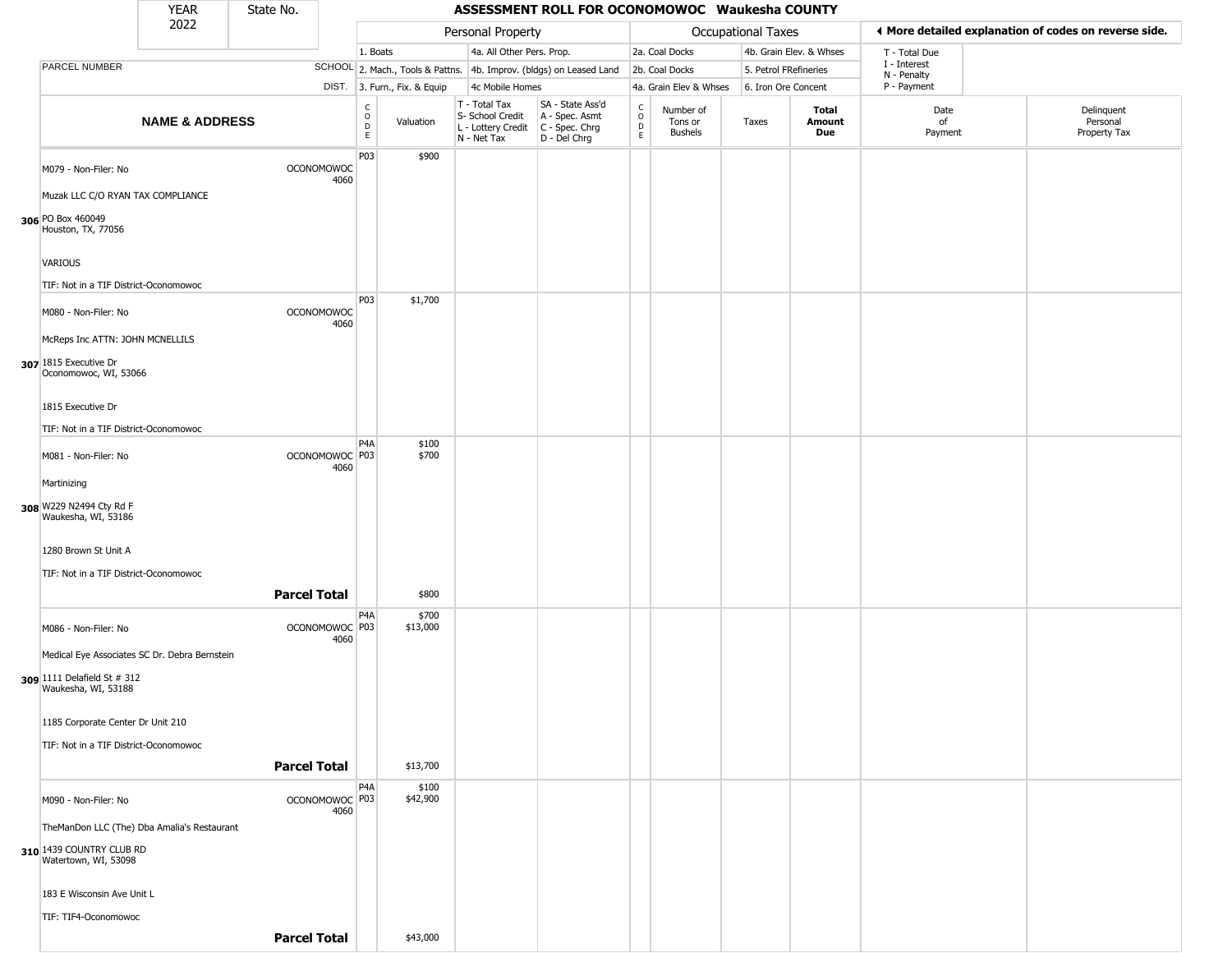# ASSESSMENT ROLL FOR OCONOMOWOC Waukesha COUNTY

YEAR 2022 | State No.

| | | Personal Property | | | | Occupational Taxes | | | | ◀ More detailed explanation of codes on reverse side. | |
|---|---|---|---|---|---|---|---|---|---|---|---|
| | | 1. Boats | | 4a. All Other Pers. Prop. | | 2a. Coal Docks | | 4b. Grain Elev. & Whses | | T - Total Due | |
| PARCEL NUMBER | SCHOOL | 2. Mach., Tools & Pattns. | | 4b. Improv. (bldgs) on Leased Land | | 2b. Coal Docks | | 5. Petrol FRefineries | | I - Interest<br>N - Penalty | |
| | DIST. | 3. Furn., Fix. & Equip | | 4c Mobile Homes | | 4a. Grain Elev & Whses | | 6. Iron Ore Concent | | P - Payment | |
| NAME & ADDRESS | | CODE | Valuation | T - Total Tax<br>S- School Credit<br>L - Lottery Credit<br>N - Net Tax | SA - State Ass'd<br>A - Spec. Asmt<br>C - Spec. Chrg<br>D - Del Chrg | CODE | Number of Tons or Bushels | Taxes | Total Amount Due | Date of Payment | Delinquent Personal Property Tax |
| 306 M079 - Non-Filer: No<br>Muzak LLC C/O RYAN TAX COMPLIANCE<br>PO Box 460049<br>Houston, TX, 77056<br>VARIOUS<br>TIF: Not in a TIF District-Oconomowoc | OCONOMOWOC 4060 | P03 | $900 | | | | | | | | |
| 307 M080 - Non-Filer: No<br>McReps Inc ATTN: JOHN MCNELLILS<br>1815 Executive Dr<br>Oconomowoc, WI, 53066<br>1815 Executive Dr<br>TIF: Not in a TIF District-Oconomowoc | OCONOMOWOC 4060 | P03 | $1,700 | | | | | | | | |
| 308 M081 - Non-Filer: No<br>Martinizing<br>W229 N2494 Cty Rd F<br>Waukesha, WI, 53186<br>1280 Brown St Unit A<br>TIF: Not in a TIF District-Oconomowoc | OCONOMOWOC 4060 | P4A<br>P03 | $100<br>$700 | | | | | | | | |
| | **Parcel Total** | | $800 | | | | | | | | |
| 309 M086 - Non-Filer: No<br>Medical Eye Associates SC Dr. Debra Bernstein<br>1111 Delafield St # 312<br>Waukesha, WI, 53188<br>1185 Corporate Center Dr Unit 210<br>TIF: Not in a TIF District-Oconomowoc | OCONOMOWOC 4060 | P4A<br>P03 | $700<br>$13,000 | | | | | | | | |
| | **Parcel Total** | | $13,700 | | | | | | | | |
| 310 M090 - Non-Filer: No<br>TheManDon LLC (The) Dba Amalia's Restaurant<br>1439 COUNTRY CLUB RD<br>Watertown, WI, 53098<br>183 E Wisconsin Ave Unit L<br>TIF: TIF4-Oconomowoc | OCONOMOWOC 4060 | P4A<br>P03 | $100<br>$42,900 | | | | | | | | |
| | **Parcel Total** | | $43,000 | | | | | | | | |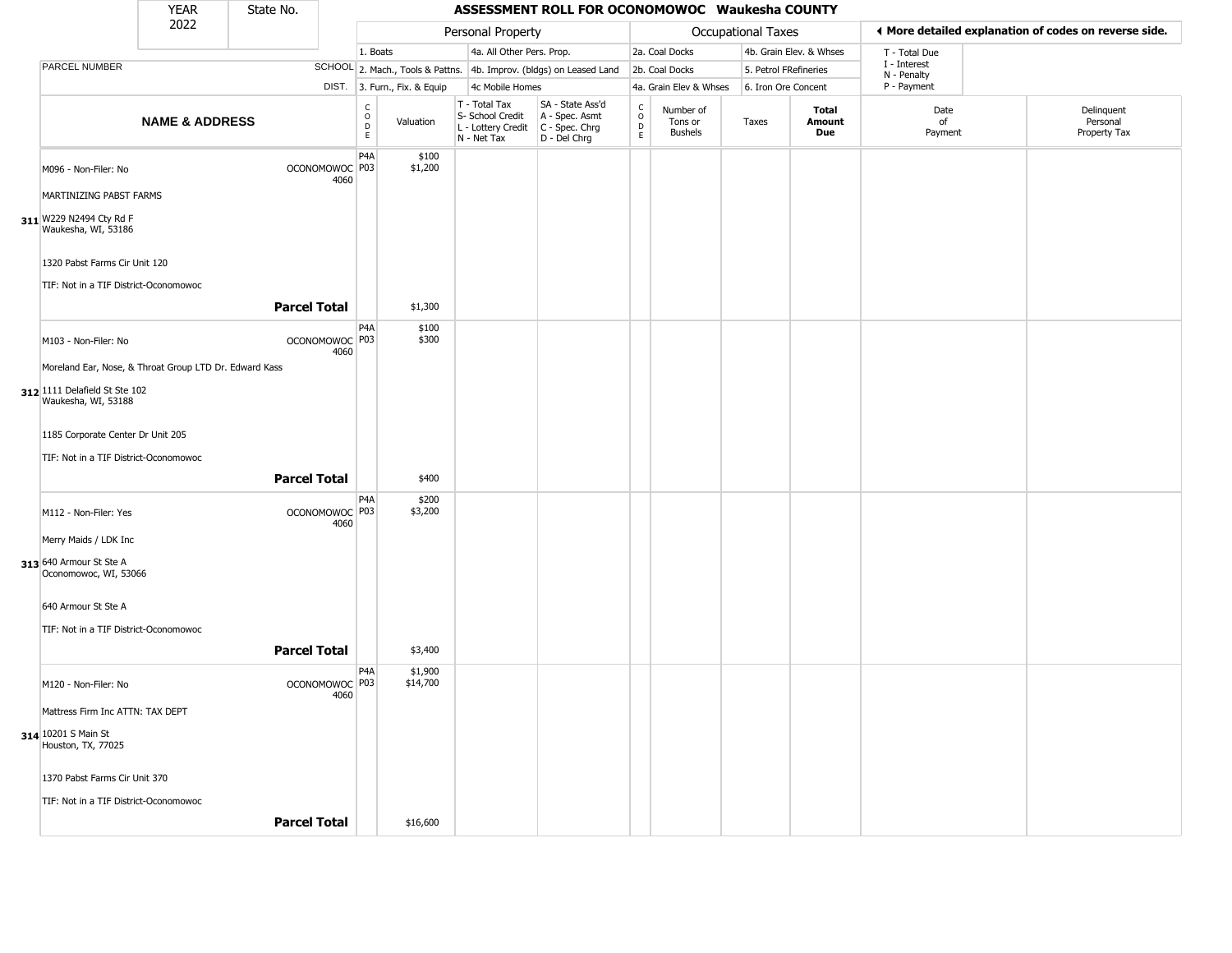| YEAR 2022 | State No. | | ASSESSMENT ROLL FOR OCONOMOWOC Waukesha COUNTY | | | | | | | | |
|---|---|---|---|---|---|---|---|---|---|---|---|

| | | Personal Property | | | | Occupational Taxes | | | | More detailed explanation of codes on reverse side. | |
|---|---|---|---|---|---|---|---|---|---|---|---|
| | | 1. Boats | | 4a. All Other Pers. Prop. | | 2a. Coal Docks | | 4b. Grain Elev. & Whses | | T - Total Due | |
| PARCEL NUMBER | SCHOOL | 2. Mach., Tools & Pattns. | | 4b. Improv. (bldgs) on Leased Land | | 2b. Coal Docks | | 5. Petrol FRefineries | | I - Interest, N - Penalty | |
| | DIST. | 3. Furn., Fix. & Equip | | 4c Mobile Homes | | 4a. Grain Elev & Whses | | 6. Iron Ore Concent | | P - Payment | |
| NAME & ADDRESS | | CODE | Valuation | T - Total Tax, S- School Credit, L - Lottery Credit, N - Net Tax | SA - State Ass'd, A - Spec. Asmt, C - Spec. Chrg, D - Del Chrg | CODE | Number of Tons or Bushels | Taxes | Total Amount Due | Date of Payment | Delinquent Personal Property Tax |
| 311 M096 - Non-Filer: No<br>MARTINIZING PABST FARMS<br>W229 N2494 Cty Rd F<br>Waukesha, WI, 53186<br>1320 Pabst Farms Cir Unit 120<br>TIF: Not in a TIF District-Oconomowoc | OCONOMOWOC 4060 | P4A<br>P03 | $100<br>$1,200 | | | | | | | | |
| **Parcel Total** | | | $1,300 | | | | | | | | |
| 312 M103 - Non-Filer: No<br>Moreland Ear, Nose, & Throat Group LTD Dr. Edward Kass<br>1111 Delafield St Ste 102<br>Waukesha, WI, 53188<br>1185 Corporate Center Dr Unit 205<br>TIF: Not in a TIF District-Oconomowoc | OCONOMOWOC 4060 | P4A<br>P03 | $100<br>$300 | | | | | | | | |
| **Parcel Total** | | | $400 | | | | | | | | |
| 313 M112 - Non-Filer: Yes<br>Merry Maids / LDK Inc<br>640 Armour St Ste A<br>Oconomowoc, WI, 53066<br>640 Armour St Ste A<br>TIF: Not in a TIF District-Oconomowoc | OCONOMOWOC 4060 | P4A<br>P03 | $200<br>$3,200 | | | | | | | | |
| **Parcel Total** | | | $3,400 | | | | | | | | |
| 314 M120 - Non-Filer: No<br>Mattress Firm Inc ATTN: TAX DEPT<br>10201 S Main St<br>Houston, TX, 77025<br>1370 Pabst Farms Cir Unit 370<br>TIF: Not in a TIF District-Oconomowoc | OCONOMOWOC 4060 | P4A<br>P03 | $1,900<br>$14,700 | | | | | | | | |
| **Parcel Total** | | | $16,600 | | | | | | | | |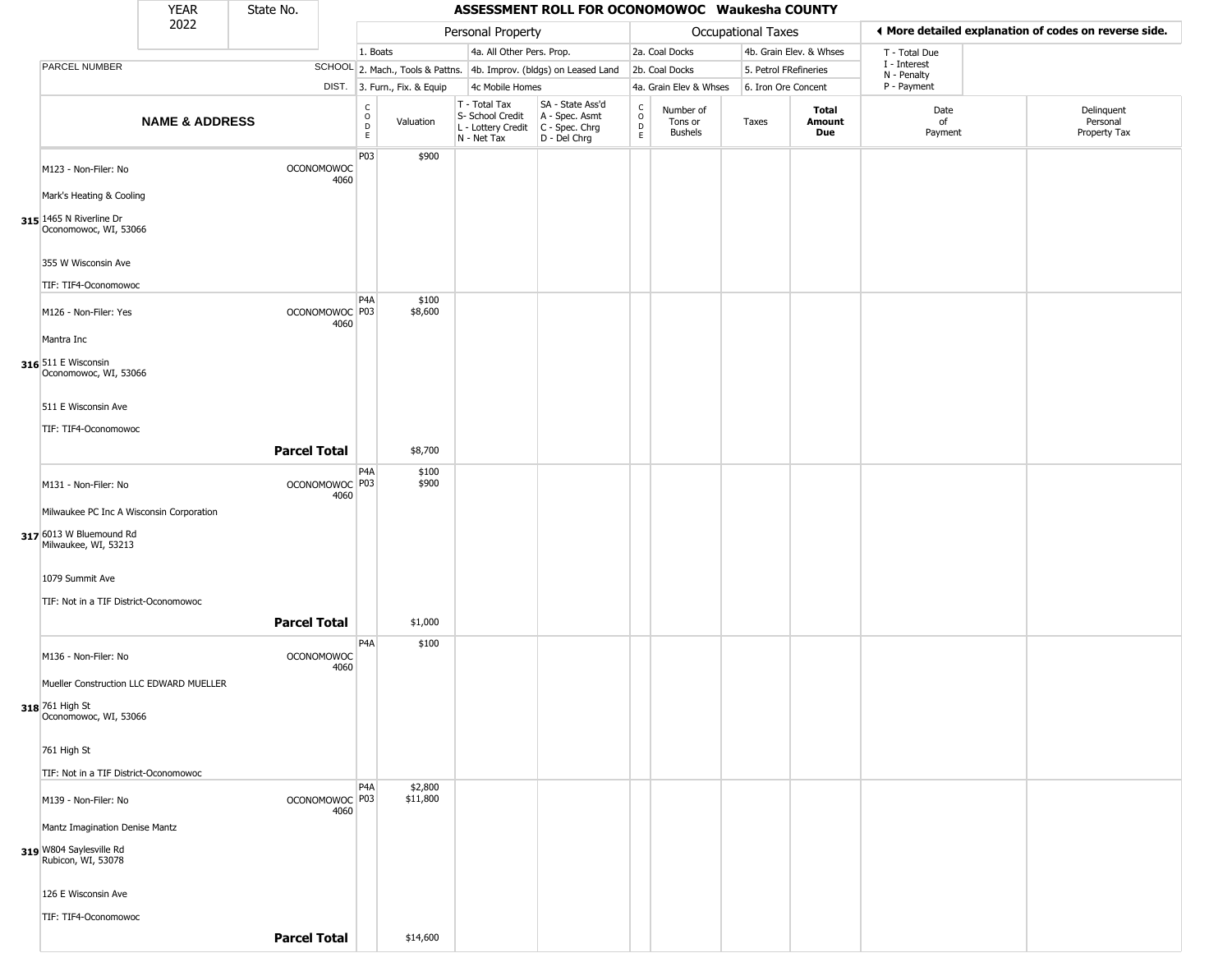# ASSESSMENT ROLL FOR OCONOMOWOC Waukesha COUNTY

YEAR 2022 | State No.

| PARCEL NUMBER / NAME & ADDRESS | SCHOOL DIST. | CODE | Valuation | T - Total Tax / S- School Credit / L - Lottery Credit / N - Net Tax | SA - State Ass'd / A - Spec. Asmt / C - Spec. Chrg / D - Del Chrg | CODE | Number of Tons or Bushels | Taxes | Total Amount Due | Date of Payment | Delinquent Personal Property Tax |
|---|---|---|---|---|---|---|---|---|---|---|---|
| | | | Personal Property | | | Occupational Taxes | | | | | |
| | | | 1. Boats; 2. Mach., Tools & Pattns.; 3. Furn., Fix. & Equip | 4a. All Other Pers. Prop.; 4b. Improv. (bldgs) on Leased Land; 4c Mobile Homes | | 2a. Coal Docks; 2b. Coal Docks; 4a. Grain Elev & Whses | 4b. Grain Elev. & Whses; 5. Petrol FRefineries; 6. Iron Ore Concent | | | T - Total Due; I - Interest; N - Penalty; P - Payment | |
| **315** M123 - Non-Filer: No<br>Mark's Heating & Cooling<br>1465 N Riverline Dr<br>Oconomowoc, WI, 53066<br>355 W Wisconsin Ave<br>TIF: TIF4-Oconomowoc | OCONOMOWOC 4060 | P03 | $900 | | | | | | | | |
| **316** M126 - Non-Filer: Yes<br>Mantra Inc<br>511 E Wisconsin<br>Oconomowoc, WI, 53066<br>511 E Wisconsin Ave<br>TIF: TIF4-Oconomowoc | OCONOMOWOC 4060 | P4A<br>P03 | $100<br>$8,600 | | | | | | | | |
| **Parcel Total** | | | $8,700 | | | | | | | | |
| **317** M131 - Non-Filer: No<br>Milwaukee PC Inc A Wisconsin Corporation<br>6013 W Bluemound Rd<br>Milwaukee, WI, 53213<br>1079 Summit Ave<br>TIF: Not in a TIF District-Oconomowoc | OCONOMOWOC 4060 | P4A<br>P03 | $100<br>$900 | | | | | | | | |
| **Parcel Total** | | | $1,000 | | | | | | | | |
| **318** M136 - Non-Filer: No<br>Mueller Construction LLC EDWARD MUELLER<br>761 High St<br>Oconomowoc, WI, 53066<br>761 High St<br>TIF: Not in a TIF District-Oconomowoc | OCONOMOWOC 4060 | P4A | $100 | | | | | | | | |
| **319** M139 - Non-Filer: No<br>Mantz Imagination Denise Mantz<br>W804 Saylesville Rd<br>Rubicon, WI, 53078<br>126 E Wisconsin Ave<br>TIF: TIF4-Oconomowoc | OCONOMOWOC 4060 | P4A<br>P03 | $2,800<br>$11,800 | | | | | | | | |
| **Parcel Total** | | | $14,600 | | | | | | | | |

◀ More detailed explanation of codes on reverse side.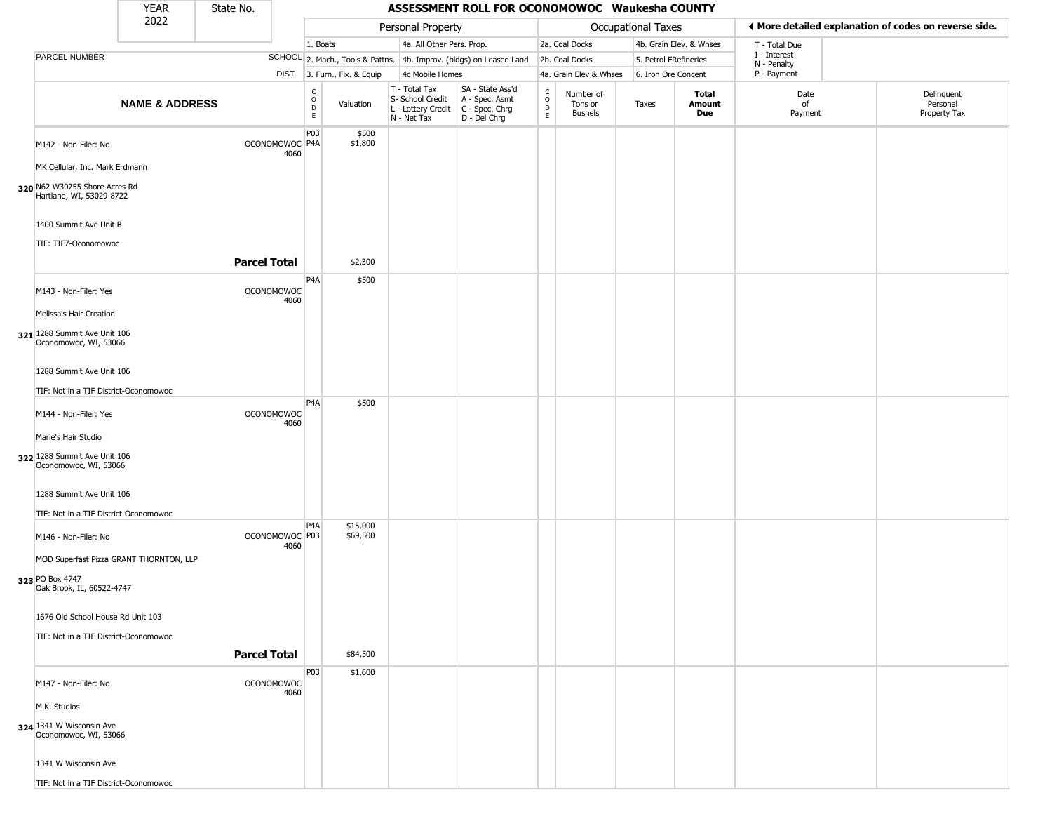| YEAR 2022 | State No. | | ASSESSMENT ROLL FOR OCONOMOWOC Waukesha COUNTY | | | | | | | | | |
|---|---|---|---|---|---|---|---|---|---|---|---|---|

| PARCEL NUMBER / NAME & ADDRESS | SCHOOL DIST. | CODE | Valuation | T - Total Tax, S- School Credit, L - Lottery Credit, N - Net Tax | SA - State Ass'd, A - Spec. Asmt, C - Spec. Chrg, D - Del Chrg | CODE | Number of Tons or Bushels | Taxes | Total Amount Due | Date of Payment | Delinquent Personal Property Tax |
|---|---|---|---|---|---|---|---|---|---|---|---|
| **320** M142 - Non-Filer: No<br>MK Cellular, Inc. Mark Erdmann<br>N62 W30755 Shore Acres Rd<br>Hartland, WI, 53029-8722<br>1400 Summit Ave Unit B<br>TIF: TIF7-Oconomowoc | OCONOMOWOC 4060 | P03<br>P4A | $500<br>$1,800 | | | | | | | | |
| **Parcel Total** | | | $2,300 | | | | | | | | |
| **321** M143 - Non-Filer: Yes<br>Melissa's Hair Creation<br>1288 Summit Ave Unit 106<br>Oconomowoc, WI, 53066<br>1288 Summit Ave Unit 106<br>TIF: Not in a TIF District-Oconomowoc | OCONOMOWOC 4060 | P4A | $500 | | | | | | | | |
| **322** M144 - Non-Filer: Yes<br>Marie's Hair Studio<br>1288 Summit Ave Unit 106<br>Oconomowoc, WI, 53066<br>1288 Summit Ave Unit 106<br>TIF: Not in a TIF District-Oconomowoc | OCONOMOWOC 4060 | P4A | $500 | | | | | | | | |
| **323** M146 - Non-Filer: No<br>MOD Superfast Pizza GRANT THORNTON, LLP<br>PO Box 4747<br>Oak Brook, IL, 60522-4747<br>1676 Old School House Rd Unit 103<br>TIF: Not in a TIF District-Oconomowoc | OCONOMOWOC 4060 | P4A<br>P03 | $15,000<br>$69,500 | | | | | | | | |
| **Parcel Total** | | | $84,500 | | | | | | | | |
| **324** M147 - Non-Filer: No<br>M.K. Studios<br>1341 W Wisconsin Ave<br>Oconomowoc, WI, 53066<br>1341 W Wisconsin Ave<br>TIF: Not in a TIF District-Oconomowoc | OCONOMOWOC 4060 | P03 | $1,600 | | | | | | | | |

**Personal Property codes:** 1. Boats; 2. Mach., Tools & Pattns.; 3. Furn., Fix. & Equip; 4a. All Other Pers. Prop.; 4b. Improv. (bldgs) on Leased Land; 4c Mobile Homes

**Occupational Taxes codes:** 2a. Coal Docks; 2b. Coal Docks; 4a. Grain Elev & Whses; 4b. Grain Elev. & Whses; 5. Petrol FRefineries; 6. Iron Ore Concent

T - Total Due; I - Interest; N - Penalty; P - Payment

◄ More detailed explanation of codes on reverse side.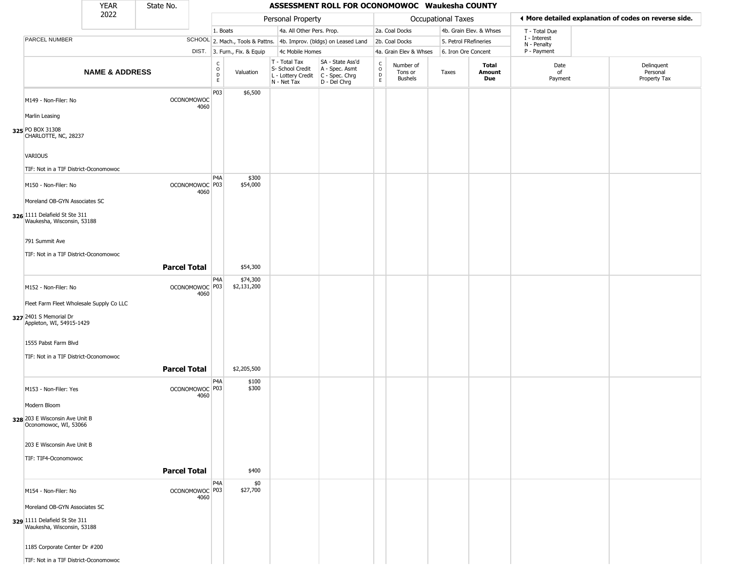| YEAR 2022 | State No. | ASSESSMENT ROLL FOR OCONOMOWOC Waukesha COUNTY | | | | | | | | | |
|---|---|---|---|---|---|---|---|---|---|---|---|

| | | Personal Property | | | | Occupational Taxes | | | | More detailed explanation of codes on reverse side. | |
|---|---|---|---|---|---|---|---|---|---|---|---|
| PARCEL NUMBER | SCHOOL DIST. | 1. Boats<br>2. Mach., Tools & Pattns.<br>3. Furn., Fix. & Equip | | 4a. All Other Pers. Prop.<br>4b. Improv. (bldgs) on Leased Land<br>4c Mobile Homes | | 2a. Coal Docks<br>2b. Coal Docks<br>4a. Grain Elev & Whses | | 4b. Grain Elev. & Whses<br>5. Petrol FRefineries<br>6. Iron Ore Concent | | T - Total Due<br>I - Interest<br>N - Penalty<br>P - Payment | |
| **NAME & ADDRESS** | | CODE | Valuation | T - Total Tax<br>S- School Credit<br>L - Lottery Credit<br>N - Net Tax | SA - State Ass'd<br>A - Spec. Asmt<br>C - Spec. Chrg<br>D - Del Chrg | CODE | Number of Tons or Bushels | Taxes | **Total Amount Due** | Date of Payment | Delinquent Personal Property Tax |
| 325 M149 - Non-Filer: No<br>Marlin Leasing<br>PO BOX 31308<br>CHARLOTTE, NC, 28237<br>VARIOUS<br>TIF: Not in a TIF District-Oconomowoc | OCONOMOWOC 4060 | P03 | $6,500 | | | | | | | | |
| 326 M150 - Non-Filer: No<br>Moreland OB-GYN Associates SC<br>1111 Delafield St Ste 311<br>Waukesha, Wisconsin, 53188<br>791 Summit Ave<br>TIF: Not in a TIF District-Oconomowoc | OCONOMOWOC 4060 | P4A<br>P03 | $300<br>$54,000 | | | | | | | | |
| | **Parcel Total** | | $54,300 | | | | | | | | |
| 327 M152 - Non-Filer: No<br>Fleet Farm Fleet Wholesale Supply Co LLC<br>2401 S Memorial Dr<br>Appleton, WI, 54915-1429<br>1555 Pabst Farm Blvd<br>TIF: Not in a TIF District-Oconomowoc | OCONOMOWOC 4060 | P4A<br>P03 | $74,300<br>$2,131,200 | | | | | | | | |
| | **Parcel Total** | | $2,205,500 | | | | | | | | |
| 328 M153 - Non-Filer: Yes<br>Modern Bloom<br>203 E Wisconsin Ave Unit B<br>Oconomowoc, WI, 53066<br>203 E Wisconsin Ave Unit B<br>TIF: TIF4-Oconomowoc | OCONOMOWOC 4060 | P4A<br>P03 | $100<br>$300 | | | | | | | | |
| | **Parcel Total** | | $400 | | | | | | | | |
| 329 M154 - Non-Filer: No<br>Moreland OB-GYN Associates SC<br>1111 Delafield St Ste 311<br>Waukesha, Wisconsin, 53188<br>1185 Corporate Center Dr #200<br>TIF: Not in a TIF District-Oconomowoc | OCONOMOWOC 4060 | P4A<br>P03 | $0<br>$27,700 | | | | | | | | |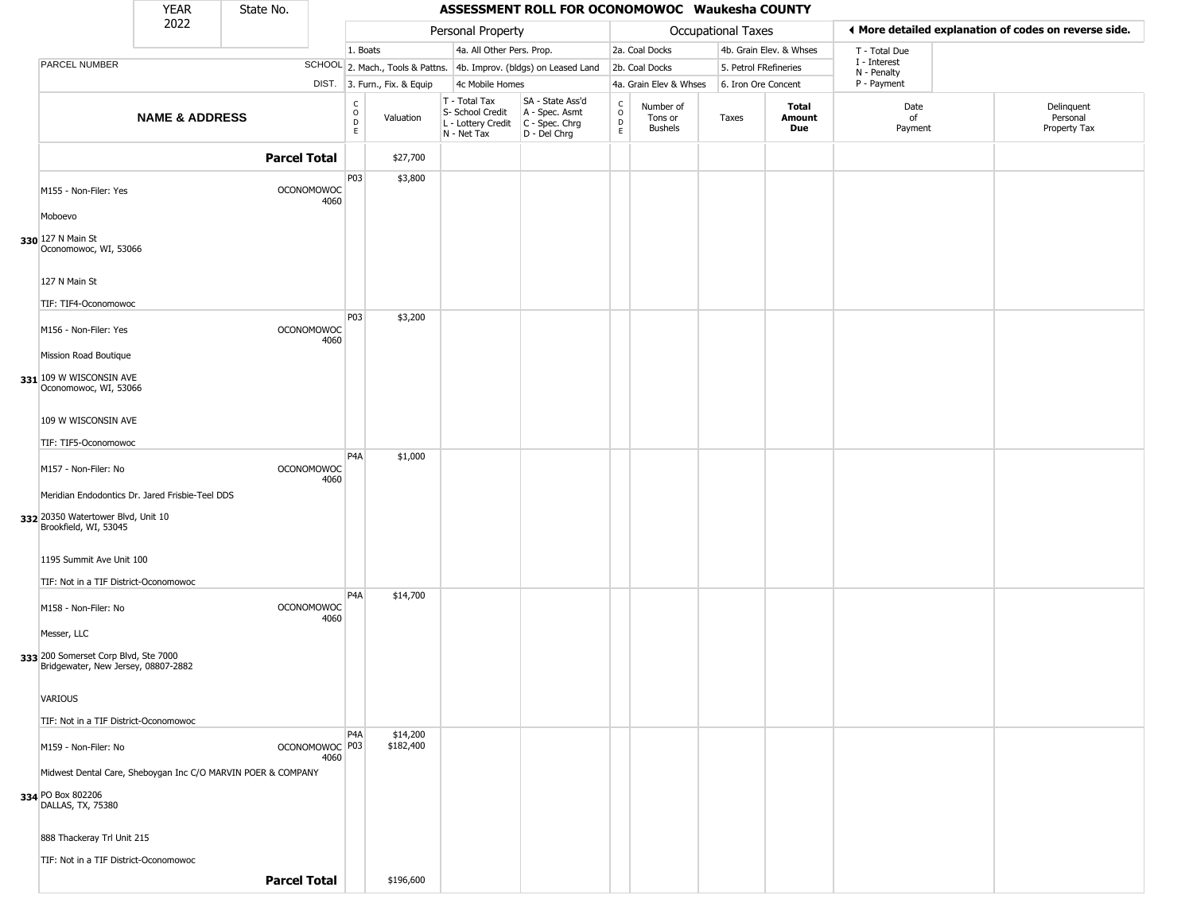| YEAR 2022 | State No. | | ASSESSMENT ROLL FOR OCONOMOWOC Waukesha COUNTY | | | | | | | | | |
|---|---|---|---|---|---|---|---|---|---|---|---|---|

| | | Personal Property | | | | Occupational Taxes | | | | ◄ More detailed explanation of codes on reverse side. | |
|---|---|---|---|---|---|---|---|---|---|---|---|
| | | 1. Boats | | 4a. All Other Pers. Prop. | | 2a. Coal Docks | | 4b. Grain Elev. & Whses | | T - Total Due | |
| PARCEL NUMBER | SCHOOL | 2. Mach., Tools & Pattns. | | 4b. Improv. (bldgs) on Leased Land | | 2b. Coal Docks | | 5. Petrol FRefineries | | I - Interest<br>N - Penalty | |
| | DIST. | 3. Furn., Fix. & Equip | | 4c Mobile Homes | | 4a. Grain Elev & Whses | | 6. Iron Ore Concent | | P - Payment | |
| **NAME & ADDRESS** | | CODE | Valuation | T - Total Tax<br>S- School Credit<br>L - Lottery Credit<br>N - Net Tax | SA - State Ass'd<br>A - Spec. Asmt<br>C - Spec. Chrg<br>D - Del Chrg | CODE | Number of Tons or Bushels | Taxes | **Total Amount Due** | Date of Payment | Delinquent Personal Property Tax |
| **Parcel Total** | | | $27,700 | | | | | | | | |
| M155 - Non-Filer: Yes<br>Moboevo<br>**330** 127 N Main St<br>Oconomowoc, WI, 53066<br>127 N Main St<br>TIF: TIF4-Oconomowoc | OCONOMOWOC 4060 | P03 | $3,800 | | | | | | | | |
| M156 - Non-Filer: Yes<br>Mission Road Boutique<br>**331** 109 W WISCONSIN AVE<br>Oconomowoc, WI, 53066<br>109 W WISCONSIN AVE<br>TIF: TIF5-Oconomowoc | OCONOMOWOC 4060 | P03 | $3,200 | | | | | | | | |
| M157 - Non-Filer: No<br>Meridian Endodontics Dr. Jared Frisbie-Teel DDS<br>**332** 20350 Watertower Blvd, Unit 10<br>Brookfield, WI, 53045<br>1195 Summit Ave Unit 100<br>TIF: Not in a TIF District-Oconomowoc | OCONOMOWOC 4060 | P4A | $1,000 | | | | | | | | |
| M158 - Non-Filer: No<br>Messer, LLC<br>**333** 200 Somerset Corp Blvd, Ste 7000<br>Bridgewater, New Jersey, 08807-2882<br>VARIOUS<br>TIF: Not in a TIF District-Oconomowoc | OCONOMOWOC 4060 | P4A | $14,700 | | | | | | | | |
| M159 - Non-Filer: No<br>Midwest Dental Care, Sheboygan Inc C/O MARVIN POER & COMPANY<br>**334** PO Box 802206<br>DALLAS, TX, 75380<br>888 Thackeray Trl Unit 215<br>TIF: Not in a TIF District-Oconomowoc | OCONOMOWOC 4060 | P4A<br>P03 | $14,200<br>$182,400 | | | | | | | | |
| **Parcel Total** | | | $196,600 | | | | | | | | |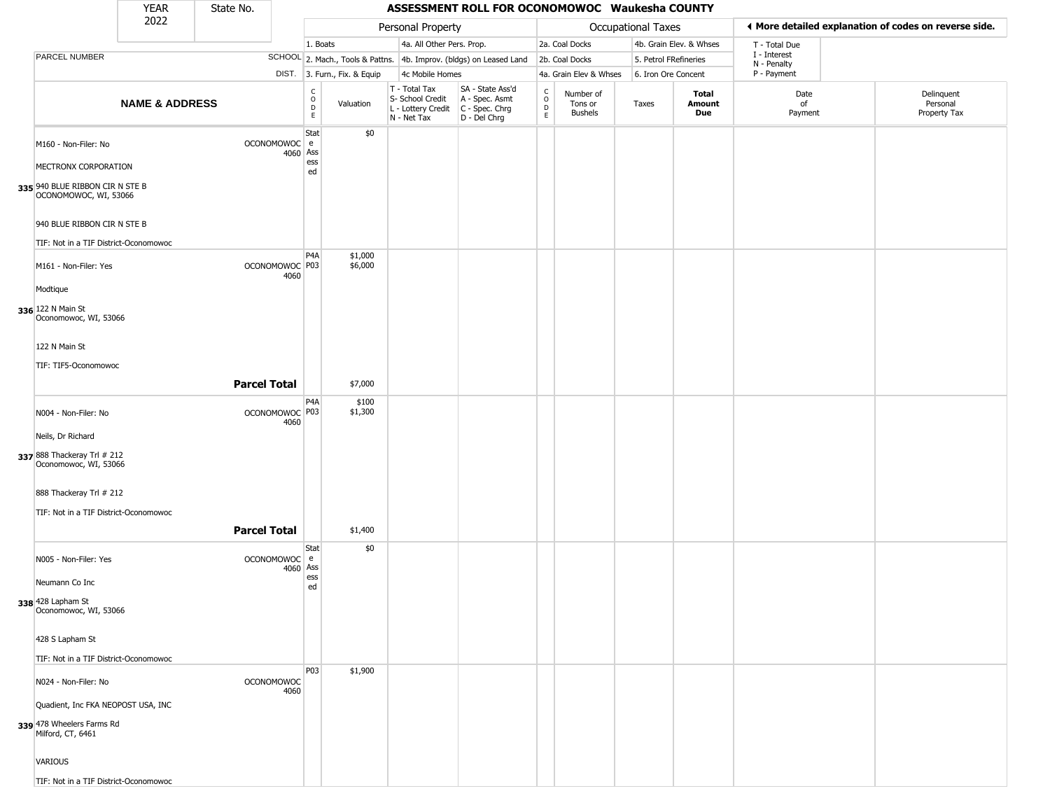| YEAR 2022 | State No. | | ASSESSMENT ROLL FOR OCONOMOWOC Waukesha COUNTY | | | | | | | | | |
|---|---|---|---|---|---|---|---|---|---|---|---|---|

| | | | Personal Property | | | | Occupational Taxes | | | | ◄ More detailed explanation of codes on reverse side. | |
|---|---|---|---|---|---|---|---|---|---|---|---|---|
| | | | 1. Boats | | 4a. All Other Pers. Prop. | | 2a. Coal Docks | | 4b. Grain Elev. & Whses | | T - Total Due | |
| PARCEL NUMBER | SCHOOL | | 2. Mach., Tools & Pattns. | | 4b. Improv. (bldgs) on Leased Land | | 2b. Coal Docks | | 5. Petrol FRefineries | | I - Interest N - Penalty | |
| | DIST. | | 3. Furn., Fix. & Equip | | 4c Mobile Homes | | 4a. Grain Elev & Whses | | 6. Iron Ore Concent | | P - Payment | |
| NAME & ADDRESS | | CODE | Valuation | T - Total Tax S- School Credit L - Lottery Credit N - Net Tax | SA - State Ass'd A - Spec. Asmt C - Spec. Chrg D - Del Chrg | CODE | Number of Tons or Bushels | Taxes | Total Amount Due | Date of Payment | Delinquent Personal Property Tax |
| 335 M160 - Non-Filer: No<br>MECTRONX CORPORATION<br>940 BLUE RIBBON CIR N STE B<br>OCONOMOWOC, WI, 53066<br>940 BLUE RIBBON CIR N STE B<br>TIF: Not in a TIF District-Oconomowoc | OCONOMOWOC 4060 | State Assessed | $0 | | | | | | | | |
| 336 M161 - Non-Filer: Yes<br>Modtique<br>122 N Main St<br>Oconomowoc, WI, 53066<br>122 N Main St<br>TIF: TIF5-Oconomowoc | OCONOMOWOC 4060 | P4A<br>P03 | $1,000<br>$6,000 | | | | | | | | |
| **Parcel Total** | | | $7,000 | | | | | | | | |
| 337 N004 - Non-Filer: No<br>Neils, Dr Richard<br>888 Thackeray Trl # 212<br>Oconomowoc, WI, 53066<br>888 Thackeray Trl # 212<br>TIF: Not in a TIF District-Oconomowoc | OCONOMOWOC 4060 | P4A<br>P03 | $100<br>$1,300 | | | | | | | | |
| **Parcel Total** | | | $1,400 | | | | | | | | |
| 338 N005 - Non-Filer: Yes<br>Neumann Co Inc<br>428 Lapham St<br>Oconomowoc, WI, 53066<br>428 S Lapham St<br>TIF: Not in a TIF District-Oconomowoc | OCONOMOWOC 4060 | State Assessed | $0 | | | | | | | | |
| 339 N024 - Non-Filer: No<br>Quadient, Inc FKA NEOPOST USA, INC<br>478 Wheelers Farms Rd<br>Milford, CT, 6461<br>VARIOUS<br>TIF: Not in a TIF District-Oconomowoc | OCONOMOWOC 4060 | P03 | $1,900 | | | | | | | | |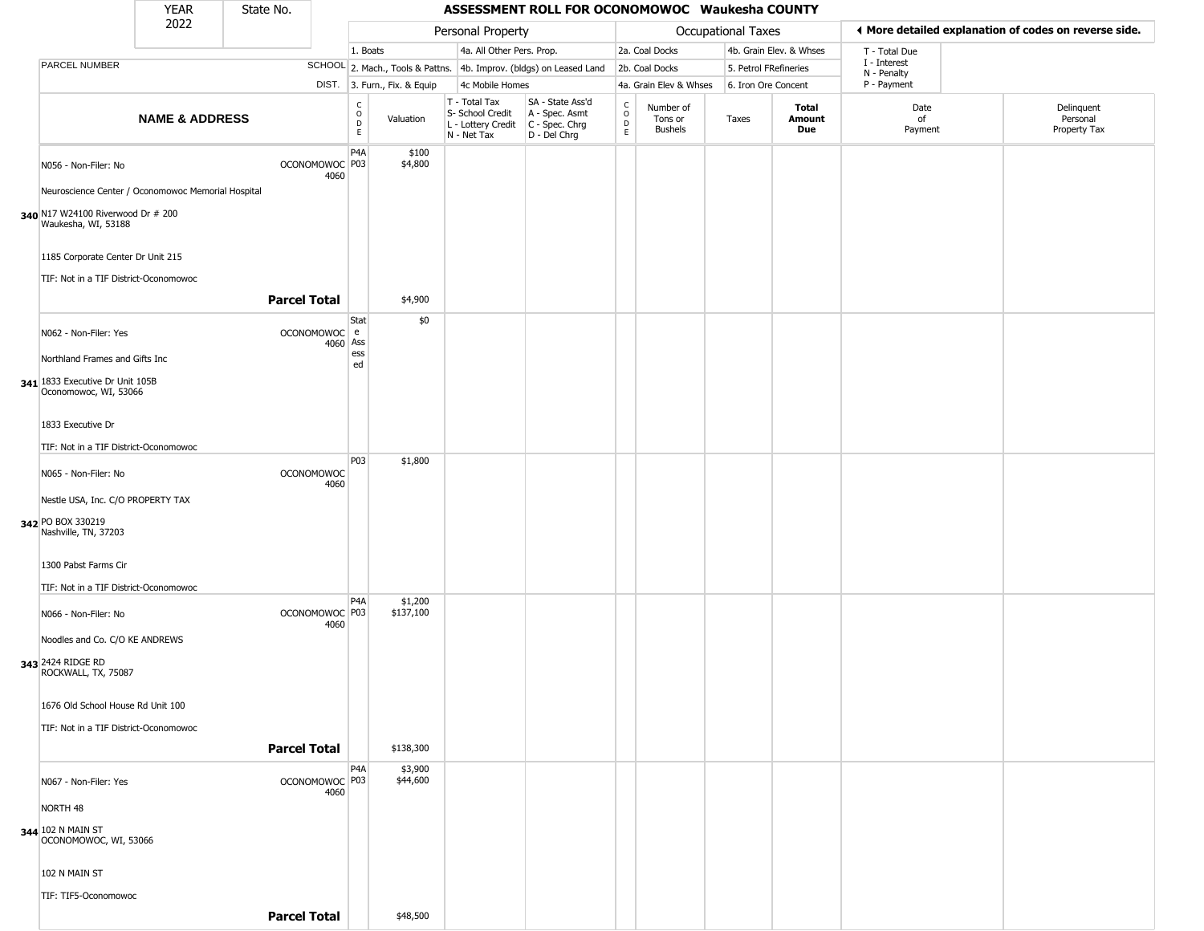# ASSESSMENT ROLL FOR OCONOMOWOC Waukesha COUNTY

YEAR 2022 | State No.

| PARCEL NUMBER / NAME & ADDRESS | SCHOOL DIST. | Personal Property CODE | Valuation | T - Total Tax, S- School Credit, L - Lottery Credit, N - Net Tax | SA - State Ass'd, A - Spec. Asmt, C - Spec. Chrg, D - Del Chrg | Occupational Taxes CODE | Number of Tons or Bushels | Taxes | Total Amount Due | Date of Payment | Delinquent Personal Property Tax |
|---|---|---|---|---|---|---|---|---|---|---|---|
| | | | | | | | | | | | |
| **340** N056 - Non-Filer: No<br>Neuroscience Center / Oconomowoc Memorial Hospital<br>N17 W24100 Riverwood Dr # 200<br>Waukesha, WI, 53188<br>1185 Corporate Center Dr Unit 215<br>TIF: Not in a TIF District-Oconomowoc | OCONOMOWOC 4060 | P4A<br>P03 | $100<br>$4,800 | | | | | | | | |
| **Parcel Total** | | | $4,900 | | | | | | | | |
| **341** N062 - Non-Filer: Yes<br>Northland Frames and Gifts Inc<br>1833 Executive Dr Unit 105B<br>Oconomowoc, WI, 53066<br>1833 Executive Dr<br>TIF: Not in a TIF District-Oconomowoc | OCONOMOWOC 4060 | State Assessed | $0 | | | | | | | | |
| **342** N065 - Non-Filer: No<br>Nestle USA, Inc. C/O PROPERTY TAX<br>PO BOX 330219<br>Nashville, TN, 37203<br>1300 Pabst Farms Cir<br>TIF: Not in a TIF District-Oconomowoc | OCONOMOWOC 4060 | P03 | $1,800 | | | | | | | | |
| **343** N066 - Non-Filer: No<br>Noodles and Co. C/O KE ANDREWS<br>2424 RIDGE RD<br>ROCKWALL, TX, 75087<br>1676 Old School House Rd Unit 100<br>TIF: Not in a TIF District-Oconomowoc | OCONOMOWOC 4060 | P4A<br>P03 | $1,200<br>$137,100 | | | | | | | | |
| **Parcel Total** | | | $138,300 | | | | | | | | |
| **344** N067 - Non-Filer: Yes<br>NORTH 48<br>102 N MAIN ST<br>OCONOMOWOC, WI, 53066<br>102 N MAIN ST<br>TIF: TIF5-Oconomowoc | OCONOMOWOC 4060 | P4A<br>P03 | $3,900<br>$44,600 | | | | | | | | |
| **Parcel Total** | | | $48,500 | | | | | | | | |

Personal Property codes: 1. Boats; 2. Mach., Tools & Pattns.; 3. Furn., Fix. & Equip; 4a. All Other Pers. Prop.; 4b. Improv. (bldgs) on Leased Land; 4c Mobile Homes

Occupational Taxes codes: 2a. Coal Docks; 2b. Coal Docks; 4a. Grain Elev & Whses; 4b. Grain Elev. & Whses; 5. Petrol FRefineries; 6. Iron Ore Concent

T - Total Due; I - Interest; N - Penalty; P - Payment

◄ More detailed explanation of codes on reverse side.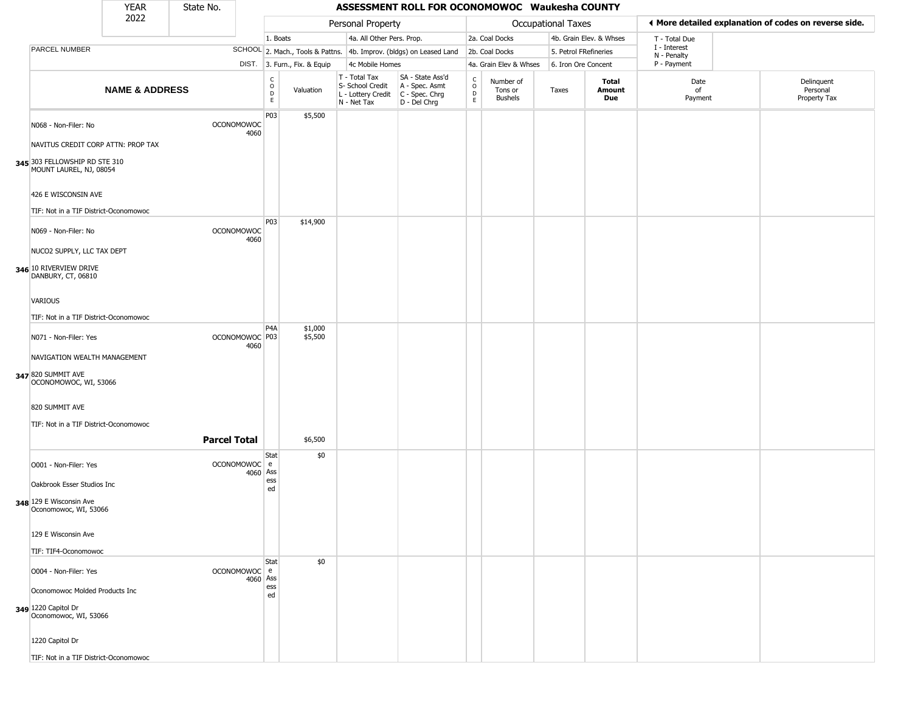| YEAR 2022 | State No. | | ASSESSMENT ROLL FOR OCONOMOWOC Waukesha COUNTY | | | | | | | | | |
|---|---|---|---|---|---|---|---|---|---|---|---|---|
| | | | Personal Property | | | | Occupational Taxes | | | | ◄ More detailed explanation of codes on reverse side. | |
| | | | 1. Boats | | 4a. All Other Pers. Prop. | | 2a. Coal Docks | | 4b. Grain Elev. & Whses | | T - Total Due<br>I - Interest<br>N - Penalty<br>P - Payment | |
| PARCEL NUMBER | SCHOOL | | 2. Mach., Tools & Pattns. | | 4b. Improv. (bldgs) on Leased Land | | 2b. Coal Docks | | 5. Petrol FRefineries | | | |
| | DIST. | | 3. Furn., Fix. & Equip | | 4c Mobile Homes | | 4a. Grain Elev & Whses | | 6. Iron Ore Concent | | | |
| **NAME & ADDRESS** | | CODE | Valuation | T - Total Tax<br>S- School Credit<br>L - Lottery Credit<br>N - Net Tax | SA - State Ass'd<br>A - Spec. Asmt<br>C - Spec. Chrg<br>D - Del Chrg | CODE | Number of Tons or Bushels | Taxes | **Total Amount Due** | Date of Payment | Delinquent Personal Property Tax | |
| **345** N068 - Non-Filer: No<br>NAVITUS CREDIT CORP ATTN: PROP TAX<br>303 FELLOWSHIP RD STE 310<br>MOUNT LAUREL, NJ, 08054<br>426 E WISCONSIN AVE<br>TIF: Not in a TIF District-Oconomowoc | OCONOMOWOC 4060 | P03 | $5,500 | | | | | | | | | |
| **346** N069 - Non-Filer: No<br>NUCO2 SUPPLY, LLC TAX DEPT<br>10 RIVERVIEW DRIVE<br>DANBURY, CT, 06810<br>VARIOUS<br>TIF: Not in a TIF District-Oconomowoc | OCONOMOWOC 4060 | P03 | $14,900 | | | | | | | | | |
| **347** N071 - Non-Filer: Yes<br>NAVIGATION WEALTH MANAGEMENT<br>820 SUMMIT AVE<br>OCONOMOWOC, WI, 53066<br>820 SUMMIT AVE<br>TIF: Not in a TIF District-Oconomowoc | OCONOMOWOC 4060 | P4A<br>P03 | $1,000<br>$5,500 | | | | | | | | | |
| | **Parcel Total** | | $6,500 | | | | | | | | | |
| **348** O001 - Non-Filer: Yes<br>Oakbrook Esser Studios Inc<br>129 E Wisconsin Ave<br>Oconomowoc, WI, 53066<br>129 E Wisconsin Ave<br>TIF: TIF4-Oconomowoc | OCONOMOWOC 4060 | State Assessed | $0 | | | | | | | | | |
| **349** O004 - Non-Filer: Yes<br>Oconomowoc Molded Products Inc<br>1220 Capitol Dr<br>Oconomowoc, WI, 53066<br>1220 Capitol Dr<br>TIF: Not in a TIF District-Oconomowoc | OCONOMOWOC 4060 | State Assessed | $0 | | | | | | | | | |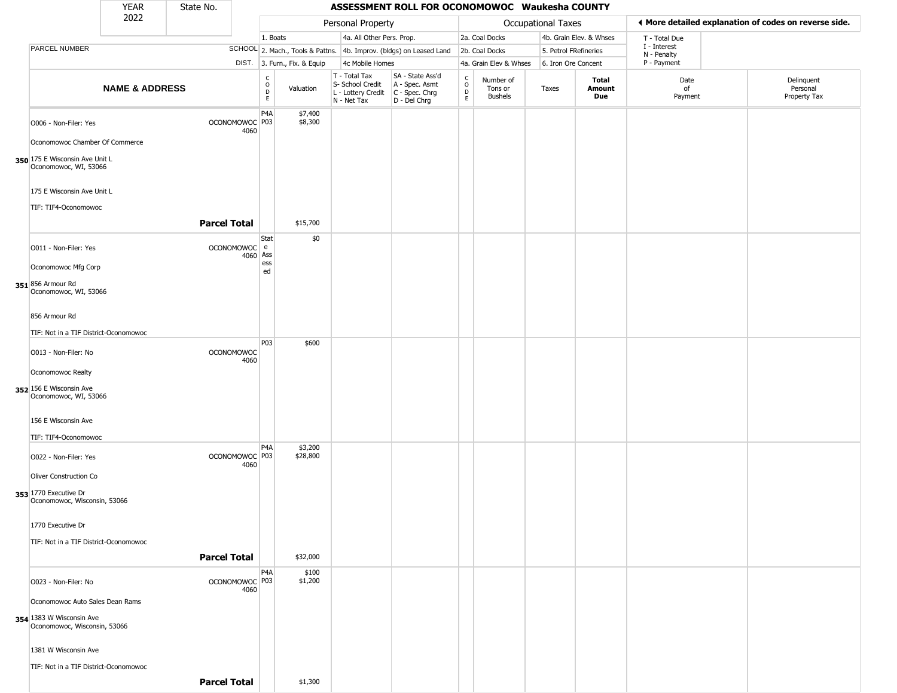# ASSESSMENT ROLL FOR OCONOMOWOC Waukesha COUNTY

| YEAR | State No. |
|---|---|
| 2022 | |

| | | Personal Property | | | | Occupational Taxes | | | | |
|---|---|---|---|---|---|---|---|---|---|---|
| | | 1. Boats | 4a. All Other Pers. Prop. | | | 2a. Coal Docks | 4b. Grain Elev. & Whses | | T - Total Due | |
| PARCEL NUMBER | SCHOOL | 2. Mach., Tools & Pattns. | 4b. Improv. (bldgs) on Leased Land | | | 2b. Coal Docks | 5. Petrol FRefineries | | I - Interest, N - Penalty | |
| | DIST. | 3. Furn., Fix. & Equip | 4c Mobile Homes | | | 4a. Grain Elev & Whses | 6. Iron Ore Concent | | P - Payment | |

◄ More detailed explanation of codes on reverse side.

| | NAME & ADDRESS | | CODE | Valuation | T - Total Tax S- School Credit L - Lottery Credit N - Net Tax | SA - State Ass'd A - Spec. Asmt C - Spec. Chrg D - Del Chrg | CODE | Number of Tons or Bushels | Taxes | Total Amount Due | Date of Payment | Delinquent Personal Property Tax |
|---|---|---|---|---|---|---|---|---|---|---|---|---|
| 350 | O006 - Non-Filer: Yes<br>Oconomowoc Chamber Of Commerce<br>175 E Wisconsin Ave Unit L<br>Oconomowoc, WI, 53066<br>175 E Wisconsin Ave Unit L<br>TIF: TIF4-Oconomowoc | OCONOMOWOC 4060 | P4A<br>P03 | $7,400<br>$8,300 | | | | | | | | |
| | | **Parcel Total** | | $15,700 | | | | | | | | |
| 351 | O011 - Non-Filer: Yes<br>Oconomowoc Mfg Corp<br>856 Armour Rd<br>Oconomowoc, WI, 53066<br>856 Armour Rd<br>TIF: Not in a TIF District-Oconomowoc | OCONOMOWOC 4060 | State Assessed | $0 | | | | | | | | |
| 352 | O013 - Non-Filer: No<br>Oconomowoc Realty<br>156 E Wisconsin Ave<br>Oconomowoc, WI, 53066<br>156 E Wisconsin Ave<br>TIF: TIF4-Oconomowoc | OCONOMOWOC 4060 | P03 | $600 | | | | | | | | |
| 353 | O022 - Non-Filer: Yes<br>Oliver Construction Co<br>1770 Executive Dr<br>Oconomowoc, Wisconsin, 53066<br>1770 Executive Dr<br>TIF: Not in a TIF District-Oconomowoc | OCONOMOWOC 4060 | P4A<br>P03 | $3,200<br>$28,800 | | | | | | | | |
| | | **Parcel Total** | | $32,000 | | | | | | | | |
| 354 | O023 - Non-Filer: No<br>Oconomowoc Auto Sales Dean Rams<br>1383 W Wisconsin Ave<br>Oconomowoc, Wisconsin, 53066<br>1381 W Wisconsin Ave<br>TIF: Not in a TIF District-Oconomowoc | OCONOMOWOC 4060 | P4A<br>P03 | $100<br>$1,200 | | | | | | | | |
| | | **Parcel Total** | | $1,300 | | | | | | | | |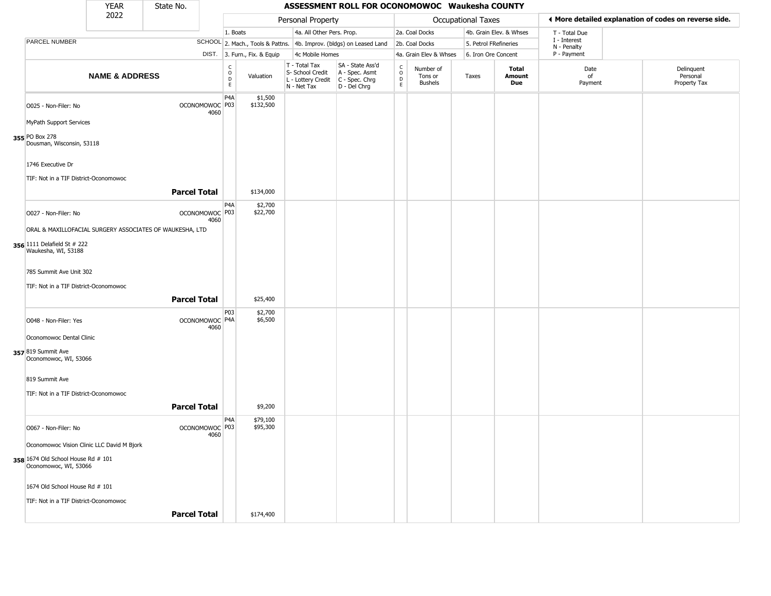| YEAR 2022 | State No. | | ASSESSMENT ROLL FOR OCONOMOWOC Waukesha COUNTY | | | | | | | | | |
|---|---|---|---|---|---|---|---|---|---|---|---|---|

**Personal Property:** 1. Boats; 2. Mach., Tools & Pattns.; 3. Furn., Fix. & Equip; 4a. All Other Pers. Prop.; 4b. Improv. (bldgs) on Leased Land; 4c Mobile Homes

**Occupational Taxes:** 2a. Coal Docks; 2b. Coal Docks; 4a. Grain Elev & Whses; 4b. Grain Elev. & Whses; 5. Petrol FRefineries; 6. Iron Ore Concent

◀ More detailed explanation of codes on reverse side.

T - Total Due; I - Interest; N - Penalty; P - Payment

| | PARCEL NUMBER / NAME & ADDRESS | SCHOOL DIST. | CODE | Valuation | T - Total Tax S- School Credit L - Lottery Credit N - Net Tax | SA - State Ass'd A - Spec. Asmt C - Spec. Chrg D - Del Chrg | CODE | Number of Tons or Bushels | Taxes | Total Amount Due | Date of Payment | Delinquent Personal Property Tax |
|---|---|---|---|---|---|---|---|---|---|---|---|---|
| 355 | O025 - Non-Filer: No<br>MyPath Support Services<br>PO Box 278<br>Dousman, Wisconsin, 53118<br>1746 Executive Dr<br>TIF: Not in a TIF District-Oconomowoc | OCONOMOWOC 4060 | P4A<br>P03 | $1,500<br>$132,500 | | | | | | | | |
| | **Parcel Total** | | | $134,000 | | | | | | | | |
| 356 | O027 - Non-Filer: No<br>ORAL & MAXILLOFACIAL SURGERY ASSOCIATES OF WAUKESHA, LTD<br>1111 Delafield St # 222<br>Waukesha, WI, 53188<br>785 Summit Ave Unit 302<br>TIF: Not in a TIF District-Oconomowoc | OCONOMOWOC 4060 | P4A<br>P03 | $2,700<br>$22,700 | | | | | | | | |
| | **Parcel Total** | | | $25,400 | | | | | | | | |
| 357 | O048 - Non-Filer: Yes<br>Oconomowoc Dental Clinic<br>819 Summit Ave<br>Oconomowoc, WI, 53066<br>819 Summit Ave<br>TIF: Not in a TIF District-Oconomowoc | OCONOMOWOC 4060 | P03<br>P4A | $2,700<br>$6,500 | | | | | | | | |
| | **Parcel Total** | | | $9,200 | | | | | | | | |
| 358 | O067 - Non-Filer: No<br>Oconomowoc Vision Clinic LLC David M Bjork<br>1674 Old School House Rd # 101<br>Oconomowoc, WI, 53066<br>1674 Old School House Rd # 101<br>TIF: Not in a TIF District-Oconomowoc | OCONOMOWOC 4060 | P4A<br>P03 | $79,100<br>$95,300 | | | | | | | | |
| | **Parcel Total** | | | $174,400 | | | | | | | | |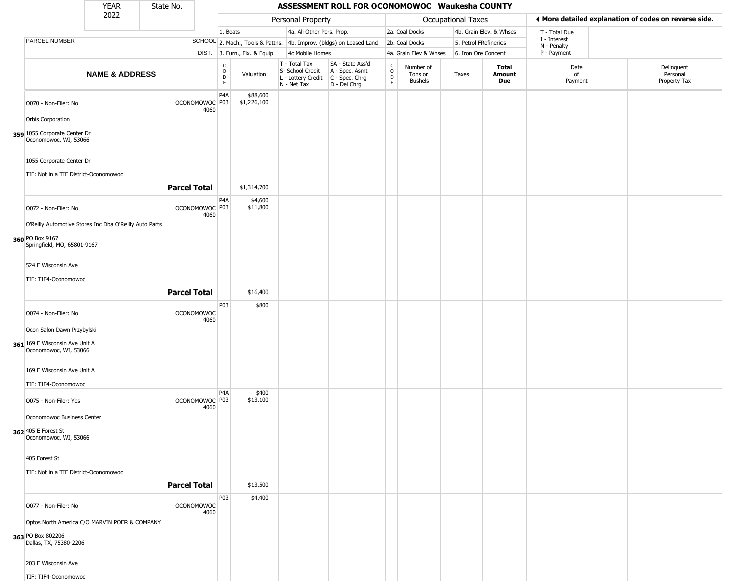# ASSESSMENT ROLL FOR OCONOMOWOC Waukesha COUNTY

YEAR 2022 | State No.

| PARCEL NUMBER / NAME & ADDRESS | SCHOOL DIST. | CODE | Valuation | T - Total Tax / S- School Credit / L - Lottery Credit / N - Net Tax | SA - State Ass'd / A - Spec. Asmt / C - Spec. Chrg / D - Del Chrg | CODE | Number of Tons or Bushels | Taxes | Total Amount Due | Date of Payment | Delinquent Personal Property Tax |
|---|---|---|---|---|---|---|---|---|---|---|---|
| | | | | **Personal Property** | | **Occupational Taxes** | | | | | |
| | | 1. Boats | | 4a. All Other Pers. Prop. | | 2a. Coal Docks | | 4b. Grain Elev. & Whses | | T - Total Due | |
| | | 2. Mach., Tools & Pattns. | | 4b. Improv. (bldgs) on Leased Land | | 2b. Coal Docks | | 5. Petrol FRefineries | | I - Interest / N - Penalty | |
| | | 3. Furn., Fix. & Equip | | 4c Mobile Homes | | 4a. Grain Elev & Whses | | 6. Iron Ore Concent | | P - Payment | |
| **359** O070 - Non-Filer: No<br>Orbis Corporation<br>1055 Corporate Center Dr<br>Oconomowoc, WI, 53066<br>1055 Corporate Center Dr<br>TIF: Not in a TIF District-Oconomowoc | OCONOMOWOC 4060 | P4A<br>P03 | $88,600<br>$1,226,100 | | | | | | | | |
| **Parcel Total** | | | $1,314,700 | | | | | | | | |
| **360** O072 - Non-Filer: No<br>O'Reilly Automotive Stores Inc Dba O'Reilly Auto Parts<br>PO Box 9167<br>Springfield, MO, 65801-9167<br>524 E Wisconsin Ave<br>TIF: TIF4-Oconomowoc | OCONOMOWOC 4060 | P4A<br>P03 | $4,600<br>$11,800 | | | | | | | | |
| **Parcel Total** | | | $16,400 | | | | | | | | |
| **361** O074 - Non-Filer: No<br>Ocon Salon Dawn Przybylski<br>169 E Wisconsin Ave Unit A<br>Oconomowoc, WI, 53066<br>169 E Wisconsin Ave Unit A<br>TIF: TIF4-Oconomowoc | OCONOMOWOC 4060 | P03 | $800 | | | | | | | | |
| **362** O075 - Non-Filer: Yes<br>Oconomowoc Business Center<br>405 E Forest St<br>Oconomowoc, WI, 53066<br>405 Forest St<br>TIF: Not in a TIF District-Oconomowoc | OCONOMOWOC 4060 | P4A<br>P03 | $400<br>$13,100 | | | | | | | | |
| **Parcel Total** | | | $13,500 | | | | | | | | |
| **363** O077 - Non-Filer: No<br>Optos North America C/O MARVIN POER & COMPANY<br>PO Box 802206<br>Dallas, TX, 75380-2206<br>203 E Wisconsin Ave<br>TIF: TIF4-Oconomowoc | OCONOMOWOC 4060 | P03 | $4,400 | | | | | | | | |

◂ More detailed explanation of codes on reverse side.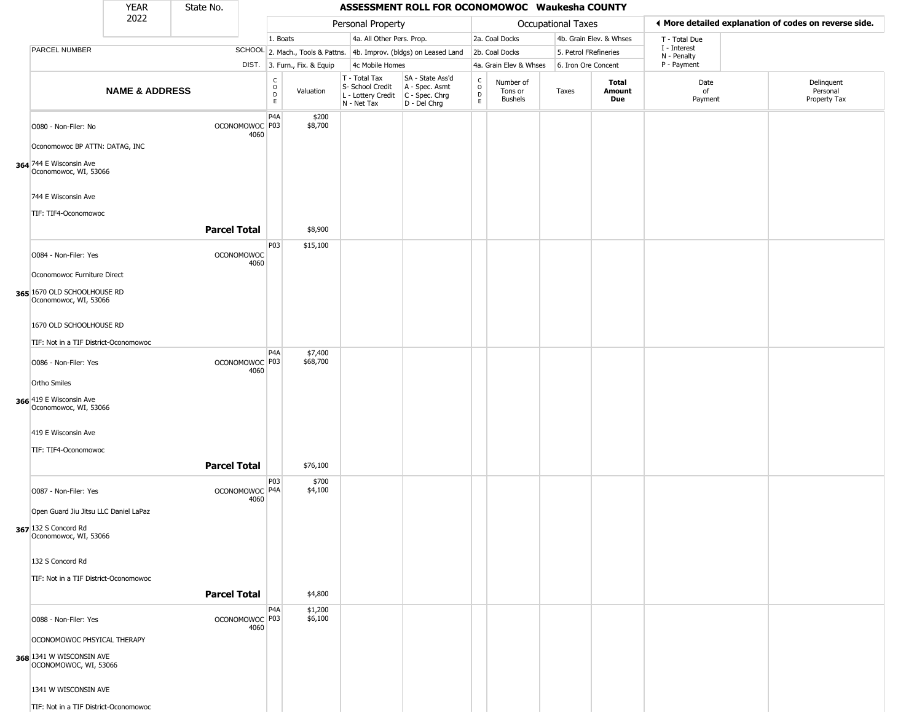# ASSESSMENT ROLL FOR OCONOMOWOC Waukesha COUNTY

YEAR 2022 | State No.

| | | Personal Property | | | | Occupational Taxes | | | | ◂ More detailed explanation of codes on reverse side. | |
|---|---|---|---|---|---|---|---|---|---|---|---|
| PARCEL NUMBER | SCHOOL DIST. | 1. Boats<br>2. Mach., Tools & Pattns.<br>3. Furn., Fix. & Equip | | 4a. All Other Pers. Prop.<br>4b. Improv. (bldgs) on Leased Land<br>4c Mobile Homes | | 2a. Coal Docks<br>2b. Coal Docks<br>4a. Grain Elev & Whses | | 4b. Grain Elev. & Whses<br>5. Petrol FRefineries<br>6. Iron Ore Concent | | T - Total Due<br>I - Interest<br>N - Penalty<br>P - Payment | |
| **NAME & ADDRESS** | | CODE | Valuation | T - Total Tax<br>S- School Credit<br>L - Lottery Credit<br>N - Net Tax | SA - State Ass'd<br>A - Spec. Asmt<br>C - Spec. Chrg<br>D - Del Chrg | CODE | Number of Tons or Bushels | Taxes | **Total Amount Due** | Date of Payment | Delinquent Personal Property Tax |
| **364** O080 - Non-Filer: No<br>Oconomowoc BP ATTN: DATAG, INC<br>744 E Wisconsin Ave<br>Oconomowoc, WI, 53066<br>744 E Wisconsin Ave<br>TIF: TIF4-Oconomowoc | OCONOMOWOC 4060 | P4A<br>P03 | $200<br>$8,700 | | | | | | | | |
| | **Parcel Total** | | $8,900 | | | | | | | | |
| **365** O084 - Non-Filer: Yes<br>Oconomowoc Furniture Direct<br>1670 OLD SCHOOLHOUSE RD<br>Oconomowoc, WI, 53066<br>1670 OLD SCHOOLHOUSE RD<br>TIF: Not in a TIF District-Oconomowoc | OCONOMOWOC 4060 | P03 | $15,100 | | | | | | | | |
| **366** O086 - Non-Filer: Yes<br>Ortho Smiles<br>419 E Wisconsin Ave<br>Oconomowoc, WI, 53066<br>419 E Wisconsin Ave<br>TIF: TIF4-Oconomowoc | OCONOMOWOC 4060 | P4A<br>P03 | $7,400<br>$68,700 | | | | | | | | |
| | **Parcel Total** | | $76,100 | | | | | | | | |
| **367** O087 - Non-Filer: Yes<br>Open Guard Jiu Jitsu LLC Daniel LaPaz<br>132 S Concord Rd<br>Oconomowoc, WI, 53066<br>132 S Concord Rd<br>TIF: Not in a TIF District-Oconomowoc | OCONOMOWOC 4060 | P03<br>P4A | $700<br>$4,100 | | | | | | | | |
| | **Parcel Total** | | $4,800 | | | | | | | | |
| **368** O088 - Non-Filer: Yes<br>OCONOMOWOC PHSYICAL THERAPY<br>1341 W WISCONSIN AVE<br>OCONOMOWOC, WI, 53066<br>1341 W WISCONSIN AVE<br>TIF: Not in a TIF District-Oconomowoc | OCONOMOWOC 4060 | P4A<br>P03 | $1,200<br>$6,100 | | | | | | | | |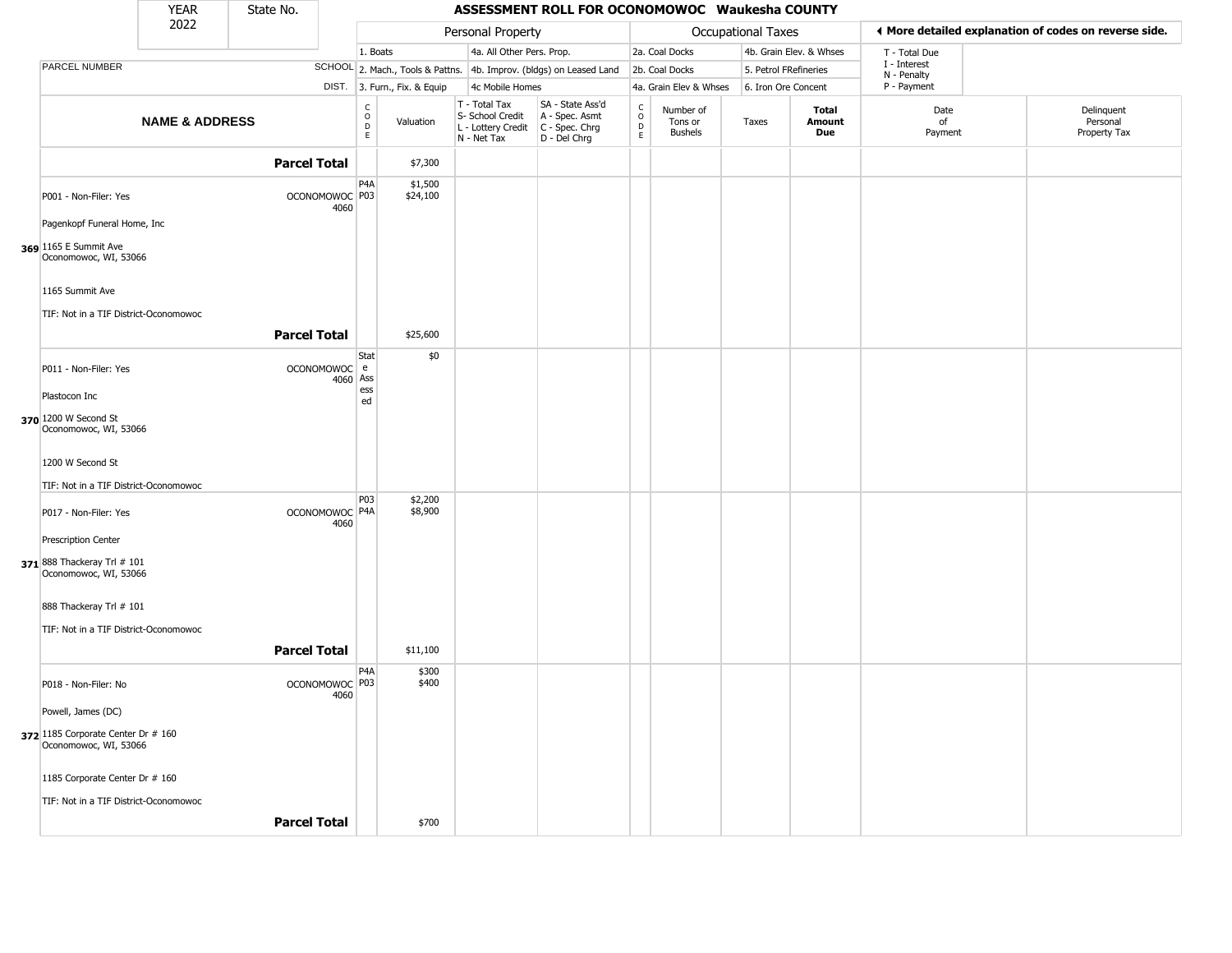| YEAR 2022 | State No. | ASSESSMENT ROLL FOR OCONOMOWOC Waukesha COUNTY |
|---|---|---|

| | | Personal Property | | | | Occupational Taxes | | | | ◀ More detailed explanation of codes on reverse side. | |
|---|---|---|---|---|---|---|---|---|---|---|---|
| | | 1. Boats | | 4a. All Other Pers. Prop. | | 2a. Coal Docks | | 4b. Grain Elev. & Whses | | T - Total Due | |
| PARCEL NUMBER | SCHOOL | 2. Mach., Tools & Pattns. | | 4b. Improv. (bldgs) on Leased Land | | 2b. Coal Docks | | 5. Petrol FRefineries | | I - Interest N - Penalty | |
| | DIST. | 3. Furn., Fix. & Equip | | 4c Mobile Homes | | 4a. Grain Elev & Whses | | 6. Iron Ore Concent | | P - Payment | |
| **NAME & ADDRESS** | | CODE | Valuation | T - Total Tax S- School Credit L - Lottery Credit N - Net Tax | SA - State Ass'd A - Spec. Asmt C - Spec. Chrg D - Del Chrg | CODE | Number of Tons or Bushels | Taxes | **Total Amount Due** | Date of Payment | Delinquent Personal Property Tax |
| **Parcel Total** | | | $7,300 | | | | | | | | |
| P001 - Non-Filer: Yes | OCONOMOWOC 4060 | P4A<br>P03 | $1,500<br>$24,100 | | | | | | | | |
| Pagenkopf Funeral Home, Inc | | | | | | | | | | | |
| 369 1165 E Summit Ave Oconomowoc, WI, 53066 | | | | | | | | | | | |
| 1165 Summit Ave | | | | | | | | | | | |
| TIF: Not in a TIF District-Oconomowoc | | | | | | | | | | | |
| **Parcel Total** | | | $25,600 | | | | | | | | |
| P011 - Non-Filer: Yes | OCONOMOWOC 4060 | State Assessed | $0 | | | | | | | | |
| Plastocon Inc | | | | | | | | | | | |
| 370 1200 W Second St Oconomowoc, WI, 53066 | | | | | | | | | | | |
| 1200 W Second St | | | | | | | | | | | |
| TIF: Not in a TIF District-Oconomowoc | | | | | | | | | | | |
| P017 - Non-Filer: Yes | OCONOMOWOC 4060 | P03<br>P4A | $2,200<br>$8,900 | | | | | | | | |
| Prescription Center | | | | | | | | | | | |
| 371 888 Thackeray Trl # 101 Oconomowoc, WI, 53066 | | | | | | | | | | | |
| 888 Thackeray Trl # 101 | | | | | | | | | | | |
| TIF: Not in a TIF District-Oconomowoc | | | | | | | | | | | |
| **Parcel Total** | | | $11,100 | | | | | | | | |
| P018 - Non-Filer: No | OCONOMOWOC 4060 | P4A<br>P03 | $300<br>$400 | | | | | | | | |
| Powell, James (DC) | | | | | | | | | | | |
| 372 1185 Corporate Center Dr # 160 Oconomowoc, WI, 53066 | | | | | | | | | | | |
| 1185 Corporate Center Dr # 160 | | | | | | | | | | | |
| TIF: Not in a TIF District-Oconomowoc | | | | | | | | | | | |
| **Parcel Total** | | | $700 | | | | | | | | |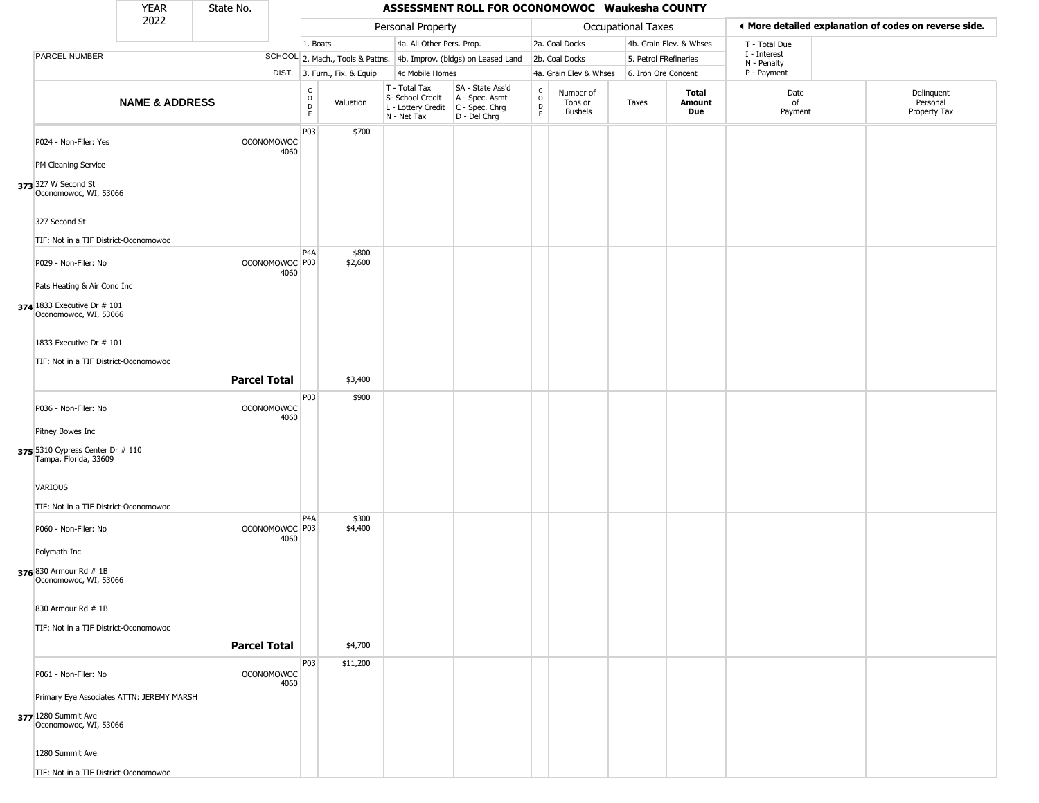| YEAR 2022 | State No. | ASSESSMENT ROLL FOR OCONOMOWOC Waukesha COUNTY |
|---|---|---|

| PARCEL NUMBER | SCHOOL DIST. | Personal Property: 1. Boats; 2. Mach., Tools & Pattns.; 3. Furn., Fix. & Equip; 4a. All Other Pers. Prop.; 4b. Improv. (bldgs) on Leased Land; 4c Mobile Homes | Occupational Taxes: 2a. Coal Docks; 2b. Coal Docks; 4a. Grain Elev & Whses; 4b. Grain Elev. & Whses; 5. Petrol FRefineries; 6. Iron Ore Concent | ◄ More detailed explanation of codes on reverse side. T - Total Due; I - Interest; N - Penalty; P - Payment |
|---|---|---|---|---|

| NAME & ADDRESS | | CODE | Valuation | T - Total Tax S- School Credit L - Lottery Credit N - Net Tax | SA - State Ass'd A - Spec. Asmt C - Spec. Chrg D - Del Chrg | CODE | Number of Tons or Bushels | Taxes | Total Amount Due | Date of Payment | Delinquent Personal Property Tax |
|---|---|---|---|---|---|---|---|---|---|---|---|
| **373** P024 - Non-Filer: Yes<br>PM Cleaning Service<br>327 W Second St<br>Oconomowoc, WI, 53066<br>327 Second St<br>TIF: Not in a TIF District-Oconomowoc | OCONOMOWOC 4060 | P03 | $700 | | | | | | | | |
| **374** P029 - Non-Filer: No<br>Pats Heating & Air Cond Inc<br>1833 Executive Dr # 101<br>Oconomowoc, WI, 53066<br>1833 Executive Dr # 101<br>TIF: Not in a TIF District-Oconomowoc | OCONOMOWOC 4060 | P4A<br>P03 | $800<br>$2,600 | | | | | | | | |
| | **Parcel Total** | | $3,400 | | | | | | | | |
| **375** P036 - Non-Filer: No<br>Pitney Bowes Inc<br>5310 Cypress Center Dr # 110<br>Tampa, Florida, 33609<br>VARIOUS<br>TIF: Not in a TIF District-Oconomowoc | OCONOMOWOC 4060 | P03 | $900 | | | | | | | | |
| **376** P060 - Non-Filer: No<br>Polymath Inc<br>830 Armour Rd # 1B<br>Oconomowoc, WI, 53066<br>830 Armour Rd # 1B<br>TIF: Not in a TIF District-Oconomowoc | OCONOMOWOC 4060 | P4A<br>P03 | $300<br>$4,400 | | | | | | | | |
| | **Parcel Total** | | $4,700 | | | | | | | | |
| **377** P061 - Non-Filer: No<br>Primary Eye Associates ATTN: JEREMY MARSH<br>1280 Summit Ave<br>Oconomowoc, WI, 53066<br>1280 Summit Ave<br>TIF: Not in a TIF District-Oconomowoc | OCONOMOWOC 4060 | P03 | $11,200 | | | | | | | | |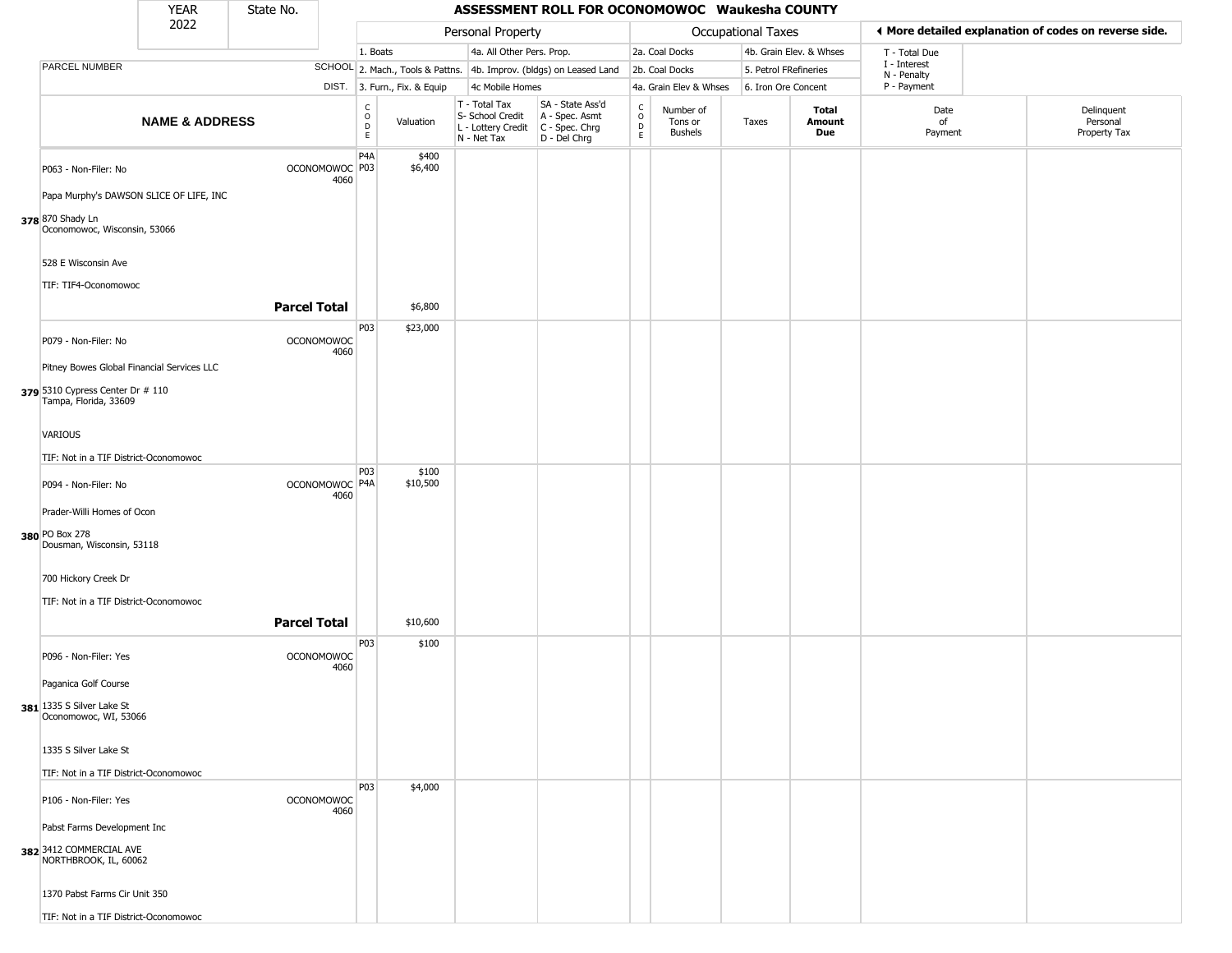| YEAR 2022 | State No. | | ASSESSMENT ROLL FOR OCONOMOWOC Waukesha COUNTY | | | | | | | | | |
|---|---|---|---|---|---|---|---|---|---|---|---|---|
| | | | Personal Property | | | | Occupational Taxes | | | | ◄ More detailed explanation of codes on reverse side. | |
| | | | 1. Boats | | 4a. All Other Pers. Prop. | | 2a. Coal Docks | | 4b. Grain Elev. & Whses | | T - Total Due | |
| PARCEL NUMBER | SCHOOL | | 2. Mach., Tools & Pattns. | | 4b. Improv. (bldgs) on Leased Land | | 2b. Coal Docks | | 5. Petrol FRefineries | | I - Interest N - Penalty | |
| | DIST. | | 3. Furn., Fix. & Equip | | 4c Mobile Homes | | 4a. Grain Elev & Whses | | 6. Iron Ore Concent | | P - Payment | |
| NAME & ADDRESS | | CODE | Valuation | T - Total Tax S- School Credit L - Lottery Credit N - Net Tax | SA - State Ass'd A - Spec. Asmt C - Spec. Chrg D - Del Chrg | CODE | Number of Tons or Bushels | Taxes | Total Amount Due | Date of Payment | Delinquent Personal Property Tax |
| **378** P063 - Non-Filer: No<br>Papa Murphy's DAWSON SLICE OF LIFE, INC<br>870 Shady Ln<br>Oconomowoc, Wisconsin, 53066<br>528 E Wisconsin Ave<br>TIF: TIF4-Oconomowoc | OCONOMOWOC 4060 | P4A<br>P03 | $400<br>$6,400 | | | | | | | | |
| | **Parcel Total** | | $6,800 | | | | | | | | |
| **379** P079 - Non-Filer: No<br>Pitney Bowes Global Financial Services LLC<br>5310 Cypress Center Dr # 110<br>Tampa, Florida, 33609<br>VARIOUS<br>TIF: Not in a TIF District-Oconomowoc | OCONOMOWOC 4060 | P03 | $23,000 | | | | | | | | |
| **380** P094 - Non-Filer: No<br>Prader-Willi Homes of Ocon<br>PO Box 278<br>Dousman, Wisconsin, 53118<br>700 Hickory Creek Dr<br>TIF: Not in a TIF District-Oconomowoc | OCONOMOWOC 4060 | P03<br>P4A | $100<br>$10,500 | | | | | | | | |
| | **Parcel Total** | | $10,600 | | | | | | | | |
| **381** P096 - Non-Filer: Yes<br>Paganica Golf Course<br>1335 S Silver Lake St<br>Oconomowoc, WI, 53066<br>1335 S Silver Lake St<br>TIF: Not in a TIF District-Oconomowoc | OCONOMOWOC 4060 | P03 | $100 | | | | | | | | |
| **382** P106 - Non-Filer: Yes<br>Pabst Farms Development Inc<br>3412 COMMERCIAL AVE<br>NORTHBROOK, IL, 60062<br>1370 Pabst Farms Cir Unit 350<br>TIF: Not in a TIF District-Oconomowoc | OCONOMOWOC 4060 | P03 | $4,000 | | | | | | | | |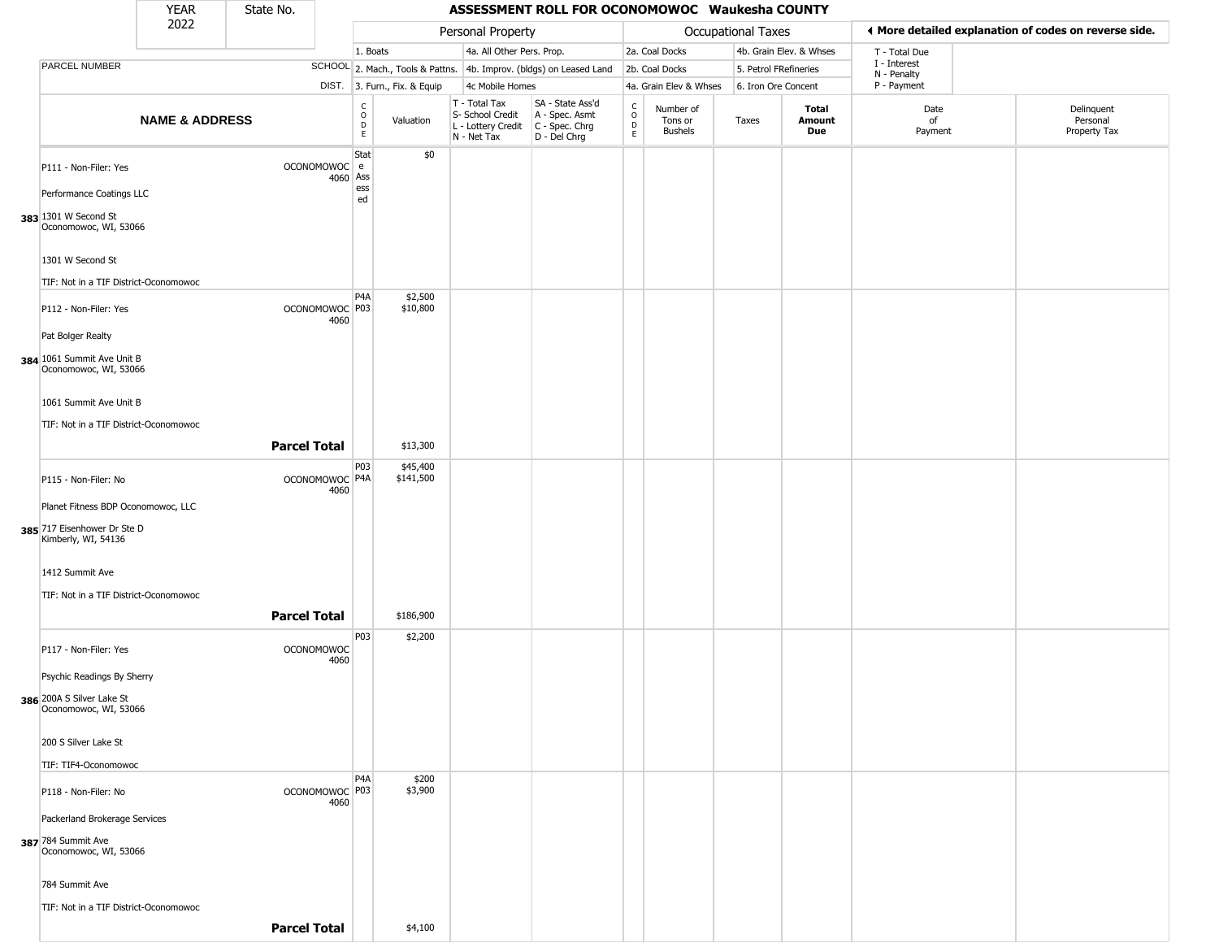| YEAR 2022 | State No. | ASSESSMENT ROLL FOR OCONOMOWOC Waukesha COUNTY |
|---|---|---|

| | | Personal Property | | | | Occupational Taxes | | | | ◀ More detailed explanation of codes on reverse side. | |
|---|---|---|---|---|---|---|---|---|---|---|---|
| | | 1. Boats | | 4a. All Other Pers. Prop. | | 2a. Coal Docks | | 4b. Grain Elev. & Whses | | T - Total Due | |
| PARCEL NUMBER | SCHOOL | 2. Mach., Tools & Pattns. | | 4b. Improv. (bldgs) on Leased Land | | 2b. Coal Docks | | 5. Petrol FRefineries | | I - Interest<br>N - Penalty | |
| | DIST. | 3. Furn., Fix. & Equip | | 4c Mobile Homes | | 4a. Grain Elev & Whses | | 6. Iron Ore Concent | | P - Payment | |
| **NAME & ADDRESS** | | CODE | Valuation | T - Total Tax<br>S- School Credit<br>L - Lottery Credit<br>N - Net Tax | SA - State Ass'd<br>A - Spec. Asmt<br>C - Spec. Chrg<br>D - Del Chrg | CODE | Number of Tons or Bushels | Taxes | **Total Amount Due** | Date of Payment | Delinquent Personal Property Tax |
| P111 - Non-Filer: Yes<br>Performance Coatings LLC<br>383 1301 W Second St<br>Oconomowoc, WI, 53066<br>1301 W Second St<br>TIF: Not in a TIF District-Oconomowoc | OCONOMOWOC 4060 | State Assessed | $0 | | | | | | | | |
| P112 - Non-Filer: Yes<br>Pat Bolger Realty<br>384 1061 Summit Ave Unit B<br>Oconomowoc, WI, 53066<br>1061 Summit Ave Unit B<br>TIF: Not in a TIF District-Oconomowoc | OCONOMOWOC 4060 | P4A<br>P03 | $2,500<br>$10,800 | | | | | | | | |
| | **Parcel Total** | | $13,300 | | | | | | | | |
| P115 - Non-Filer: No<br>Planet Fitness BDP Oconomowoc, LLC<br>385 717 Eisenhower Dr Ste D<br>Kimberly, WI, 54136<br>1412 Summit Ave<br>TIF: Not in a TIF District-Oconomowoc | OCONOMOWOC 4060 | P03<br>P4A | $45,400<br>$141,500 | | | | | | | | |
| | **Parcel Total** | | $186,900 | | | | | | | | |
| P117 - Non-Filer: Yes<br>Psychic Readings By Sherry<br>386 200A S Silver Lake St<br>Oconomowoc, WI, 53066<br>200 S Silver Lake St<br>TIF: TIF4-Oconomowoc | OCONOMOWOC 4060 | P03 | $2,200 | | | | | | | | |
| P118 - Non-Filer: No<br>Packerland Brokerage Services<br>387 784 Summit Ave<br>Oconomowoc, WI, 53066<br>784 Summit Ave<br>TIF: Not in a TIF District-Oconomowoc | OCONOMOWOC 4060 | P4A<br>P03 | $200<br>$3,900 | | | | | | | | |
| | **Parcel Total** | | $4,100 | | | | | | | | |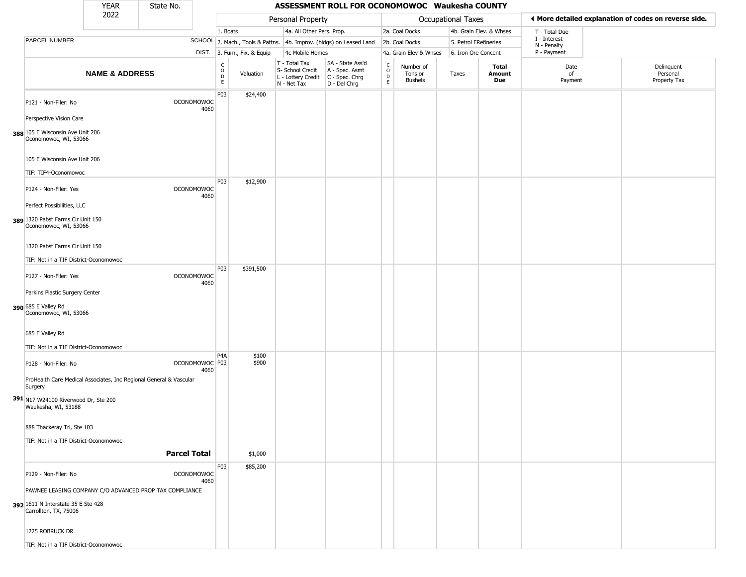| YEAR 2022 | State No. | ASSESSMENT ROLL FOR OCONOMOWOC Waukesha COUNTY | | | | | | | | | |
|---|---|---|---|---|---|---|---|---|---|---|---|

| | | Personal Property | | | | Occupational Taxes | | | | ◀ More detailed explanation of codes on reverse side. | |
|---|---|---|---|---|---|---|---|---|---|---|---|
| PARCEL NUMBER | SCHOOL DIST. | 1. Boats<br>2. Mach., Tools & Pattns.<br>3. Furn., Fix. & Equip | | 4a. All Other Pers. Prop.<br>4b. Improv. (bldgs) on Leased Land<br>4c Mobile Homes | | 2a. Coal Docks<br>2b. Coal Docks<br>4a. Grain Elev & Whses | | 4b. Grain Elev. & Whses<br>5. Petrol FRefineries<br>6. Iron Ore Concent | | T - Total Due<br>I - Interest<br>N - Penalty<br>P - Payment | |
| **NAME & ADDRESS** | | CODE | Valuation | T - Total Tax<br>S- School Credit<br>L - Lottery Credit<br>N - Net Tax | SA - State Ass'd<br>A - Spec. Asmt<br>C - Spec. Chrg<br>D - Del Chrg | CODE | Number of Tons or Bushels | Taxes | **Total Amount Due** | Date of Payment | Delinquent Personal Property Tax |
| 388 P121 - Non-Filer: No<br>Perspective Vision Care<br>105 E Wisconsin Ave Unit 206<br>Oconomowoc, WI, 53066<br>105 E Wisconsin Ave Unit 206<br>TIF: TIF4-Oconomowoc | OCONOMOWOC 4060 | P03 | $24,400 | | | | | | | | |
| 389 P124 - Non-Filer: Yes<br>Perfect Possibilities, LLC<br>1320 Pabst Farms Cir Unit 150<br>Oconomowoc, WI, 53066<br>1320 Pabst Farms Cir Unit 150<br>TIF: Not in a TIF District-Oconomowoc | OCONOMOWOC 4060 | P03 | $12,900 | | | | | | | | |
| 390 P127 - Non-Filer: Yes<br>Parkins Plastic Surgery Center<br>685 E Valley Rd<br>Oconomowoc, WI, 53066<br>685 E Valley Rd<br>TIF: Not in a TIF District-Oconomowoc | OCONOMOWOC 4060 | P03 | $391,500 | | | | | | | | |
| 391 P128 - Non-Filer: No<br>ProHealth Care Medical Associates, Inc Regional General & Vascular Surgery<br>N17 W24100 Riverwood Dr, Ste 200<br>Waukesha, WI, 53188<br>888 Thackeray Trl, Ste 103<br>TIF: Not in a TIF District-Oconomowoc | OCONOMOWOC 4060 | P4A<br>P03 | $100<br>$900 | | | | | | | | |
| | **Parcel Total** | | $1,000 | | | | | | | | |
| 392 P129 - Non-Filer: No<br>PAWNEE LEASING COMPANY C/O ADVANCED PROP TAX COMPLIANCE<br>1611 N Interstate 35 E Ste 428<br>Carrollton, TX, 75006<br>1225 ROBRUCK DR<br>TIF: Not in a TIF District-Oconomowoc | OCONOMOWOC 4060 | P03 | $85,200 | | | | | | | | |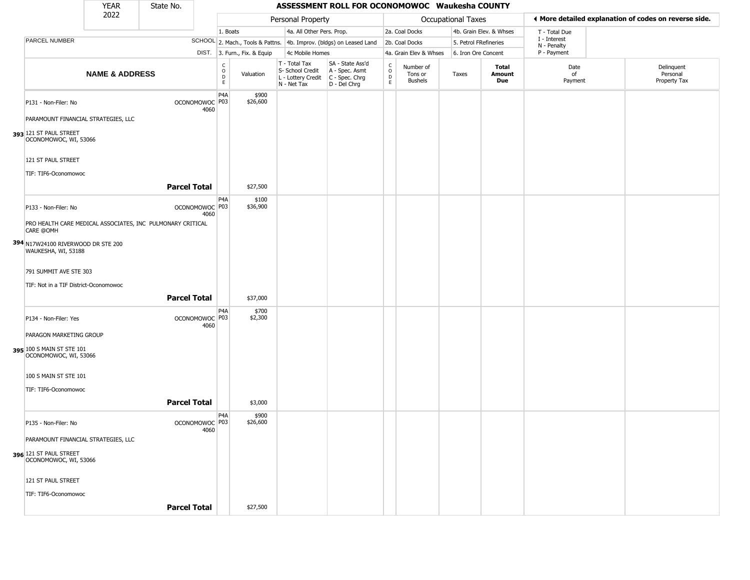| YEAR 2022 | State No. | ASSESSMENT ROLL FOR OCONOMOWOC Waukesha COUNTY | | | | | | | | | | |
|---|---|---|---|---|---|---|---|---|---|---|---|---|

Personal Property: 1. Boats; 2. Mach., Tools & Pattns.; 3. Furn., Fix. & Equip; 4a. All Other Pers. Prop.; 4b. Improv. (bldgs) on Leased Land; 4c Mobile Homes

Occupational Taxes: 2a. Coal Docks; 2b. Coal Docks; 4a. Grain Elev & Whses; 4b. Grain Elev. & Whses; 5. Petrol FRefineries; 6. Iron Ore Concent

◄ More detailed explanation of codes on reverse side. T - Total Due; I - Interest; N - Penalty; P - Payment

| | NAME & ADDRESS | PARCEL NUMBER SCHOOL DIST. | CODE | Valuation | T - Total Tax S- School Credit L - Lottery Credit N - Net Tax | SA - State Ass'd A - Spec. Asmt C - Spec. Chrg D - Del Chrg | CODE | Number of Tons or Bushels | Taxes | Total Amount Due | Date of Payment | Delinquent Personal Property Tax |
|---|---|---|---|---|---|---|---|---|---|---|---|---|
| 393 | P131 - Non-Filer: No<br>PARAMOUNT FINANCIAL STRATEGIES, LLC<br>121 ST PAUL STREET<br>OCONOMOWOC, WI, 53066<br>121 ST PAUL STREET<br>TIF: TIF6-Oconomowoc | OCONOMOWOC 4060 | P4A<br>P03 | $900<br>$26,600 | | | | | | | | |
| | **Parcel Total** | | | $27,500 | | | | | | | | |
| 394 | P133 - Non-Filer: No<br>PRO HEALTH CARE MEDICAL ASSOCIATES, INC PULMONARY CRITICAL CARE @OMH<br>N17W24100 RIVERWOOD DR STE 200<br>WAUKESHA, WI, 53188<br>791 SUMMIT AVE STE 303<br>TIF: Not in a TIF District-Oconomowoc | OCONOMOWOC 4060 | P4A<br>P03 | $100<br>$36,900 | | | | | | | | |
| | **Parcel Total** | | | $37,000 | | | | | | | | |
| 395 | P134 - Non-Filer: Yes<br>PARAGON MARKETING GROUP<br>100 S MAIN ST STE 101<br>OCONOMOWOC, WI, 53066<br>100 S MAIN ST STE 101<br>TIF: TIF6-Oconomowoc | OCONOMOWOC 4060 | P4A<br>P03 | $700<br>$2,300 | | | | | | | | |
| | **Parcel Total** | | | $3,000 | | | | | | | | |
| 396 | P135 - Non-Filer: No<br>PARAMOUNT FINANCIAL STRATEGIES, LLC<br>121 ST PAUL STREET<br>OCONOMOWOC, WI, 53066<br>121 ST PAUL STREET<br>TIF: TIF6-Oconomowoc | OCONOMOWOC 4060 | P4A<br>P03 | $900<br>$26,600 | | | | | | | | |
| | **Parcel Total** | | | $27,500 | | | | | | | | |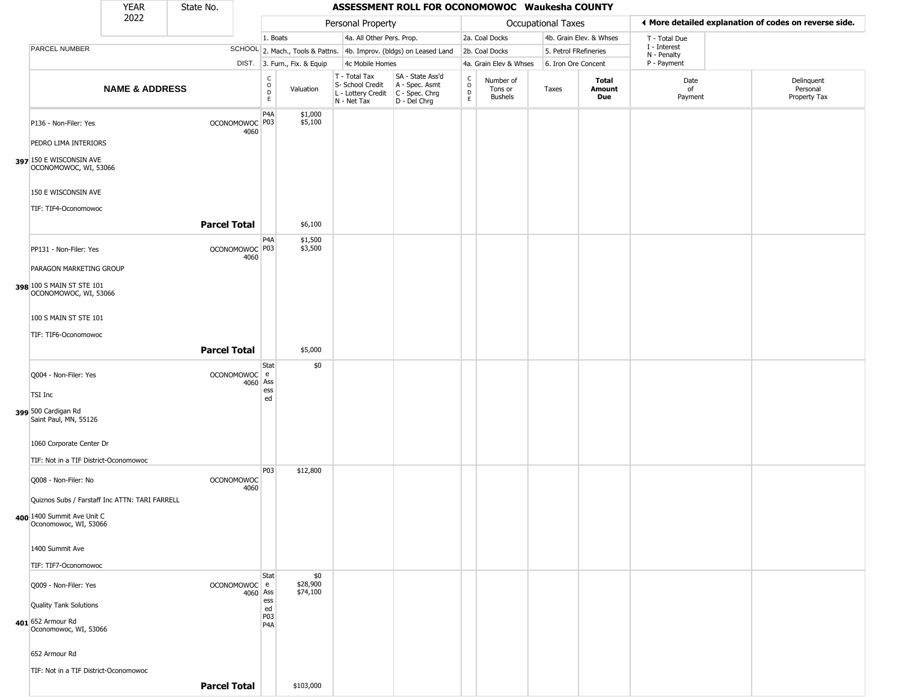# ASSESSMENT ROLL FOR OCONOMOWOC Waukesha COUNTY

| YEAR | State No. |
|---|---|
| 2022 | |

| Personal Property | | Occupational Taxes | |
|---|---|---|---|
| 1. Boats | 4a. All Other Pers. Prop. | 2a. Coal Docks | 4b. Grain Elev. & Whses |
| 2. Mach., Tools & Pattns. | 4b. Improv. (bldgs) on Leased Land | 2b. Coal Docks | 5. Petrol FRefineries |
| 3. Furn., Fix. & Equip | 4c Mobile Homes | 4a. Grain Elev & Whses | 6. Iron Ore Concent |

◄ More detailed explanation of codes on reverse side.

T - Total Due
I - Interest
N - Penalty
P - Payment

| | PARCEL NUMBER / NAME & ADDRESS | SCHOOL DIST. | CODE | Valuation | T - Total Tax S- School Credit L - Lottery Credit N - Net Tax | SA - State Ass'd A - Spec. Asmt C - Spec. Chrg D - Del Chrg | CODE | Number of Tons or Bushels | Taxes | Total Amount Due | Date of Payment | Delinquent Personal Property Tax |
|---|---|---|---|---|---|---|---|---|---|---|---|---|
| 397 | P136 - Non-Filer: Yes<br>PEDRO LIMA INTERIORS<br>150 E WISCONSIN AVE<br>OCONOMOWOC, WI, 53066<br>150 E WISCONSIN AVE<br>TIF: TIF4-Oconomowoc | OCONOMOWOC 4060 | P4A<br>P03 | $1,000<br>$5,100 | | | | | | | | |
| | **Parcel Total** | | | $6,100 | | | | | | | | |
| 398 | PP131 - Non-Filer: Yes<br>PARAGON MARKETING GROUP<br>100 S MAIN ST STE 101<br>OCONOMOWOC, WI, 53066<br>100 S MAIN ST STE 101<br>TIF: TIF6-Oconomowoc | OCONOMOWOC 4060 | P4A<br>P03 | $1,500<br>$3,500 | | | | | | | | |
| | **Parcel Total** | | | $5,000 | | | | | | | | |
| 399 | Q004 - Non-Filer: Yes<br>TSI Inc<br>500 Cardigan Rd<br>Saint Paul, MN, 55126<br>1060 Corporate Center Dr<br>TIF: Not in a TIF District-Oconomowoc | OCONOMOWOC 4060 | State Assessed | $0 | | | | | | | | |
| 400 | Q008 - Non-Filer: No<br>Quiznos Subs / Farstaff Inc ATTN: TARI FARRELL<br>1400 Summit Ave Unit C<br>Oconomowoc, WI, 53066<br>1400 Summit Ave<br>TIF: TIF7-Oconomowoc | OCONOMOWOC 4060 | P03 | $12,800 | | | | | | | | |
| 401 | Q009 - Non-Filer: Yes<br>Quality Tank Solutions<br>652 Armour Rd<br>Oconomowoc, WI, 53066<br>652 Armour Rd<br>TIF: Not in a TIF District-Oconomowoc | OCONOMOWOC 4060 | State Assessed<br>P03<br>P4A | $0<br>$28,900<br>$74,100 | | | | | | | | |
| | **Parcel Total** | | | $103,000 | | | | | | | | |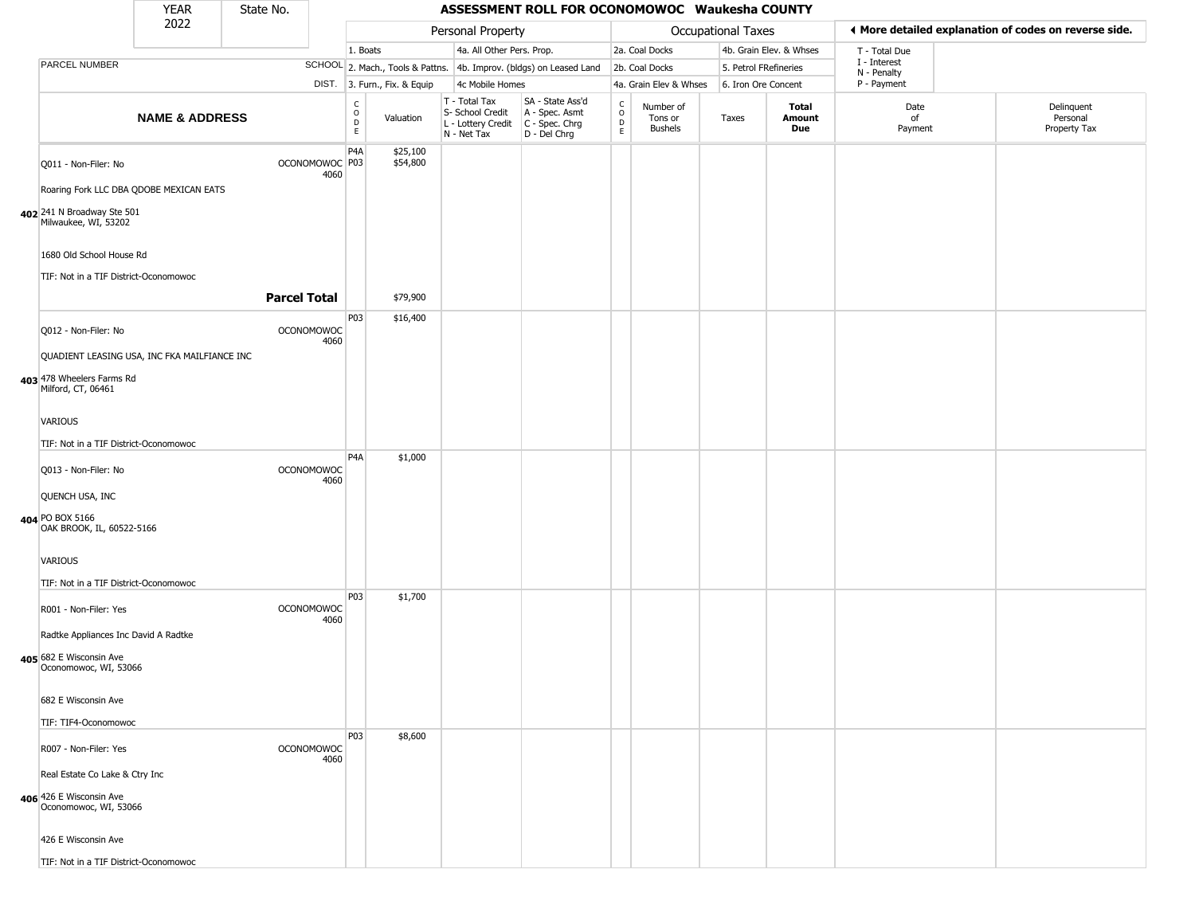# ASSESSMENT ROLL FOR OCONOMOWOC Waukesha COUNTY

| YEAR | State No. |
|---|---|
| 2022 | |

| | Personal Property | | Occupational Taxes | | |
|---|---|---|---|---|---|
| 1. Boats | 4a. All Other Pers. Prop. | 2a. Coal Docks | 4b. Grain Elev. & Whses | T - Total Due |
| 2. Mach., Tools & Pattns. | 4b. Improv. (bldgs) on Leased Land | 2b. Coal Docks | 5. Petrol FRefineries | I - Interest |
| 3. Furn., Fix. & Equip | 4c Mobile Homes | 4a. Grain Elev & Whses | 6. Iron Ore Concent | N - Penalty |
| | | | | P - Payment |

◄ More detailed explanation of codes on reverse side.

| | PARCEL NUMBER / NAME & ADDRESS | SCHOOL DIST. | CODE | Valuation | T - Total Tax / S- School Credit / L - Lottery Credit / N - Net Tax | SA - State Ass'd / A - Spec. Asmt / C - Spec. Chrg / D - Del Chrg | CODE | Number of Tons or Bushels | Taxes | Total Amount Due | Date of Payment | Delinquent Personal Property Tax |
|---|---|---|---|---|---|---|---|---|---|---|---|---|
| 402 | Q011 - Non-Filer: No<br>Roaring Fork LLC DBA QDOBE MEXICAN EATS<br>241 N Broadway Ste 501<br>Milwaukee, WI, 53202<br>1680 Old School House Rd<br>TIF: Not in a TIF District-Oconomowoc | OCONOMOWOC 4060 | P4A<br>P03 | $25,100<br>$54,800 | | | | | | | | |
| | **Parcel Total** | | | $79,900 | | | | | | | | |
| 403 | Q012 - Non-Filer: No<br>QUADIENT LEASING USA, INC FKA MAILFIANCE INC<br>478 Wheelers Farms Rd<br>Milford, CT, 06461<br>VARIOUS<br>TIF: Not in a TIF District-Oconomowoc | OCONOMOWOC 4060 | P03 | $16,400 | | | | | | | | |
| 404 | Q013 - Non-Filer: No<br>QUENCH USA, INC<br>PO BOX 5166<br>OAK BROOK, IL, 60522-5166<br>VARIOUS<br>TIF: Not in a TIF District-Oconomowoc | OCONOMOWOC 4060 | P4A | $1,000 | | | | | | | | |
| 405 | R001 - Non-Filer: Yes<br>Radtke Appliances Inc David A Radtke<br>682 E Wisconsin Ave<br>Oconomowoc, WI, 53066<br>682 E Wisconsin Ave<br>TIF: TIF4-Oconomowoc | OCONOMOWOC 4060 | P03 | $1,700 | | | | | | | | |
| 406 | R007 - Non-Filer: Yes<br>Real Estate Co Lake & Ctry Inc<br>426 E Wisconsin Ave<br>Oconomowoc, WI, 53066<br>426 E Wisconsin Ave<br>TIF: Not in a TIF District-Oconomowoc | OCONOMOWOC 4060 | P03 | $8,600 | | | | | | | | |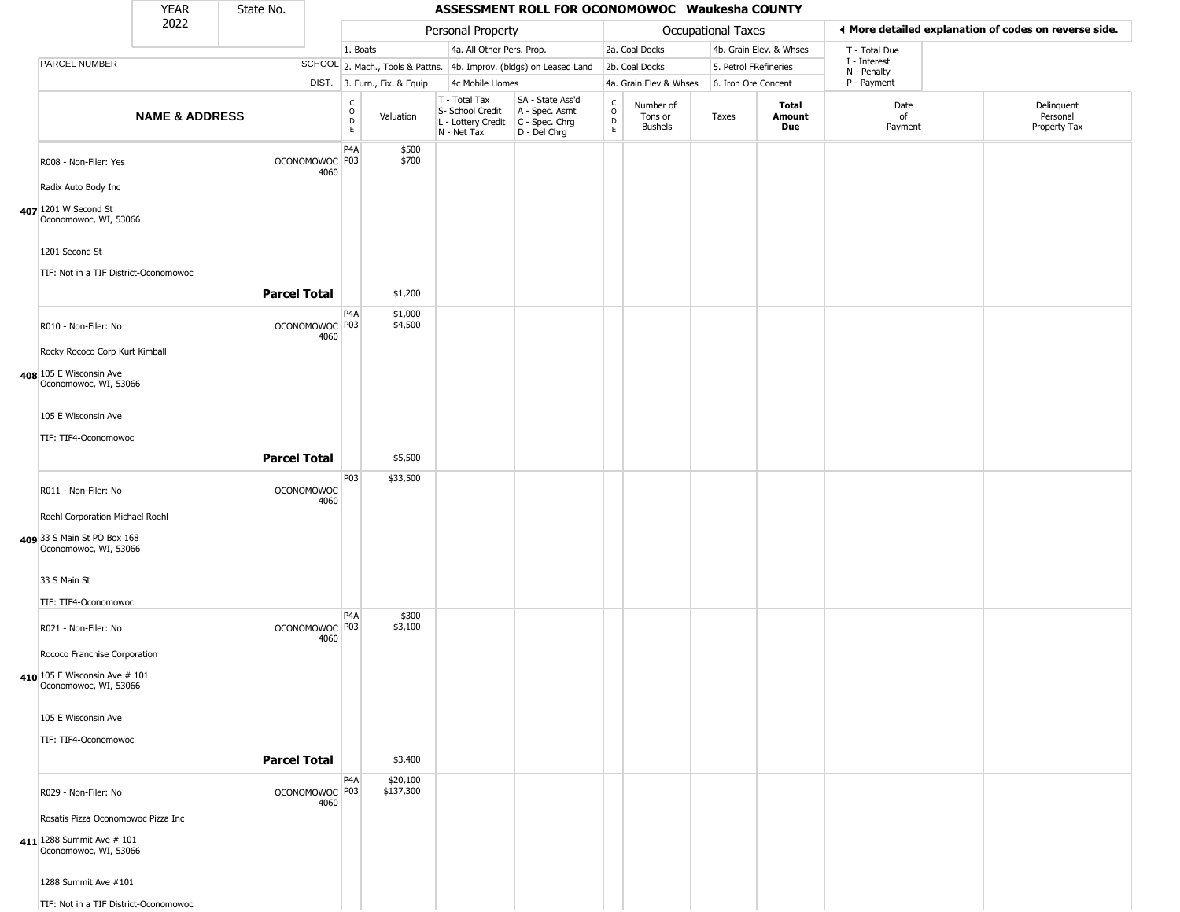| YEAR 2022 | State No. | ASSESSMENT ROLL FOR OCONOMOWOC Waukesha COUNTY | | | | | | | | | |
|---|---|---|---|---|---|---|---|---|---|---|---|

| | | Personal Property | | | | Occupational Taxes | | | | ◄ More detailed explanation of codes on reverse side. | |
|---|---|---|---|---|---|---|---|---|---|---|---|
| PARCEL NUMBER | SCHOOL DIST. | 1. Boats / 2. Mach., Tools & Pattns. / 3. Furn., Fix. & Equip | | 4a. All Other Pers. Prop. / 4b. Improv. (bldgs) on Leased Land / 4c Mobile Homes | | 2a. Coal Docks / 2b. Coal Docks / 4a. Grain Elev & Whses | | 4b. Grain Elev. & Whses / 5. Petrol FRefineries / 6. Iron Ore Concent | | T - Total Due / I - Interest / N - Penalty / P - Payment | |
| **NAME & ADDRESS** | | CODE | Valuation | T - Total Tax / S- School Credit / L - Lottery Credit / N - Net Tax | SA - State Ass'd / A - Spec. Asmt / C - Spec. Chrg / D - Del Chrg | CODE | Number of Tons or Bushels | Taxes | **Total Amount Due** | Date of Payment | Delinquent Personal Property Tax |
| **407** R008 - Non-Filer: Yes<br>Radix Auto Body Inc<br>1201 W Second St<br>Oconomowoc, WI, 53066<br>1201 Second St<br>TIF: Not in a TIF District-Oconomowoc | OCONOMOWOC 4060 | P4A<br>P03 | $500<br>$700 | | | | | | | | |
| **Parcel Total** | | | $1,200 | | | | | | | | |
| **408** R010 - Non-Filer: No<br>Rocky Rococo Corp Kurt Kimball<br>105 E Wisconsin Ave<br>Oconomowoc, WI, 53066<br>105 E Wisconsin Ave<br>TIF: TIF4-Oconomowoc | OCONOMOWOC 4060 | P4A<br>P03 | $1,000<br>$4,500 | | | | | | | | |
| **Parcel Total** | | | $5,500 | | | | | | | | |
| **409** R011 - Non-Filer: No<br>Roehl Corporation Michael Roehl<br>33 S Main St PO Box 168<br>Oconomowoc, WI, 53066<br>33 S Main St<br>TIF: TIF4-Oconomowoc | OCONOMOWOC 4060 | P03 | $33,500 | | | | | | | | |
| **410** R021 - Non-Filer: No<br>Rococo Franchise Corporation<br>105 E Wisconsin Ave # 101<br>Oconomowoc, WI, 53066<br>105 E Wisconsin Ave<br>TIF: TIF4-Oconomowoc | OCONOMOWOC 4060 | P4A<br>P03 | $300<br>$3,100 | | | | | | | | |
| **Parcel Total** | | | $3,400 | | | | | | | | |
| **411** R029 - Non-Filer: No<br>Rosatis Pizza Oconomowoc Pizza Inc<br>1288 Summit Ave # 101<br>Oconomowoc, WI, 53066<br>1288 Summit Ave #101<br>TIF: Not in a TIF District-Oconomowoc | OCONOMOWOC 4060 | P4A<br>P03 | $20,100<br>$137,300 | | | | | | | | |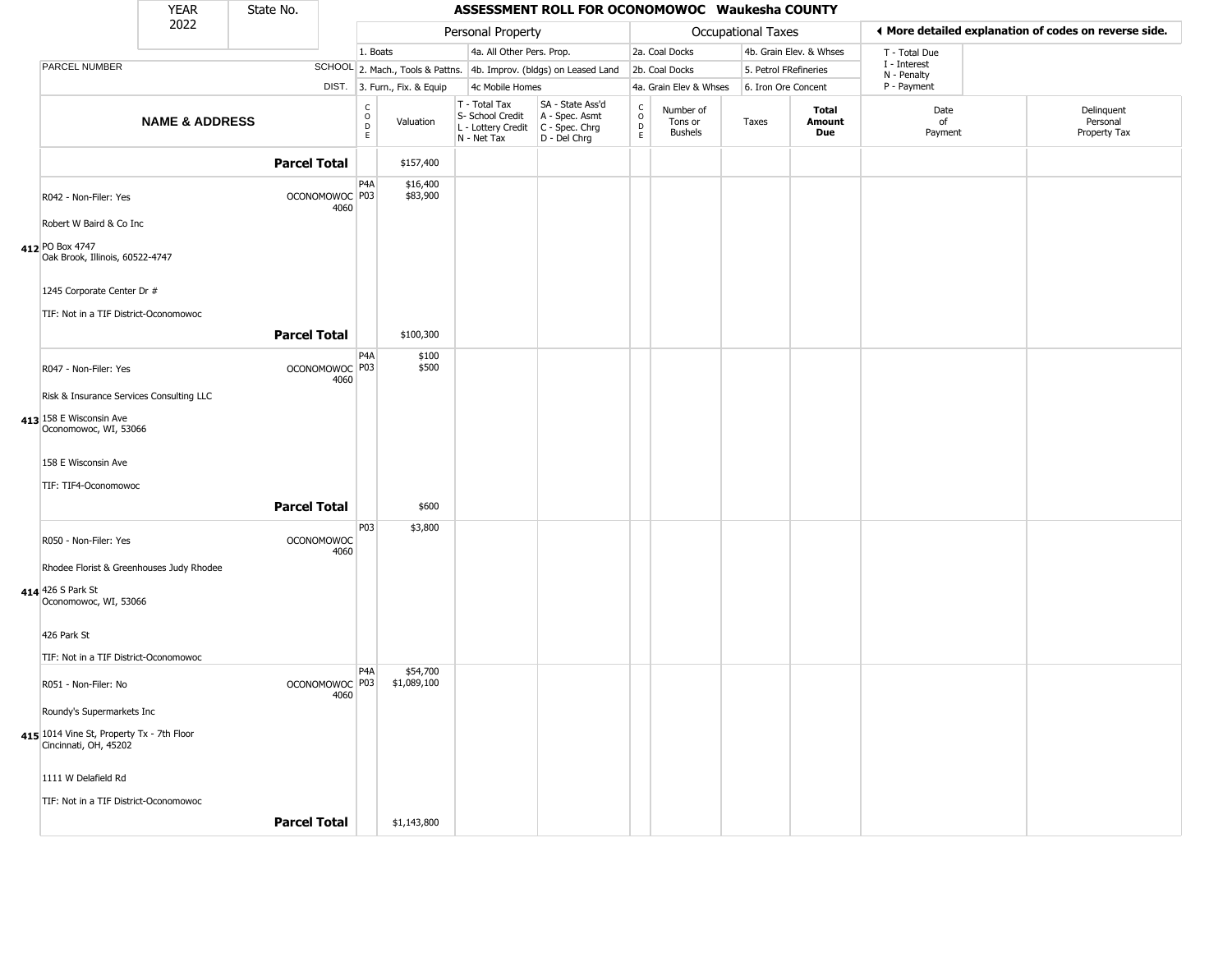| YEAR 2022 | State No. | ASSESSMENT ROLL FOR OCONOMOWOC Waukesha COUNTY |
|---|---|---|

| | | Personal Property | | | | Occupational Taxes | | | | More detailed explanation of codes on reverse side. | |
|---|---|---|---|---|---|---|---|---|---|---|---|
| | | 1. Boats | | 4a. All Other Pers. Prop. | | 2a. Coal Docks | | 4b. Grain Elev. & Whses | | T - Total Due | |
| PARCEL NUMBER | SCHOOL | 2. Mach., Tools & Pattns. | | 4b. Improv. (bldgs) on Leased Land | | 2b. Coal Docks | | 5. Petrol FRefineries | | I - Interest, N - Penalty | |
| | DIST. | 3. Furn., Fix. & Equip | | 4c Mobile Homes | | 4a. Grain Elev & Whses | | 6. Iron Ore Concent | | P - Payment | |
| **NAME & ADDRESS** | | CODE | Valuation | T - Total Tax, S- School Credit, L - Lottery Credit, N - Net Tax | SA - State Ass'd, A - Spec. Asmt, C - Spec. Chrg, D - Del Chrg | CODE | Number of Tons or Bushels | Taxes | **Total Amount Due** | Date of Payment | Delinquent Personal Property Tax |
| **Parcel Total** | | | $157,400 | | | | | | | | |
| 412 R042 - Non-Filer: Yes<br>Robert W Baird & Co Inc<br>PO Box 4747<br>Oak Brook, Illinois, 60522-4747<br>1245 Corporate Center Dr #<br>TIF: Not in a TIF District-Oconomowoc | OCONOMOWOC 4060 | P4A<br>P03 | $16,400<br>$83,900 | | | | | | | | |
| **Parcel Total** | | | $100,300 | | | | | | | | |
| 413 R047 - Non-Filer: Yes<br>Risk & Insurance Services Consulting LLC<br>158 E Wisconsin Ave<br>Oconomowoc, WI, 53066<br>158 E Wisconsin Ave<br>TIF: TIF4-Oconomowoc | OCONOMOWOC 4060 | P4A<br>P03 | $100<br>$500 | | | | | | | | |
| **Parcel Total** | | | $600 | | | | | | | | |
| 414 R050 - Non-Filer: Yes<br>Rhodee Florist & Greenhouses Judy Rhodee<br>426 S Park St<br>Oconomowoc, WI, 53066<br>426 Park St<br>TIF: Not in a TIF District-Oconomowoc | OCONOMOWOC 4060 | P03 | $3,800 | | | | | | | | |
| 415 R051 - Non-Filer: No<br>Roundy's Supermarkets Inc<br>1014 Vine St, Property Tx - 7th Floor<br>Cincinnati, OH, 45202<br>1111 W Delafield Rd<br>TIF: Not in a TIF District-Oconomowoc | OCONOMOWOC 4060 | P4A<br>P03 | $54,700<br>$1,089,100 | | | | | | | | |
| **Parcel Total** | | | $1,143,800 | | | | | | | | |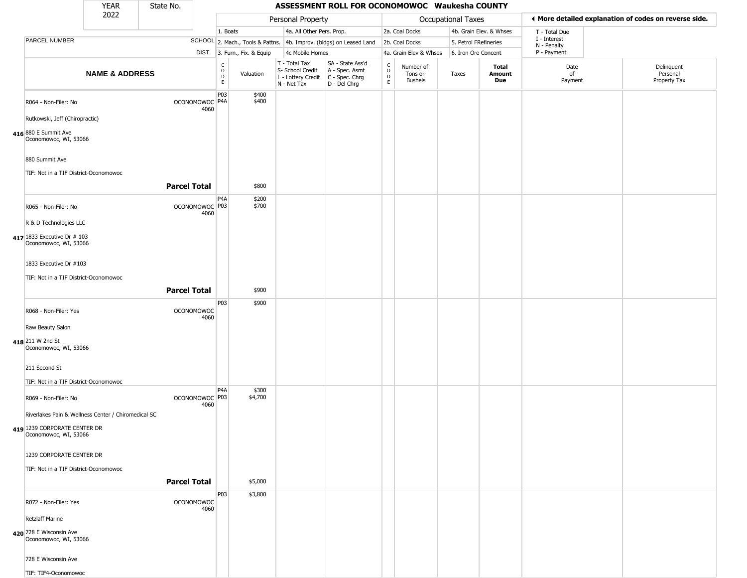YEAR 2022 | State No.

# ASSESSMENT ROLL FOR OCONOMOWOC Waukesha COUNTY

| | | Personal Property | | | | | Occupational Taxes | | | | ◀ More detailed explanation of codes on reverse side. | |
|---|---|---|---|---|---|---|---|---|---|---|---|---|
| | | 1. Boats | | 4a. All Other Pers. Prop. | | | 2a. Coal Docks | | 4b. Grain Elev. & Whses | | T - Total Due | |
| PARCEL NUMBER | SCHOOL | 2. Mach., Tools & Pattns. | | 4b. Improv. (bldgs) on Leased Land | | | 2b. Coal Docks | | 5. Petrol FRefineries | | I - Interest<br>N - Penalty | |
| | DIST. | 3. Furn., Fix. & Equip | | 4c Mobile Homes | | | 4a. Grain Elev & Whses | | 6. Iron Ore Concent | | P - Payment | |
| **NAME & ADDRESS** | | CODE | Valuation | T - Total Tax<br>S- School Credit<br>L - Lottery Credit<br>N - Net Tax | SA - State Ass'd<br>A - Spec. Asmt<br>C - Spec. Chrg<br>D - Del Chrg | CODE | Number of Tons or Bushels | Taxes | **Total Amount Due** | | Date of Payment | Delinquent Personal Property Tax |
| R064 - Non-Filer: No<br>Rutkowski, Jeff (Chiropractic)<br>416 880 E Summit Ave<br>Oconomowoc, WI, 53066<br>880 Summit Ave<br>TIF: Not in a TIF District-Oconomowoc | OCONOMOWOC 4060 | P03<br>P4A | $400<br>$400 | | | | | | | | | |
| | **Parcel Total** | | $800 | | | | | | | | | |
| R065 - Non-Filer: No<br>R & D Technologies LLC<br>417 1833 Executive Dr # 103<br>Oconomowoc, WI, 53066<br>1833 Executive Dr #103<br>TIF: Not in a TIF District-Oconomowoc | OCONOMOWOC 4060 | P4A<br>P03 | $200<br>$700 | | | | | | | | | |
| | **Parcel Total** | | $900 | | | | | | | | | |
| R068 - Non-Filer: Yes<br>Raw Beauty Salon<br>418 211 W 2nd St<br>Oconomowoc, WI, 53066<br>211 Second St<br>TIF: Not in a TIF District-Oconomowoc | OCONOMOWOC 4060 | P03 | $900 | | | | | | | | | |
| R069 - Non-Filer: No<br>Riverlakes Pain & Wellness Center / Chiromedical SC<br>419 1239 CORPORATE CENTER DR<br>Oconomowoc, WI, 53066<br>1239 CORPORATE CENTER DR<br>TIF: Not in a TIF District-Oconomowoc | OCONOMOWOC 4060 | P4A<br>P03 | $300<br>$4,700 | | | | | | | | | |
| | **Parcel Total** | | $5,000 | | | | | | | | | |
| R072 - Non-Filer: Yes<br>Retzlaff Marine<br>420 728 E Wisconsin Ave<br>Oconomowoc, WI, 53066<br>728 E Wisconsin Ave<br>TIF: TIF4-Oconomowoc | OCONOMOWOC 4060 | P03 | $3,800 | | | | | | | | | |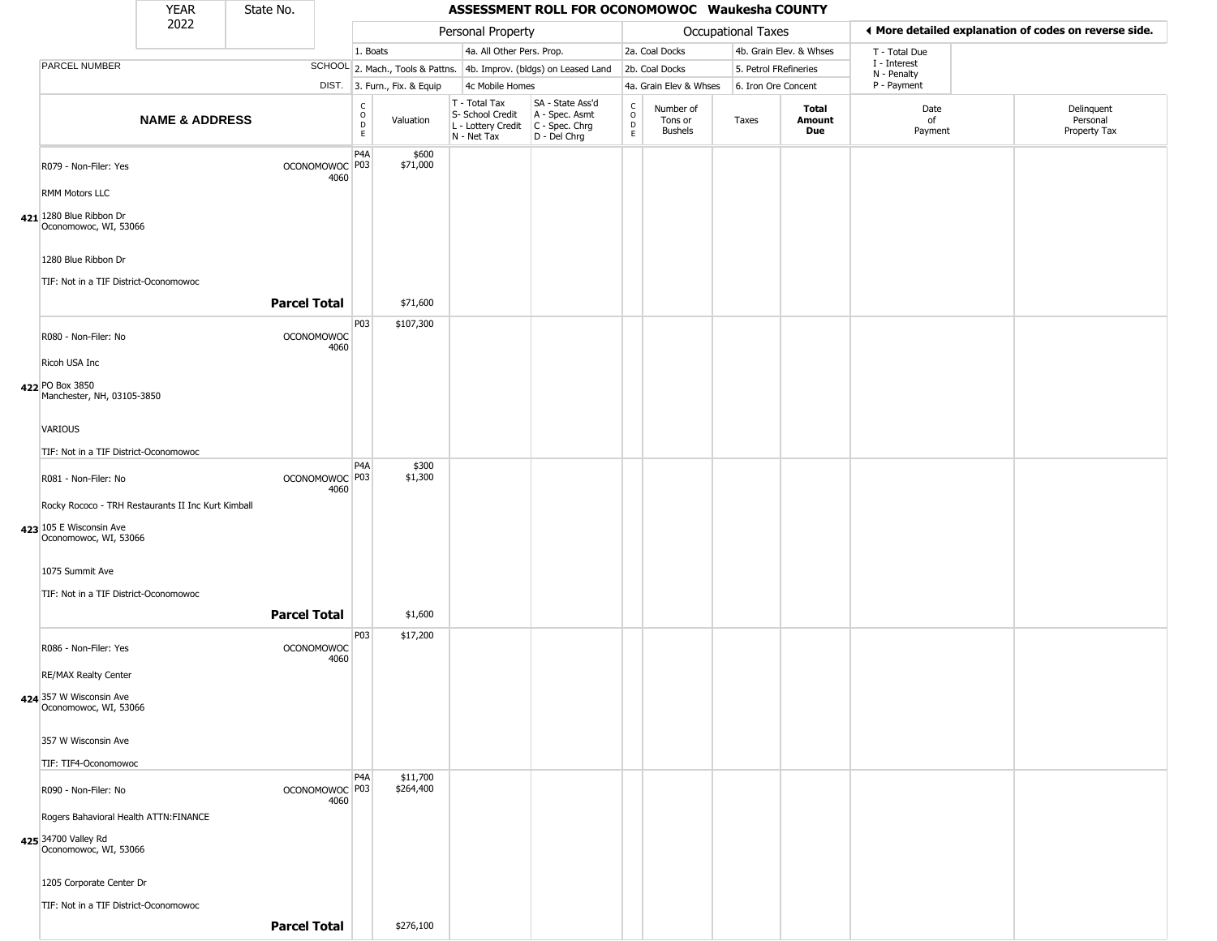# ASSESSMENT ROLL FOR OCONOMOWOC Waukesha COUNTY

YEAR 2022 | State No.

| | | Personal Property | | | | Occupational Taxes | | | | ◄ More detailed explanation of codes on reverse side. | |
|---|---|---|---|---|---|---|---|---|---|---|---|
| PARCEL NUMBER | SCHOOL DIST. | 1. Boats<br>2. Mach., Tools & Pattns.<br>3. Furn., Fix. & Equip | | 4a. All Other Pers. Prop.<br>4b. Improv. (bldgs) on Leased Land<br>4c Mobile Homes | | 2a. Coal Docks<br>2b. Coal Docks<br>4a. Grain Elev & Whses | | 4b. Grain Elev. & Whses<br>5. Petrol FRefineries<br>6. Iron Ore Concent | | T - Total Due<br>I - Interest<br>N - Penalty<br>P - Payment | |
| NAME & ADDRESS | | CODE | Valuation | T - Total Tax<br>S- School Credit<br>L - Lottery Credit<br>N - Net Tax | SA - State Ass'd<br>A - Spec. Asmt<br>C - Spec. Chrg<br>D - Del Chrg | CODE | Number of Tons or Bushels | Taxes | Total Amount Due | Date of Payment | Delinquent Personal Property Tax |
| 421 R079 - Non-Filer: Yes<br>RMM Motors LLC<br>1280 Blue Ribbon Dr<br>Oconomowoc, WI, 53066<br>1280 Blue Ribbon Dr<br>TIF: Not in a TIF District-Oconomowoc | OCONOMOWOC 4060 | P4A<br>P03 | $600<br>$71,000 | | | | | | | | |
| **Parcel Total** | | | $71,600 | | | | | | | | |
| 422 R080 - Non-Filer: No<br>Ricoh USA Inc<br>PO Box 3850<br>Manchester, NH, 03105-3850<br>VARIOUS<br>TIF: Not in a TIF District-Oconomowoc | OCONOMOWOC 4060 | P03 | $107,300 | | | | | | | | |
| 423 R081 - Non-Filer: No<br>Rocky Rococo - TRH Restaurants II Inc Kurt Kimball<br>105 E Wisconsin Ave<br>Oconomowoc, WI, 53066<br>1075 Summit Ave<br>TIF: Not in a TIF District-Oconomowoc | OCONOMOWOC 4060 | P4A<br>P03 | $300<br>$1,300 | | | | | | | | |
| **Parcel Total** | | | $1,600 | | | | | | | | |
| 424 R086 - Non-Filer: Yes<br>RE/MAX Realty Center<br>357 W Wisconsin Ave<br>Oconomowoc, WI, 53066<br>357 W Wisconsin Ave<br>TIF: TIF4-Oconomowoc | OCONOMOWOC 4060 | P03 | $17,200 | | | | | | | | |
| 425 R090 - Non-Filer: No<br>Rogers Bahavioral Health ATTN:FINANCE<br>34700 Valley Rd<br>Oconomowoc, WI, 53066<br>1205 Corporate Center Dr<br>TIF: Not in a TIF District-Oconomowoc | OCONOMOWOC 4060 | P4A<br>P03 | $11,700<br>$264,400 | | | | | | | | |
| **Parcel Total** | | | $276,100 | | | | | | | | |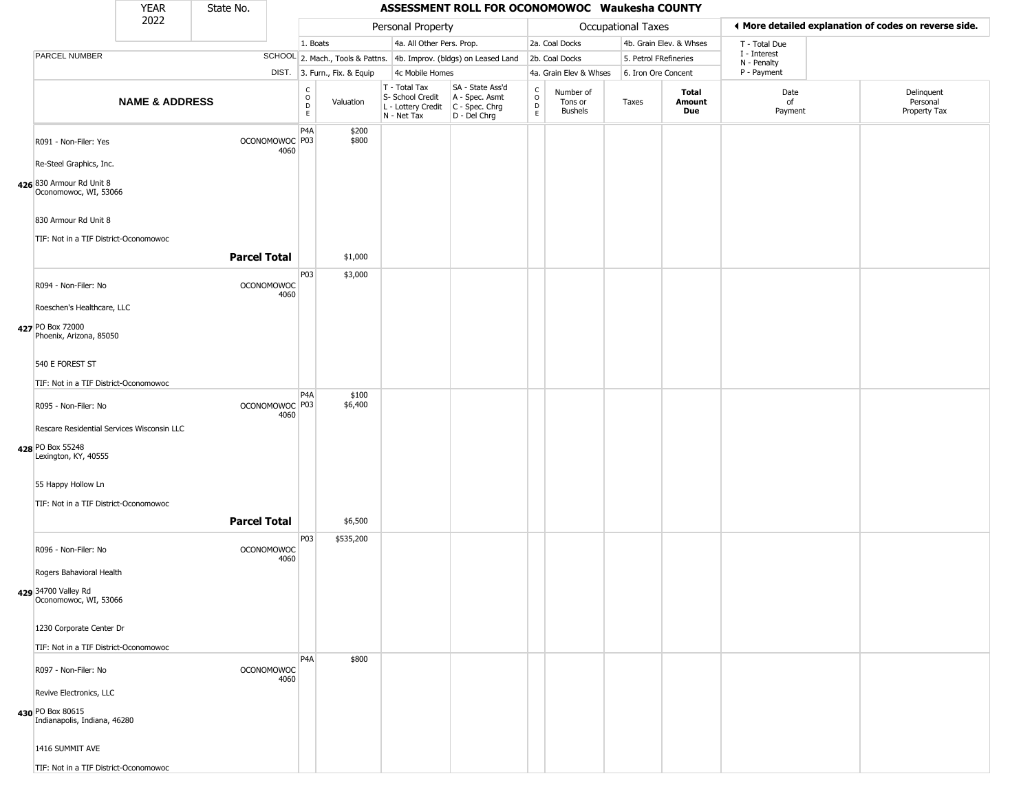# ASSESSMENT ROLL FOR OCONOMOWOC Waukesha COUNTY

YEAR 2022 | State No.

| PARCEL NUMBER / NAME & ADDRESS | SCHOOL DIST. | CODE | Valuation | T - Total Tax / S- School Credit / L - Lottery Credit / N - Net Tax | SA - State Ass'd / A - Spec. Asmt / C - Spec. Chrg / D - Del Chrg | CODE | Number of Tons or Bushels | Taxes | Total Amount Due | Date of Payment | Delinquent Personal Property Tax |
|---|---|---|---|---|---|---|---|---|---|---|---|
| R091 - Non-Filer: Yes<br>Re-Steel Graphics, Inc.<br>426 830 Armour Rd Unit 8<br>Oconomowoc, WI, 53066<br>830 Armour Rd Unit 8<br>TIF: Not in a TIF District-Oconomowoc | OCONOMOWOC 4060 | P4A<br>P03 | $200<br>$800 | | | | | | | | |
| **Parcel Total** | | | $1,000 | | | | | | | | |
| R094 - Non-Filer: No<br>Roeschen's Healthcare, LLC<br>427 PO Box 72000<br>Phoenix, Arizona, 85050<br>540 E FOREST ST<br>TIF: Not in a TIF District-Oconomowoc | OCONOMOWOC 4060 | P03 | $3,000 | | | | | | | | |
| R095 - Non-Filer: No<br>Rescare Residential Services Wisconsin LLC<br>428 PO Box 55248<br>Lexington, KY, 40555<br>55 Happy Hollow Ln<br>TIF: Not in a TIF District-Oconomowoc | OCONOMOWOC 4060 | P4A<br>P03 | $100<br>$6,400 | | | | | | | | |
| **Parcel Total** | | | $6,500 | | | | | | | | |
| R096 - Non-Filer: No<br>Rogers Bahavioral Health<br>429 34700 Valley Rd<br>Oconomowoc, WI, 53066<br>1230 Corporate Center Dr<br>TIF: Not in a TIF District-Oconomowoc | OCONOMOWOC 4060 | P03 | $535,200 | | | | | | | | |
| R097 - Non-Filer: No<br>Revive Electronics, LLC<br>430 PO Box 80615<br>Indianapolis, Indiana, 46280<br>1416 SUMMIT AVE<br>TIF: Not in a TIF District-Oconomowoc | OCONOMOWOC 4060 | P4A | $800 | | | | | | | | |

Personal Property: 1. Boats; 2. Mach., Tools & Pattns.; 3. Furn., Fix. & Equip; 4a. All Other Pers. Prop.; 4b. Improv. (bldgs) on Leased Land; 4c Mobile Homes

Occupational Taxes: 2a. Coal Docks; 2b. Coal Docks; 4a. Grain Elev & Whses; 4b. Grain Elev. & Whses; 5. Petrol FRefineries; 6. Iron Ore Concent

◄ More detailed explanation of codes on reverse side.

T - Total Due; I - Interest; N - Penalty; P - Payment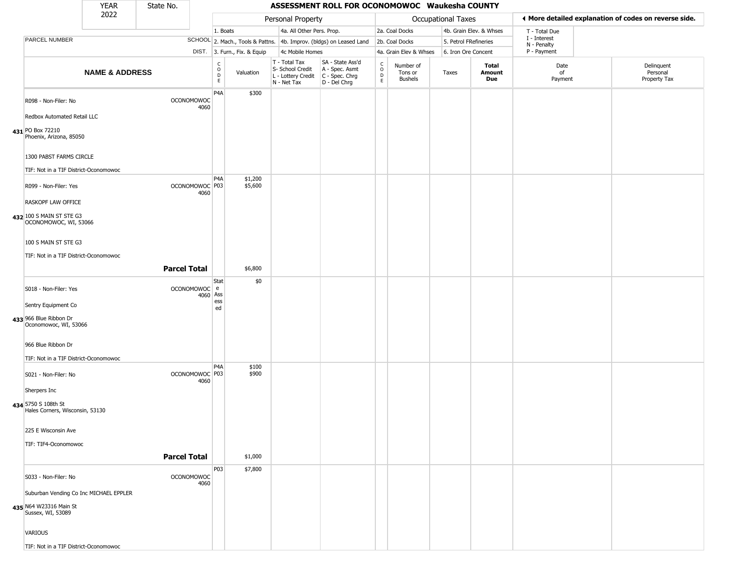# ASSESSMENT ROLL FOR OCONOMOWOC Waukesha COUNTY

YEAR 2022 | State No.

| PARCEL NUMBER | SCHOOL DIST. | Personal Property | | Occupational Taxes | | ◄ More detailed explanation of codes on reverse side. |
|---|---|---|---|---|---|---|
| | | 1. Boats | 4a. All Other Pers. Prop. | 2a. Coal Docks | 4b. Grain Elev. & Whses | T - Total Due |
| | | 2. Mach., Tools & Pattns. | 4b. Improv. (bldgs) on Leased Land | 2b. Coal Docks | 5. Petrol FRefineries | I - Interest, N - Penalty |
| | | 3. Furn., Fix. & Equip | 4c Mobile Homes | 4a. Grain Elev & Whses | 6. Iron Ore Concent | P - Payment |

| | NAME & ADDRESS | | CODE | Valuation | T - Total Tax S- School Credit L - Lottery Credit N - Net Tax | SA - State Ass'd A - Spec. Asmt C - Spec. Chrg D - Del Chrg | CODE | Number of Tons or Bushels | Taxes | Total Amount Due | Date of Payment | Delinquent Personal Property Tax |
|---|---|---|---|---|---|---|---|---|---|---|---|---|
| 431 | R098 - Non-Filer: No<br>Redbox Automated Retail LLC<br>PO Box 72210<br>Phoenix, Arizona, 85050<br>1300 PABST FARMS CIRCLE<br>TIF: Not in a TIF District-Oconomowoc | OCONOMOWOC 4060 | P4A | $300 | | | | | | | | |
| 432 | R099 - Non-Filer: Yes<br>RASKOPF LAW OFFICE<br>100 S MAIN ST STE G3<br>OCONOMOWOC, WI, 53066<br>100 S MAIN ST STE G3<br>TIF: Not in a TIF District-Oconomowoc | OCONOMOWOC 4060 | P4A<br>P03 | $1,200<br>$5,600 | | | | | | | | |
| | **Parcel Total** | | | $6,800 | | | | | | | | |
| 433 | S018 - Non-Filer: Yes<br>Sentry Equipment Co<br>966 Blue Ribbon Dr<br>Oconomowoc, WI, 53066<br>966 Blue Ribbon Dr<br>TIF: Not in a TIF District-Oconomowoc | OCONOMOWOC 4060 | State Assessed | $0 | | | | | | | | |
| 434 | S021 - Non-Filer: No<br>Sherpers Inc<br>5750 S 108th St<br>Hales Corners, Wisconsin, 53130<br>225 E Wisconsin Ave<br>TIF: TIF4-Oconomowoc | OCONOMOWOC 4060 | P4A<br>P03 | $100<br>$900 | | | | | | | | |
| | **Parcel Total** | | | $1,000 | | | | | | | | |
| 435 | S033 - Non-Filer: No<br>Suburban Vending Co Inc MICHAEL EPPLER<br>N64 W23316 Main St<br>Sussex, WI, 53089<br>VARIOUS<br>TIF: Not in a TIF District-Oconomowoc | OCONOMOWOC 4060 | P03 | $7,800 | | | | | | | | |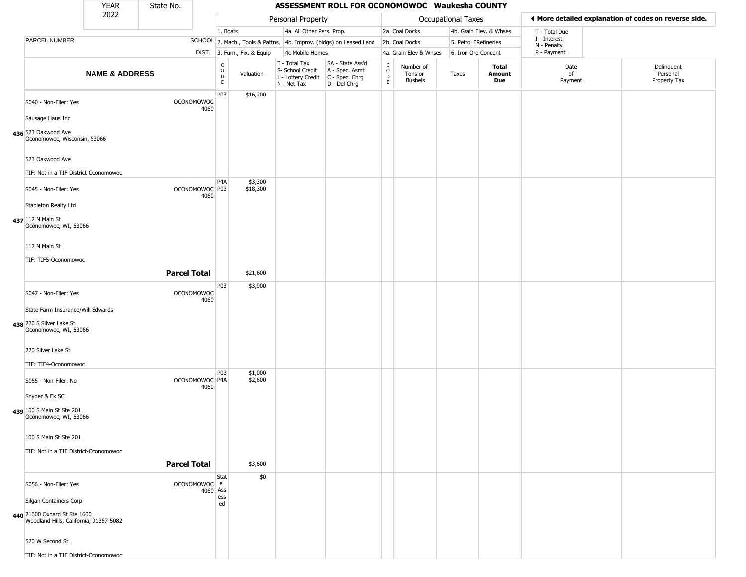| YEAR 2022 | State No. | ASSESSMENT ROLL FOR OCONOMOWOC Waukesha COUNTY | | | | | | | | | |
|---|---|---|---|---|---|---|---|---|---|---|---|

| | | Personal Property | | | | Occupational Taxes | | | | ◄ More detailed explanation of codes on reverse side. | |
|---|---|---|---|---|---|---|---|---|---|---|---|
| PARCEL NUMBER | SCHOOL DIST. | 1. Boats / 2. Mach., Tools & Pattns. / 3. Furn., Fix. & Equip | | 4a. All Other Pers. Prop. / 4b. Improv. (bldgs) on Leased Land / 4c Mobile Homes | | 2a. Coal Docks / 2b. Coal Docks / 4a. Grain Elev & Whses | | 4b. Grain Elev. & Whses / 5. Petrol FRefineries / 6. Iron Ore Concent | | T - Total Due / I - Interest / N - Penalty / P - Payment | |
| **NAME & ADDRESS** | | CODE | Valuation | T - Total Tax / S- School Credit / L - Lottery Credit / N - Net Tax | SA - State Ass'd / A - Spec. Asmt / C - Spec. Chrg / D - Del Chrg | CODE | Number of Tons or Bushels | Taxes | **Total Amount Due** | Date of Payment | Delinquent Personal Property Tax |
| 436 S040 - Non-Filer: Yes<br>Sausage Haus Inc<br>523 Oakwood Ave<br>Oconomowoc, Wisconsin, 53066<br>523 Oakwood Ave<br>TIF: Not in a TIF District-Oconomowoc | OCONOMOWOC 4060 | P03 | $16,200 | | | | | | | | |
| 437 S045 - Non-Filer: Yes<br>Stapleton Realty Ltd<br>112 N Main St<br>Oconomowoc, WI, 53066<br>112 N Main St<br>TIF: TIF5-Oconomowoc | OCONOMOWOC 4060 | P4A<br>P03 | $3,300<br>$18,300 | | | | | | | | |
| | **Parcel Total** | | $21,600 | | | | | | | | |
| 438 S047 - Non-Filer: Yes<br>State Farm Insurance/Will Edwards<br>220 S Silver Lake St<br>Oconomowoc, WI, 53066<br>220 Silver Lake St<br>TIF: TIF4-Oconomowoc | OCONOMOWOC 4060 | P03 | $3,900 | | | | | | | | |
| 439 S055 - Non-Filer: No<br>Snyder & Ek SC<br>100 S Main St Ste 201<br>Oconomowoc, WI, 53066<br>100 S Main St Ste 201<br>TIF: Not in a TIF District-Oconomowoc | OCONOMOWOC 4060 | P03<br>P4A | $1,000<br>$2,600 | | | | | | | | |
| | **Parcel Total** | | $3,600 | | | | | | | | |
| 440 S056 - Non-Filer: Yes<br>Silgan Containers Corp<br>21600 Oxnard St Ste 1600<br>Woodland Hills, California, 91367-5082<br>520 W Second St<br>TIF: Not in a TIF District-Oconomowoc | OCONOMOWOC 4060 | State Assessed | $0 | | | | | | | | |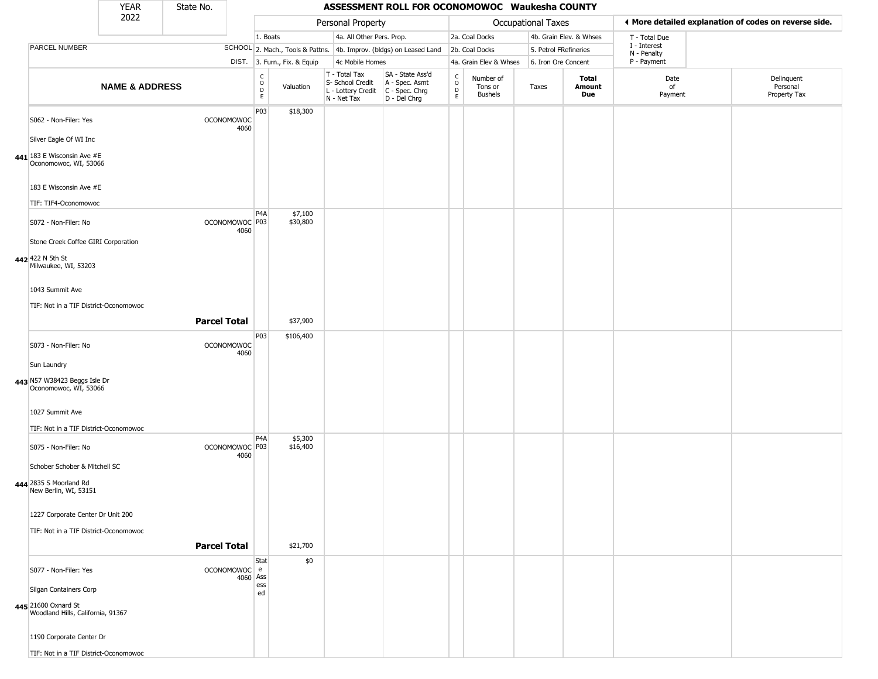| YEAR 2022 | State No. | | ASSESSMENT ROLL FOR OCONOMOWOC Waukesha COUNTY | | | | | | | | | |
|---|---|---|---|---|---|---|---|---|---|---|---|---|

| | | Personal Property | | | | Occupational Taxes | | | | ◄ More detailed explanation of codes on reverse side. | |
|---|---|---|---|---|---|---|---|---|---|---|---|
| | | 1. Boats | | 4a. All Other Pers. Prop. | | 2a. Coal Docks | | 4b. Grain Elev. & Whses | | T - Total Due, I - Interest, N - Penalty, P - Payment | |
| PARCEL NUMBER | SCHOOL | 2. Mach., Tools & Pattns. | | 4b. Improv. (bldgs) on Leased Land | | 2b. Coal Docks | | 5. Petrol FRefineries | | | |
| | DIST. | 3. Furn., Fix. & Equip | | 4c Mobile Homes | | 4a. Grain Elev & Whses | | 6. Iron Ore Concent | | | |
| NAME & ADDRESS | | CODE | Valuation | T - Total Tax, S- School Credit, L - Lottery Credit, N - Net Tax | SA - State Ass'd, A - Spec. Asmt, C - Spec. Chrg, D - Del Chrg | CODE | Number of Tons or Bushels | Taxes | Total Amount Due | Date of Payment | Delinquent Personal Property Tax |
| **441** S062 - Non-Filer: Yes<br>Silver Eagle Of WI Inc<br>183 E Wisconsin Ave #E<br>Oconomowoc, WI, 53066<br><br>183 E Wisconsin Ave #E<br>TIF: TIF4-Oconomowoc | OCONOMOWOC 4060 | P03 | $18,300 | | | | | | | | |
| **442** S072 - Non-Filer: No<br>Stone Creek Coffee GIRI Corporation<br>422 N 5th St<br>Milwaukee, WI, 53203<br><br>1043 Summit Ave<br>TIF: Not in a TIF District-Oconomowoc | OCONOMOWOC 4060 | P4A<br>P03 | $7,100<br>$30,800 | | | | | | | | |
| | **Parcel Total** | | $37,900 | | | | | | | | |
| **443** S073 - Non-Filer: No<br>Sun Laundry<br>N57 W38423 Beggs Isle Dr<br>Oconomowoc, WI, 53066<br><br>1027 Summit Ave<br>TIF: Not in a TIF District-Oconomowoc | OCONOMOWOC 4060 | P03 | $106,400 | | | | | | | | |
| **444** S075 - Non-Filer: No<br>Schober Schober & Mitchell SC<br>2835 S Moorland Rd<br>New Berlin, WI, 53151<br><br>1227 Corporate Center Dr Unit 200<br>TIF: Not in a TIF District-Oconomowoc | OCONOMOWOC 4060 | P4A<br>P03 | $5,300<br>$16,400 | | | | | | | | |
| | **Parcel Total** | | $21,700 | | | | | | | | |
| **445** S077 - Non-Filer: Yes<br>Silgan Containers Corp<br>21600 Oxnard St<br>Woodland Hills, California, 91367<br><br>1190 Corporate Center Dr<br>TIF: Not in a TIF District-Oconomowoc | OCONOMOWOC 4060 | State Assessed | $0 | | | | | | | | |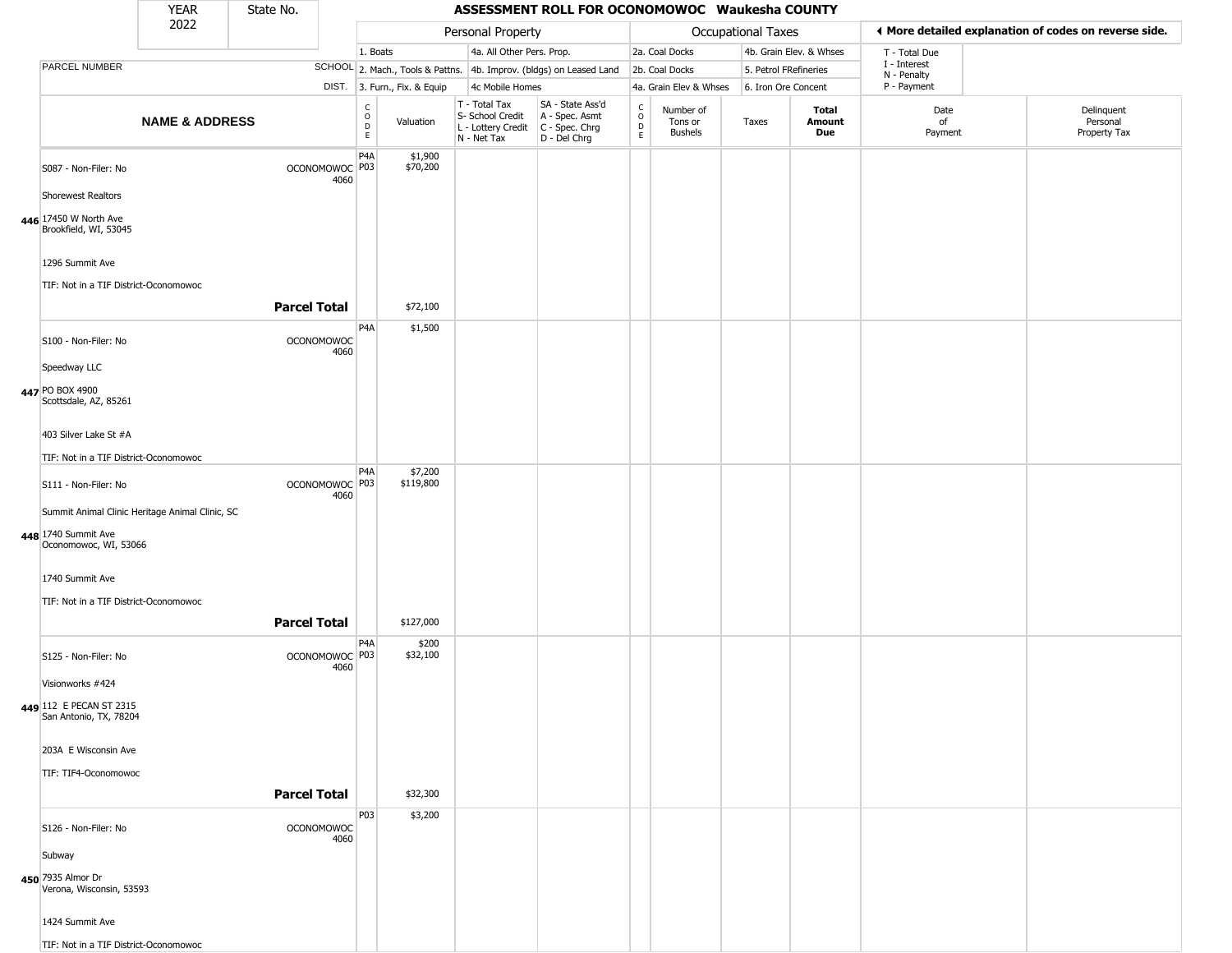| YEAR 2022 | State No. | ASSESSMENT ROLL FOR OCONOMOWOC Waukesha COUNTY |
|---|---|---|

| PARCEL NUMBER | SCHOOL DIST. | Personal Property: 1. Boats; 2. Mach., Tools & Pattns.; 3. Furn., Fix. & Equip; 4a. All Other Pers. Prop.; 4b. Improv. (bldgs) on Leased Land; 4c Mobile Homes | | | | Occupational Taxes: 2a. Coal Docks; 2b. Coal Docks; 4a. Grain Elev & Whses; 4b. Grain Elev. & Whses; 5. Petrol FRefineries; 6. Iron Ore Concent | | | | ◄ More detailed explanation of codes on reverse side. T - Total Due; I - Interest; N - Penalty; P - Payment | |
|---|---|---|---|---|---|---|---|---|---|---|---|
| **NAME & ADDRESS** | | CODE | Valuation | T - Total Tax; S- School Credit; L - Lottery Credit; N - Net Tax | SA - State Ass'd; A - Spec. Asmt; C - Spec. Chrg; D - Del Chrg | CODE | Number of Tons or Bushels | Taxes | **Total Amount Due** | Date of Payment | Delinquent Personal Property Tax |
| S087 - Non-Filer: No<br>Shorewest Realtors<br>**446** 17450 W North Ave<br>Brookfield, WI, 53045<br>1296 Summit Ave<br>TIF: Not in a TIF District-Oconomowoc | OCONOMOWOC 4060 | P4A<br>P03 | $1,900<br>$70,200 | | | | | | | | |
| **Parcel Total** | | | $72,100 | | | | | | | | |
| S100 - Non-Filer: No<br>Speedway LLC<br>**447** PO BOX 4900<br>Scottsdale, AZ, 85261<br>403 Silver Lake St #A<br>TIF: Not in a TIF District-Oconomowoc | OCONOMOWOC 4060 | P4A | $1,500 | | | | | | | | |
| S111 - Non-Filer: No<br>Summit Animal Clinic Heritage Animal Clinic, SC<br>**448** 1740 Summit Ave<br>Oconomowoc, WI, 53066<br>1740 Summit Ave<br>TIF: Not in a TIF District-Oconomowoc | OCONOMOWOC 4060 | P4A<br>P03 | $7,200<br>$119,800 | | | | | | | | |
| **Parcel Total** | | | $127,000 | | | | | | | | |
| S125 - Non-Filer: No<br>Visionworks #424<br>**449** 112 E PECAN ST 2315<br>San Antonio, TX, 78204<br>203A E Wisconsin Ave<br>TIF: TIF4-Oconomowoc | OCONOMOWOC 4060 | P4A<br>P03 | $200<br>$32,100 | | | | | | | | |
| **Parcel Total** | | | $32,300 | | | | | | | | |
| S126 - Non-Filer: No<br>Subway<br>**450** 7935 Almor Dr<br>Verona, Wisconsin, 53593<br>1424 Summit Ave<br>TIF: Not in a TIF District-Oconomowoc | OCONOMOWOC 4060 | P03 | $3,200 | | | | | | | | |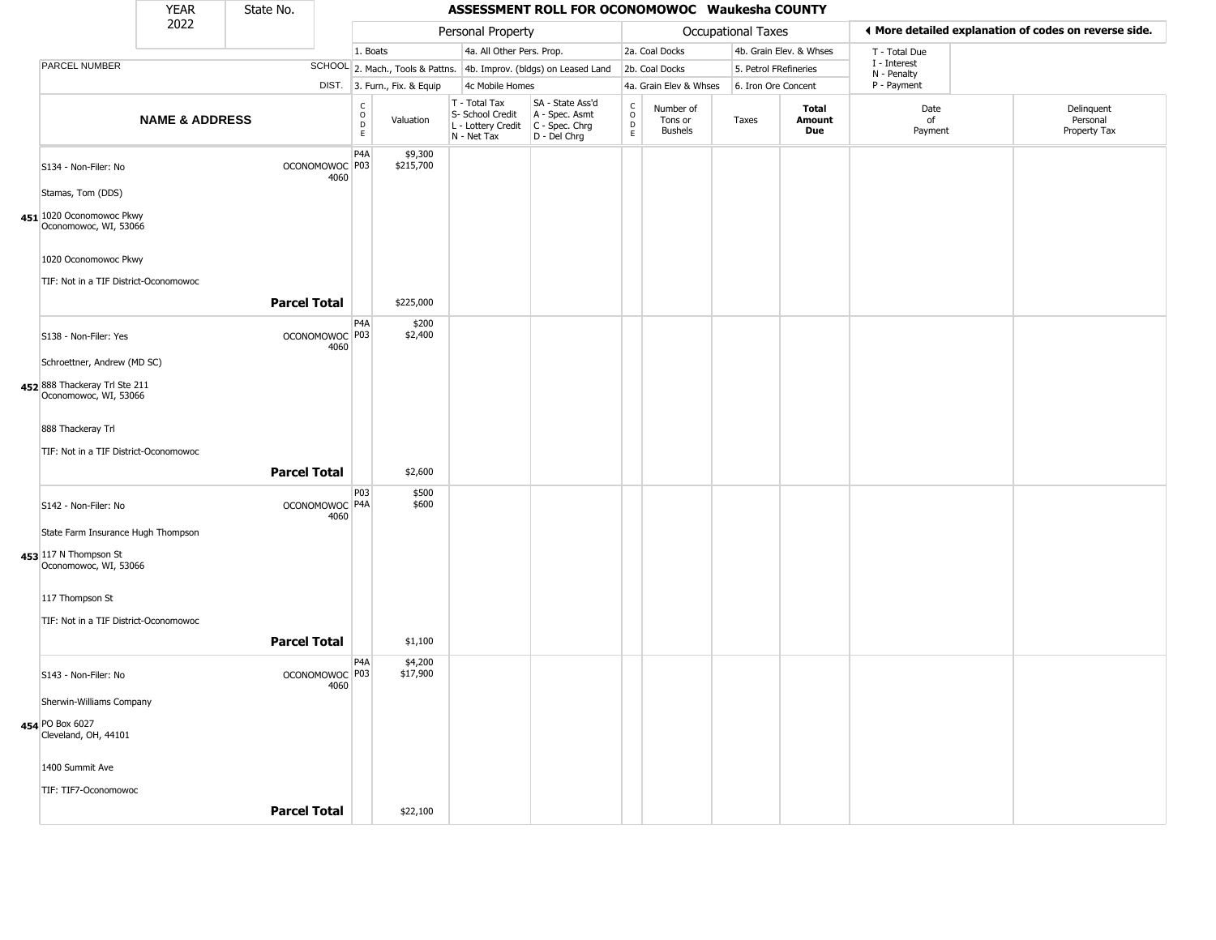| YEAR 2022 | State No. | ASSESSMENT ROLL FOR OCONOMOWOC Waukesha COUNTY |
|---|---|---|

| | Personal Property | | | | Occupational Taxes | | ◄ More detailed explanation of codes on reverse side. |
|---|---|---|---|---|---|---|---|
| PARCEL NUMBER | SCHOOL DIST. | 1. Boats | 4a. All Other Pers. Prop. | 2a. Coal Docks | 4b. Grain Elev. & Whses | T - Total Due |
| | | 2. Mach., Tools & Pattns. | 4b. Improv. (bldgs) on Leased Land | 2b. Coal Docks | 5. Petrol FRefineries | I - Interest |
| | | 3. Furn., Fix. & Equip | 4c Mobile Homes | 4a. Grain Elev & Whses | 6. Iron Ore Concent | N - Penalty<br>P - Payment |

| | NAME & ADDRESS | SCHOOL DIST. | CODE | Valuation | T - Total Tax<br>S- School Credit<br>L - Lottery Credit<br>N - Net Tax | SA - State Ass'd<br>A - Spec. Asmt<br>C - Spec. Chrg<br>D - Del Chrg | CODE | Number of Tons or Bushels | Taxes | Total Amount Due | Date of Payment | Delinquent Personal Property Tax |
|---|---|---|---|---|---|---|---|---|---|---|---|---|
| 451 | S134 - Non-Filer: No<br>Stamas, Tom (DDS)<br>1020 Oconomowoc Pkwy<br>Oconomowoc, WI, 53066<br>1020 Oconomowoc Pkwy<br>TIF: Not in a TIF District-Oconomowoc | OCONOMOWOC 4060 | P4A<br>P03 | $9,300<br>$215,700 | | | | | | | | |
| | **Parcel Total** | | | $225,000 | | | | | | | | |
| 452 | S138 - Non-Filer: Yes<br>Schroettner, Andrew (MD SC)<br>888 Thackeray Trl Ste 211<br>Oconomowoc, WI, 53066<br>888 Thackeray Trl<br>TIF: Not in a TIF District-Oconomowoc | OCONOMOWOC 4060 | P4A<br>P03 | $200<br>$2,400 | | | | | | | | |
| | **Parcel Total** | | | $2,600 | | | | | | | | |
| 453 | S142 - Non-Filer: No<br>State Farm Insurance Hugh Thompson<br>117 N Thompson St<br>Oconomowoc, WI, 53066<br>117 Thompson St<br>TIF: Not in a TIF District-Oconomowoc | OCONOMOWOC 4060 | P03<br>P4A | $500<br>$600 | | | | | | | | |
| | **Parcel Total** | | | $1,100 | | | | | | | | |
| 454 | S143 - Non-Filer: No<br>Sherwin-Williams Company<br>PO Box 6027<br>Cleveland, OH, 44101<br>1400 Summit Ave<br>TIF: TIF7-Oconomowoc | OCONOMOWOC 4060 | P4A<br>P03 | $4,200<br>$17,900 | | | | | | | | |
| | **Parcel Total** | | | $22,100 | | | | | | | | |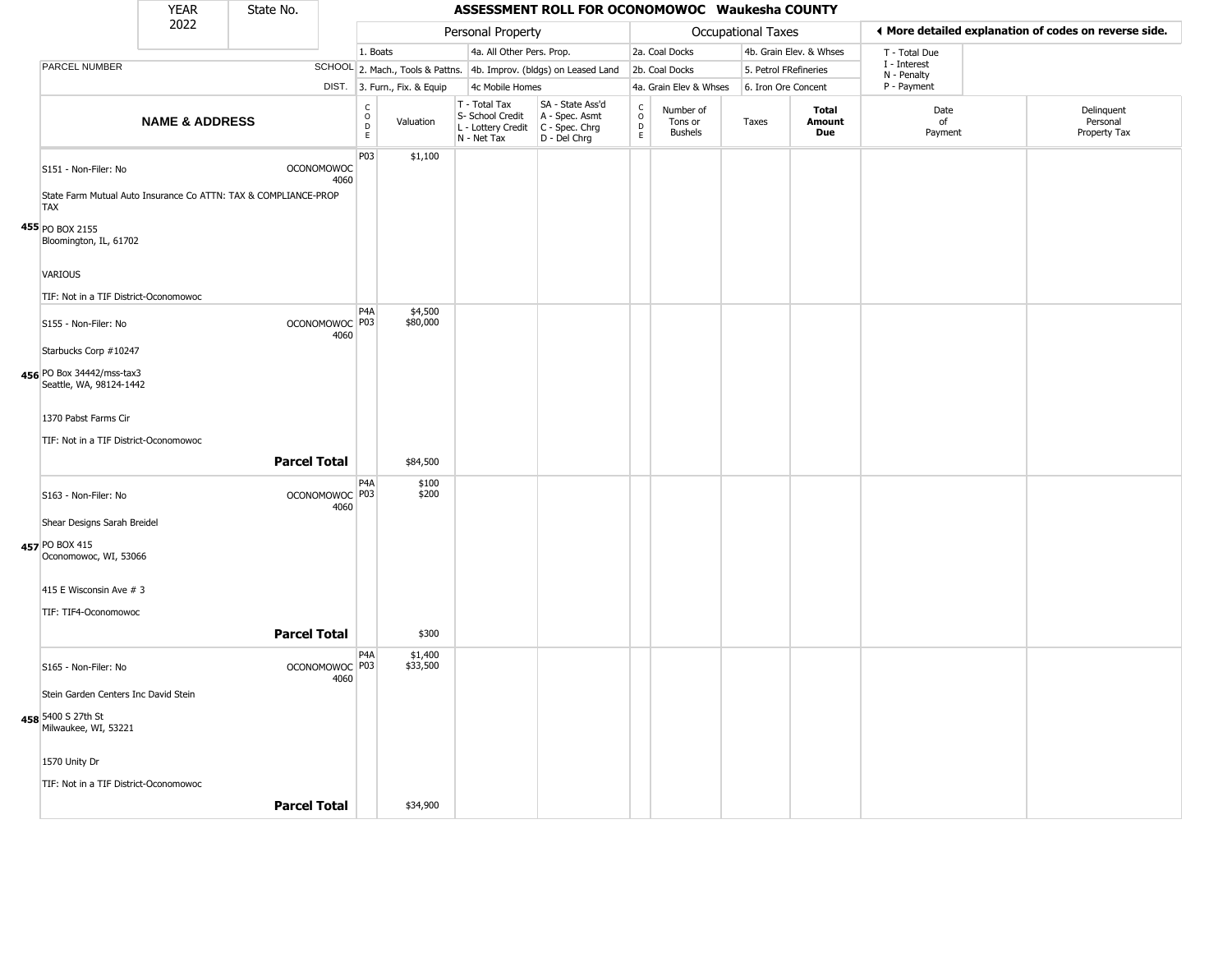| YEAR 2022 | State No. | ASSESSMENT ROLL FOR OCONOMOWOC Waukesha COUNTY |
|---|---|---|

| | Personal Property | | | | Occupational Taxes | | | ◄ More detailed explanation of codes on reverse side. |
|---|---|---|---|---|---|---|---|---|
| PARCEL NUMBER SCHOOL DIST. | 1. Boats | 4a. All Other Pers. Prop. | | | 2a. Coal Docks | 4b. Grain Elev. & Whses | | T - Total Due |
| | 2. Mach., Tools & Pattns. | 4b. Improv. (bldgs) on Leased Land | | | 2b. Coal Docks | 5. Petrol FRefineries | | I - Interest, N - Penalty |
| | 3. Furn., Fix. & Equip | 4c Mobile Homes | | | 4a. Grain Elev & Whses | 6. Iron Ore Concent | | P - Payment |

| | NAME & ADDRESS | SCHOOL DIST. | CODE | Valuation | T - Total Tax / S- School Credit / L - Lottery Credit / N - Net Tax | SA - State Ass'd / A - Spec. Asmt / C - Spec. Chrg / D - Del Chrg | CODE | Number of Tons or Bushels | Taxes | Total Amount Due | Date of Payment | Delinquent Personal Property Tax |
|---|---|---|---|---|---|---|---|---|---|---|---|---|
| 455 | S151 - Non-Filer: No<br>State Farm Mutual Auto Insurance Co ATTN: TAX & COMPLIANCE-PROP TAX<br>PO BOX 2155<br>Bloomington, IL, 61702<br>VARIOUS<br>TIF: Not in a TIF District-Oconomowoc | OCONOMOWOC 4060 | P03 | $1,100 | | | | | | | | |
| 456 | S155 - Non-Filer: No<br>Starbucks Corp #10247<br>PO Box 34442/mss-tax3<br>Seattle, WA, 98124-1442<br>1370 Pabst Farms Cir<br>TIF: Not in a TIF District-Oconomowoc | OCONOMOWOC 4060 | P4A<br>P03 | $4,500<br>$80,000 | | | | | | | | |
| | **Parcel Total** | | | $84,500 | | | | | | | | |
| 457 | S163 - Non-Filer: No<br>Shear Designs Sarah Breidel<br>PO BOX 415<br>Oconomowoc, WI, 53066<br>415 E Wisconsin Ave # 3<br>TIF: TIF4-Oconomowoc | OCONOMOWOC 4060 | P4A<br>P03 | $100<br>$200 | | | | | | | | |
| | **Parcel Total** | | | $300 | | | | | | | | |
| 458 | S165 - Non-Filer: No<br>Stein Garden Centers Inc David Stein<br>5400 S 27th St<br>Milwaukee, WI, 53221<br>1570 Unity Dr<br>TIF: Not in a TIF District-Oconomowoc | OCONOMOWOC 4060 | P4A<br>P03 | $1,400<br>$33,500 | | | | | | | | |
| | **Parcel Total** | | | $34,900 | | | | | | | | |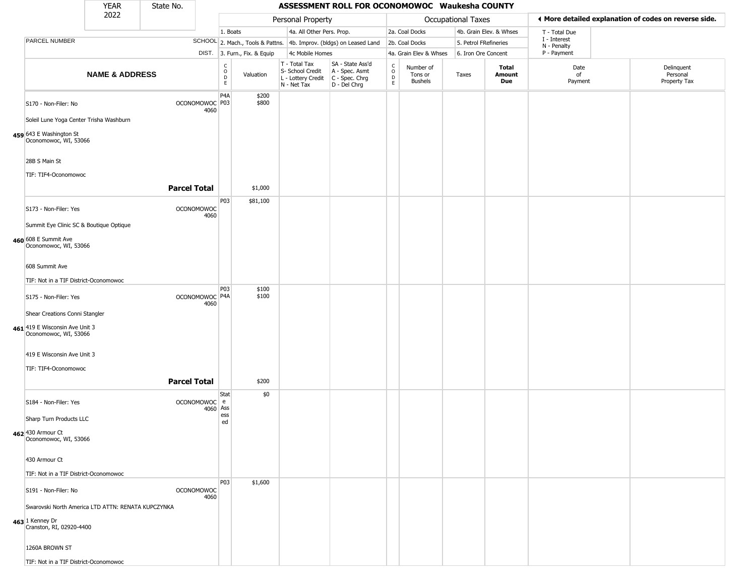# ASSESSMENT ROLL FOR OCONOMOWOC Waukesha COUNTY

YEAR 2022 | State No.

◄ More detailed explanation of codes on reverse side.

| PARCEL NUMBER / NAME & ADDRESS | SCHOOL DIST. | CODE | Valuation | T - Total Tax / S- School Credit / L - Lottery Credit / N - Net Tax | SA - State Ass'd / A - Spec. Asmt / C - Spec. Chrg / D - Del Chrg | CODE | Number of Tons or Bushels | Taxes | Total Amount Due | Date of Payment | Delinquent Personal Property Tax |
|---|---|---|---|---|---|---|---|---|---|---|---|
| 459 S170 - Non-Filer: No<br>Soleil Lune Yoga Center Trisha Washburn<br>643 E Washington St<br>Oconomowoc, WI, 53066<br>28B S Main St<br>TIF: TIF4-Oconomowoc | OCONOMOWOC 4060 | P4A<br>P03 | $200<br>$800 | | | | | | | | |
| **Parcel Total** | | | $1,000 | | | | | | | | |
| 460 S173 - Non-Filer: Yes<br>Summit Eye Clinic SC & Boutique Optique<br>608 E Summit Ave<br>Oconomowoc, WI, 53066<br>608 Summit Ave<br>TIF: Not in a TIF District-Oconomowoc | OCONOMOWOC 4060 | P03 | $81,100 | | | | | | | | |
| 461 S175 - Non-Filer: Yes<br>Shear Creations Conni Stangler<br>419 E Wisconsin Ave Unit 3<br>Oconomowoc, WI, 53066<br>419 E Wisconsin Ave Unit 3<br>TIF: TIF4-Oconomowoc | OCONOMOWOC 4060 | P03<br>P4A | $100<br>$100 | | | | | | | | |
| **Parcel Total** | | | $200 | | | | | | | | |
| 462 S184 - Non-Filer: Yes<br>Sharp Turn Products LLC<br>430 Armour Ct<br>Oconomowoc, WI, 53066<br>430 Armour Ct<br>TIF: Not in a TIF District-Oconomowoc | OCONOMOWOC 4060 | State Assessed | $0 | | | | | | | | |
| 463 S191 - Non-Filer: No<br>Swarovski North America LTD ATTN: RENATA KUPCZYNKA<br>1 Kenney Dr<br>Cranston, RI, 02920-4400<br>1260A BROWN ST<br>TIF: Not in a TIF District-Oconomowoc | OCONOMOWOC 4060 | P03 | $1,600 | | | | | | | | |

Personal Property codes: 1. Boats; 2. Mach., Tools & Pattns.; 3. Furn., Fix. & Equip; 4a. All Other Pers. Prop.; 4b. Improv. (bldgs) on Leased Land; 4c Mobile Homes

Occupational Taxes codes: 2a. Coal Docks; 2b. Coal Docks; 4a. Grain Elev & Whses; 4b. Grain Elev. & Whses; 5. Petrol FRefineries; 6. Iron Ore Concent

T - Total Due; I - Interest; N - Penalty; P - Payment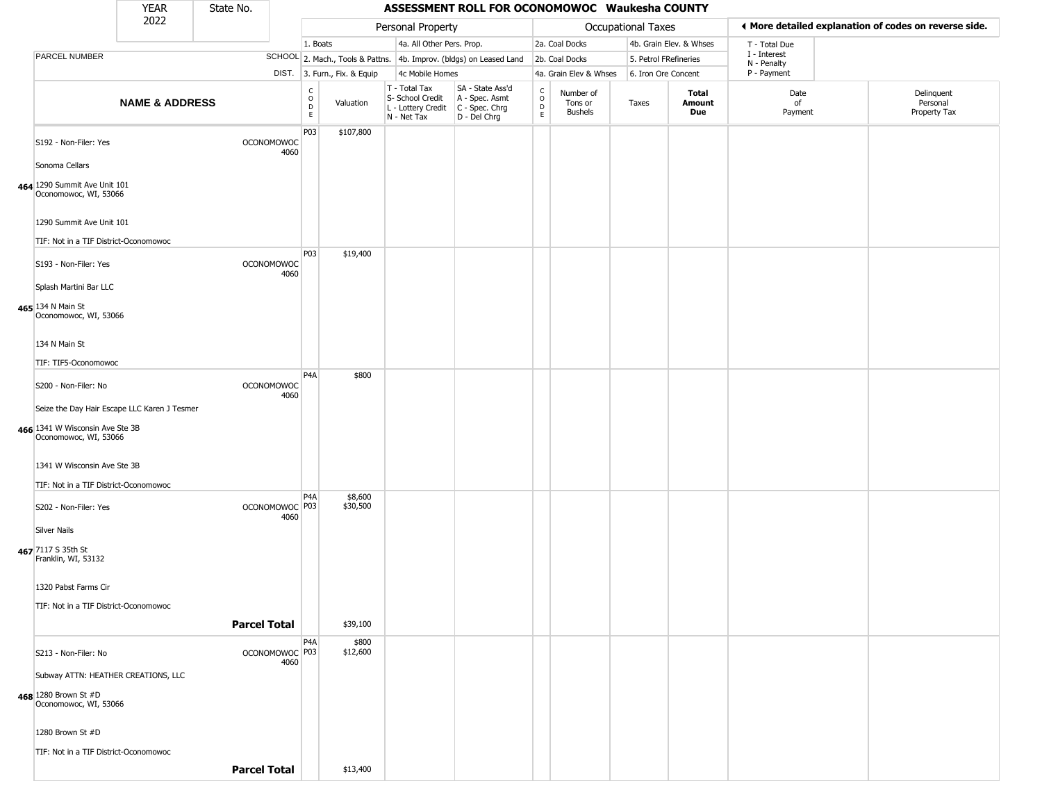| YEAR 2022 | State No. | ASSESSMENT ROLL FOR OCONOMOWOC Waukesha COUNTY |
|---|---|---|

| | | Personal Property | | | | Occupational Taxes | | | | ◄ More detailed explanation of codes on reverse side. | |
|---|---|---|---|---|---|---|---|---|---|---|---|
| PARCEL NUMBER | SCHOOL DIST. | 1. Boats / 2. Mach., Tools & Pattns. / 3. Furn., Fix. & Equip | | 4a. All Other Pers. Prop. / 4b. Improv. (bldgs) on Leased Land / 4c Mobile Homes | | 2a. Coal Docks / 2b. Coal Docks / 4a. Grain Elev & Whses | | 4b. Grain Elev. & Whses / 5. Petrol FRefineries / 6. Iron Ore Concent | | T - Total Due / I - Interest / N - Penalty / P - Payment | |
| NAME & ADDRESS | | CODE | Valuation | T - Total Tax / S- School Credit / L - Lottery Credit / N - Net Tax | SA - State Ass'd / A - Spec. Asmt / C - Spec. Chrg / D - Del Chrg | CODE | Number of Tons or Bushels | Taxes | Total Amount Due | Date of Payment | Delinquent Personal Property Tax |
| 464 S192 - Non-Filer: Yes<br>Sonoma Cellars<br>1290 Summit Ave Unit 101<br>Oconomowoc, WI, 53066<br><br>1290 Summit Ave Unit 101<br>TIF: Not in a TIF District-Oconomowoc | OCONOMOWOC 4060 | P03 | $107,800 | | | | | | | | |
| 465 S193 - Non-Filer: Yes<br>Splash Martini Bar LLC<br>134 N Main St<br>Oconomowoc, WI, 53066<br><br>134 N Main St<br>TIF: TIF5-Oconomowoc | OCONOMOWOC 4060 | P03 | $19,400 | | | | | | | | |
| 466 S200 - Non-Filer: No<br>Seize the Day Hair Escape LLC Karen J Tesmer<br>1341 W Wisconsin Ave Ste 3B<br>Oconomowoc, WI, 53066<br><br>1341 W Wisconsin Ave Ste 3B<br>TIF: Not in a TIF District-Oconomowoc | OCONOMOWOC 4060 | P4A | $800 | | | | | | | | |
| 467 S202 - Non-Filer: Yes<br>Silver Nails<br>7117 S 35th St<br>Franklin, WI, 53132<br><br>1320 Pabst Farms Cir<br>TIF: Not in a TIF District-Oconomowoc | OCONOMOWOC 4060 | P4A<br>P03 | $8,600<br>$30,500 | | | | | | | | |
| **Parcel Total** | | | $39,100 | | | | | | | | |
| 468 S213 - Non-Filer: No<br>Subway ATTN: HEATHER CREATIONS, LLC<br>1280 Brown St #D<br>Oconomowoc, WI, 53066<br><br>1280 Brown St #D<br>TIF: Not in a TIF District-Oconomowoc | OCONOMOWOC 4060 | P4A<br>P03 | $800<br>$12,600 | | | | | | | | |
| **Parcel Total** | | | $13,400 | | | | | | | | |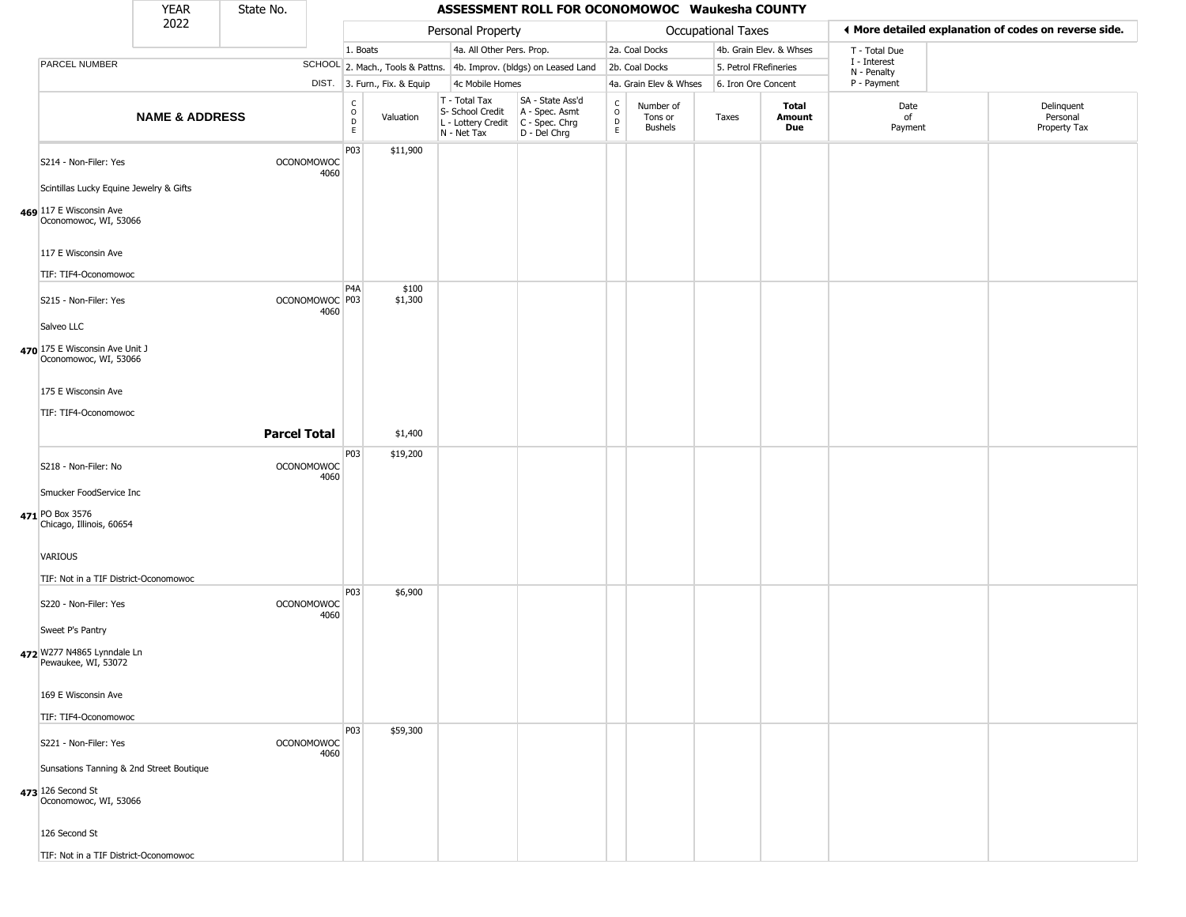| YEAR 2022 | State No. | ASSESSMENT ROLL FOR OCONOMOWOC Waukesha COUNTY | | | | | | | | | | |
|---|---|---|---|---|---|---|---|---|---|---|---|---|
| | | Personal Property | | | | Occupational Taxes | | | | ◀ More detailed explanation of codes on reverse side. | | |
| | | 1. Boats | | 4a. All Other Pers. Prop. | | 2a. Coal Docks | | 4b. Grain Elev. & Whses | | T - Total Due<br>I - Interest<br>N - Penalty<br>P - Payment | | |
| PARCEL NUMBER | SCHOOL | 2. Mach., Tools & Pattns. | | 4b. Improv. (bldgs) on Leased Land | | 2b. Coal Docks | | 5. Petrol FRefineries | | | | |
| | DIST. | 3. Furn., Fix. & Equip | | 4c Mobile Homes | | 4a. Grain Elev & Whses | | 6. Iron Ore Concent | | | | |
| **NAME & ADDRESS** | | CODE | Valuation | T - Total Tax<br>S- School Credit<br>L - Lottery Credit<br>N - Net Tax | SA - State Ass'd<br>A - Spec. Asmt<br>C - Spec. Chrg<br>D - Del Chrg | CODE | Number of Tons or Bushels | Taxes | **Total Amount Due** | Date of Payment | Delinquent Personal Property Tax | |
| S214 - Non-Filer: Yes<br>Scintillas Lucky Equine Jewelry & Gifts<br>**469** 117 E Wisconsin Ave<br>Oconomowoc, WI, 53066<br>117 E Wisconsin Ave<br>TIF: TIF4-Oconomowoc | OCONOMOWOC 4060 | P03 | $11,900 | | | | | | | | | |
| S215 - Non-Filer: Yes<br>Salveo LLC<br>**470** 175 E Wisconsin Ave Unit J<br>Oconomowoc, WI, 53066<br>175 E Wisconsin Ave<br>TIF: TIF4-Oconomowoc | OCONOMOWOC 4060 | P4A<br>P03 | $100<br>$1,300 | | | | | | | | | |
| | **Parcel Total** | | $1,400 | | | | | | | | | |
| S218 - Non-Filer: No<br>Smucker FoodService Inc<br>**471** PO Box 3576<br>Chicago, Illinois, 60654<br>VARIOUS<br>TIF: Not in a TIF District-Oconomowoc | OCONOMOWOC 4060 | P03 | $19,200 | | | | | | | | | |
| S220 - Non-Filer: Yes<br>Sweet P's Pantry<br>**472** W277 N4865 Lynndale Ln<br>Pewaukee, WI, 53072<br>169 E Wisconsin Ave<br>TIF: TIF4-Oconomowoc | OCONOMOWOC 4060 | P03 | $6,900 | | | | | | | | | |
| S221 - Non-Filer: Yes<br>Sunsations Tanning & 2nd Street Boutique<br>**473** 126 Second St<br>Oconomowoc, WI, 53066<br>126 Second St<br>TIF: Not in a TIF District-Oconomowoc | OCONOMOWOC 4060 | P03 | $59,300 | | | | | | | | | |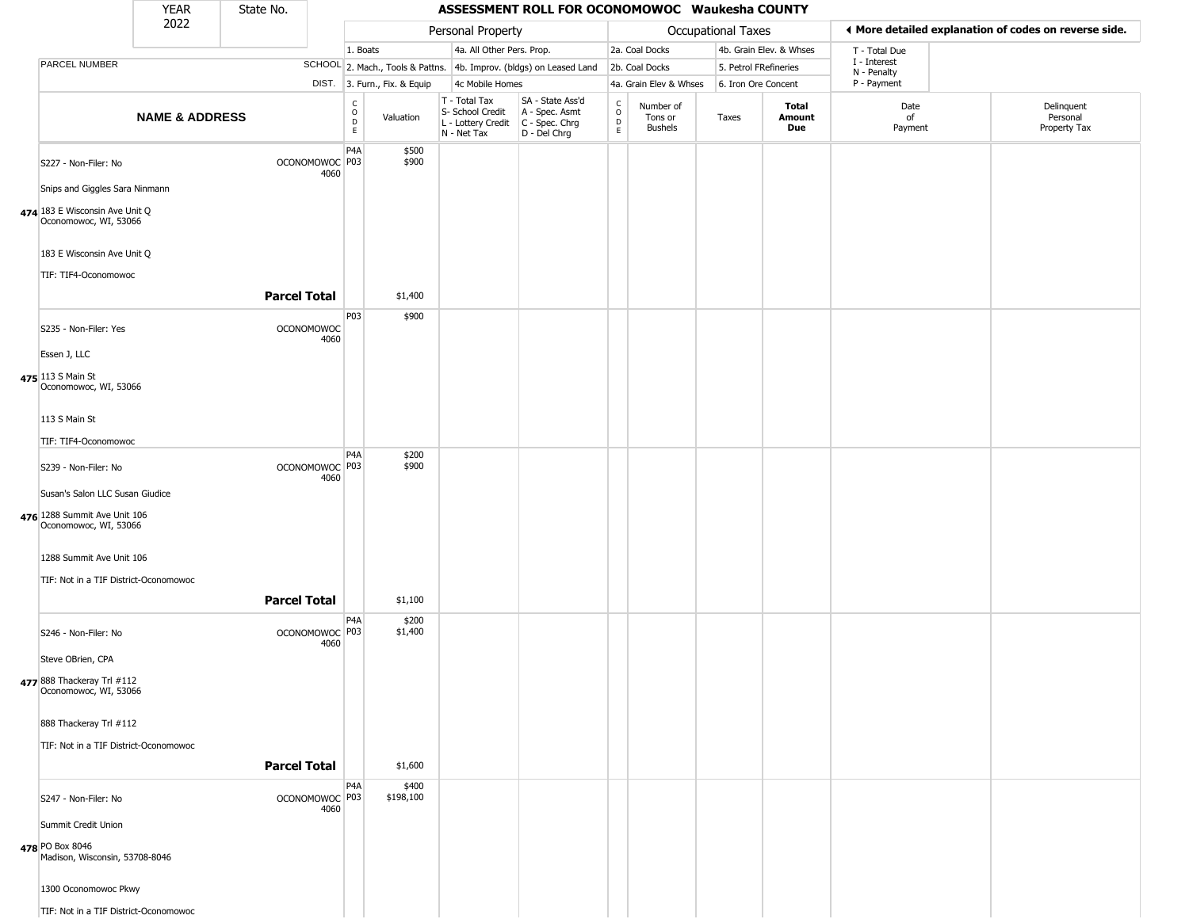# ASSESSMENT ROLL FOR OCONOMOWOC Waukesha COUNTY

YEAR 2022 | State No.

| PARCEL NUMBER / NAME & ADDRESS | SCHOOL DIST. | CODE | Valuation | T - Total Tax / S- School Credit / L - Lottery Credit / N - Net Tax | SA - State Ass'd / A - Spec. Asmt / C - Spec. Chrg / D - Del Chrg | CODE | Number of Tons or Bushels | Taxes | Total Amount Due | Date of Payment | Delinquent Personal Property Tax |
|---|---|---|---|---|---|---|---|---|---|---|---|
| Personal Property: 1. Boats; 2. Mach., Tools & Pattns.; 3. Furn., Fix. & Equip; 4a. All Other Pers. Prop.; 4b. Improv. (bldgs) on Leased Land; 4c Mobile Homes | | | | | | Occupational Taxes: 2a. Coal Docks; 2b. Coal Docks; 4a. Grain Elev & Whses; 4b. Grain Elev. & Whses; 5. Petrol FRefineries; 6. Iron Ore Concent | | | | T - Total Due; I - Interest; N - Penalty; P - Payment | ◄ More detailed explanation of codes on reverse side. |
| **474** S227 - Non-Filer: No<br>Snips and Giggles Sara Ninmann<br>183 E Wisconsin Ave Unit Q<br>Oconomowoc, WI, 53066<br>183 E Wisconsin Ave Unit Q<br>TIF: TIF4-Oconomowoc | OCONOMOWOC 4060 | P4A<br>P03 | $500<br>$900 | | | | | | | | |
| **Parcel Total** | | | $1,400 | | | | | | | | |
| **475** S235 - Non-Filer: Yes<br>Essen J, LLC<br>113 S Main St<br>Oconomowoc, WI, 53066<br>113 S Main St<br>TIF: TIF4-Oconomowoc | OCONOMOWOC 4060 | P03 | $900 | | | | | | | | |
| **476** S239 - Non-Filer: No<br>Susan's Salon LLC Susan Giudice<br>1288 Summit Ave Unit 106<br>Oconomowoc, WI, 53066<br>1288 Summit Ave Unit 106<br>TIF: Not in a TIF District-Oconomowoc | OCONOMOWOC 4060 | P4A<br>P03 | $200<br>$900 | | | | | | | | |
| **Parcel Total** | | | $1,100 | | | | | | | | |
| **477** S246 - Non-Filer: No<br>Steve OBrien, CPA<br>888 Thackeray Trl #112<br>Oconomowoc, WI, 53066<br>888 Thackeray Trl #112<br>TIF: Not in a TIF District-Oconomowoc | OCONOMOWOC 4060 | P4A<br>P03 | $200<br>$1,400 | | | | | | | | |
| **Parcel Total** | | | $1,600 | | | | | | | | |
| **478** S247 - Non-Filer: No<br>Summit Credit Union<br>PO Box 8046<br>Madison, Wisconsin, 53708-8046<br>1300 Oconomowoc Pkwy<br>TIF: Not in a TIF District-Oconomowoc | OCONOMOWOC 4060 | P4A<br>P03 | $400<br>$198,100 | | | | | | | | |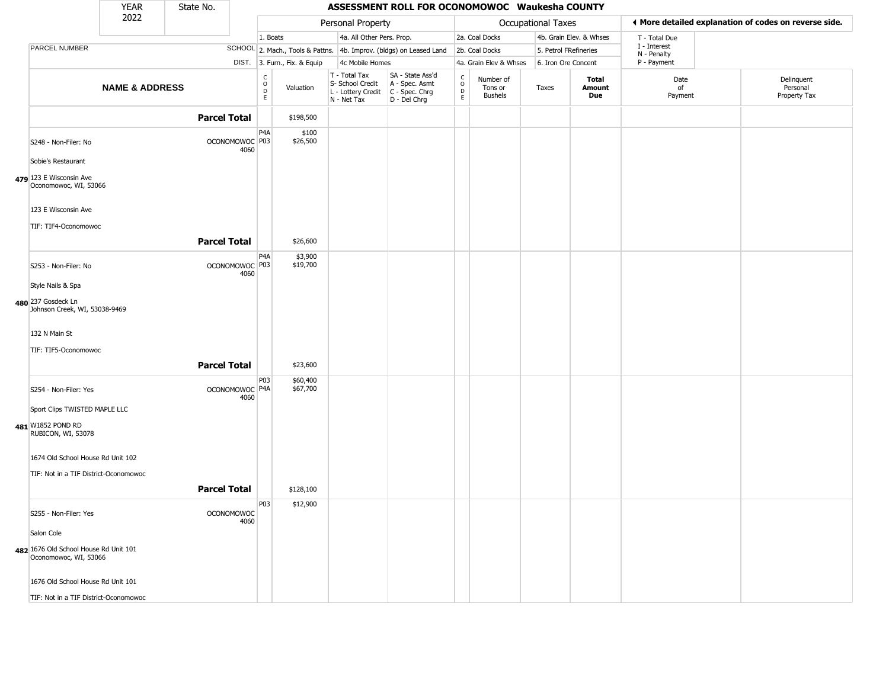| YEAR 2022 | State No. | ASSESSMENT ROLL FOR OCONOMOWOC Waukesha COUNTY | | | | | | | | | | |
|---|---|---|---|---|---|---|---|---|---|---|---|---|

**Personal Property:** 1. Boats; 2. Mach., Tools & Pattns.; 3. Furn., Fix. & Equip; 4a. All Other Pers. Prop.; 4b. Improv. (bldgs) on Leased Land; 4c Mobile Homes

**Occupational Taxes:** 2a. Coal Docks; 2b. Coal Docks; 4a. Grain Elev & Whses; 4b. Grain Elev. & Whses; 5. Petrol FRefineries; 6. Iron Ore Concent

◄ More detailed explanation of codes on reverse side.

T - Total Due; I - Interest; N - Penalty; P - Payment

| | NAME & ADDRESS | PARCEL NUMBER / SCHOOL DIST. | CODE | Valuation | T - Total Tax, S- School Credit, L - Lottery Credit, N - Net Tax | SA - State Ass'd, A - Spec. Asmt, C - Spec. Chrg, D - Del Chrg | CODE | Number of Tons or Bushels | Taxes | Total Amount Due | Date of Payment | Delinquent Personal Property Tax |
|---|---|---|---|---|---|---|---|---|---|---|---|---|
| | **Parcel Total** | | | $198,500 | | | | | | | | |
| 479 | S248 - Non-Filer: No<br>Sobie's Restaurant<br>123 E Wisconsin Ave<br>Oconomowoc, WI, 53066<br>123 E Wisconsin Ave<br>TIF: TIF4-Oconomowoc | OCONOMOWOC 4060 | P4A<br>P03 | $100<br>$26,500 | | | | | | | | |
| | **Parcel Total** | | | $26,600 | | | | | | | | |
| 480 | S253 - Non-Filer: No<br>Style Nails & Spa<br>237 Gosdeck Ln<br>Johnson Creek, WI, 53038-9469<br>132 N Main St<br>TIF: TIF5-Oconomowoc | OCONOMOWOC 4060 | P4A<br>P03 | $3,900<br>$19,700 | | | | | | | | |
| | **Parcel Total** | | | $23,600 | | | | | | | | |
| 481 | S254 - Non-Filer: Yes<br>Sport Clips TWISTED MAPLE LLC<br>W1852 POND RD<br>RUBICON, WI, 53078<br>1674 Old School House Rd Unit 102<br>TIF: Not in a TIF District-Oconomowoc | OCONOMOWOC 4060 | P03<br>P4A | $60,400<br>$67,700 | | | | | | | | |
| | **Parcel Total** | | | $128,100 | | | | | | | | |
| 482 | S255 - Non-Filer: Yes<br>Salon Cole<br>1676 Old School House Rd Unit 101<br>Oconomowoc, WI, 53066<br>1676 Old School House Rd Unit 101<br>TIF: Not in a TIF District-Oconomowoc | OCONOMOWOC 4060 | P03 | $12,900 | | | | | | | | |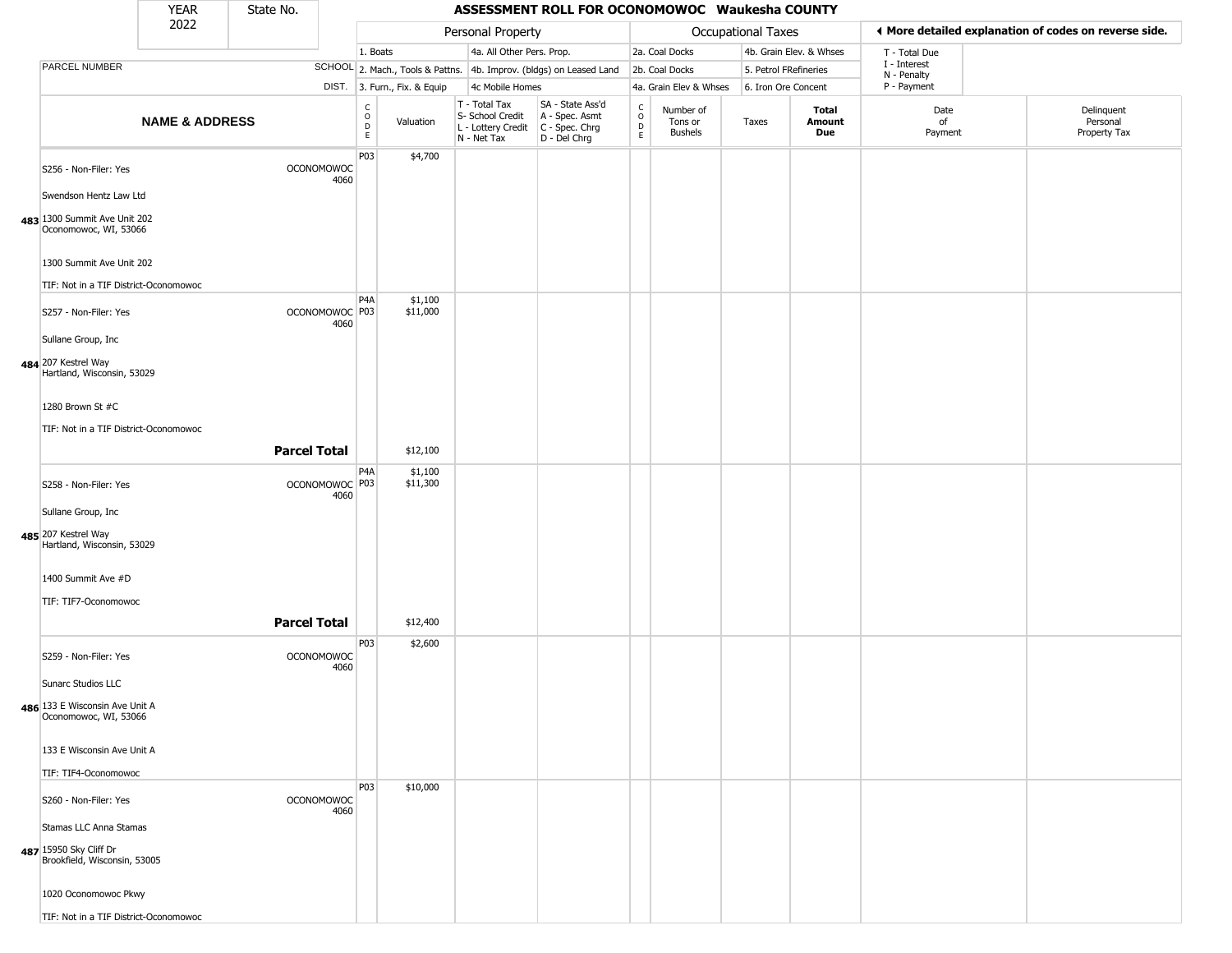| YEAR 2022 | State No. | ASSESSMENT ROLL FOR OCONOMOWOC Waukesha COUNTY |
|---|---|---|

| PARCEL NUMBER | SCHOOL DIST. | Personal Property | | | | Occupational Taxes | | | | ◀ More detailed explanation of codes on reverse side. | |
|---|---|---|---|---|---|---|---|---|---|---|---|
| | | 1. Boats / 2. Mach., Tools & Pattns. / 3. Furn., Fix. & Equip | | 4a. All Other Pers. Prop. / 4b. Improv. (bldgs) on Leased Land / 4c Mobile Homes | | 2a. Coal Docks / 2b. Coal Docks / 4a. Grain Elev & Whses | | 4b. Grain Elev. & Whses / 5. Petrol FRefineries / 6. Iron Ore Concent | | T - Total Due / I - Interest / N - Penalty / P - Payment | |
| **NAME & ADDRESS** | | CODE | Valuation | T - Total Tax / S- School Credit / L - Lottery Credit / N - Net Tax | SA - State Ass'd / A - Spec. Asmt / C - Spec. Chrg / D - Del Chrg | CODE | Number of Tons or Bushels | Taxes | **Total Amount Due** | Date of Payment | Delinquent Personal Property Tax |
| **483** S256 - Non-Filer: Yes<br>Swendson Hentz Law Ltd<br>1300 Summit Ave Unit 202<br>Oconomowoc, WI, 53066<br>1300 Summit Ave Unit 202<br>TIF: Not in a TIF District-Oconomowoc | OCONOMOWOC 4060 | P03 | $4,700 | | | | | | | | |
| **484** S257 - Non-Filer: Yes<br>Sullane Group, Inc<br>207 Kestrel Way<br>Hartland, Wisconsin, 53029<br>1280 Brown St #C<br>TIF: Not in a TIF District-Oconomowoc | OCONOMOWOC 4060 | P4A<br>P03 | $1,100<br>$11,000 | | | | | | | | |
| | **Parcel Total** | | $12,100 | | | | | | | | |
| **485** S258 - Non-Filer: Yes<br>Sullane Group, Inc<br>207 Kestrel Way<br>Hartland, Wisconsin, 53029<br>1400 Summit Ave #D<br>TIF: TIF7-Oconomowoc | OCONOMOWOC 4060 | P4A<br>P03 | $1,100<br>$11,300 | | | | | | | | |
| | **Parcel Total** | | $12,400 | | | | | | | | |
| **486** S259 - Non-Filer: Yes<br>Sunarc Studios LLC<br>133 E Wisconsin Ave Unit A<br>Oconomowoc, WI, 53066<br>133 E Wisconsin Ave Unit A<br>TIF: TIF4-Oconomowoc | OCONOMOWOC 4060 | P03 | $2,600 | | | | | | | | |
| **487** S260 - Non-Filer: Yes<br>Stamas LLC Anna Stamas<br>15950 Sky Cliff Dr<br>Brookfield, Wisconsin, 53005<br>1020 Oconomowoc Pkwy<br>TIF: Not in a TIF District-Oconomowoc | OCONOMOWOC 4060 | P03 | $10,000 | | | | | | | | |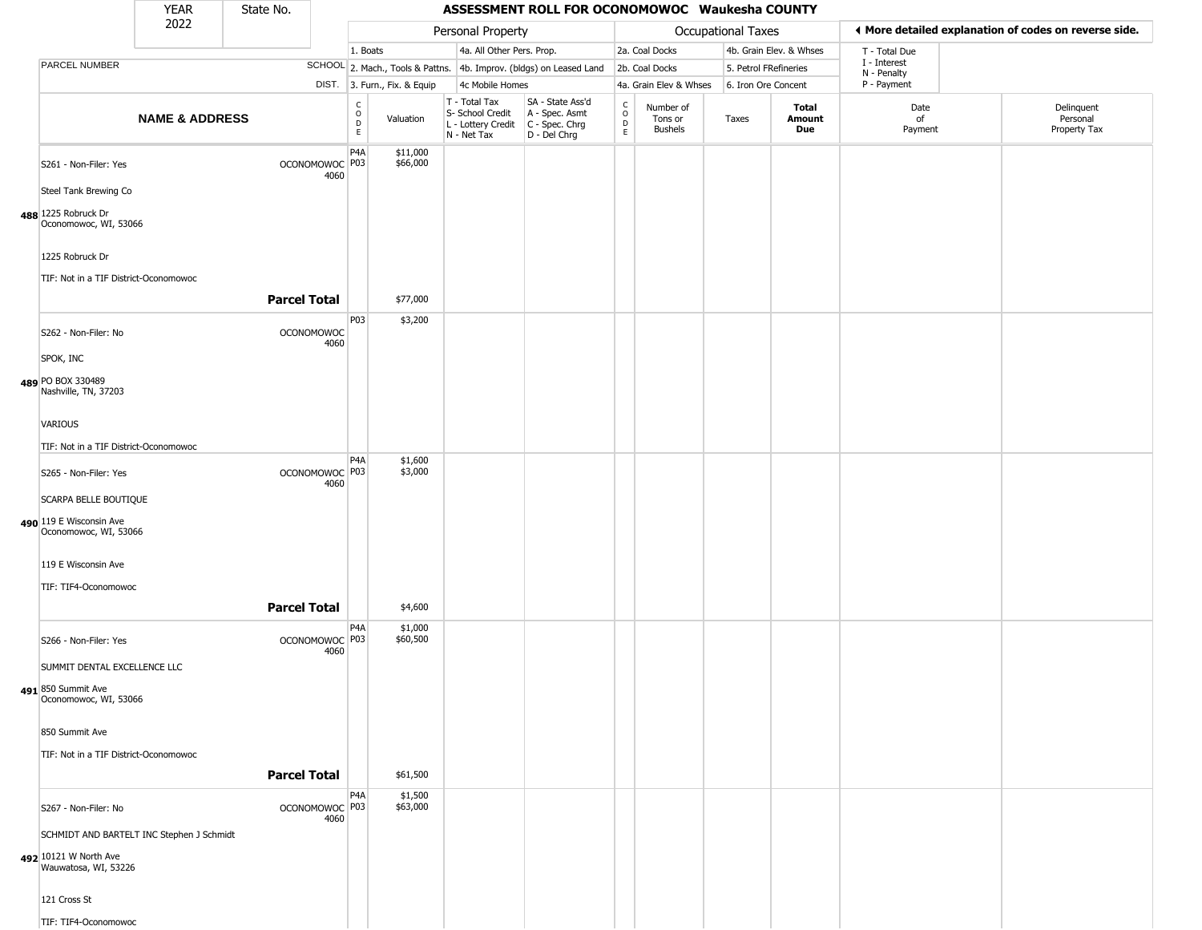# ASSESSMENT ROLL FOR OCONOMOWOC Waukesha COUNTY

YEAR 2022 | State No.

| | | Personal Property | | | | Occupational Taxes | | | | ◄ More detailed explanation of codes on reverse side. | |
|---|---|---|---|---|---|---|---|---|---|---|---|
| PARCEL NUMBER | SCHOOL DIST. | 1. Boats<br>2. Mach., Tools & Pattns.<br>3. Furn., Fix. & Equip | | 4a. All Other Pers. Prop.<br>4b. Improv. (bldgs) on Leased Land<br>4c Mobile Homes | | 2a. Coal Docks<br>2b. Coal Docks<br>4a. Grain Elev & Whses | | 4b. Grain Elev. & Whses<br>5. Petrol FRefineries<br>6. Iron Ore Concent | | T - Total Due<br>I - Interest<br>N - Penalty<br>P - Payment | |
| **NAME & ADDRESS** | | CODE | Valuation | T - Total Tax<br>S- School Credit<br>L - Lottery Credit<br>N - Net Tax | SA - State Ass'd<br>A - Spec. Asmt<br>C - Spec. Chrg<br>D - Del Chrg | CODE | Number of Tons or Bushels | Taxes | **Total Amount Due** | Date of Payment | Delinquent Personal Property Tax |
| 488 S261 - Non-Filer: Yes<br>Steel Tank Brewing Co<br>1225 Robruck Dr<br>Oconomowoc, WI, 53066<br>1225 Robruck Dr<br>TIF: Not in a TIF District-Oconomowoc | OCONOMOWOC 4060 | P4A<br>P03 | $11,000<br>$66,000 | | | | | | | | |
| **Parcel Total** | | | $77,000 | | | | | | | | |
| 489 S262 - Non-Filer: No<br>SPOK, INC<br>PO BOX 330489<br>Nashville, TN, 37203<br>VARIOUS<br>TIF: Not in a TIF District-Oconomowoc | OCONOMOWOC 4060 | P03 | $3,200 | | | | | | | | |
| 490 S265 - Non-Filer: Yes<br>SCARPA BELLE BOUTIQUE<br>119 E Wisconsin Ave<br>Oconomowoc, WI, 53066<br>119 E Wisconsin Ave<br>TIF: TIF4-Oconomowoc | OCONOMOWOC 4060 | P4A<br>P03 | $1,600<br>$3,000 | | | | | | | | |
| **Parcel Total** | | | $4,600 | | | | | | | | |
| 491 S266 - Non-Filer: Yes<br>SUMMIT DENTAL EXCELLENCE LLC<br>850 Summit Ave<br>Oconomowoc, WI, 53066<br>850 Summit Ave<br>TIF: Not in a TIF District-Oconomowoc | OCONOMOWOC 4060 | P4A<br>P03 | $1,000<br>$60,500 | | | | | | | | |
| **Parcel Total** | | | $61,500 | | | | | | | | |
| 492 S267 - Non-Filer: No<br>SCHMIDT AND BARTELT INC Stephen J Schmidt<br>10121 W North Ave<br>Wauwatosa, WI, 53226<br>121 Cross St<br>TIF: TIF4-Oconomowoc | OCONOMOWOC 4060 | P4A<br>P03 | $1,500<br>$63,000 | | | | | | | | |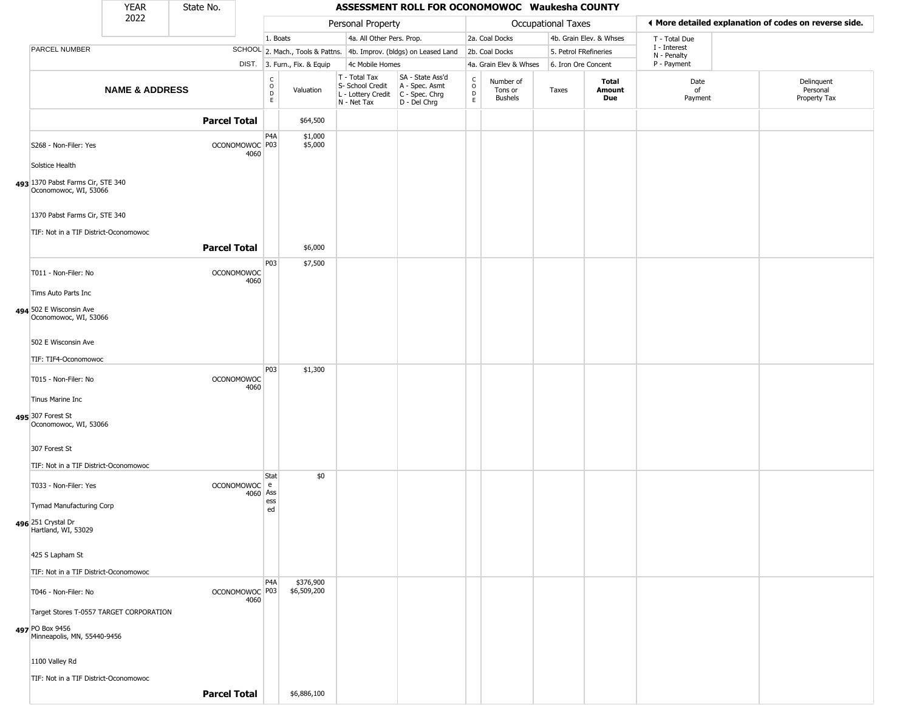| YEAR 2022 | State No. | ASSESSMENT ROLL FOR OCONOMOWOC Waukesha COUNTY |
|---|---|---|

| | | Personal Property | | | | Occupational Taxes | | | | ◀ More detailed explanation of codes on reverse side. | |
|---|---|---|---|---|---|---|---|---|---|---|---|
| PARCEL NUMBER | SCHOOL DIST. | 1. Boats<br>2. Mach., Tools & Pattns.<br>3. Furn., Fix. & Equip | | 4a. All Other Pers. Prop.<br>4b. Improv. (bldgs) on Leased Land<br>4c Mobile Homes | | 2a. Coal Docks<br>2b. Coal Docks<br>4a. Grain Elev & Whses | | 4b. Grain Elev. & Whses<br>5. Petrol FRefineries<br>6. Iron Ore Concent | | T - Total Due<br>I - Interest<br>N - Penalty<br>P - Payment | |
| NAME & ADDRESS | | CODE | Valuation | T - Total Tax<br>S- School Credit<br>L - Lottery Credit<br>N - Net Tax | SA - State Ass'd<br>A - Spec. Asmt<br>C - Spec. Chrg<br>D - Del Chrg | CODE | Number of Tons or Bushels | Taxes | Total Amount Due | Date of Payment | Delinquent Personal Property Tax |
| **Parcel Total** | | | $64,500 | | | | | | | | |
| S268 - Non-Filer: Yes<br>Solstice Health<br>493 1370 Pabst Farms Cir, STE 340<br>Oconomowoc, WI, 53066<br>1370 Pabst Farms Cir, STE 340<br>TIF: Not in a TIF District-Oconomowoc | OCONOMOWOC 4060 | P4A<br>P03 | $1,000<br>$5,000 | | | | | | | | |
| **Parcel Total** | | | $6,000 | | | | | | | | |
| T011 - Non-Filer: No<br>Tims Auto Parts Inc<br>494 502 E Wisconsin Ave<br>Oconomowoc, WI, 53066<br>502 E Wisconsin Ave<br>TIF: TIF4-Oconomowoc | OCONOMOWOC 4060 | P03 | $7,500 | | | | | | | | |
| T015 - Non-Filer: No<br>Tinus Marine Inc<br>495 307 Forest St<br>Oconomowoc, WI, 53066<br>307 Forest St<br>TIF: Not in a TIF District-Oconomowoc | OCONOMOWOC 4060 | P03 | $1,300 | | | | | | | | |
| T033 - Non-Filer: Yes<br>Tymad Manufacturing Corp<br>496 251 Crystal Dr<br>Hartland, WI, 53029<br>425 S Lapham St<br>TIF: Not in a TIF District-Oconomowoc | OCONOMOWOC 4060 | State Assessed | $0 | | | | | | | | |
| T046 - Non-Filer: No<br>Target Stores T-0557 TARGET CORPORATION<br>497 PO Box 9456<br>Minneapolis, MN, 55440-9456<br>1100 Valley Rd<br>TIF: Not in a TIF District-Oconomowoc | OCONOMOWOC 4060 | P4A<br>P03 | $376,900<br>$6,509,200 | | | | | | | | |
| **Parcel Total** | | | $6,886,100 | | | | | | | | |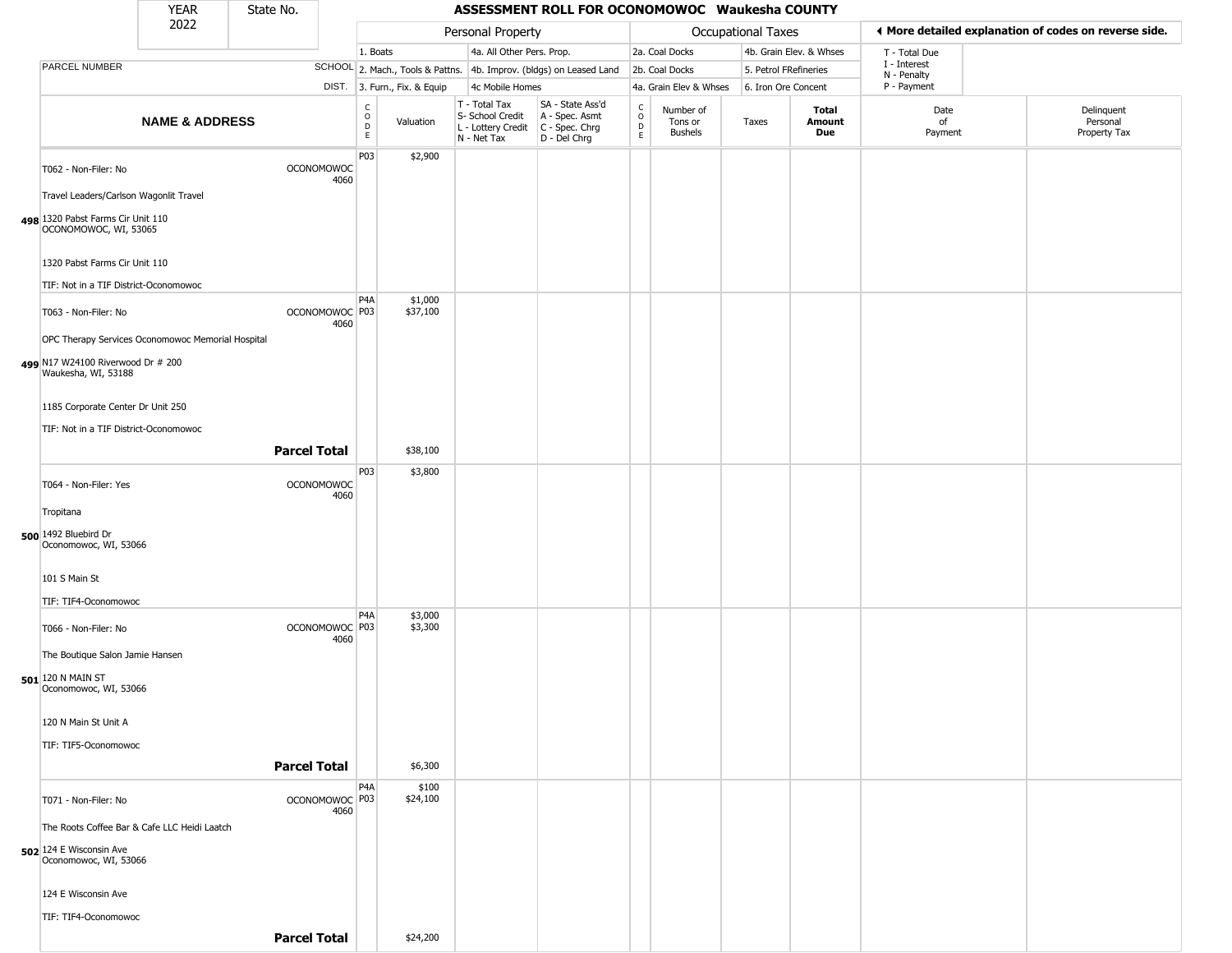| YEAR 2022 | State No. | ASSESSMENT ROLL FOR OCONOMOWOC Waukesha COUNTY |
|---|---|---|

| PARCEL NUMBER | SCHOOL DIST. | Personal Property: 1. Boats; 2. Mach., Tools & Pattns.; 3. Furn., Fix. & Equip; 4a. All Other Pers. Prop.; 4b. Improv. (bldgs) on Leased Land; 4c Mobile Homes | Occupational Taxes: 2a. Coal Docks; 2b. Coal Docks; 4a. Grain Elev & Whses; 4b. Grain Elev. & Whses; 5. Petrol FRefineries; 6. Iron Ore Concent | ◄ More detailed explanation of codes on reverse side. T - Total Due; I - Interest; N - Penalty; P - Payment |
|---|---|---|---|---|

| | NAME & ADDRESS | | CODE | Valuation | T - Total Tax S- School Credit L - Lottery Credit N - Net Tax | SA - State Ass'd A - Spec. Asmt C - Spec. Chrg D - Del Chrg | CODE | Number of Tons or Bushels | Taxes | Total Amount Due | Date of Payment | Delinquent Personal Property Tax |
|---|---|---|---|---|---|---|---|---|---|---|---|---|
| 498 | T062 - Non-Filer: No<br>Travel Leaders/Carlson Wagonlit Travel<br>1320 Pabst Farms Cir Unit 110<br>OCONOMOWOC, WI, 53065<br>1320 Pabst Farms Cir Unit 110<br>TIF: Not in a TIF District-Oconomowoc | OCONOMOWOC 4060 | P03 | $2,900 | | | | | | | | |
| 499 | T063 - Non-Filer: No<br>OPC Therapy Services Oconomowoc Memorial Hospital<br>N17 W24100 Riverwood Dr # 200<br>Waukesha, WI, 53188<br>1185 Corporate Center Dr Unit 250<br>TIF: Not in a TIF District-Oconomowoc | OCONOMOWOC 4060 | P4A<br>P03 | $1,000<br>$37,100 | | | | | | | | |
| | | **Parcel Total** | | $38,100 | | | | | | | | |
| 500 | T064 - Non-Filer: Yes<br>Tropitana<br>1492 Bluebird Dr<br>Oconomowoc, WI, 53066<br>101 S Main St<br>TIF: TIF4-Oconomowoc | OCONOMOWOC 4060 | P03 | $3,800 | | | | | | | | |
| 501 | T066 - Non-Filer: No<br>The Boutique Salon Jamie Hansen<br>120 N MAIN ST<br>Oconomowoc, WI, 53066<br>120 N Main St Unit A<br>TIF: TIF5-Oconomowoc | OCONOMOWOC 4060 | P4A<br>P03 | $3,000<br>$3,300 | | | | | | | | |
| | | **Parcel Total** | | $6,300 | | | | | | | | |
| 502 | T071 - Non-Filer: No<br>The Roots Coffee Bar & Cafe LLC Heidi Laatch<br>124 E Wisconsin Ave<br>Oconomowoc, WI, 53066<br>124 E Wisconsin Ave<br>TIF: TIF4-Oconomowoc | OCONOMOWOC 4060 | P4A<br>P03 | $100<br>$24,100 | | | | | | | | |
| | | **Parcel Total** | | $24,200 | | | | | | | | |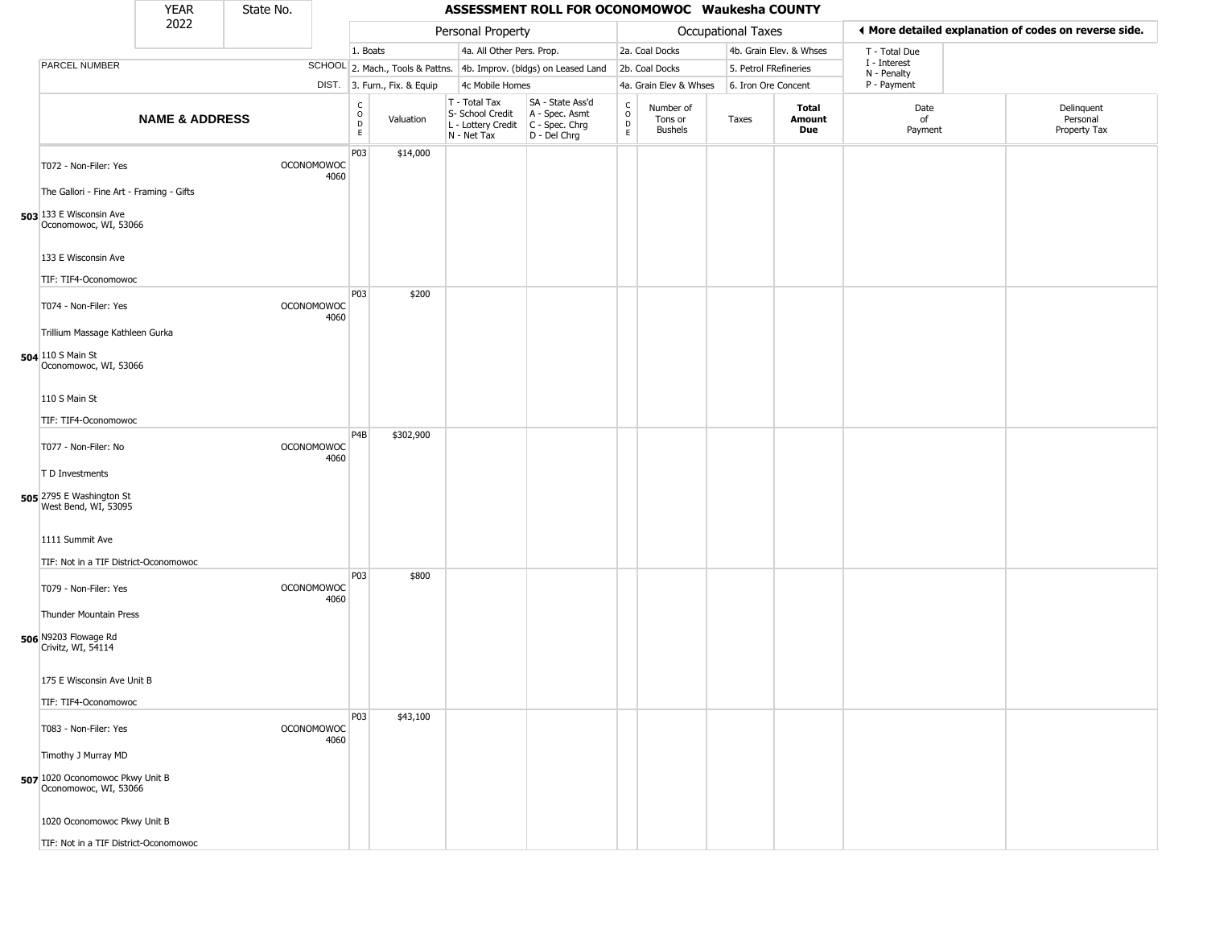| YEAR 2022 | State No. | ASSESSMENT ROLL FOR OCONOMOWOC Waukesha COUNTY | | | | | | | | | | |
|---|---|---|---|---|---|---|---|---|---|---|---|---|

| | | Personal Property | | | | | Occupational Taxes | | | | ◄ More detailed explanation of codes on reverse side. | |
|---|---|---|---|---|---|---|---|---|---|---|---|---|
| | | 1. Boats | | 4a. All Other Pers. Prop. | | | 2a. Coal Docks | | 4b. Grain Elev. & Whses | | T - Total Due | |
| PARCEL NUMBER | SCHOOL | 2. Mach., Tools & Pattns. | | 4b. Improv. (bldgs) on Leased Land | | | 2b. Coal Docks | | 5. Petrol FRefineries | | I - Interest N - Penalty | |
| | DIST. | 3. Furn., Fix. & Equip | | 4c Mobile Homes | | | 4a. Grain Elev & Whses | | 6. Iron Ore Concent | | P - Payment | |
| NAME & ADDRESS | | CODE | Valuation | T - Total Tax S- School Credit L - Lottery Credit N - Net Tax | SA - State Ass'd A - Spec. Asmt C - Spec. Chrg D - Del Chrg | CODE | Number of Tons or Bushels | Taxes | Total Amount Due | Date of Payment | Delinquent Personal Property Tax | |
| T072 - Non-Filer: Yes<br>The Gallori - Fine Art - Framing - Gifts<br>**503** 133 E Wisconsin Ave<br>Oconomowoc, WI, 53066<br>133 E Wisconsin Ave<br>TIF: TIF4-Oconomowoc | OCONOMOWOC 4060 | P03 | $14,000 | | | | | | | | | |
| T074 - Non-Filer: Yes<br>Trillium Massage Kathleen Gurka<br>**504** 110 S Main St<br>Oconomowoc, WI, 53066<br>110 S Main St<br>TIF: TIF4-Oconomowoc | OCONOMOWOC 4060 | P03 | $200 | | | | | | | | | |
| T077 - Non-Filer: No<br>T D Investments<br>**505** 2795 E Washington St<br>West Bend, WI, 53095<br>1111 Summit Ave<br>TIF: Not in a TIF District-Oconomowoc | OCONOMOWOC 4060 | P4B | $302,900 | | | | | | | | | |
| T079 - Non-Filer: Yes<br>Thunder Mountain Press<br>**506** N9203 Flowage Rd<br>Crivitz, WI, 54114<br>175 E Wisconsin Ave Unit B<br>TIF: TIF4-Oconomowoc | OCONOMOWOC 4060 | P03 | $800 | | | | | | | | | |
| T083 - Non-Filer: Yes<br>Timothy J Murray MD<br>**507** 1020 Oconomowoc Pkwy Unit B<br>Oconomowoc, WI, 53066<br>1020 Oconomowoc Pkwy Unit B<br>TIF: Not in a TIF District-Oconomowoc | OCONOMOWOC 4060 | P03 | $43,100 | | | | | | | | | |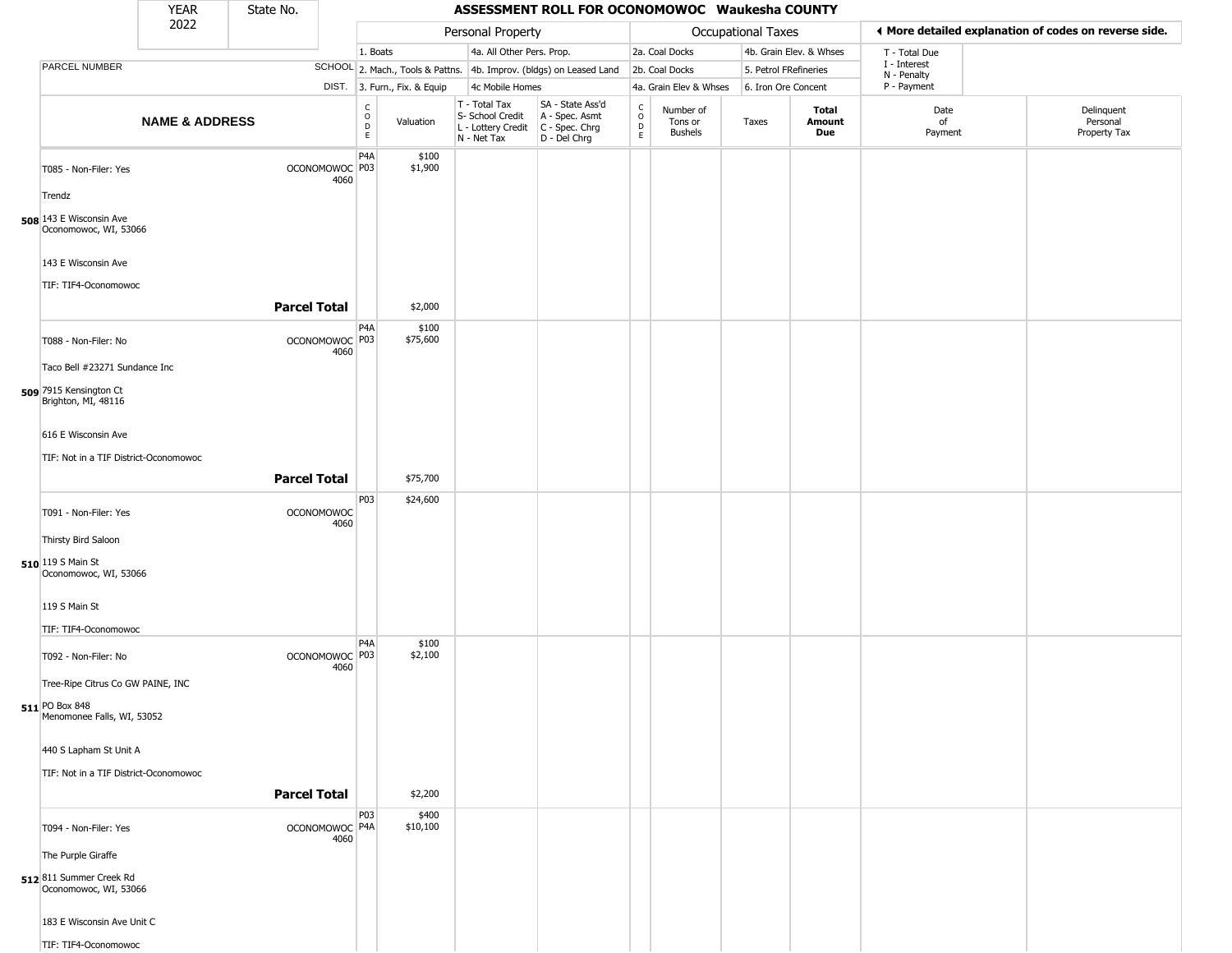| YEAR 2022 | State No. | ASSESSMENT ROLL FOR OCONOMOWOC Waukesha COUNTY | | | | | | | | | | |
|---|---|---|---|---|---|---|---|---|---|---|---|---|
| | | Personal Property | | | | Occupational Taxes | | | | ◄ More detailed explanation of codes on reverse side. | | |
| | | 1. Boats | | 4a. All Other Pers. Prop. | | 2a. Coal Docks | | 4b. Grain Elev. & Whses | | T - Total Due I - Interest N - Penalty P - Payment | | |
| PARCEL NUMBER | SCHOOL | 2. Mach., Tools & Pattns. | | 4b. Improv. (bldgs) on Leased Land | | 2b. Coal Docks | | 5. Petrol FRefineries | | | | |
| | DIST. | 3. Furn., Fix. & Equip | | 4c Mobile Homes | | 4a. Grain Elev & Whses | | 6. Iron Ore Concent | | | | |
| **NAME & ADDRESS** | | CODE | Valuation | T - Total Tax S- School Credit L - Lottery Credit N - Net Tax | SA - State Ass'd A - Spec. Asmt C - Spec. Chrg D - Del Chrg | CODE | Number of Tons or Bushels | Taxes | **Total Amount Due** | Date of Payment | Delinquent Personal Property Tax | |
| **508** T085 - Non-Filer: Yes<br>Trendz<br>143 E Wisconsin Ave<br>Oconomowoc, WI, 53066<br>143 E Wisconsin Ave<br>TIF: TIF4-Oconomowoc | OCONOMOWOC 4060 | P4A<br>P03 | $100<br>$1,900 | | | | | | | | | |
| | **Parcel Total** | | $2,000 | | | | | | | | | |
| **509** T088 - Non-Filer: No<br>Taco Bell #23271 Sundance Inc<br>7915 Kensington Ct<br>Brighton, MI, 48116<br>616 E Wisconsin Ave<br>TIF: Not in a TIF District-Oconomowoc | OCONOMOWOC 4060 | P4A<br>P03 | $100<br>$75,600 | | | | | | | | | |
| | **Parcel Total** | | $75,700 | | | | | | | | | |
| **510** T091 - Non-Filer: Yes<br>Thirsty Bird Saloon<br>119 S Main St<br>Oconomowoc, WI, 53066<br>119 S Main St<br>TIF: TIF4-Oconomowoc | OCONOMOWOC 4060 | P03 | $24,600 | | | | | | | | | |
| **511** T092 - Non-Filer: No<br>Tree-Ripe Citrus Co GW PAINE, INC<br>PO Box 848<br>Menomonee Falls, WI, 53052<br>440 S Lapham St Unit A<br>TIF: Not in a TIF District-Oconomowoc | OCONOMOWOC 4060 | P4A<br>P03 | $100<br>$2,100 | | | | | | | | | |
| | **Parcel Total** | | $2,200 | | | | | | | | | |
| **512** T094 - Non-Filer: Yes<br>The Purple Giraffe<br>811 Summer Creek Rd<br>Oconomowoc, WI, 53066<br>183 E Wisconsin Ave Unit C<br>TIF: TIF4-Oconomowoc | OCONOMOWOC 4060 | P03<br>P4A | $400<br>$10,100 | | | | | | | | | |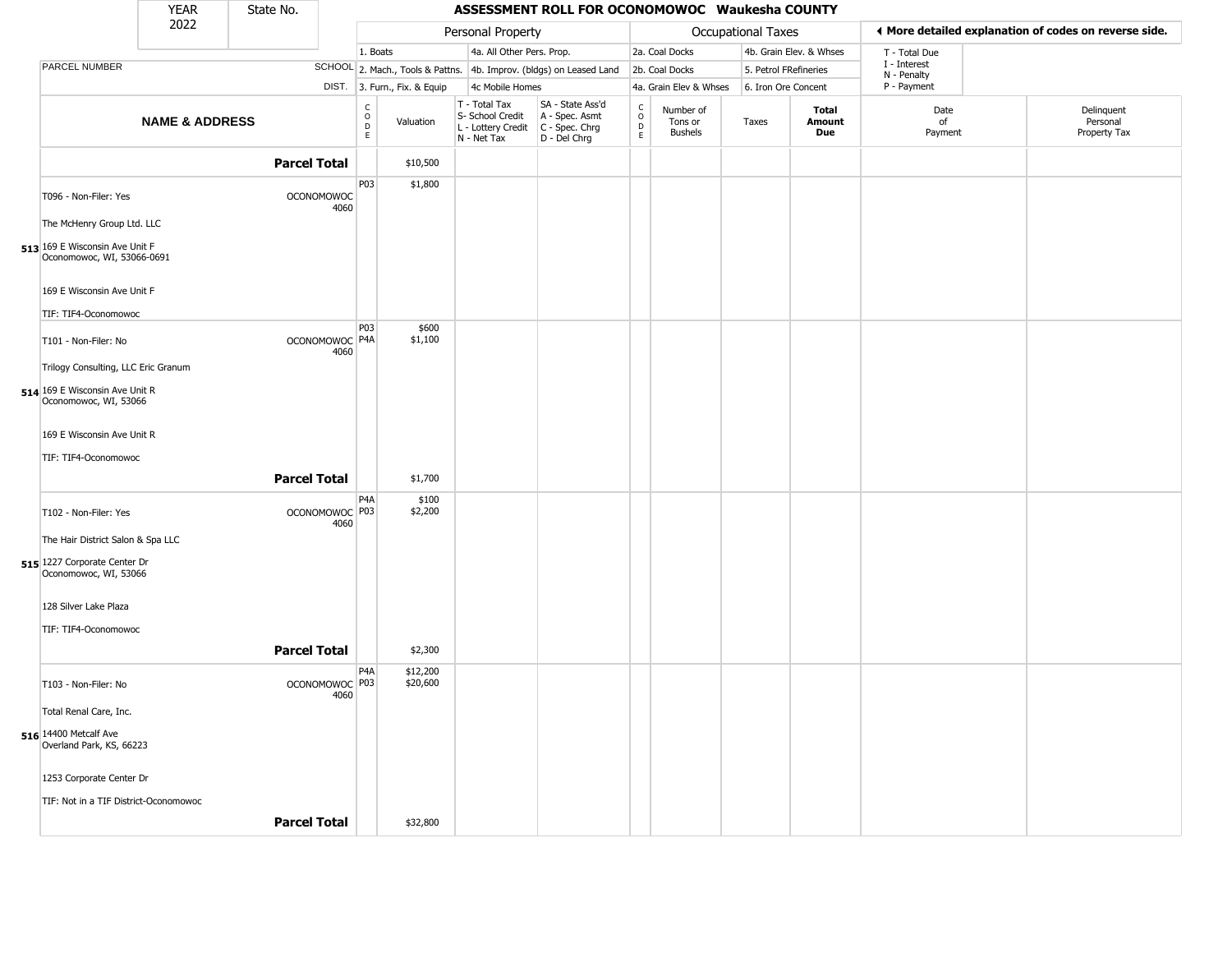| YEAR 2022 | State No. | **ASSESSMENT ROLL FOR OCONOMOWOC Waukesha COUNTY** | | | | | | | | | |
|---|---|---|---|---|---|---|---|---|---|---|---|

| | | Personal Property | | | | Occupational Taxes | | | | ◄ More detailed explanation of codes on reverse side. | |
|---|---|---|---|---|---|---|---|---|---|---|---|
| | | 1. Boats | | 4a. All Other Pers. Prop. | | 2a. Coal Docks | | 4b. Grain Elev. & Whses | | T - Total Due | |
| PARCEL NUMBER | SCHOOL | 2. Mach., Tools & Pattns. | | 4b. Improv. (bldgs) on Leased Land | | 2b. Coal Docks | | 5. Petrol FRefineries | | I - Interest, N - Penalty | |
| | DIST. | 3. Furn., Fix. & Equip | | 4c Mobile Homes | | 4a. Grain Elev & Whses | | 6. Iron Ore Concent | | P - Payment | |
| **NAME & ADDRESS** | | CODE | Valuation | T - Total Tax, S- School Credit, L - Lottery Credit, N - Net Tax | SA - State Ass'd, A - Spec. Asmt, C - Spec. Chrg, D - Del Chrg | CODE | Number of Tons or Bushels | Taxes | **Total Amount Due** | Date of Payment | Delinquent Personal Property Tax |
| **Parcel Total** | | | $10,500 | | | | | | | | |
| T096 - Non-Filer: Yes<br>The McHenry Group Ltd. LLC<br>513 169 E Wisconsin Ave Unit F<br>Oconomowoc, WI, 53066-0691<br>169 E Wisconsin Ave Unit F<br>TIF: TIF4-Oconomowoc | OCONOMOWOC 4060 | P03 | $1,800 | | | | | | | | |
| T101 - Non-Filer: No<br>Trilogy Consulting, LLC Eric Granum<br>514 169 E Wisconsin Ave Unit R<br>Oconomowoc, WI, 53066<br>169 E Wisconsin Ave Unit R<br>TIF: TIF4-Oconomowoc | OCONOMOWOC 4060 | P03<br>P4A | $600<br>$1,100 | | | | | | | | |
| **Parcel Total** | | | $1,700 | | | | | | | | |
| T102 - Non-Filer: Yes<br>The Hair District Salon & Spa LLC<br>515 1227 Corporate Center Dr<br>Oconomowoc, WI, 53066<br>128 Silver Lake Plaza<br>TIF: TIF4-Oconomowoc | OCONOMOWOC 4060 | P4A<br>P03 | $100<br>$2,200 | | | | | | | | |
| **Parcel Total** | | | $2,300 | | | | | | | | |
| T103 - Non-Filer: No<br>Total Renal Care, Inc.<br>516 14400 Metcalf Ave<br>Overland Park, KS, 66223<br>1253 Corporate Center Dr<br>TIF: Not in a TIF District-Oconomowoc | OCONOMOWOC 4060 | P4A<br>P03 | $12,200<br>$20,600 | | | | | | | | |
| **Parcel Total** | | | $32,800 | | | | | | | | |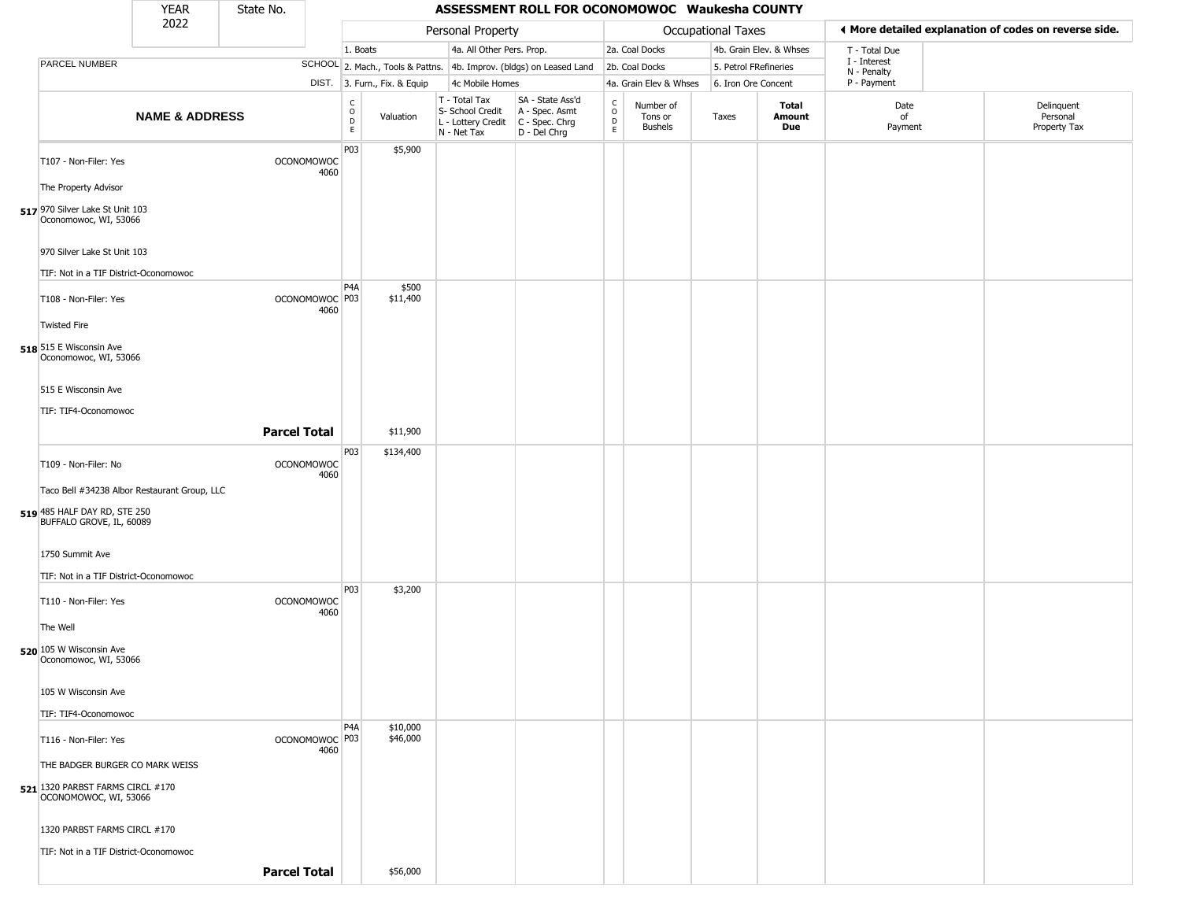| YEAR 2022 | State No. | ASSESSMENT ROLL FOR OCONOMOWOC Waukesha COUNTY |
|---|---|---|

| | | Personal Property | | | | Occupational Taxes | | | | ◄ More detailed explanation of codes on reverse side. | |
|---|---|---|---|---|---|---|---|---|---|---|---|
| PARCEL NUMBER | SCHOOL DIST. | 1. Boats / 2. Mach., Tools & Pattns. / 3. Furn., Fix. & Equip | | 4a. All Other Pers. Prop. / 4b. Improv. (bldgs) on Leased Land / 4c Mobile Homes | | 2a. Coal Docks / 2b. Coal Docks / 4a. Grain Elev & Whses | | 4b. Grain Elev. & Whses / 5. Petrol FRefineries / 6. Iron Ore Concent | | T - Total Due / I - Interest / N - Penalty / P - Payment | |
| NAME & ADDRESS | | CODE | Valuation | T - Total Tax / S- School Credit / L - Lottery Credit / N - Net Tax | SA - State Ass'd / A - Spec. Asmt / C - Spec. Chrg / D - Del Chrg | CODE | Number of Tons or Bushels | Taxes | Total Amount Due | Date of Payment | Delinquent Personal Property Tax |
| 517 T107 - Non-Filer: Yes<br>The Property Advisor<br>970 Silver Lake St Unit 103<br>Oconomowoc, WI, 53066<br>970 Silver Lake St Unit 103<br>TIF: Not in a TIF District-Oconomowoc | OCONOMOWOC 4060 | P03 | $5,900 | | | | | | | | |
| 518 T108 - Non-Filer: Yes<br>Twisted Fire<br>515 E Wisconsin Ave<br>Oconomowoc, WI, 53066<br>515 E Wisconsin Ave<br>TIF: TIF4-Oconomowoc | OCONOMOWOC 4060 | P4A<br>P03 | $500<br>$11,400 | | | | | | | | |
| **Parcel Total** | | | $11,900 | | | | | | | | |
| 519 T109 - Non-Filer: No<br>Taco Bell #34238 Albor Restaurant Group, LLC<br>485 HALF DAY RD, STE 250<br>BUFFALO GROVE, IL, 60089<br>1750 Summit Ave<br>TIF: Not in a TIF District-Oconomowoc | OCONOMOWOC 4060 | P03 | $134,400 | | | | | | | | |
| 520 T110 - Non-Filer: Yes<br>The Well<br>105 W Wisconsin Ave<br>Oconomowoc, WI, 53066<br>105 W Wisconsin Ave<br>TIF: TIF4-Oconomowoc | OCONOMOWOC 4060 | P03 | $3,200 | | | | | | | | |
| 521 T116 - Non-Filer: Yes<br>THE BADGER BURGER CO MARK WEISS<br>1320 PARBST FARMS CIRCL #170<br>OCONOMOWOC, WI, 53066<br>1320 PARBST FARMS CIRCL #170<br>TIF: Not in a TIF District-Oconomowoc | OCONOMOWOC 4060 | P4A<br>P03 | $10,000<br>$46,000 | | | | | | | | |
| **Parcel Total** | | | $56,000 | | | | | | | | |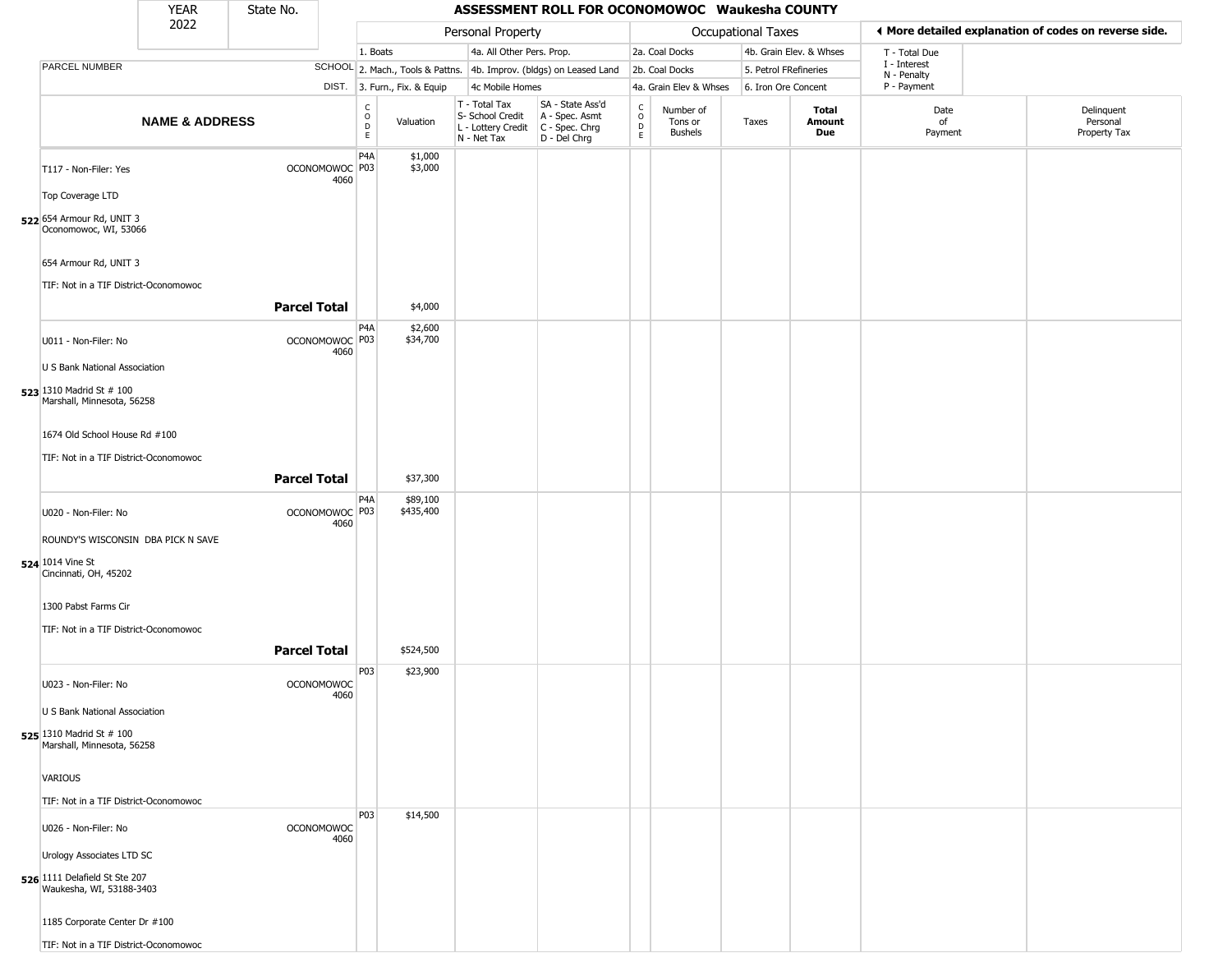| YEAR | State No. |
| --- | --- |
| 2022 | |

# ASSESSMENT ROLL FOR OCONOMOWOC Waukesha COUNTY

| | | Personal Property | | | | | Occupational Taxes | | | | ◀ More detailed explanation of codes on reverse side. | |
| --- | --- | --- | --- | --- | --- | --- | --- | --- | --- | --- | --- | --- |
| | | 1. Boats | | 4a. All Other Pers. Prop. | | | 2a. Coal Docks | | 4b. Grain Elev. & Whses | | T - Total Due | |
| PARCEL NUMBER | SCHOOL | 2. Mach., Tools & Pattns. | | 4b. Improv. (bldgs) on Leased Land | | | 2b. Coal Docks | | 5. Petrol FRefineries | | I - Interest<br>N - Penalty | |
| | DIST. | 3. Furn., Fix. & Equip | | 4c Mobile Homes | | | 4a. Grain Elev & Whses | | 6. Iron Ore Concent | | P - Payment | |
| **NAME & ADDRESS** | | CODE | Valuation | T - Total Tax<br>S- School Credit<br>L - Lottery Credit<br>N - Net Tax | SA - State Ass'd<br>A - Spec. Asmt<br>C - Spec. Chrg<br>D - Del Chrg | CODE | Number of Tons or Bushels | Taxes | **Total Amount Due** | | Date of Payment | Delinquent Personal Property Tax |
| T117 - Non-Filer: Yes<br><br>Top Coverage LTD<br><br>**522** 654 Armour Rd, UNIT 3<br>Oconomowoc, WI, 53066<br><br>654 Armour Rd, UNIT 3<br><br>TIF: Not in a TIF District-Oconomowoc | OCONOMOWOC<br>4060 | P4A<br>P03 | $1,000<br>$3,000 | | | | | | | | | |
| | **Parcel Total** | | $4,000 | | | | | | | | | |
| U011 - Non-Filer: No<br><br>U S Bank National Association<br><br>**523** 1310 Madrid St # 100<br>Marshall, Minnesota, 56258<br><br>1674 Old School House Rd #100<br><br>TIF: Not in a TIF District-Oconomowoc | OCONOMOWOC<br>4060 | P4A<br>P03 | $2,600<br>$34,700 | | | | | | | | | |
| | **Parcel Total** | | $37,300 | | | | | | | | | |
| U020 - Non-Filer: No<br><br>ROUNDY'S WISCONSIN DBA PICK N SAVE<br><br>**524** 1014 Vine St<br>Cincinnati, OH, 45202<br><br>1300 Pabst Farms Cir<br><br>TIF: Not in a TIF District-Oconomowoc | OCONOMOWOC<br>4060 | P4A<br>P03 | $89,100<br>$435,400 | | | | | | | | | |
| | **Parcel Total** | | $524,500 | | | | | | | | | |
| U023 - Non-Filer: No<br><br>U S Bank National Association<br><br>**525** 1310 Madrid St # 100<br>Marshall, Minnesota, 56258<br><br>VARIOUS<br><br>TIF: Not in a TIF District-Oconomowoc | OCONOMOWOC<br>4060 | P03 | $23,900 | | | | | | | | | |
| U026 - Non-Filer: No<br><br>Urology Associates LTD SC<br><br>**526** 1111 Delafield St Ste 207<br>Waukesha, WI, 53188-3403<br><br>1185 Corporate Center Dr #100<br><br>TIF: Not in a TIF District-Oconomowoc | OCONOMOWOC<br>4060 | P03 | $14,500 | | | | | | | | | |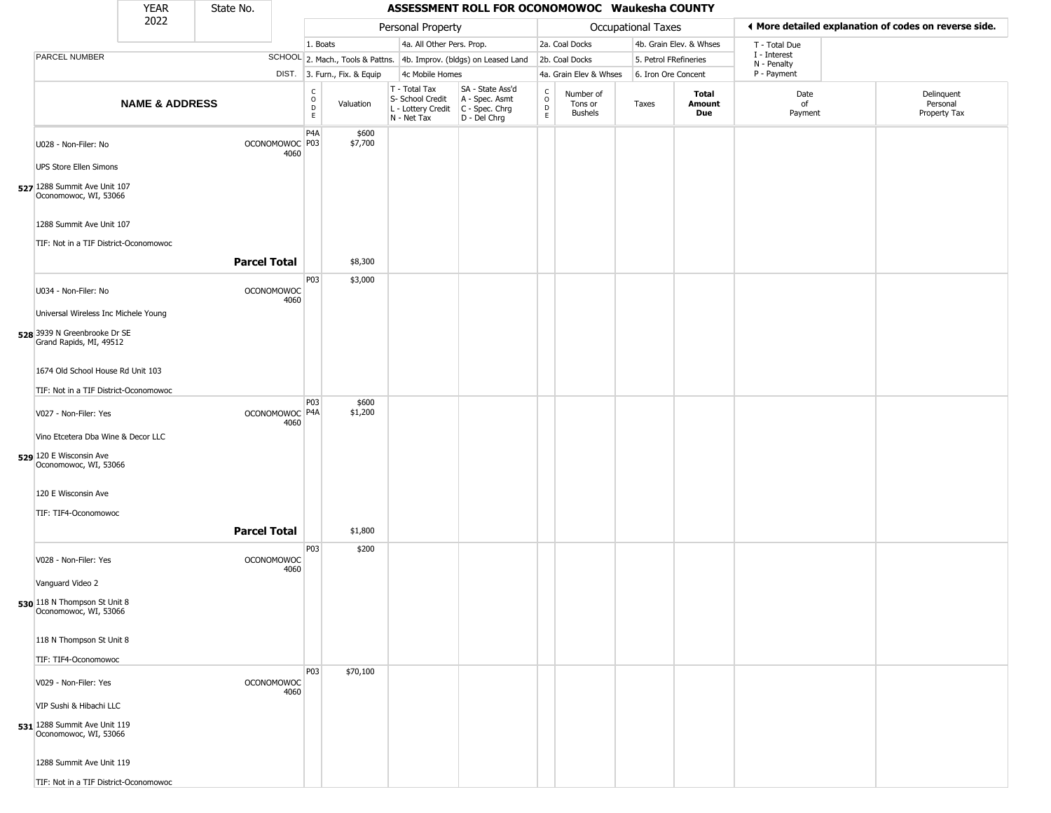| YEAR 2022 | State No. | ASSESSMENT ROLL FOR OCONOMOWOC Waukesha COUNTY |
|---|---|---|

| PARCEL NUMBER / NAME & ADDRESS | SCHOOL DIST. | CODE | Valuation | T - Total Tax / S- School Credit / L - Lottery Credit / N - Net Tax | SA - State Ass'd / A - Spec. Asmt / C - Spec. Chrg / D - Del Chrg | CODE | Number of Tons or Bushels | Taxes | Total Amount Due | Date of Payment | Delinquent Personal Property Tax |
|---|---|---|---|---|---|---|---|---|---|---|---|
| U028 - Non-Filer: No<br>UPS Store Ellen Simons<br>**527** 1288 Summit Ave Unit 107<br>Oconomowoc, WI, 53066<br>1288 Summit Ave Unit 107<br>TIF: Not in a TIF District-Oconomowoc | OCONOMOWOC 4060 | P4A<br>P03 | \$600<br>\$7,700 | | | | | | | | |
| **Parcel Total** | | | \$8,300 | | | | | | | | |
| U034 - Non-Filer: No<br>Universal Wireless Inc Michele Young<br>**528** 3939 N Greenbrooke Dr SE<br>Grand Rapids, MI, 49512<br>1674 Old School House Rd Unit 103<br>TIF: Not in a TIF District-Oconomowoc | OCONOMOWOC 4060 | P03 | \$3,000 | | | | | | | | |
| V027 - Non-Filer: Yes<br>Vino Etcetera Dba Wine & Decor LLC<br>**529** 120 E Wisconsin Ave<br>Oconomowoc, WI, 53066<br>120 E Wisconsin Ave<br>TIF: TIF4-Oconomowoc | OCONOMOWOC 4060 | P03<br>P4A | \$600<br>\$1,200 | | | | | | | | |
| **Parcel Total** | | | \$1,800 | | | | | | | | |
| V028 - Non-Filer: Yes<br>Vanguard Video 2<br>**530** 118 N Thompson St Unit 8<br>Oconomowoc, WI, 53066<br>118 N Thompson St Unit 8<br>TIF: TIF4-Oconomowoc | OCONOMOWOC 4060 | P03 | \$200 | | | | | | | | |
| V029 - Non-Filer: Yes<br>VIP Sushi & Hibachi LLC<br>**531** 1288 Summit Ave Unit 119<br>Oconomowoc, WI, 53066<br>1288 Summit Ave Unit 119<br>TIF: Not in a TIF District-Oconomowoc | OCONOMOWOC 4060 | P03 | \$70,100 | | | | | | | | |

Personal Property: 1. Boats; 2. Mach., Tools & Pattns.; 3. Furn., Fix. & Equip; 4a. All Other Pers. Prop.; 4b. Improv. (bldgs) on Leased Land; 4c Mobile Homes

Occupational Taxes: 2a. Coal Docks; 2b. Coal Docks; 4a. Grain Elev & Whses; 4b. Grain Elev. & Whses; 5. Petrol FRefineries; 6. Iron Ore Concent

◂ More detailed explanation of codes on reverse side.

T - Total Due; I - Interest; N - Penalty; P - Payment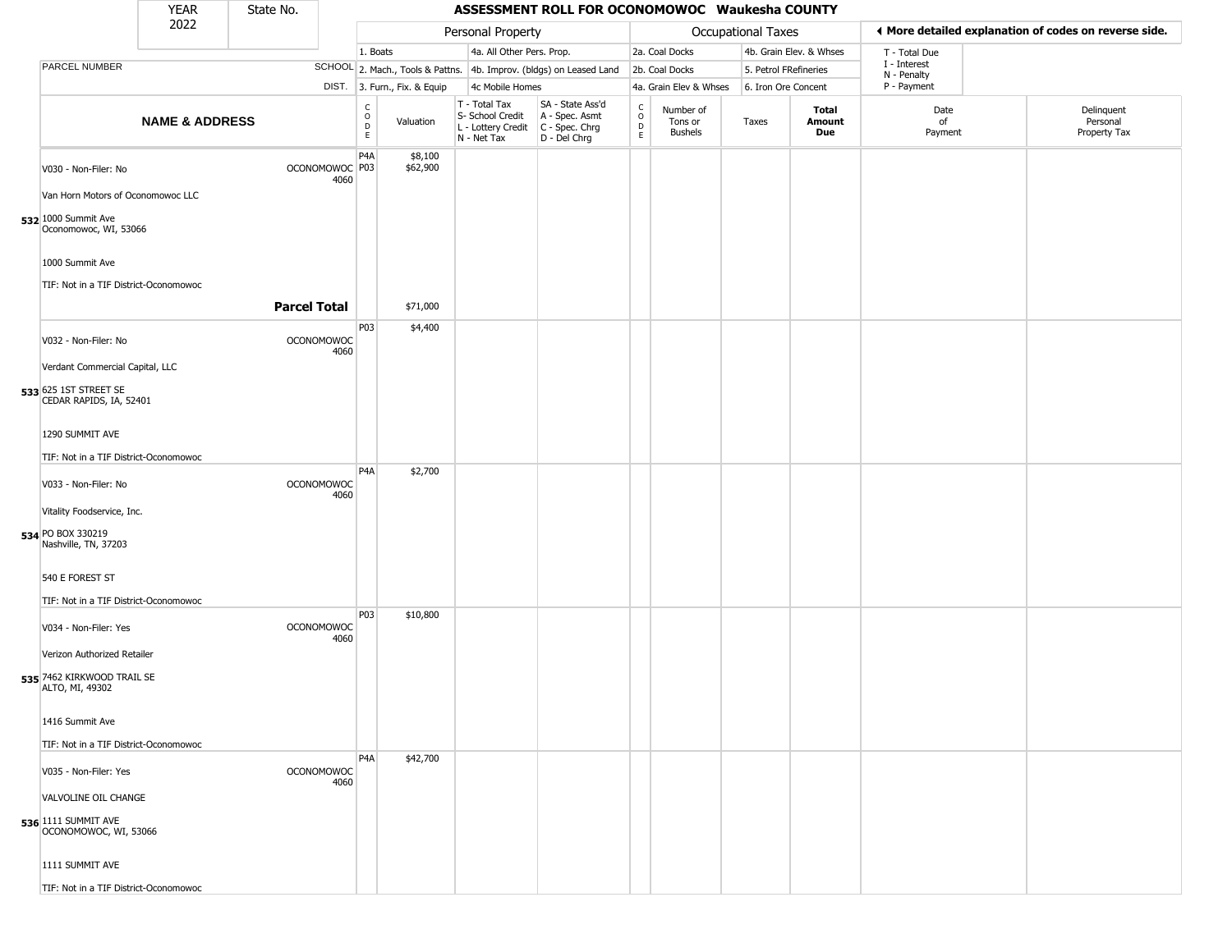| YEAR 2022 | State No. | | | ASSESSMENT ROLL FOR OCONOMOWOC Waukesha COUNTY | | | | | | | | |
|---|---|---|---|---|---|---|---|---|---|---|---|---|

| PARCEL NUMBER | SCHOOL DIST. | Personal Property | | | | Occupational Taxes | | | | ◀ More detailed explanation of codes on reverse side. | | |
|---|---|---|---|---|---|---|---|---|---|---|---|---|
| | | 1. Boats | | 4a. All Other Pers. Prop. | | 2a. Coal Docks | | 4b. Grain Elev. & Whses | | T - Total Due | | |
| | | 2. Mach., Tools & Pattns. | | 4b. Improv. (bldgs) on Leased Land | | 2b. Coal Docks | | 5. Petrol FRefineries | | I - Interest, N - Penalty | | |
| | | 3. Furn., Fix. & Equip | | 4c Mobile Homes | | 4a. Grain Elev & Whses | | 6. Iron Ore Concent | | P - Payment | | |
| **NAME & ADDRESS** | | CODE | Valuation | T - Total Tax, S- School Credit, L - Lottery Credit, N - Net Tax | SA - State Ass'd, A - Spec. Asmt, C - Spec. Chrg, D - Del Chrg | CODE | Number of Tons or Bushels | Taxes | **Total Amount Due** | Date of Payment | Delinquent Personal Property Tax | |
| V030 - Non-Filer: No<br>Van Horn Motors of Oconomowoc LLC<br>**532** 1000 Summit Ave<br>Oconomowoc, WI, 53066<br>1000 Summit Ave<br>TIF: Not in a TIF District-Oconomowoc | OCONOMOWOC 4060 | P4A<br>P03 | $8,100<br>$62,900 | | | | | | | | | |
| | **Parcel Total** | | $71,000 | | | | | | | | | |
| V032 - Non-Filer: No<br>Verdant Commercial Capital, LLC<br>**533** 625 1ST STREET SE<br>CEDAR RAPIDS, IA, 52401<br>1290 SUMMIT AVE<br>TIF: Not in a TIF District-Oconomowoc | OCONOMOWOC 4060 | P03 | $4,400 | | | | | | | | | |
| V033 - Non-Filer: No<br>Vitality Foodservice, Inc.<br>**534** PO BOX 330219<br>Nashville, TN, 37203<br>540 E FOREST ST<br>TIF: Not in a TIF District-Oconomowoc | OCONOMOWOC 4060 | P4A | $2,700 | | | | | | | | | |
| V034 - Non-Filer: Yes<br>Verizon Authorized Retailer<br>**535** 7462 KIRKWOOD TRAIL SE<br>ALTO, MI, 49302<br>1416 Summit Ave<br>TIF: Not in a TIF District-Oconomowoc | OCONOMOWOC 4060 | P03 | $10,800 | | | | | | | | | |
| V035 - Non-Filer: Yes<br>VALVOLINE OIL CHANGE<br>**536** 1111 SUMMIT AVE<br>OCONOMOWOC, WI, 53066<br>1111 SUMMIT AVE<br>TIF: Not in a TIF District-Oconomowoc | OCONOMOWOC 4060 | P4A | $42,700 | | | | | | | | | |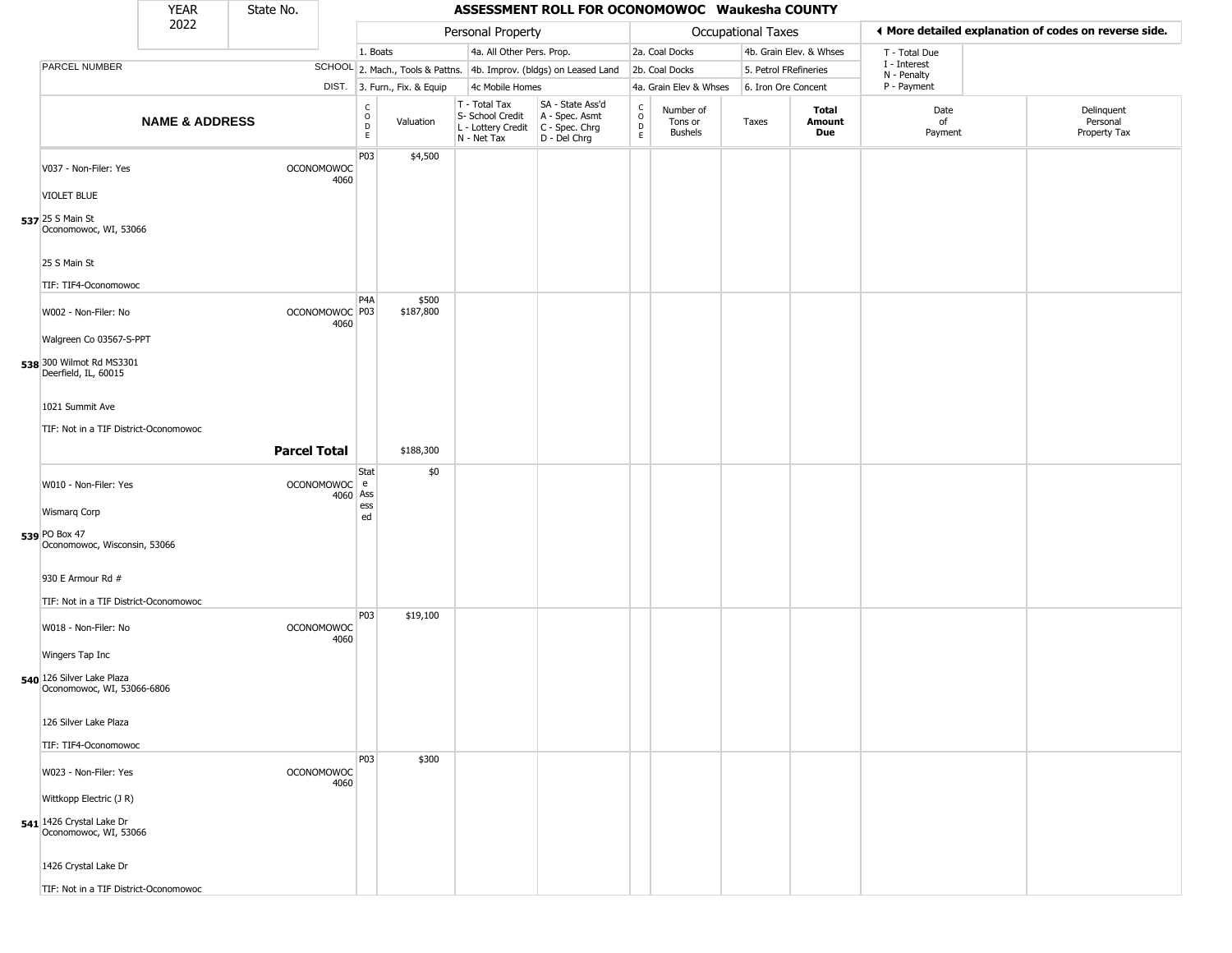| YEAR 2022 | State No. | ASSESSMENT ROLL FOR OCONOMOWOC Waukesha COUNTY |
|---|---|---|

| | | Personal Property | | | | Occupational Taxes | | | | ◄ More detailed explanation of codes on reverse side. | |
|---|---|---|---|---|---|---|---|---|---|---|---|
| PARCEL NUMBER | SCHOOL | 1. Boats | | 4a. All Other Pers. Prop. | | 2a. Coal Docks | | 4b. Grain Elev. & Whses | | T - Total Due | |
| | DIST. | 2. Mach., Tools & Pattns. | | 4b. Improv. (bldgs) on Leased Land | | 2b. Coal Docks | | 5. Petrol FRefineries | | I - Interest | |
| | | 3. Furn., Fix. & Equip | | 4c Mobile Homes | | 4a. Grain Elev & Whses | | 6. Iron Ore Concent | | N - Penalty / P - Payment | |
| **NAME & ADDRESS** | | CODE | Valuation | T - Total Tax / S- School Credit / L - Lottery Credit / N - Net Tax | SA - State Ass'd / A - Spec. Asmt / C - Spec. Chrg / D - Del Chrg | CODE | Number of Tons or Bushels | Taxes | **Total Amount Due** | Date of Payment | Delinquent Personal Property Tax |
| V037 - Non-Filer: Yes<br>VIOLET BLUE<br>**537** 25 S Main St<br>Oconomowoc, WI, 53066<br>25 S Main St<br>TIF: TIF4-Oconomowoc | OCONOMOWOC 4060 | P03 | $4,500 | | | | | | | | |
| W002 - Non-Filer: No<br>Walgreen Co 03567-S-PPT<br>**538** 300 Wilmot Rd MS3301<br>Deerfield, IL, 60015<br>1021 Summit Ave<br>TIF: Not in a TIF District-Oconomowoc | OCONOMOWOC 4060 | P4A<br>P03 | $500<br>$187,800 | | | | | | | | |
| | **Parcel Total** | | $188,300 | | | | | | | | |
| W010 - Non-Filer: Yes<br>Wismarq Corp<br>**539** PO Box 47<br>Oconomowoc, Wisconsin, 53066<br>930 E Armour Rd #<br>TIF: Not in a TIF District-Oconomowoc | OCONOMOWOC 4060 | State Assessed | $0 | | | | | | | | |
| W018 - Non-Filer: No<br>Wingers Tap Inc<br>**540** 126 Silver Lake Plaza<br>Oconomowoc, WI, 53066-6806<br>126 Silver Lake Plaza<br>TIF: TIF4-Oconomowoc | OCONOMOWOC 4060 | P03 | $19,100 | | | | | | | | |
| W023 - Non-Filer: Yes<br>Wittkopp Electric (J R)<br>**541** 1426 Crystal Lake Dr<br>Oconomowoc, WI, 53066<br>1426 Crystal Lake Dr<br>TIF: Not in a TIF District-Oconomowoc | OCONOMOWOC 4060 | P03 | $300 | | | | | | | | |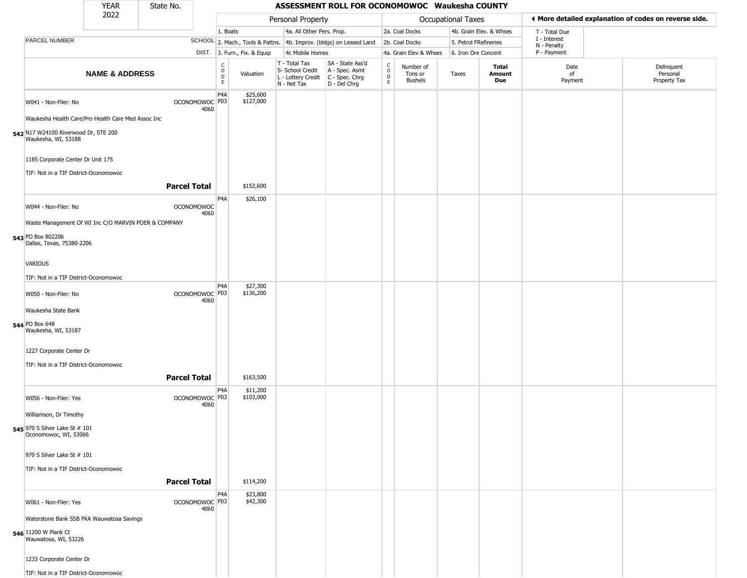| YEAR 2022 | State No. | ASSESSMENT ROLL FOR OCONOMOWOC Waukesha COUNTY | | | | | | | | | |
|---|---|---|---|---|---|---|---|---|---|---|---|

| | | Personal Property | | | | Occupational Taxes | | | | ◀ More detailed explanation of codes on reverse side. | |
|---|---|---|---|---|---|---|---|---|---|---|---|
| PARCEL NUMBER | SCHOOL DIST. | 1. Boats<br>2. Mach., Tools & Pattns.<br>3. Furn., Fix. & Equip | | 4a. All Other Pers. Prop.<br>4b. Improv. (bldgs) on Leased Land<br>4c Mobile Homes | | 2a. Coal Docks<br>2b. Coal Docks<br>4a. Grain Elev & Whses | | 4b. Grain Elev. & Whses<br>5. Petrol FRefineries<br>6. Iron Ore Concent | | T - Total Due<br>I - Interest<br>N - Penalty<br>P - Payment | |
| NAME & ADDRESS | | CODE | Valuation | T - Total Tax<br>S- School Credit<br>L - Lottery Credit<br>N - Net Tax | SA - State Ass'd<br>A - Spec. Asmt<br>C - Spec. Chrg<br>D - Del Chrg | CODE | Number of Tons or Bushels | Taxes | Total Amount Due | Date of Payment | Delinquent Personal Property Tax |
| **542** W041 - Non-Filer: No<br>Waukesha Health Care/Pro Health Care Med Assoc Inc<br>N17 W24100 Riverwood Dr, STE 200<br>Waukesha, WI, 53188<br>1185 Corporate Center Dr Unit 175<br>TIF: Not in a TIF District-Oconomowoc | OCONOMOWOC 4060 | P4A<br>P03 | $25,600<br>$127,000 | | | | | | | | |
| **Parcel Total** | | | $152,600 | | | | | | | | |
| **543** W044 - Non-Filer: No<br>Waste Management Of WI Inc C/O MARVIN POER & COMPANY<br>PO Box 802206<br>Dallas, Texas, 75380-2206<br>VARIOUS<br>TIF: Not in a TIF District-Oconomowoc | OCONOMOWOC 4060 | P4A | $26,100 | | | | | | | | |
| **544** W050 - Non-Filer: No<br>Waukesha State Bank<br>PO Box 648<br>Waukesha, WI, 53187<br>1227 Corporate Center Dr<br>TIF: Not in a TIF District-Oconomowoc | OCONOMOWOC 4060 | P4A<br>P03 | $27,300<br>$136,200 | | | | | | | | |
| **Parcel Total** | | | $163,500 | | | | | | | | |
| **545** W056 - Non-Filer: Yes<br>Williamson, Dr Timothy<br>970 S Silver Lake St # 101<br>Oconomowoc, WI, 53066<br>970 S Silver Lake St # 101<br>TIF: Not in a TIF District-Oconomowoc | OCONOMOWOC 4060 | P4A<br>P03 | $11,200<br>$103,000 | | | | | | | | |
| **Parcel Total** | | | $114,200 | | | | | | | | |
| **546** W061 - Non-Filer: Yes<br>Waterstone Bank SSB FKA Wauwatosa Savings<br>11200 W Plank Ct<br>Wauwatosa, WI, 53226<br>1233 Corporate Center Dr<br>TIF: Not in a TIF District-Oconomowoc | OCONOMOWOC 4060 | P4A<br>P03 | $23,800<br>$42,300 | | | | | | | | |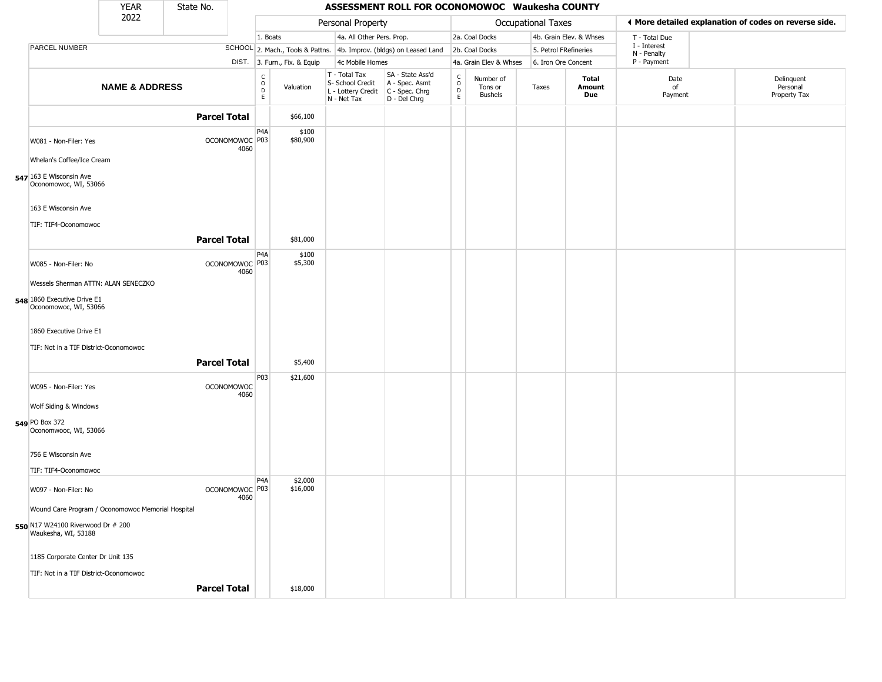# ASSESSMENT ROLL FOR OCONOMOWOC Waukesha COUNTY

YEAR 2022 | State No.

| | | Personal Property | | | | Occupational Taxes | | | | ◀ More detailed explanation of codes on reverse side. | |
|---|---|---|---|---|---|---|---|---|---|---|---|
| | | 1. Boats | | 4a. All Other Pers. Prop. | | 2a. Coal Docks | | 4b. Grain Elev. & Whses | | T - Total Due | |
| PARCEL NUMBER | SCHOOL | 2. Mach., Tools & Pattns. | | 4b. Improv. (bldgs) on Leased Land | | 2b. Coal Docks | | 5. Petrol FRefineries | | I - Interest N - Penalty | |
| | DIST. | 3. Furn., Fix. & Equip | | 4c Mobile Homes | | 4a. Grain Elev & Whses | | 6. Iron Ore Concent | | P - Payment | |
| **NAME & ADDRESS** | | CODE | Valuation | T - Total Tax S- School Credit L - Lottery Credit N - Net Tax | SA - State Ass'd A - Spec. Asmt C - Spec. Chrg D - Del Chrg | CODE | Number of Tons or Bushels | Taxes | **Total Amount Due** | Date of Payment | Delinquent Personal Property Tax |
| **Parcel Total** | | | $66,100 | | | | | | | | |
| W081 - Non-Filer: Yes<br>Whelan's Coffee/Ice Cream<br>547 163 E Wisconsin Ave<br>Oconomowoc, WI, 53066<br>163 E Wisconsin Ave<br>TIF: TIF4-Oconomowoc | OCONOMOWOC 4060 | P4A<br>P03 | $100<br>$80,900 | | | | | | | | |
| **Parcel Total** | | | $81,000 | | | | | | | | |
| W085 - Non-Filer: No<br>Wessels Sherman ATTN: ALAN SENECZKO<br>548 1860 Executive Drive E1<br>Oconomowoc, WI, 53066<br>1860 Executive Drive E1<br>TIF: Not in a TIF District-Oconomowoc | OCONOMOWOC 4060 | P4A<br>P03 | $100<br>$5,300 | | | | | | | | |
| **Parcel Total** | | | $5,400 | | | | | | | | |
| W095 - Non-Filer: Yes<br>Wolf Siding & Windows<br>549 PO Box 372<br>Oconomwooc, WI, 53066<br>756 E Wisconsin Ave<br>TIF: TIF4-Oconomowoc | OCONOMOWOC 4060 | P03 | $21,600 | | | | | | | | |
| W097 - Non-Filer: No<br>Wound Care Program / Oconomowoc Memorial Hospital<br>550 N17 W24100 Riverwood Dr # 200<br>Waukesha, WI, 53188<br>1185 Corporate Center Dr Unit 135<br>TIF: Not in a TIF District-Oconomowoc | OCONOMOWOC 4060 | P4A<br>P03 | $2,000<br>$16,000 | | | | | | | | |
| **Parcel Total** | | | $18,000 | | | | | | | | |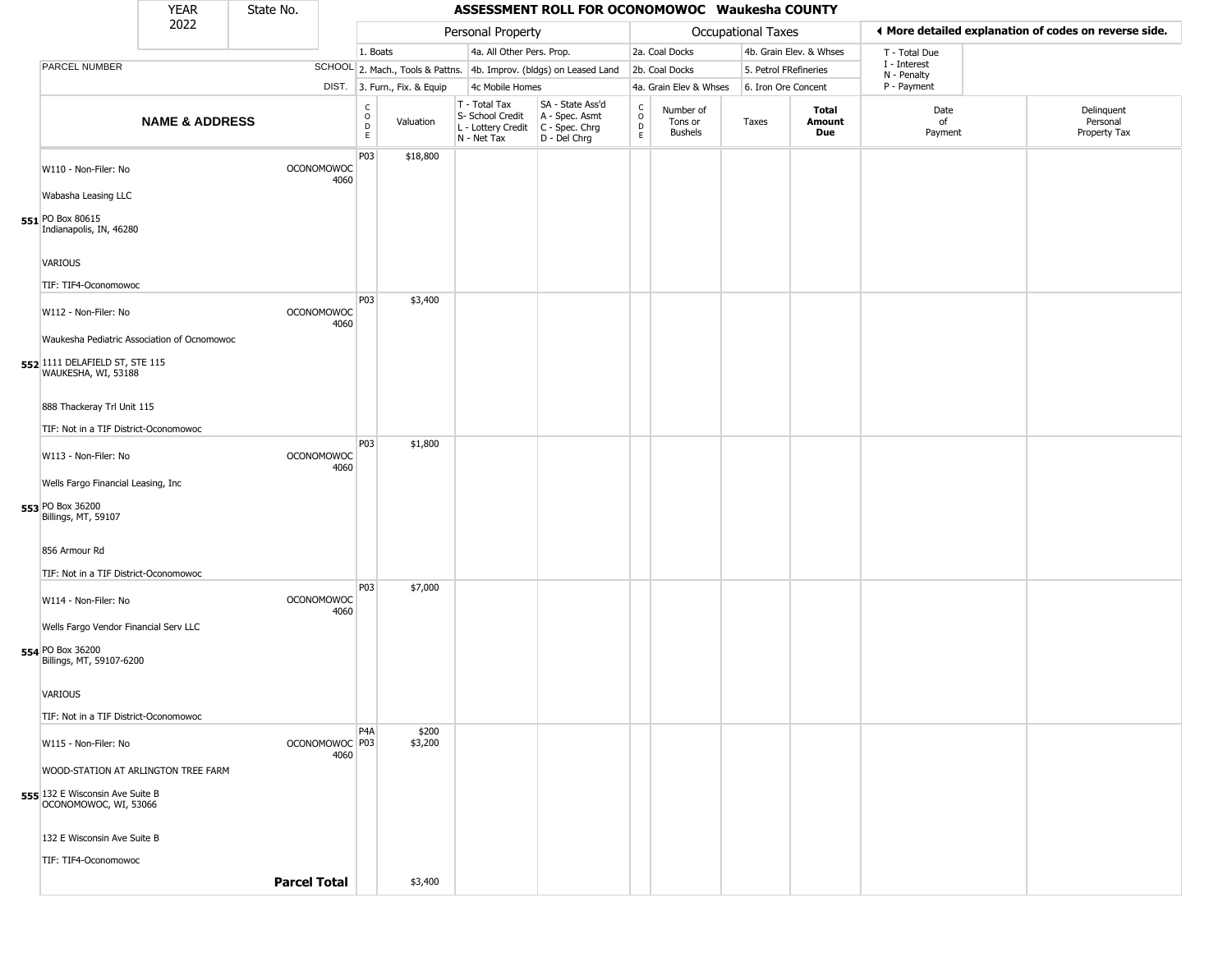| YEAR 2022 | State No. | | ASSESSMENT ROLL FOR OCONOMOWOC Waukesha COUNTY | | | | | | | | | |
|---|---|---|---|---|---|---|---|---|---|---|---|---|

| | | Personal Property | | | | Occupational Taxes | | | | ◀ More detailed explanation of codes on reverse side. | |
|---|---|---|---|---|---|---|---|---|---|---|---|
| | | 1. Boats | | 4a. All Other Pers. Prop. | | 2a. Coal Docks | | 4b. Grain Elev. & Whses | | T - Total Due | |
| PARCEL NUMBER | SCHOOL | 2. Mach., Tools & Pattns. | | 4b. Improv. (bldgs) on Leased Land | | 2b. Coal Docks | | 5. Petrol FRefineries | | I - Interest N - Penalty | |
| | DIST. | 3. Furn., Fix. & Equip | | 4c Mobile Homes | | 4a. Grain Elev & Whses | | 6. Iron Ore Concent | | P - Payment | |

| NAME & ADDRESS | SCHOOL DIST. | CODE | Valuation | T - Total Tax S- School Credit L - Lottery Credit N - Net Tax | SA - State Ass'd A - Spec. Asmt C - Spec. Chrg D - Del Chrg | CODE | Number of Tons or Bushels | Taxes | Total Amount Due | Date of Payment | Delinquent Personal Property Tax |
|---|---|---|---|---|---|---|---|---|---|---|---|
| **551** W110 - Non-Filer: No<br>Wabasha Leasing LLC<br>PO Box 80615<br>Indianapolis, IN, 46280<br>VARIOUS<br>TIF: TIF4-Oconomowoc | OCONOMOWOC 4060 | P03 | $18,800 | | | | | | | | |
| **552** W112 - Non-Filer: No<br>Waukesha Pediatric Association of Ocnomowoc<br>1111 DELAFIELD ST, STE 115<br>WAUKESHA, WI, 53188<br>888 Thackeray Trl Unit 115<br>TIF: Not in a TIF District-Oconomowoc | OCONOMOWOC 4060 | P03 | $3,400 | | | | | | | | |
| **553** W113 - Non-Filer: No<br>Wells Fargo Financial Leasing, Inc<br>PO Box 36200<br>Billings, MT, 59107<br>856 Armour Rd<br>TIF: Not in a TIF District-Oconomowoc | OCONOMOWOC 4060 | P03 | $1,800 | | | | | | | | |
| **554** W114 - Non-Filer: No<br>Wells Fargo Vendor Financial Serv LLC<br>PO Box 36200<br>Billings, MT, 59107-6200<br>VARIOUS<br>TIF: Not in a TIF District-Oconomowoc | OCONOMOWOC 4060 | P03 | $7,000 | | | | | | | | |
| **555** W115 - Non-Filer: No<br>WOOD-STATION AT ARLINGTON TREE FARM<br>132 E Wisconsin Ave Suite B<br>OCONOMOWOC, WI, 53066<br>132 E Wisconsin Ave Suite B<br>TIF: TIF4-Oconomowoc | OCONOMOWOC 4060 | P4A<br>P03 | $200<br>$3,200 | | | | | | | | |
| **Parcel Total** | | | $3,400 | | | | | | | | |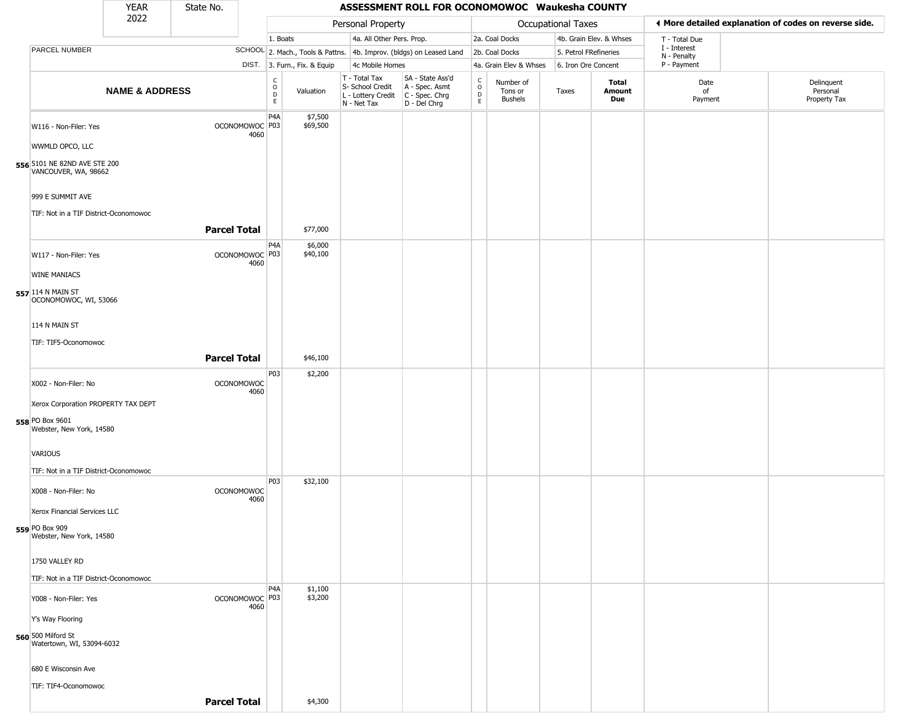| YEAR 2022 | State No. |
|---|---|

# ASSESSMENT ROLL FOR OCONOMOWOC Waukesha COUNTY

| | | Personal Property | | | | Occupational Taxes | | | | ◀ More detailed explanation of codes on reverse side. | |
|---|---|---|---|---|---|---|---|---|---|---|---|
| PARCEL NUMBER | SCHOOL DIST. | 1. Boats<br>2. Mach., Tools & Pattns.<br>3. Furn., Fix. & Equip | | 4a. All Other Pers. Prop.<br>4b. Improv. (bldgs) on Leased Land<br>4c Mobile Homes | | 2a. Coal Docks<br>2b. Coal Docks<br>4a. Grain Elev & Whses | | 4b. Grain Elev. & Whses<br>5. Petrol FRefineries<br>6. Iron Ore Concent | | T - Total Due<br>I - Interest<br>N - Penalty<br>P - Payment | |
| **NAME & ADDRESS** | | CODE | Valuation | T - Total Tax<br>S- School Credit<br>L - Lottery Credit<br>N - Net Tax | SA - State Ass'd<br>A - Spec. Asmt<br>C - Spec. Chrg<br>D - Del Chrg | CODE | Number of Tons or Bushels | Taxes | **Total Amount Due** | Date of Payment | Delinquent Personal Property Tax |
| **556** W116 - Non-Filer: Yes<br>WWMLD OPCO, LLC<br>5101 NE 82ND AVE STE 200<br>VANCOUVER, WA, 98662<br>999 E SUMMIT AVE<br>TIF: Not in a TIF District-Oconomowoc | OCONOMOWOC 4060 | P4A<br>P03 | $7,500<br>$69,500 | | | | | | | | |
| | **Parcel Total** | | $77,000 | | | | | | | | |
| **557** W117 - Non-Filer: Yes<br>WINE MANIACS<br>114 N MAIN ST<br>OCONOMOWOC, WI, 53066<br>114 N MAIN ST<br>TIF: TIF5-Oconomowoc | OCONOMOWOC 4060 | P4A<br>P03 | $6,000<br>$40,100 | | | | | | | | |
| | **Parcel Total** | | $46,100 | | | | | | | | |
| **558** X002 - Non-Filer: No<br>Xerox Corporation PROPERTY TAX DEPT<br>PO Box 9601<br>Webster, New York, 14580<br>VARIOUS<br>TIF: Not in a TIF District-Oconomowoc | OCONOMOWOC 4060 | P03 | $2,200 | | | | | | | | |
| **559** X008 - Non-Filer: No<br>Xerox Financial Services LLC<br>PO Box 909<br>Webster, New York, 14580<br>1750 VALLEY RD<br>TIF: Not in a TIF District-Oconomowoc | OCONOMOWOC 4060 | P03 | $32,100 | | | | | | | | |
| **560** Y008 - Non-Filer: Yes<br>Y's Way Flooring<br>500 Milford St<br>Watertown, WI, 53094-6032<br>680 E Wisconsin Ave<br>TIF: TIF4-Oconomowoc | OCONOMOWOC 4060 | P4A<br>P03 | $1,100<br>$3,200 | | | | | | | | |
| | **Parcel Total** | | $4,300 | | | | | | | | |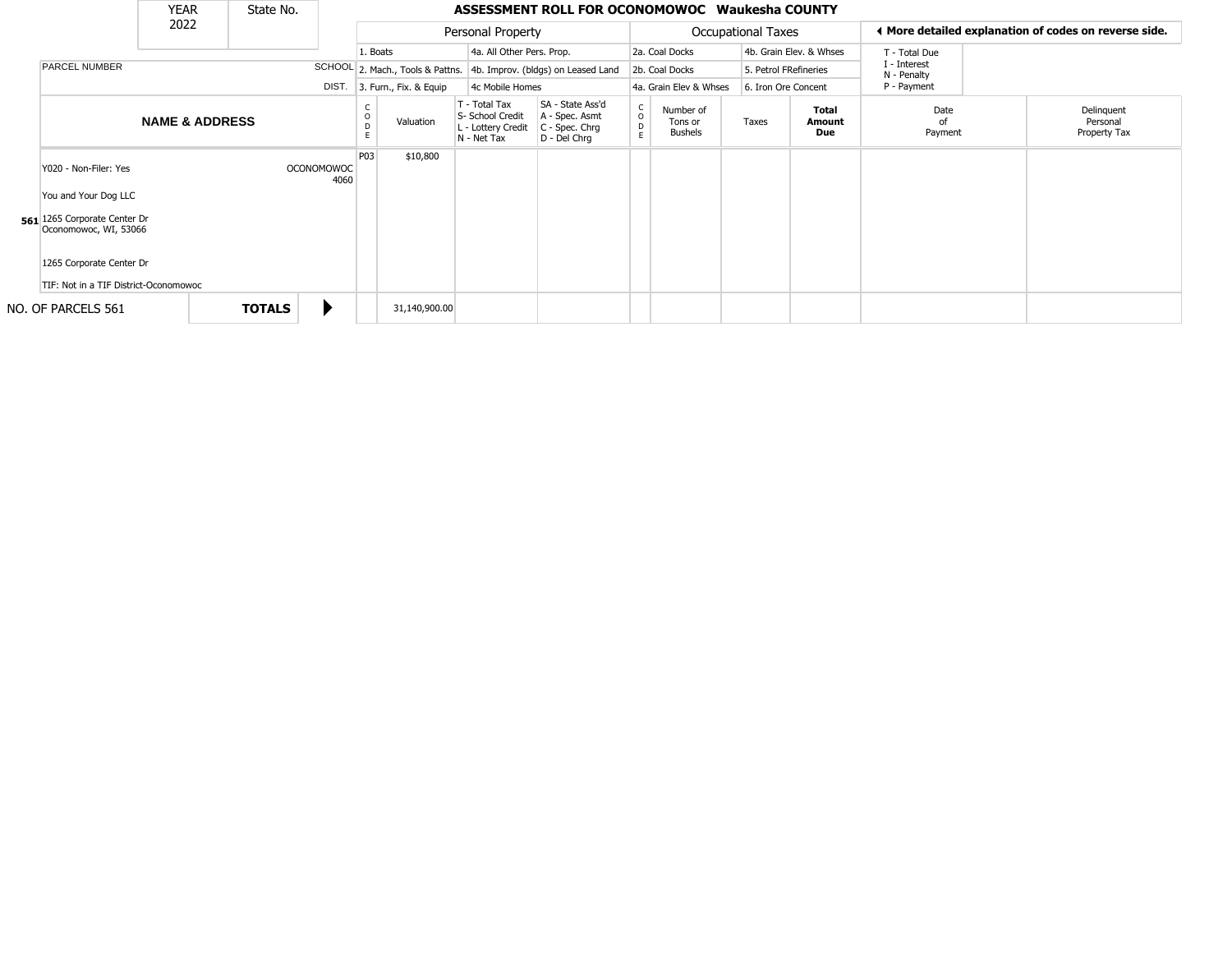| YEAR 2022 | State No. | ASSESSMENT ROLL FOR OCONOMOWOC Waukesha COUNTY |
|---|---|---|

| | Personal Property | | Occupational Taxes | | ◄ More detailed explanation of codes on reverse side. |
|---|---|---|---|---|---|
| | 1. Boats | 4a. All Other Pers. Prop. | 2a. Coal Docks | 4b. Grain Elev. & Whses | T - Total Due |
| PARCEL NUMBER / SCHOOL DIST. | 2. Mach., Tools & Pattns. | 4b. Improv. (bldgs) on Leased Land | 2b. Coal Docks | 5. Petrol FRefineries | I - Interest, N - Penalty |
| | 3. Furn., Fix. & Equip | 4c Mobile Homes | 4a. Grain Elev & Whses | 6. Iron Ore Concent | P - Payment |

| | NAME & ADDRESS | SCHOOL DIST. | CODE | Valuation | T - Total Tax, S- School Credit, L - Lottery Credit, N - Net Tax | SA - State Ass'd, A - Spec. Asmt, C - Spec. Chrg, D - Del Chrg | CODE | Number of Tons or Bushels | Taxes | Total Amount Due | Date of Payment | Delinquent Personal Property Tax |
|---|---|---|---|---|---|---|---|---|---|---|---|---|
| 561 | Y020 - Non-Filer: Yes<br>You and Your Dog LLC<br>1265 Corporate Center Dr<br>Oconomowoc, WI, 53066<br>1265 Corporate Center Dr<br>TIF: Not in a TIF District-Oconomowoc | OCONOMOWOC 4060 | P03 | $10,800 | | | | | | | | |
| NO. OF PARCELS 561 | **TOTALS** | ► | | 31,140,900.00 | | | | | | | | |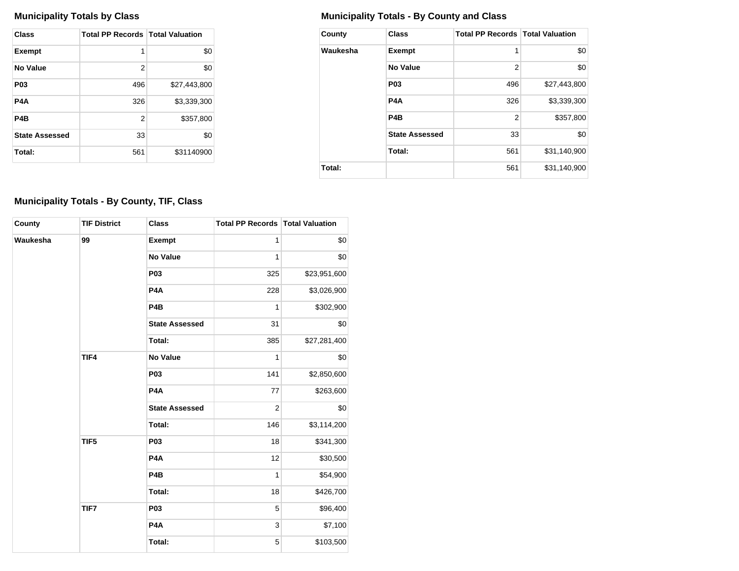### Municipality Totals by Class

| Class | Total PP Records | Total Valuation |
|---|---|---|
| **Exempt** | 1 | $0 |
| **No Value** | 2 | $0 |
| **P03** | 496 | $27,443,800 |
| **P4A** | 326 | $3,339,300 |
| **P4B** | 2 | $357,800 |
| **State Assessed** | 33 | $0 |
| **Total:** | 561 | $31140900 |

### Municipality Totals - By County and Class

| County | Class | Total PP Records | Total Valuation |
|---|---|---|---|
| **Waukesha** | **Exempt** | 1 | $0 |
| | **No Value** | 2 | $0 |
| | **P03** | 496 | $27,443,800 |
| | **P4A** | 326 | $3,339,300 |
| | **P4B** | 2 | $357,800 |
| | **State Assessed** | 33 | $0 |
| | **Total:** | 561 | $31,140,900 |
| **Total:** | | 561 | $31,140,900 |

### Municipality Totals - By County, TIF, Class

| County | TIF District | Class | Total PP Records | Total Valuation |
|---|---|---|---|---|
| **Waukesha** | **99** | **Exempt** | 1 | $0 |
| | | **No Value** | 1 | $0 |
| | | **P03** | 325 | $23,951,600 |
| | | **P4A** | 228 | $3,026,900 |
| | | **P4B** | 1 | $302,900 |
| | | **State Assessed** | 31 | $0 |
| | | **Total:** | 385 | $27,281,400 |
| | **TIF4** | **No Value** | 1 | $0 |
| | | **P03** | 141 | $2,850,600 |
| | | **P4A** | 77 | $263,600 |
| | | **State Assessed** | 2 | $0 |
| | | **Total:** | 146 | $3,114,200 |
| | **TIF5** | **P03** | 18 | $341,300 |
| | | **P4A** | 12 | $30,500 |
| | | **P4B** | 1 | $54,900 |
| | | **Total:** | 18 | $426,700 |
| | **TIF7** | **P03** | 5 | $96,400 |
| | | **P4A** | 3 | $7,100 |
| | | **Total:** | 5 | $103,500 |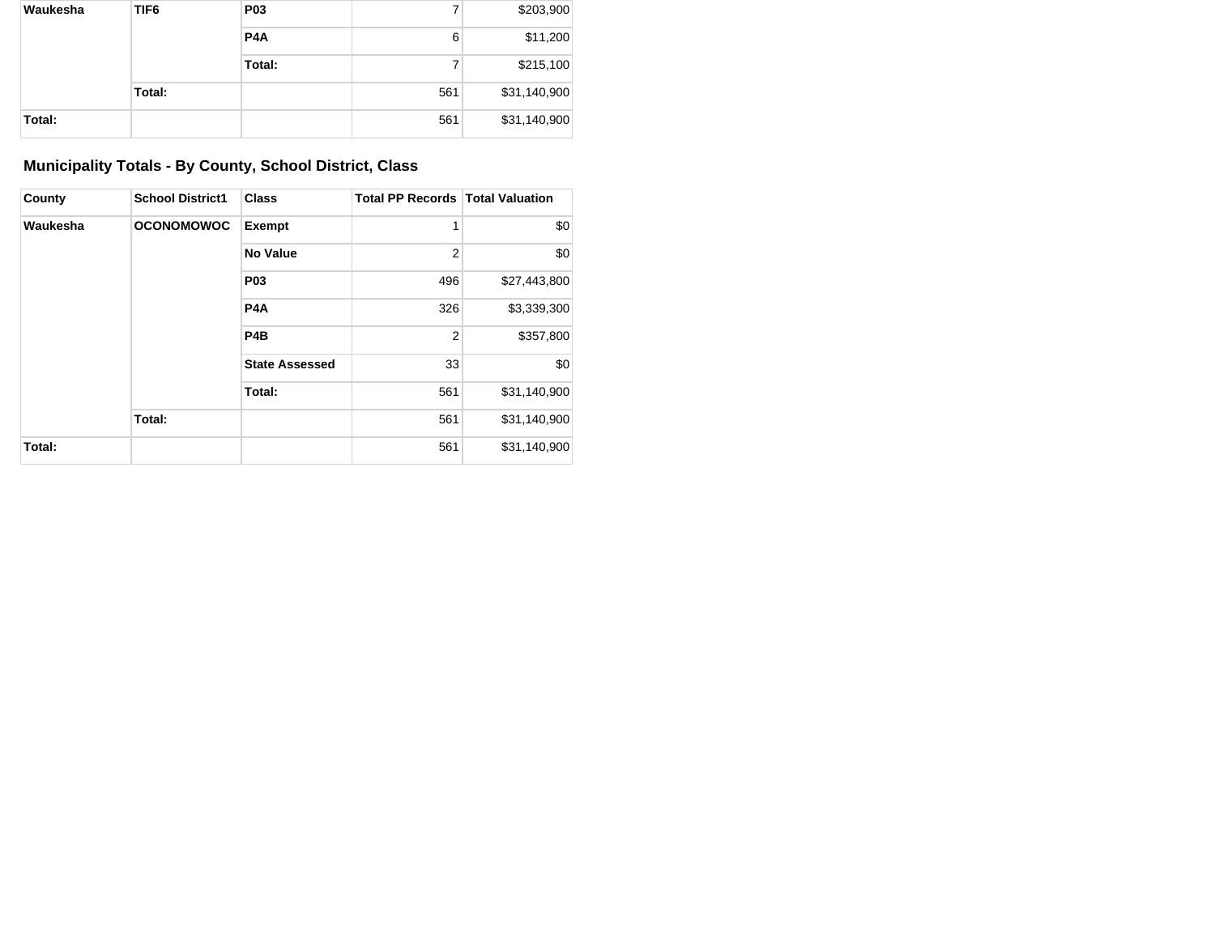| | | | | |
|---|---|---|---|---|
| **Waukesha** | **TIF6** | **P03** | 7 | $203,900 |
| | | **P4A** | 6 | $11,200 |
| | | **Total:** | 7 | $215,100 |
| | **Total:** | | 561 | $31,140,900 |
| **Total:** | | | 561 | $31,140,900 |

## Municipality Totals - By County, School District, Class

| County | School District1 | Class | Total PP Records | Total Valuation |
|---|---|---|---|---|
| **Waukesha** | **OCONOMOWOC** | **Exempt** | 1 | $0 |
| | | **No Value** | 2 | $0 |
| | | **P03** | 496 | $27,443,800 |
| | | **P4A** | 326 | $3,339,300 |
| | | **P4B** | 2 | $357,800 |
| | | **State Assessed** | 33 | $0 |
| | | **Total:** | 561 | $31,140,900 |
| | **Total:** | | 561 | $31,140,900 |
| **Total:** | | | 561 | $31,140,900 |